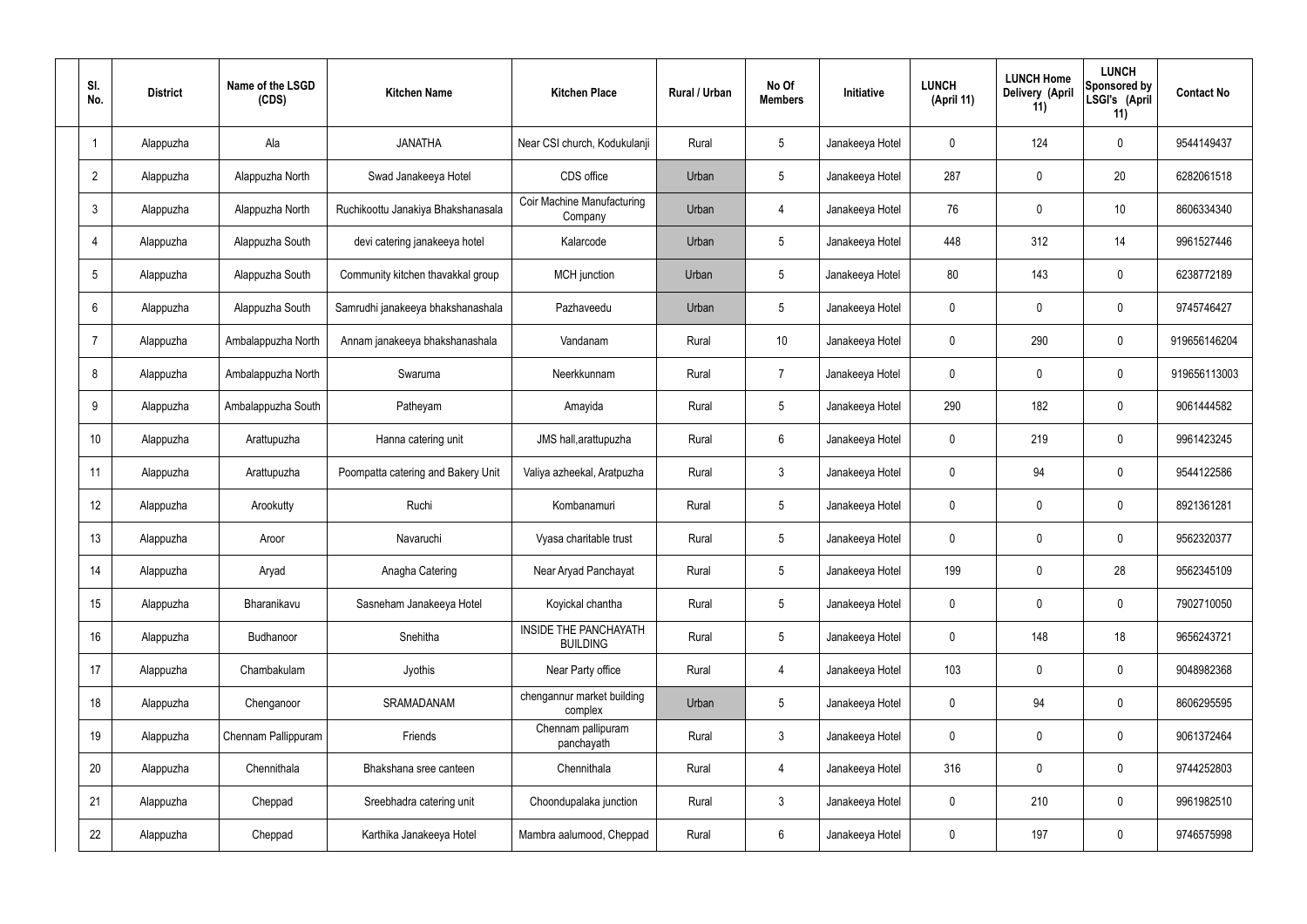| Sl. No. | District | Name of the LSGD (CDS) | Kitchen Name | Kitchen Place | Rural / Urban | No Of Members | Initiative | LUNCH (April 11) | LUNCH Home Delivery (April 11) | LUNCH Sponsored by LSGI's (April 11) | Contact No |
|---|---|---|---|---|---|---|---|---|---|---|---|
| 1 | Alappuzha | Ala | JANATHA | Near CSI church, Kodukulanji | Rural | 5 | Janakeeya Hotel | 0 | 124 | 0 | 9544149437 |
| 2 | Alappuzha | Alappuzha North | Swad Janakeeya Hotel | CDS office | Urban | 5 | Janakeeya Hotel | 287 | 0 | 20 | 6282061518 |
| 3 | Alappuzha | Alappuzha North | Ruchikoottu Janakiya Bhakshanasala | Coir Machine Manufacturing Company | Urban | 4 | Janakeeya Hotel | 76 | 0 | 10 | 8606334340 |
| 4 | Alappuzha | Alappuzha South | devi catering janakeeya hotel | Kalarcode | Urban | 5 | Janakeeya Hotel | 448 | 312 | 14 | 9961527446 |
| 5 | Alappuzha | Alappuzha South | Community kitchen thavakkal group | MCH junction | Urban | 5 | Janakeeya Hotel | 80 | 143 | 0 | 6238772189 |
| 6 | Alappuzha | Alappuzha South | Samrudhi janakeeya bhakshanashala | Pazhaveedu | Urban | 5 | Janakeeya Hotel | 0 | 0 | 0 | 9745746427 |
| 7 | Alappuzha | Ambalappuzha North | Annam janakeeya bhakshanashala | Vandanam | Rural | 10 | Janakeeya Hotel | 0 | 290 | 0 | 919656146204 |
| 8 | Alappuzha | Ambalappuzha North | Swaruma | Neerkkunnam | Rural | 7 | Janakeeya Hotel | 0 | 0 | 0 | 919656113003 |
| 9 | Alappuzha | Ambalappuzha South | Patheyam | Amayida | Rural | 5 | Janakeeya Hotel | 290 | 182 | 0 | 9061444582 |
| 10 | Alappuzha | Arattupuzha | Hanna catering unit | JMS hall,arattupuzha | Rural | 6 | Janakeeya Hotel | 0 | 219 | 0 | 9961423245 |
| 11 | Alappuzha | Arattupuzha | Poompatta catering and Bakery Unit | Valiya azheekal, Aratpuzha | Rural | 3 | Janakeeya Hotel | 0 | 94 | 0 | 9544122586 |
| 12 | Alappuzha | Arookutty | Ruchi | Kombanamuri | Rural | 5 | Janakeeya Hotel | 0 | 0 | 0 | 8921361281 |
| 13 | Alappuzha | Aroor | Navaruchi | Vyasa charitable trust | Rural | 5 | Janakeeya Hotel | 0 | 0 | 0 | 9562320377 |
| 14 | Alappuzha | Aryad | Anagha Catering | Near Aryad Panchayat | Rural | 5 | Janakeeya Hotel | 199 | 0 | 28 | 9562345109 |
| 15 | Alappuzha | Bharanikavu | Sasneham Janakeeya Hotel | Koyickal chantha | Rural | 5 | Janakeeya Hotel | 0 | 0 | 0 | 7902710050 |
| 16 | Alappuzha | Budhanoor | Snehitha | INSIDE THE PANCHAYATH BUILDING | Rural | 5 | Janakeeya Hotel | 0 | 148 | 18 | 9656243721 |
| 17 | Alappuzha | Chambakulam | Jyothis | Near Party office | Rural | 4 | Janakeeya Hotel | 103 | 0 | 0 | 9048982368 |
| 18 | Alappuzha | Chenganoor | SRAMADANAM | chengannur market building complex | Urban | 5 | Janakeeya Hotel | 0 | 94 | 0 | 8606295595 |
| 19 | Alappuzha | Chennam Pallippuram | Friends | Chennam pallipuram panchayath | Rural | 3 | Janakeeya Hotel | 0 | 0 | 0 | 9061372464 |
| 20 | Alappuzha | Chennithala | Bhakshana sree canteen | Chennithala | Rural | 4 | Janakeeya Hotel | 316 | 0 | 0 | 9744252803 |
| 21 | Alappuzha | Cheppad | Sreebhadra catering unit | Choondupalaka junction | Rural | 3 | Janakeeya Hotel | 0 | 210 | 0 | 9961982510 |
| 22 | Alappuzha | Cheppad | Karthika Janakeeya Hotel | Mambra aalumood, Cheppad | Rural | 6 | Janakeeya Hotel | 0 | 197 | 0 | 9746575998 |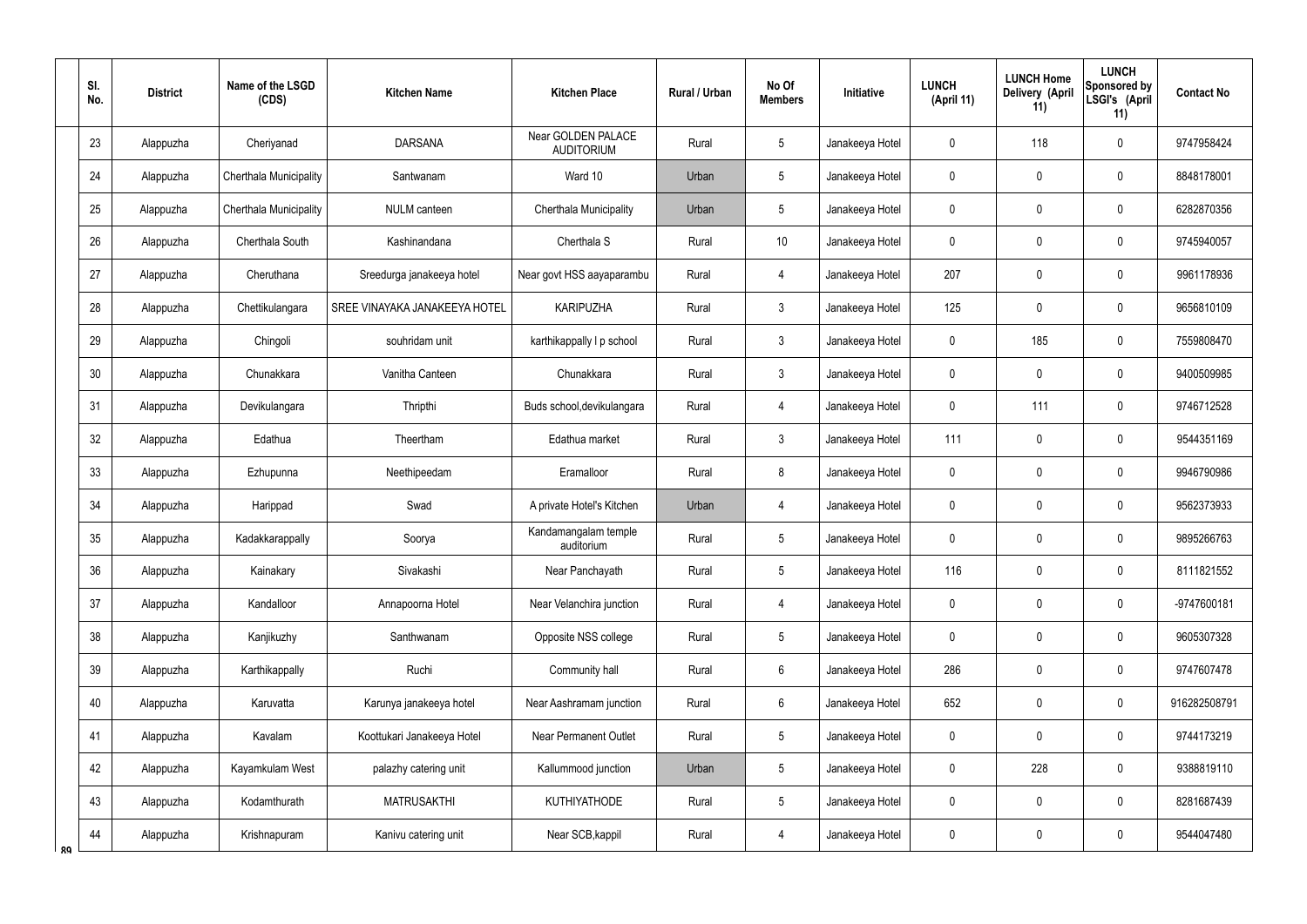| Sl. No. | District | Name of the LSGD (CDS) | Kitchen Name | Kitchen Place | Rural / Urban | No Of Members | Initiative | LUNCH (April 11) | LUNCH Home Delivery (April 11) | LUNCH Sponsored by LSGI's (April 11) | Contact No |
|---|---|---|---|---|---|---|---|---|---|---|---|
| 23 | Alappuzha | Cheriyanad | DARSANA | Near GOLDEN PALACE AUDITORIUM | Rural | 5 | Janakeeya Hotel | 0 | 118 | 0 | 9747958424 |
| 24 | Alappuzha | Cherthala Municipality | Santwanam | Ward 10 | Urban | 5 | Janakeeya Hotel | 0 | 0 | 0 | 8848178001 |
| 25 | Alappuzha | Cherthala Municipality | NULM canteen | Cherthala Municipality | Urban | 5 | Janakeeya Hotel | 0 | 0 | 0 | 6282870356 |
| 26 | Alappuzha | Cherthala South | Kashinandana | Cherthala S | Rural | 10 | Janakeeya Hotel | 0 | 0 | 0 | 9745940057 |
| 27 | Alappuzha | Cheruthana | Sreedurga janakeeya hotel | Near govt HSS aayaparambu | Rural | 4 | Janakeeya Hotel | 207 | 0 | 0 | 9961178936 |
| 28 | Alappuzha | Chettikulangara | SREE VINAYAKA JANAKEEYA HOTEL | KARIPUZHA | Rural | 3 | Janakeeya Hotel | 125 | 0 | 0 | 9656810109 |
| 29 | Alappuzha | Chingoli | souhridam unit | karthikappally l p school | Rural | 3 | Janakeeya Hotel | 0 | 185 | 0 | 7559808470 |
| 30 | Alappuzha | Chunakkara | Vanitha Canteen | Chunakkara | Rural | 3 | Janakeeya Hotel | 0 | 0 | 0 | 9400509985 |
| 31 | Alappuzha | Devikulangara | Thripthi | Buds school,devikulangara | Rural | 4 | Janakeeya Hotel | 0 | 111 | 0 | 9746712528 |
| 32 | Alappuzha | Edathua | Theertham | Edathua market | Rural | 3 | Janakeeya Hotel | 111 | 0 | 0 | 9544351169 |
| 33 | Alappuzha | Ezhupunna | Neethipeedam | Eramalloor | Rural | 8 | Janakeeya Hotel | 0 | 0 | 0 | 9946790986 |
| 34 | Alappuzha | Harippad | Swad | A private Hotel's Kitchen | Urban | 4 | Janakeeya Hotel | 0 | 0 | 0 | 9562373933 |
| 35 | Alappuzha | Kadakkarappally | Soorya | Kandamangalam temple auditorium | Rural | 5 | Janakeeya Hotel | 0 | 0 | 0 | 9895266763 |
| 36 | Alappuzha | Kainakary | Sivakashi | Near Panchayath | Rural | 5 | Janakeeya Hotel | 116 | 0 | 0 | 8111821552 |
| 37 | Alappuzha | Kandalloor | Annapoorna Hotel | Near Velanchira junction | Rural | 4 | Janakeeya Hotel | 0 | 0 | 0 | -9747600181 |
| 38 | Alappuzha | Kanjikuzhy | Santhwanam | Opposite NSS college | Rural | 5 | Janakeeya Hotel | 0 | 0 | 0 | 9605307328 |
| 39 | Alappuzha | Karthikappally | Ruchi | Community hall | Rural | 6 | Janakeeya Hotel | 286 | 0 | 0 | 9747607478 |
| 40 | Alappuzha | Karuvatta | Karunya janakeeya hotel | Near Aashramam junction | Rural | 6 | Janakeeya Hotel | 652 | 0 | 0 | 916282508791 |
| 41 | Alappuzha | Kavalam | Koottukari Janakeeya Hotel | Near Permanent Outlet | Rural | 5 | Janakeeya Hotel | 0 | 0 | 0 | 9744173219 |
| 42 | Alappuzha | Kayamkulam West | palazhy catering unit | Kallummood junction | Urban | 5 | Janakeeya Hotel | 0 | 228 | 0 | 9388819110 |
| 43 | Alappuzha | Kodamthurath | MATRUSAKTHI | KUTHIYATHODE | Rural | 5 | Janakeeya Hotel | 0 | 0 | 0 | 8281687439 |
| 44 | Alappuzha | Krishnapuram | Kanivu catering unit | Near SCB,kappil | Rural | 4 | Janakeeya Hotel | 0 | 0 | 0 | 9544047480 |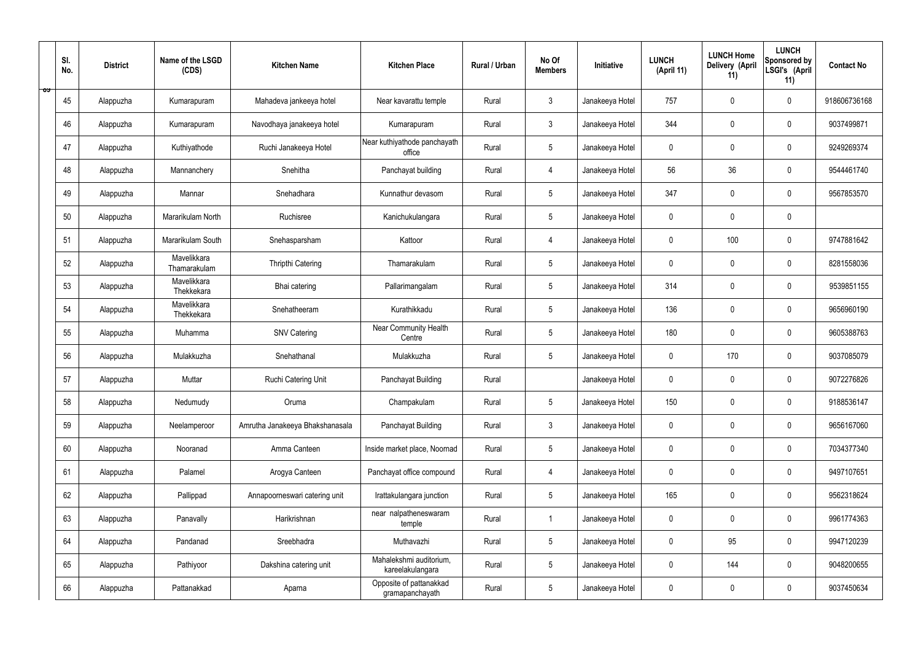| Sl. No. | District | Name of the LSGD (CDS) | Kitchen Name | Kitchen Place | Rural / Urban | No Of Members | Initiative | LUNCH (April 11) | LUNCH Home Delivery (April 11) | LUNCH Sponsored by LSGI's (April 11) | Contact No |
|---|---|---|---|---|---|---|---|---|---|---|---|
| 45 | Alappuzha | Kumarapuram | Mahadeva jankeeya hotel | Near kavarattu temple | Rural | 3 | Janakeeya Hotel | 757 | 0 | 0 | 918606736168 |
| 46 | Alappuzha | Kumarapuram | Navodhaya janakeeya hotel | Kumarapuram | Rural | 3 | Janakeeya Hotel | 344 | 0 | 0 | 9037499871 |
| 47 | Alappuzha | Kuthiyathode | Ruchi Janakeeya Hotel | Near kuthiyathode panchayath office | Rural | 5 | Janakeeya Hotel | 0 | 0 | 0 | 9249269374 |
| 48 | Alappuzha | Mannanchery | Snehitha | Panchayat building | Rural | 4 | Janakeeya Hotel | 56 | 36 | 0 | 9544461740 |
| 49 | Alappuzha | Mannar | Snehadhara | Kunnathur devasom | Rural | 5 | Janakeeya Hotel | 347 | 0 | 0 | 9567853570 |
| 50 | Alappuzha | Mararikulam North | Ruchisree | Kanichukulangara | Rural | 5 | Janakeeya Hotel | 0 | 0 | 0 | |
| 51 | Alappuzha | Mararikulam South | Snehasparsham | Kattoor | Rural | 4 | Janakeeya Hotel | 0 | 100 | 0 | 9747881642 |
| 52 | Alappuzha | Mavelikkara Thamarakulam | Thripthi Catering | Thamarakulam | Rural | 5 | Janakeeya Hotel | 0 | 0 | 0 | 8281558036 |
| 53 | Alappuzha | Mavelikkara Thekkekara | Bhai catering | Pallarimangalam | Rural | 5 | Janakeeya Hotel | 314 | 0 | 0 | 9539851155 |
| 54 | Alappuzha | Mavelikkara Thekkekara | Snehatheeram | Kurathikkadu | Rural | 5 | Janakeeya Hotel | 136 | 0 | 0 | 9656960190 |
| 55 | Alappuzha | Muhamma | SNV Catering | Near Community Health Centre | Rural | 5 | Janakeeya Hotel | 180 | 0 | 0 | 9605388763 |
| 56 | Alappuzha | Mulakkuzha | Snehathanal | Mulakkuzha | Rural | 5 | Janakeeya Hotel | 0 | 170 | 0 | 9037085079 |
| 57 | Alappuzha | Muttar | Ruchi Catering Unit | Panchayat Building | Rural | | Janakeeya Hotel | 0 | 0 | 0 | 9072276826 |
| 58 | Alappuzha | Nedumudy | Oruma | Champakulam | Rural | 5 | Janakeeya Hotel | 150 | 0 | 0 | 9188536147 |
| 59 | Alappuzha | Neelamperoor | Amrutha Janakeeya Bhakshanasala | Panchayat Building | Rural | 3 | Janakeeya Hotel | 0 | 0 | 0 | 9656167060 |
| 60 | Alappuzha | Nooranad | Amma Canteen | Inside market place, Noornad | Rural | 5 | Janakeeya Hotel | 0 | 0 | 0 | 7034377340 |
| 61 | Alappuzha | Palamel | Arogya Canteen | Panchayat office compound | Rural | 4 | Janakeeya Hotel | 0 | 0 | 0 | 9497107651 |
| 62 | Alappuzha | Pallippad | Annapoorneswari catering unit | Irattakulangara junction | Rural | 5 | Janakeeya Hotel | 165 | 0 | 0 | 9562318624 |
| 63 | Alappuzha | Panavally | Harikrishnan | near nalpatheneswaram temple | Rural | 1 | Janakeeya Hotel | 0 | 0 | 0 | 9961774363 |
| 64 | Alappuzha | Pandanad | Sreebhadra | Muthavazhi | Rural | 5 | Janakeeya Hotel | 0 | 95 | 0 | 9947120239 |
| 65 | Alappuzha | Pathiyoor | Dakshina catering unit | Mahalekshmi auditorium, kareelakulangara | Rural | 5 | Janakeeya Hotel | 0 | 144 | 0 | 9048200655 |
| 66 | Alappuzha | Pattanakkad | Aparna | Opposite of pattanakkad gramapanchayath | Rural | 5 | Janakeeya Hotel | 0 | 0 | 0 | 9037450634 |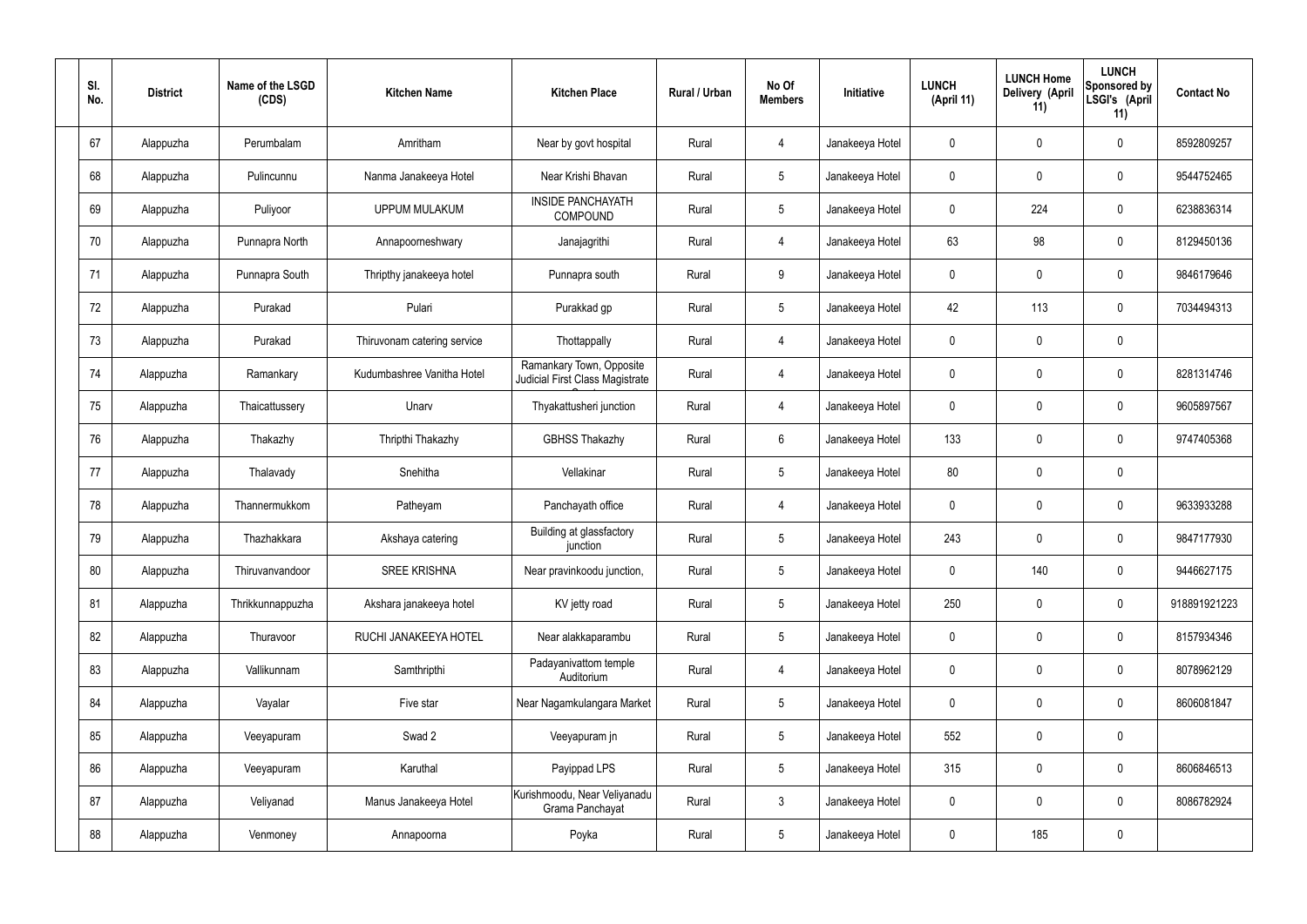| Sl. No. | District | Name of the LSGD (CDS) | Kitchen Name | Kitchen Place | Rural / Urban | No Of Members | Initiative | LUNCH (April 11) | LUNCH Home Delivery (April 11) | LUNCH Sponsored by LSGI's (April 11) | Contact No |
|---|---|---|---|---|---|---|---|---|---|---|---|
| 67 | Alappuzha | Perumbalam | Amritham | Near by govt hospital | Rural | 4 | Janakeeya Hotel | 0 | 0 | 0 | 8592809257 |
| 68 | Alappuzha | Pulincunnu | Nanma Janakeeya Hotel | Near Krishi Bhavan | Rural | 5 | Janakeeya Hotel | 0 | 0 | 0 | 9544752465 |
| 69 | Alappuzha | Puliyoor | UPPUM MULAKUM | INSIDE PANCHAYATH COMPOUND | Rural | 5 | Janakeeya Hotel | 0 | 224 | 0 | 6238836314 |
| 70 | Alappuzha | Punnapra North | Annapoorneshwary | Janajagrithi | Rural | 4 | Janakeeya Hotel | 63 | 98 | 0 | 8129450136 |
| 71 | Alappuzha | Punnapra South | Thripthy janakeeya hotel | Punnapra south | Rural | 9 | Janakeeya Hotel | 0 | 0 | 0 | 9846179646 |
| 72 | Alappuzha | Purakad | Pulari | Purakkad gp | Rural | 5 | Janakeeya Hotel | 42 | 113 | 0 | 7034494313 |
| 73 | Alappuzha | Purakad | Thiruvonam catering service | Thottappally | Rural | 4 | Janakeeya Hotel | 0 | 0 | 0 | |
| 74 | Alappuzha | Ramankary | Kudumbashree Vanitha Hotel | Ramankary Town, Opposite Judicial First Class Magistrate C | Rural | 4 | Janakeeya Hotel | 0 | 0 | 0 | 8281314746 |
| 75 | Alappuzha | Thaicattussery | Unarv | Thyakattusheri junction | Rural | 4 | Janakeeya Hotel | 0 | 0 | 0 | 9605897567 |
| 76 | Alappuzha | Thakazhy | Thripthi Thakazhy | GBHSS Thakazhy | Rural | 6 | Janakeeya Hotel | 133 | 0 | 0 | 9747405368 |
| 77 | Alappuzha | Thalavady | Snehitha | Vellakinar | Rural | 5 | Janakeeya Hotel | 80 | 0 | 0 | |
| 78 | Alappuzha | Thannermukkom | Patheyam | Panchayath office | Rural | 4 | Janakeeya Hotel | 0 | 0 | 0 | 9633933288 |
| 79 | Alappuzha | Thazhakkara | Akshaya catering | Building at glassfactory junction | Rural | 5 | Janakeeya Hotel | 243 | 0 | 0 | 9847177930 |
| 80 | Alappuzha | Thiruvanvandoor | SREE KRISHNA | Near pravinkoodu junction, | Rural | 5 | Janakeeya Hotel | 0 | 140 | 0 | 9446627175 |
| 81 | Alappuzha | Thrikkunnappuzha | Akshara janakeeya hotel | KV jetty road | Rural | 5 | Janakeeya Hotel | 250 | 0 | 0 | 918891921223 |
| 82 | Alappuzha | Thuravoor | RUCHI JANAKEEYA HOTEL | Near alakkaparambu | Rural | 5 | Janakeeya Hotel | 0 | 0 | 0 | 8157934346 |
| 83 | Alappuzha | Vallikunnam | Samthripthi | Padayanivattom temple Auditorium | Rural | 4 | Janakeeya Hotel | 0 | 0 | 0 | 8078962129 |
| 84 | Alappuzha | Vayalar | Five star | Near Nagamkulangara Market | Rural | 5 | Janakeeya Hotel | 0 | 0 | 0 | 8606081847 |
| 85 | Alappuzha | Veeyapuram | Swad 2 | Veeyapuram jn | Rural | 5 | Janakeeya Hotel | 552 | 0 | 0 | |
| 86 | Alappuzha | Veeyapuram | Karuthal | Payippad LPS | Rural | 5 | Janakeeya Hotel | 315 | 0 | 0 | 8606846513 |
| 87 | Alappuzha | Veliyanad | Manus Janakeeya Hotel | Kurishmoodu, Near Veliyanadu Grama Panchayat | Rural | 3 | Janakeeya Hotel | 0 | 0 | 0 | 8086782924 |
| 88 | Alappuzha | Venmoney | Annapoorna | Poyka | Rural | 5 | Janakeeya Hotel | 0 | 185 | 0 | |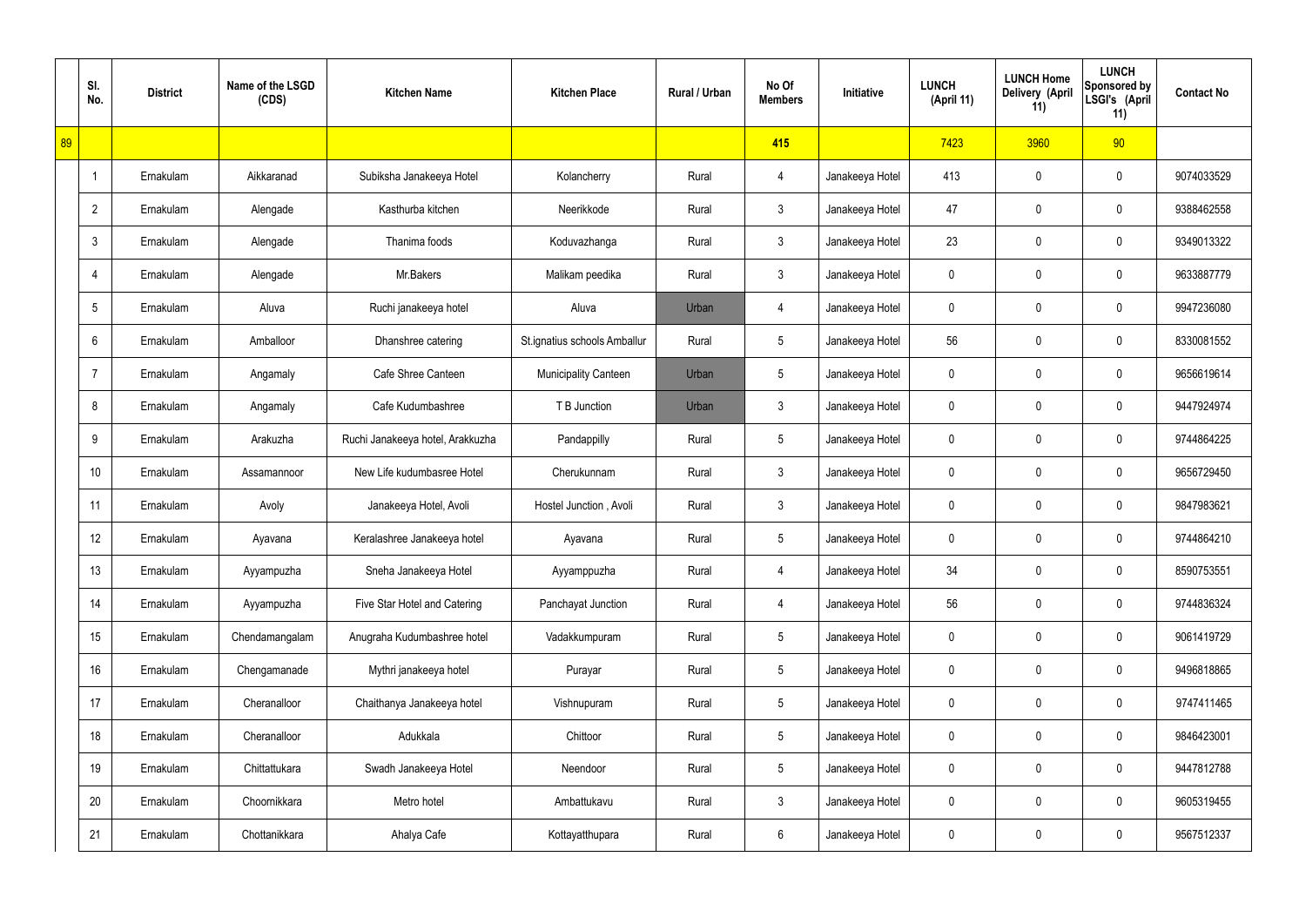| | Sl. No. | District | Name of the LSGD (CDS) | Kitchen Name | Kitchen Place | Rural / Urban | No Of Members | Initiative | LUNCH (April 11) | LUNCH Home Delivery (April 11) | LUNCH Sponsored by LSGI's (April 11) | Contact No |
|---|---|---|---|---|---|---|---|---|---|---|---|---|
| 89 | | | | | | | 415 | | 7423 | 3960 | 90 | |
| | 1 | Ernakulam | Aikkaranad | Subiksha Janakeeya Hotel | Kolancherry | Rural | 4 | Janakeeya Hotel | 413 | 0 | 0 | 9074033529 |
| | 2 | Ernakulam | Alengade | Kasthurba kitchen | Neerikkode | Rural | 3 | Janakeeya Hotel | 47 | 0 | 0 | 9388462558 |
| | 3 | Ernakulam | Alengade | Thanima foods | Koduvazhanga | Rural | 3 | Janakeeya Hotel | 23 | 0 | 0 | 9349013322 |
| | 4 | Ernakulam | Alengade | Mr.Bakers | Malikam peedika | Rural | 3 | Janakeeya Hotel | 0 | 0 | 0 | 9633887779 |
| | 5 | Ernakulam | Aluva | Ruchi janakeeya hotel | Aluva | Urban | 4 | Janakeeya Hotel | 0 | 0 | 0 | 9947236080 |
| | 6 | Ernakulam | Amballoor | Dhanshree catering | St.ignatius schools Amballur | Rural | 5 | Janakeeya Hotel | 56 | 0 | 0 | 8330081552 |
| | 7 | Ernakulam | Angamaly | Cafe Shree Canteen | Municipality Canteen | Urban | 5 | Janakeeya Hotel | 0 | 0 | 0 | 9656619614 |
| | 8 | Ernakulam | Angamaly | Cafe Kudumbashree | T B Junction | Urban | 3 | Janakeeya Hotel | 0 | 0 | 0 | 9447924974 |
| | 9 | Ernakulam | Arakuzha | Ruchi Janakeeya hotel, Arakkuzha | Pandappilly | Rural | 5 | Janakeeya Hotel | 0 | 0 | 0 | 9744864225 |
| | 10 | Ernakulam | Assamannoor | New Life kudumbasree Hotel | Cherukunnam | Rural | 3 | Janakeeya Hotel | 0 | 0 | 0 | 9656729450 |
| | 11 | Ernakulam | Avoly | Janakeeya Hotel, Avoli | Hostel Junction , Avoli | Rural | 3 | Janakeeya Hotel | 0 | 0 | 0 | 9847983621 |
| | 12 | Ernakulam | Ayavana | Keralashree Janakeeya hotel | Ayavana | Rural | 5 | Janakeeya Hotel | 0 | 0 | 0 | 9744864210 |
| | 13 | Ernakulam | Ayyampuzha | Sneha Janakeeya Hotel | Ayyamppuzha | Rural | 4 | Janakeeya Hotel | 34 | 0 | 0 | 8590753551 |
| | 14 | Ernakulam | Ayyampuzha | Five Star Hotel and Catering | Panchayat Junction | Rural | 4 | Janakeeya Hotel | 56 | 0 | 0 | 9744836324 |
| | 15 | Ernakulam | Chendamangalam | Anugraha Kudumbashree hotel | Vadakkumpuram | Rural | 5 | Janakeeya Hotel | 0 | 0 | 0 | 9061419729 |
| | 16 | Ernakulam | Chengamanade | Mythri janakeeya hotel | Purayar | Rural | 5 | Janakeeya Hotel | 0 | 0 | 0 | 9496818865 |
| | 17 | Ernakulam | Cheranalloor | Chaithanya Janakeeya hotel | Vishnupuram | Rural | 5 | Janakeeya Hotel | 0 | 0 | 0 | 9747411465 |
| | 18 | Ernakulam | Cheranalloor | Adukkala | Chittoor | Rural | 5 | Janakeeya Hotel | 0 | 0 | 0 | 9846423001 |
| | 19 | Ernakulam | Chittattukara | Swadh Janakeeya Hotel | Neendoor | Rural | 5 | Janakeeya Hotel | 0 | 0 | 0 | 9447812788 |
| | 20 | Ernakulam | Choornikkara | Metro hotel | Ambattukavu | Rural | 3 | Janakeeya Hotel | 0 | 0 | 0 | 9605319455 |
| | 21 | Ernakulam | Chottanikkara | Ahalya Cafe | Kottayatthupara | Rural | 6 | Janakeeya Hotel | 0 | 0 | 0 | 9567512337 |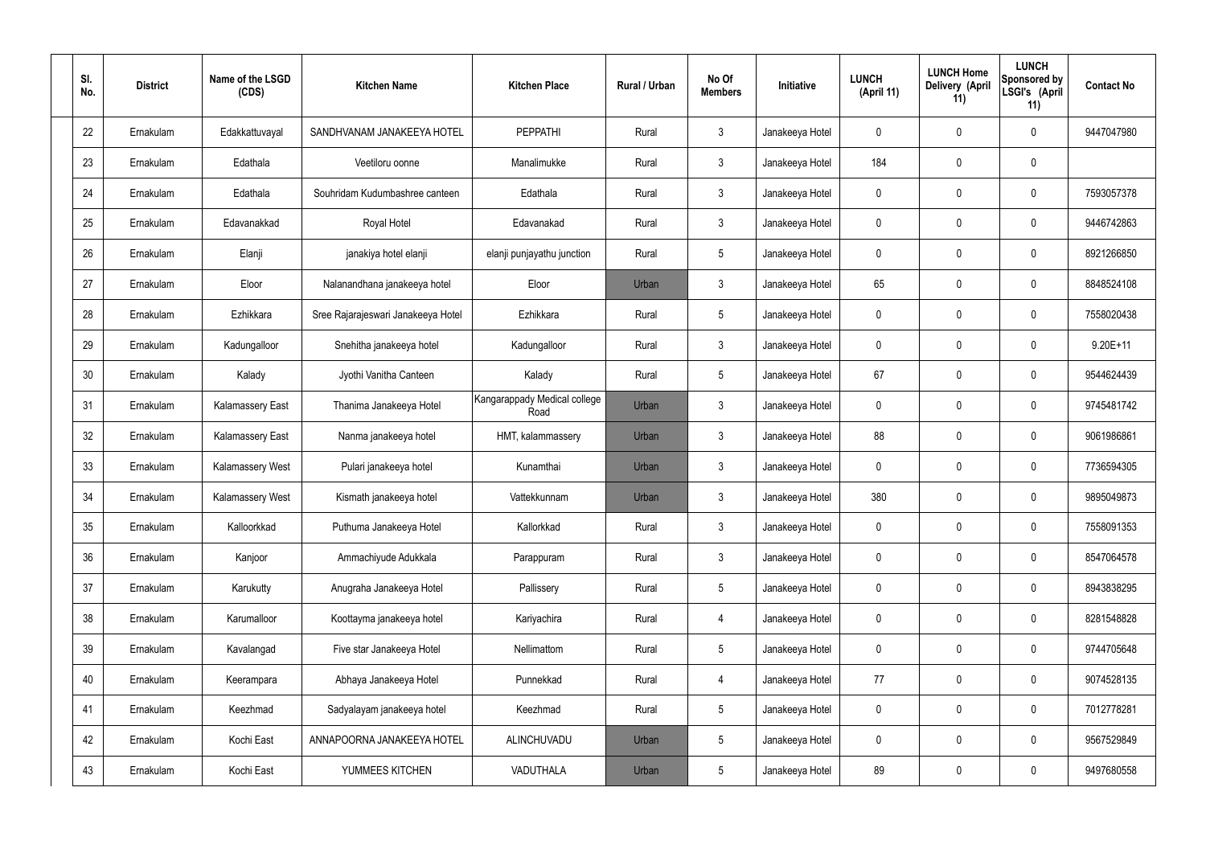| Sl. No. | District | Name of the LSGD (CDS) | Kitchen Name | Kitchen Place | Rural / Urban | No Of Members | Initiative | LUNCH (April 11) | LUNCH Home Delivery (April 11) | LUNCH Sponsored by LSGI's (April 11) | Contact No |
|---|---|---|---|---|---|---|---|---|---|---|---|
| 22 | Ernakulam | Edakkattuvayal | SANDHVANAM JANAKEEYA HOTEL | PEPPATHI | Rural | 3 | Janakeeya Hotel | 0 | 0 | 0 | 9447047980 |
| 23 | Ernakulam | Edathala | Veetiloru oonne | Manalimukke | Rural | 3 | Janakeeya Hotel | 184 | 0 | 0 | |
| 24 | Ernakulam | Edathala | Souhridam Kudumbashree canteen | Edathala | Rural | 3 | Janakeeya Hotel | 0 | 0 | 0 | 7593057378 |
| 25 | Ernakulam | Edavanakkad | Royal Hotel | Edavanakad | Rural | 3 | Janakeeya Hotel | 0 | 0 | 0 | 9446742863 |
| 26 | Ernakulam | Elanji | janakiya hotel elanji | elanji punjayathu junction | Rural | 5 | Janakeeya Hotel | 0 | 0 | 0 | 8921266850 |
| 27 | Ernakulam | Eloor | Nalanandhana janakeeya hotel | Eloor | Urban | 3 | Janakeeya Hotel | 65 | 0 | 0 | 8848524108 |
| 28 | Ernakulam | Ezhikkara | Sree Rajarajeswari Janakeeya Hotel | Ezhikkara | Rural | 5 | Janakeeya Hotel | 0 | 0 | 0 | 7558020438 |
| 29 | Ernakulam | Kadungalloor | Snehitha janakeeya hotel | Kadungalloor | Rural | 3 | Janakeeya Hotel | 0 | 0 | 0 | 9.20E+11 |
| 30 | Ernakulam | Kalady | Jyothi Vanitha Canteen | Kalady | Rural | 5 | Janakeeya Hotel | 67 | 0 | 0 | 9544624439 |
| 31 | Ernakulam | Kalamassery East | Thanima Janakeeya Hotel | Kangarappady Medical college Road | Urban | 3 | Janakeeya Hotel | 0 | 0 | 0 | 9745481742 |
| 32 | Ernakulam | Kalamassery East | Nanma janakeeya hotel | HMT, kalammassery | Urban | 3 | Janakeeya Hotel | 88 | 0 | 0 | 9061986861 |
| 33 | Ernakulam | Kalamassery West | Pulari janakeeya hotel | Kunamthai | Urban | 3 | Janakeeya Hotel | 0 | 0 | 0 | 7736594305 |
| 34 | Ernakulam | Kalamassery West | Kismath janakeeya hotel | Vattekkunnam | Urban | 3 | Janakeeya Hotel | 380 | 0 | 0 | 9895049873 |
| 35 | Ernakulam | Kalloorkkad | Puthuma Janakeeya Hotel | Kallorkkad | Rural | 3 | Janakeeya Hotel | 0 | 0 | 0 | 7558091353 |
| 36 | Ernakulam | Kanjoor | Ammachiyude Adukkala | Parappuram | Rural | 3 | Janakeeya Hotel | 0 | 0 | 0 | 8547064578 |
| 37 | Ernakulam | Karukutty | Anugraha Janakeeya Hotel | Pallissery | Rural | 5 | Janakeeya Hotel | 0 | 0 | 0 | 8943838295 |
| 38 | Ernakulam | Karumalloor | Koottayma janakeeya hotel | Kariyachira | Rural | 4 | Janakeeya Hotel | 0 | 0 | 0 | 8281548828 |
| 39 | Ernakulam | Kavalangad | Five star Janakeeya Hotel | Nellimattom | Rural | 5 | Janakeeya Hotel | 0 | 0 | 0 | 9744705648 |
| 40 | Ernakulam | Keerampara | Abhaya Janakeeya Hotel | Punnekkad | Rural | 4 | Janakeeya Hotel | 77 | 0 | 0 | 9074528135 |
| 41 | Ernakulam | Keezhmad | Sadyalayam janakeeya hotel | Keezhmad | Rural | 5 | Janakeeya Hotel | 0 | 0 | 0 | 7012778281 |
| 42 | Ernakulam | Kochi East | ANNAPOORNA JANAKEEYA HOTEL | ALINCHUVADU | Urban | 5 | Janakeeya Hotel | 0 | 0 | 0 | 9567529849 |
| 43 | Ernakulam | Kochi East | YUMMEES KITCHEN | VADUTHALA | Urban | 5 | Janakeeya Hotel | 89 | 0 | 0 | 9497680558 |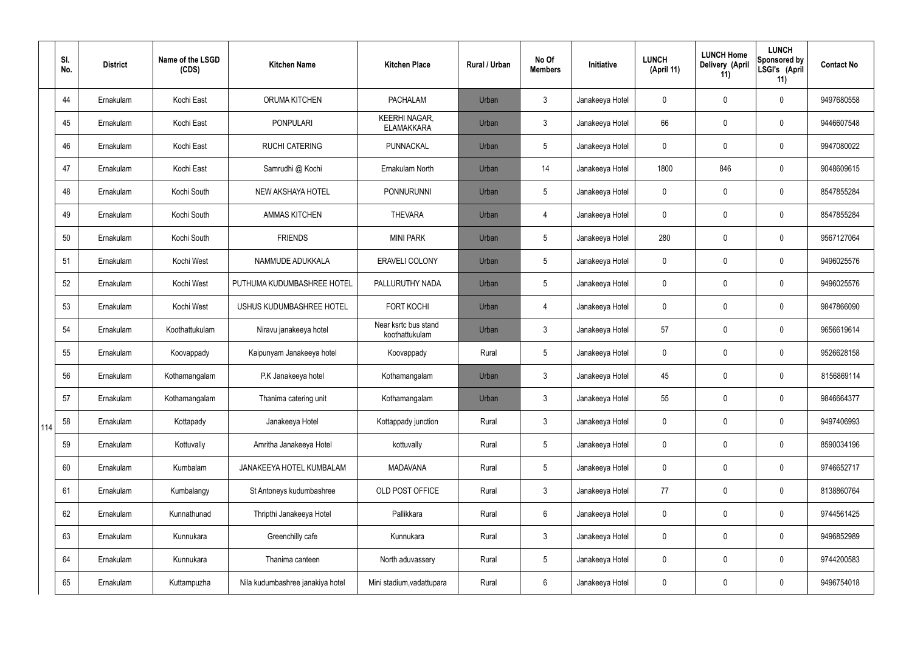| | Sl. No. | District | Name of the LSGD (CDS) | Kitchen Name | Kitchen Place | Rural / Urban | No Of Members | Initiative | LUNCH (April 11) | LUNCH Home Delivery (April 11) | LUNCH Sponsored by LSGI's (April 11) | Contact No |
|---|---|---|---|---|---|---|---|---|---|---|---|---|
| | 44 | Ernakulam | Kochi East | ORUMA KITCHEN | PACHALAM | Urban | 3 | Janakeeya Hotel | 0 | 0 | 0 | 9497680558 |
| | 45 | Ernakulam | Kochi East | PONPULARI | KEERHI NAGAR, ELAMAKKARA | Urban | 3 | Janakeeya Hotel | 66 | 0 | 0 | 9446607548 |
| | 46 | Ernakulam | Kochi East | RUCHI CATERING | PUNNACKAL | Urban | 5 | Janakeeya Hotel | 0 | 0 | 0 | 9947080022 |
| | 47 | Ernakulam | Kochi East | Samrudhi @ Kochi | Ernakulam North | Urban | 14 | Janakeeya Hotel | 1800 | 846 | 0 | 9048609615 |
| | 48 | Ernakulam | Kochi South | NEW AKSHAYA HOTEL | PONNURUNNI | Urban | 5 | Janakeeya Hotel | 0 | 0 | 0 | 8547855284 |
| | 49 | Ernakulam | Kochi South | AMMAS KITCHEN | THEVARA | Urban | 4 | Janakeeya Hotel | 0 | 0 | 0 | 8547855284 |
| | 50 | Ernakulam | Kochi South | FRIENDS | MINI PARK | Urban | 5 | Janakeeya Hotel | 280 | 0 | 0 | 9567127064 |
| | 51 | Ernakulam | Kochi West | NAMMUDE ADUKKALA | ERAVELI COLONY | Urban | 5 | Janakeeya Hotel | 0 | 0 | 0 | 9496025576 |
| | 52 | Ernakulam | Kochi West | PUTHUMA KUDUMBASHREE HOTEL | PALLURUTHY NADA | Urban | 5 | Janakeeya Hotel | 0 | 0 | 0 | 9496025576 |
| | 53 | Ernakulam | Kochi West | USHUS KUDUMBASHREE HOTEL | FORT KOCHI | Urban | 4 | Janakeeya Hotel | 0 | 0 | 0 | 9847866090 |
| | 54 | Ernakulam | Koothattukulam | Niravu janakeeya hotel | Near ksrtc bus stand koothattukulam | Urban | 3 | Janakeeya Hotel | 57 | 0 | 0 | 9656619614 |
| | 55 | Ernakulam | Koovappady | Kaipunyam Janakeeya hotel | Koovappady | Rural | 5 | Janakeeya Hotel | 0 | 0 | 0 | 9526628158 |
| | 56 | Ernakulam | Kothamangalam | P.K Janakeeya hotel | Kothamangalam | Urban | 3 | Janakeeya Hotel | 45 | 0 | 0 | 8156869114 |
| | 57 | Ernakulam | Kothamangalam | Thanima catering unit | Kothamangalam | Urban | 3 | Janakeeya Hotel | 55 | 0 | 0 | 9846664377 |
| 114 | 58 | Ernakulam | Kottapady | Janakeeya Hotel | Kottappady junction | Rural | 3 | Janakeeya Hotel | 0 | 0 | 0 | 9497406993 |
| | 59 | Ernakulam | Kottuvally | Amritha Janakeeya Hotel | kottuvally | Rural | 5 | Janakeeya Hotel | 0 | 0 | 0 | 8590034196 |
| | 60 | Ernakulam | Kumbalam | JANAKEEYA HOTEL KUMBALAM | MADAVANA | Rural | 5 | Janakeeya Hotel | 0 | 0 | 0 | 9746652717 |
| | 61 | Ernakulam | Kumbalangy | St Antoneys kudumbashree | OLD POST OFFICE | Rural | 3 | Janakeeya Hotel | 77 | 0 | 0 | 8138860764 |
| | 62 | Ernakulam | Kunnathunad | Thripthi Janakeeya Hotel | Pallikkara | Rural | 6 | Janakeeya Hotel | 0 | 0 | 0 | 9744561425 |
| | 63 | Ernakulam | Kunnukara | Greenchilly cafe | Kunnukara | Rural | 3 | Janakeeya Hotel | 0 | 0 | 0 | 9496852989 |
| | 64 | Ernakulam | Kunnukara | Thanima canteen | North aduvassery | Rural | 5 | Janakeeya Hotel | 0 | 0 | 0 | 9744200583 |
| | 65 | Ernakulam | Kuttampuzha | Nila kudumbashree janakiya hotel | Mini stadium,vadattupara | Rural | 6 | Janakeeya Hotel | 0 | 0 | 0 | 9496754018 |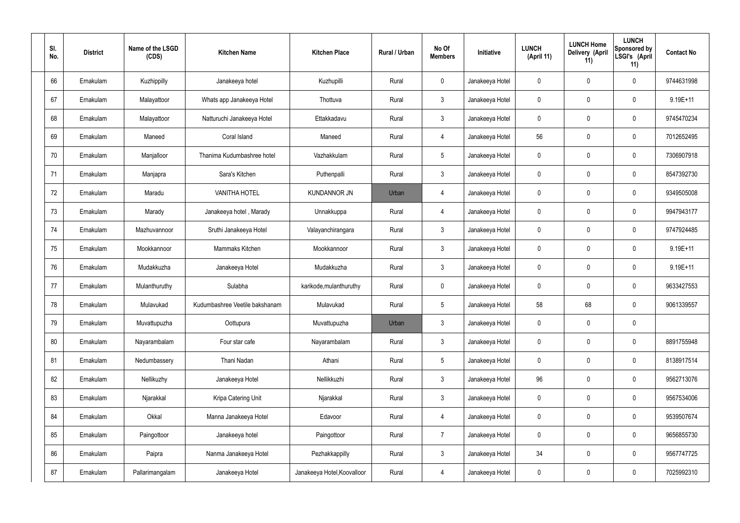| Sl. No. | District | Name of the LSGD (CDS) | Kitchen Name | Kitchen Place | Rural / Urban | No Of Members | Initiative | LUNCH (April 11) | LUNCH Home Delivery (April 11) | LUNCH Sponsored by LSGI's (April 11) | Contact No |
|---|---|---|---|---|---|---|---|---|---|---|---|
| 66 | Ernakulam | Kuzhippilly | Janakeeya hotel | Kuzhupilli | Rural | 0 | Janakeeya Hotel | 0 | 0 | 0 | 9744631998 |
| 67 | Ernakulam | Malayattoor | Whats app Janakeeya Hotel | Thottuva | Rural | 3 | Janakeeya Hotel | 0 | 0 | 0 | 9.19E+11 |
| 68 | Ernakulam | Malayattoor | Natturuchi Janakeeya Hotel | Ettakkadavu | Rural | 3 | Janakeeya Hotel | 0 | 0 | 0 | 9745470234 |
| 69 | Ernakulam | Maneed | Coral Island | Maneed | Rural | 4 | Janakeeya Hotel | 56 | 0 | 0 | 7012652495 |
| 70 | Ernakulam | Manjalloor | Thanima Kudumbashree hotel | Vazhakkulam | Rural | 5 | Janakeeya Hotel | 0 | 0 | 0 | 7306907918 |
| 71 | Ernakulam | Manjapra | Sara's Kitchen | Puthenpalli | Rural | 3 | Janakeeya Hotel | 0 | 0 | 0 | 8547392730 |
| 72 | Ernakulam | Maradu | VANITHA HOTEL | KUNDANNOR JN | Urban | 4 | Janakeeya Hotel | 0 | 0 | 0 | 9349505008 |
| 73 | Ernakulam | Marady | Janakeeya hotel , Marady | Unnakkuppa | Rural | 4 | Janakeeya Hotel | 0 | 0 | 0 | 9947943177 |
| 74 | Ernakulam | Mazhuvannoor | Sruthi Janakeeya Hotel | Valayanchirangara | Rural | 3 | Janakeeya Hotel | 0 | 0 | 0 | 9747924485 |
| 75 | Ernakulam | Mookkannoor | Mammaks Kitchen | Mookkannoor | Rural | 3 | Janakeeya Hotel | 0 | 0 | 0 | 9.19E+11 |
| 76 | Ernakulam | Mudakkuzha | Janakeeya Hotel | Mudakkuzha | Rural | 3 | Janakeeya Hotel | 0 | 0 | 0 | 9.19E+11 |
| 77 | Ernakulam | Mulanthuruthy | Sulabha | karikode,mulanthuruthy | Rural | 0 | Janakeeya Hotel | 0 | 0 | 0 | 9633427553 |
| 78 | Ernakulam | Mulavukad | Kudumbashree Veetile bakshanam | Mulavukad | Rural | 5 | Janakeeya Hotel | 58 | 68 | 0 | 9061339557 |
| 79 | Ernakulam | Muvattupuzha | Oottupura | Muvattupuzha | Urban | 3 | Janakeeya Hotel | 0 | 0 | 0 | |
| 80 | Ernakulam | Nayarambalam | Four star cafe | Nayarambalam | Rural | 3 | Janakeeya Hotel | 0 | 0 | 0 | 8891755948 |
| 81 | Ernakulam | Nedumbassery | Thani Nadan | Athani | Rural | 5 | Janakeeya Hotel | 0 | 0 | 0 | 8138917514 |
| 82 | Ernakulam | Nellikuzhy | Janakeeya Hotel | Nellikkuzhi | Rural | 3 | Janakeeya Hotel | 96 | 0 | 0 | 9562713076 |
| 83 | Ernakulam | Njarakkal | Kripa Catering Unit | Njarakkal | Rural | 3 | Janakeeya Hotel | 0 | 0 | 0 | 9567534006 |
| 84 | Ernakulam | Okkal | Manna Janakeeya Hotel | Edavoor | Rural | 4 | Janakeeya Hotel | 0 | 0 | 0 | 9539507674 |
| 85 | Ernakulam | Paingottoor | Janakeeya hotel | Paingottoor | Rural | 7 | Janakeeya Hotel | 0 | 0 | 0 | 9656855730 |
| 86 | Ernakulam | Paipra | Nanma Janakeeya Hotel | Pezhakkappilly | Rural | 3 | Janakeeya Hotel | 34 | 0 | 0 | 9567747725 |
| 87 | Ernakulam | Pallarimangalam | Janakeeya Hotel | Janakeeya Hotel,Koovalloor | Rural | 4 | Janakeeya Hotel | 0 | 0 | 0 | 7025992310 |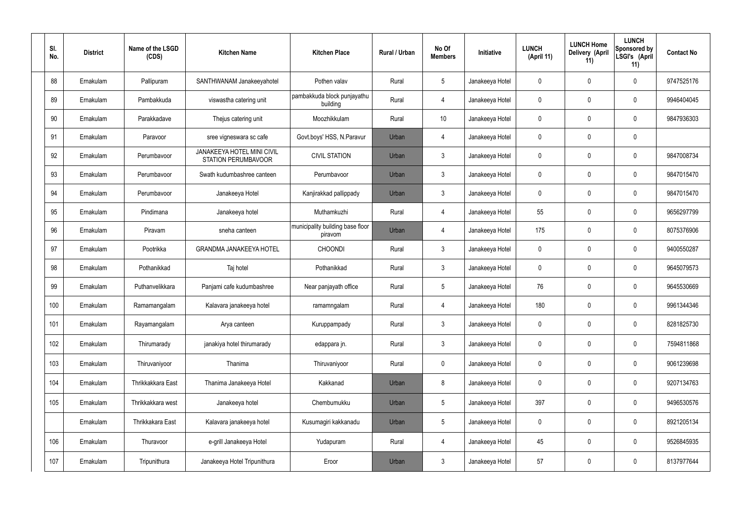| Sl. No. | District | Name of the LSGD (CDS) | Kitchen Name | Kitchen Place | Rural / Urban | No Of Members | Initiative | LUNCH (April 11) | LUNCH Home Delivery (April 11) | LUNCH Sponsored by LSGI's (April 11) | Contact No |
|---|---|---|---|---|---|---|---|---|---|---|---|
| 88 | Ernakulam | Pallipuram | SANTHWANAM Janakeeyahotel | Pothen valav | Rural | 5 | Janakeeya Hotel | 0 | 0 | 0 | 9747525176 |
| 89 | Ernakulam | Pambakkuda | viswastha catering unit | pambakkuda block punjayathu building | Rural | 4 | Janakeeya Hotel | 0 | 0 | 0 | 9946404045 |
| 90 | Ernakulam | Parakkadave | Thejus catering unit | Moozhikkulam | Rural | 10 | Janakeeya Hotel | 0 | 0 | 0 | 9847936303 |
| 91 | Ernakulam | Paravoor | sree vigneswara sc cafe | Govt.boys' HSS, N.Paravur | Urban | 4 | Janakeeya Hotel | 0 | 0 | 0 | |
| 92 | Ernakulam | Perumbavoor | JANAKEEYA HOTEL MINI CIVIL STATION PERUMBAVOOR | CIVIL STATION | Urban | 3 | Janakeeya Hotel | 0 | 0 | 0 | 9847008734 |
| 93 | Ernakulam | Perumbavoor | Swath kudumbashree canteen | Perumbavoor | Urban | 3 | Janakeeya Hotel | 0 | 0 | 0 | 9847015470 |
| 94 | Ernakulam | Perumbavoor | Janakeeya Hotel | Kanjirakkad pallippady | Urban | 3 | Janakeeya Hotel | 0 | 0 | 0 | 9847015470 |
| 95 | Ernakulam | Pindimana | Janakeeya hotel | Muthamkuzhi | Rural | 4 | Janakeeya Hotel | 55 | 0 | 0 | 9656297799 |
| 96 | Ernakulam | Piravam | sneha canteen | municipality building base floor piravom | Urban | 4 | Janakeeya Hotel | 175 | 0 | 0 | 8075376906 |
| 97 | Ernakulam | Pootrikka | GRANDMA JANAKEEYA HOTEL | CHOONDI | Rural | 3 | Janakeeya Hotel | 0 | 0 | 0 | 9400550287 |
| 98 | Ernakulam | Pothanikkad | Taj hotel | Pothanikkad | Rural | 3 | Janakeeya Hotel | 0 | 0 | 0 | 9645079573 |
| 99 | Ernakulam | Puthanvelikkara | Panjami cafe kudumbashree | Near panjayath office | Rural | 5 | Janakeeya Hotel | 76 | 0 | 0 | 9645530669 |
| 100 | Ernakulam | Ramamangalam | Kalavara janakeeya hotel | ramamngalam | Rural | 4 | Janakeeya Hotel | 180 | 0 | 0 | 9961344346 |
| 101 | Ernakulam | Rayamangalam | Arya canteen | Kuruppampady | Rural | 3 | Janakeeya Hotel | 0 | 0 | 0 | 8281825730 |
| 102 | Ernakulam | Thirumarady | janakiya hotel thirumarady | edappara jn. | Rural | 3 | Janakeeya Hotel | 0 | 0 | 0 | 7594811868 |
| 103 | Ernakulam | Thiruvaniyoor | Thanima | Thiruvaniyoor | Rural | 0 | Janakeeya Hotel | 0 | 0 | 0 | 9061239698 |
| 104 | Ernakulam | Thrikkakkara East | Thanima Janakeeya Hotel | Kakkanad | Urban | 8 | Janakeeya Hotel | 0 | 0 | 0 | 9207134763 |
| 105 | Ernakulam | Thrikkakkara west | Janakeeya hotel | Chembumukku | Urban | 5 | Janakeeya Hotel | 397 | 0 | 0 | 9496530576 |
| | Ernakulam | Thrikkakara East | Kalavara janakeeya hotel | Kusumagiri kakkanadu | Urban | 5 | Janakeeya Hotel | 0 | 0 | 0 | 8921205134 |
| 106 | Ernakulam | Thuravoor | e-grill Janakeeya Hotel | Yudapuram | Rural | 4 | Janakeeya Hotel | 45 | 0 | 0 | 9526845935 |
| 107 | Ernakulam | Tripunithura | Janakeeya Hotel Tripunithura | Eroor | Urban | 3 | Janakeeya Hotel | 57 | 0 | 0 | 8137977644 |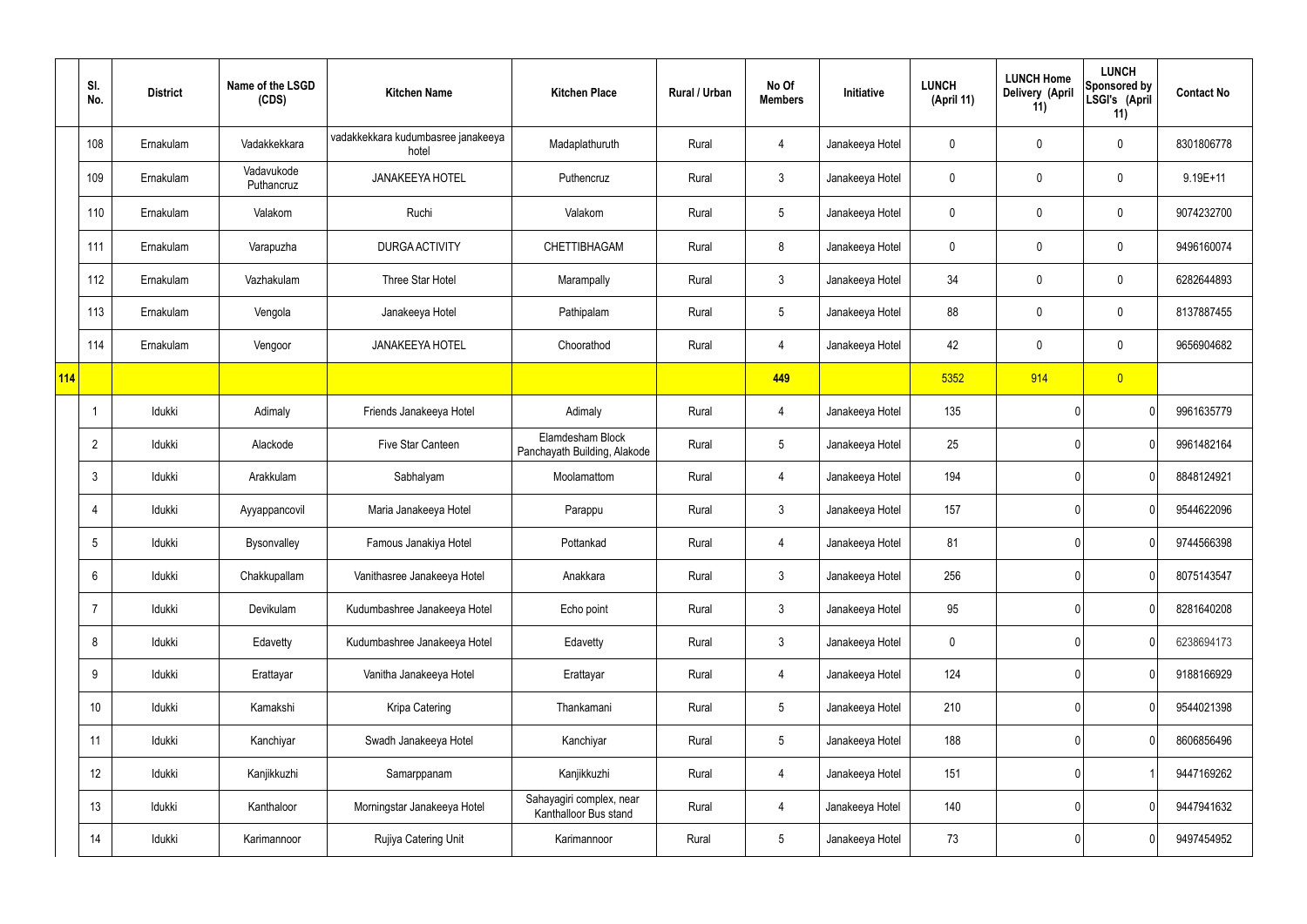|  | Sl. No. | District | Name of the LSGD (CDS) | Kitchen Name | Kitchen Place | Rural / Urban | No Of Members | Initiative | LUNCH (April 11) | LUNCH Home Delivery (April 11) | LUNCH Sponsored by LSGI's (April 11) | Contact No |
|---|---|---|---|---|---|---|---|---|---|---|---|---|
|  | 108 | Ernakulam | Vadakkekkara | vadakkekkara kudumbasree janakeeya hotel | Madaplathuruth | Rural | 4 | Janakeeya Hotel | 0 | 0 | 0 | 8301806778 |
|  | 109 | Ernakulam | Vadavukode Puthancruz | JANAKEEYA HOTEL | Puthencruz | Rural | 3 | Janakeeya Hotel | 0 | 0 | 0 | 9.19E+11 |
|  | 110 | Ernakulam | Valakom | Ruchi | Valakom | Rural | 5 | Janakeeya Hotel | 0 | 0 | 0 | 9074232700 |
|  | 111 | Ernakulam | Varapuzha | DURGA ACTIVITY | CHETTIBHAGAM | Rural | 8 | Janakeeya Hotel | 0 | 0 | 0 | 9496160074 |
|  | 112 | Ernakulam | Vazhakulam | Three Star Hotel | Marampally | Rural | 3 | Janakeeya Hotel | 34 | 0 | 0 | 6282644893 |
|  | 113 | Ernakulam | Vengola | Janakeeya Hotel | Pathipalam | Rural | 5 | Janakeeya Hotel | 88 | 0 | 0 | 8137887455 |
|  | 114 | Ernakulam | Vengoor | JANAKEEYA HOTEL | Choorathod | Rural | 4 | Janakeeya Hotel | 42 | 0 | 0 | 9656904682 |
| 114 |  |  |  |  |  |  | 449 |  | 5352 | 914 | 0 |  |
|  | 1 | Idukki | Adimaly | Friends Janakeeya Hotel | Adimaly | Rural | 4 | Janakeeya Hotel | 135 | 0 | 0 | 9961635779 |
|  | 2 | Idukki | Alackode | Five Star Canteen | Elamdesham Block Panchayath Building, Alakode | Rural | 5 | Janakeeya Hotel | 25 | 0 | 0 | 9961482164 |
|  | 3 | Idukki | Arakkulam | Sabhalyam | Moolamattom | Rural | 4 | Janakeeya Hotel | 194 | 0 | 0 | 8848124921 |
|  | 4 | Idukki | Ayyappancovil | Maria Janakeeya Hotel | Parappu | Rural | 3 | Janakeeya Hotel | 157 | 0 | 0 | 9544622096 |
|  | 5 | Idukki | Bysonvalley | Famous Janakiya Hotel | Pottankad | Rural | 4 | Janakeeya Hotel | 81 | 0 | 0 | 9744566398 |
|  | 6 | Idukki | Chakkupallam | Vanithasree Janakeeya Hotel | Anakkara | Rural | 3 | Janakeeya Hotel | 256 | 0 | 0 | 8075143547 |
|  | 7 | Idukki | Devikulam | Kudumbashree Janakeeya Hotel | Echo point | Rural | 3 | Janakeeya Hotel | 95 | 0 | 0 | 8281640208 |
|  | 8 | Idukki | Edavetty | Kudumbashree Janakeeya Hotel | Edavetty | Rural | 3 | Janakeeya Hotel | 0 | 0 | 0 | 6238694173 |
|  | 9 | Idukki | Erattayar | Vanitha Janakeeya Hotel | Erattayar | Rural | 4 | Janakeeya Hotel | 124 | 0 | 0 | 9188166929 |
|  | 10 | Idukki | Kamakshi | Kripa Catering | Thankamani | Rural | 5 | Janakeeya Hotel | 210 | 0 | 0 | 9544021398 |
|  | 11 | Idukki | Kanchiyar | Swadh Janakeeya Hotel | Kanchiyar | Rural | 5 | Janakeeya Hotel | 188 | 0 | 0 | 8606856496 |
|  | 12 | Idukki | Kanjikkuzhi | Samarppanam | Kanjikkuzhi | Rural | 4 | Janakeeya Hotel | 151 | 0 | 1 | 9447169262 |
|  | 13 | Idukki | Kanthaloor | Morningstar Janakeeya Hotel | Sahayagiri complex, near Kanthalloor Bus stand | Rural | 4 | Janakeeya Hotel | 140 | 0 | 0 | 9447941632 |
|  | 14 | Idukki | Karimannoor | Rujiya Catering Unit | Karimannoor | Rural | 5 | Janakeeya Hotel | 73 | 0 | 0 | 9497454952 |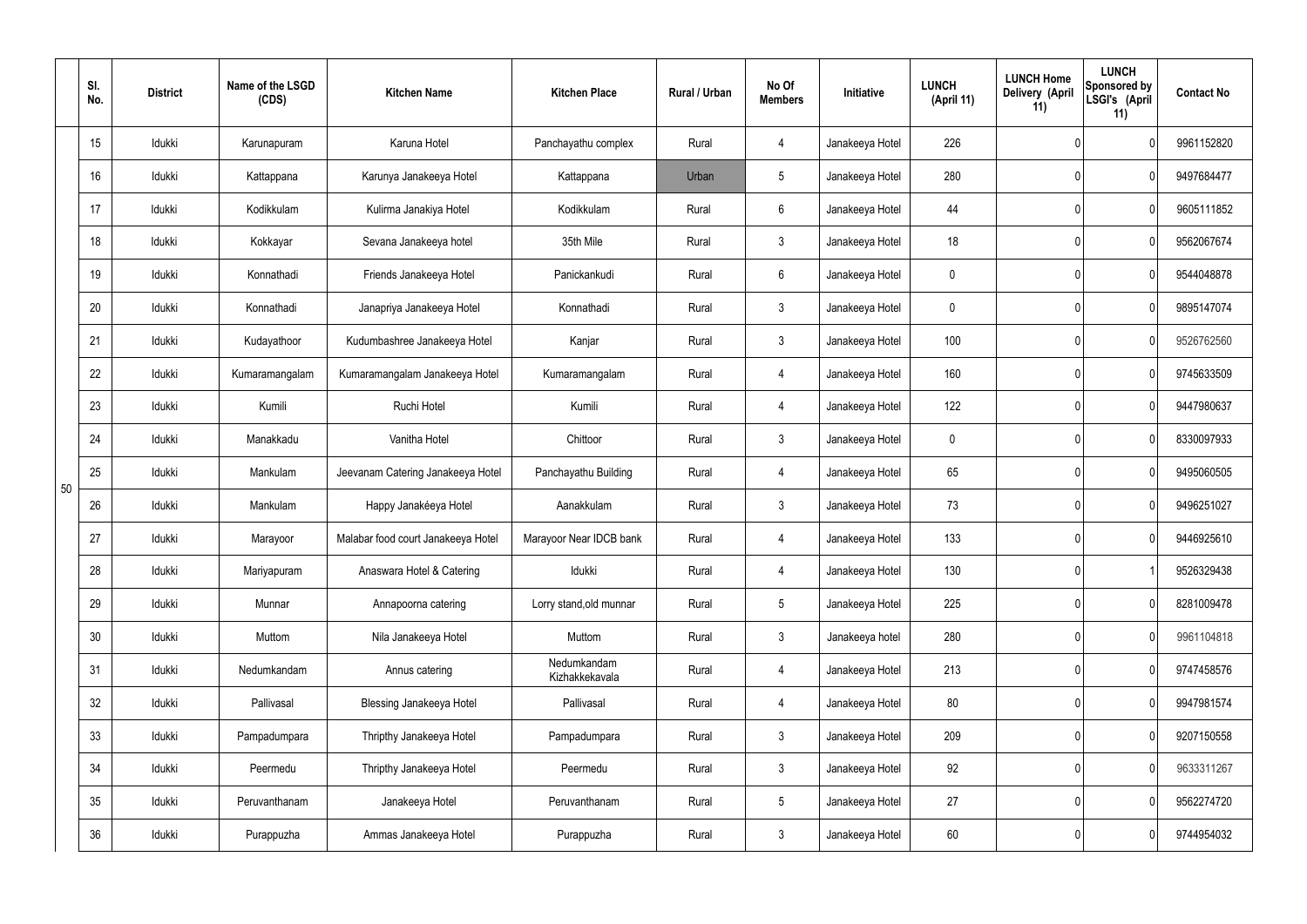|  | Sl. No. | District | Name of the LSGD (CDS) | Kitchen Name | Kitchen Place | Rural / Urban | No Of Members | Initiative | LUNCH (April 11) | LUNCH Home Delivery (April 11) | LUNCH Sponsored by LSGI's (April 11) | Contact No |
|---|---|---|---|---|---|---|---|---|---|---|---|---|
| 50 | 15 | Idukki | Karunapuram | Karuna Hotel | Panchayathu complex | Rural | 4 | Janakeeya Hotel | 226 | 0 | 0 | 9961152820 |
|  | 16 | Idukki | Kattappana | Karunya Janakeeya Hotel | Kattappana | Urban | 5 | Janakeeya Hotel | 280 | 0 | 0 | 9497684477 |
|  | 17 | Idukki | Kodikkulam | Kulirma Janakiya Hotel | Kodikkulam | Rural | 6 | Janakeeya Hotel | 44 | 0 | 0 | 9605111852 |
|  | 18 | Idukki | Kokkayar | Sevana Janakeeya hotel | 35th Mile | Rural | 3 | Janakeeya Hotel | 18 | 0 | 0 | 9562067674 |
|  | 19 | Idukki | Konnathadi | Friends Janakeeya Hotel | Panickankudi | Rural | 6 | Janakeeya Hotel | 0 | 0 | 0 | 9544048878 |
|  | 20 | Idukki | Konnathadi | Janapriya Janakeeya Hotel | Konnathadi | Rural | 3 | Janakeeya Hotel | 0 | 0 | 0 | 9895147074 |
|  | 21 | Idukki | Kudayathoor | Kudumbashree Janakeeya Hotel | Kanjar | Rural | 3 | Janakeeya Hotel | 100 | 0 | 0 | 9526762560 |
|  | 22 | Idukki | Kumaramangalam | Kumaramangalam Janakeeya Hotel | Kumaramangalam | Rural | 4 | Janakeeya Hotel | 160 | 0 | 0 | 9745633509 |
|  | 23 | Idukki | Kumili | Ruchi Hotel | Kumili | Rural | 4 | Janakeeya Hotel | 122 | 0 | 0 | 9447980637 |
|  | 24 | Idukki | Manakkadu | Vanitha Hotel | Chittoor | Rural | 3 | Janakeeya Hotel | 0 | 0 | 0 | 8330097933 |
|  | 25 | Idukki | Mankulam | Jeevanam Catering Janakeeya Hotel | Panchayathu Building | Rural | 4 | Janakeeya Hotel | 65 | 0 | 0 | 9495060505 |
|  | 26 | Idukki | Mankulam | Happy Janakéeya Hotel | Aanakkulam | Rural | 3 | Janakeeya Hotel | 73 | 0 | 0 | 9496251027 |
|  | 27 | Idukki | Marayoor | Malabar food court Janakeeya Hotel | Marayoor Near IDCB bank | Rural | 4 | Janakeeya Hotel | 133 | 0 | 0 | 9446925610 |
|  | 28 | Idukki | Mariyapuram | Anaswara Hotel & Catering | Idukki | Rural | 4 | Janakeeya Hotel | 130 | 0 | 1 | 9526329438 |
|  | 29 | Idukki | Munnar | Annapoorna catering | Lorry stand,old munnar | Rural | 5 | Janakeeya Hotel | 225 | 0 | 0 | 8281009478 |
|  | 30 | Idukki | Muttom | Nila Janakeeya Hotel | Muttom | Rural | 3 | Janakeeya hotel | 280 | 0 | 0 | 9961104818 |
|  | 31 | Idukki | Nedumkandam | Annus catering | Nedumkandam Kizhakkekavala | Rural | 4 | Janakeeya Hotel | 213 | 0 | 0 | 9747458576 |
|  | 32 | Idukki | Pallivasal | Blessing Janakeeya Hotel | Pallivasal | Rural | 4 | Janakeeya Hotel | 80 | 0 | 0 | 9947981574 |
|  | 33 | Idukki | Pampadumpara | Thripthy Janakeeya Hotel | Pampadumpara | Rural | 3 | Janakeeya Hotel | 209 | 0 | 0 | 9207150558 |
|  | 34 | Idukki | Peermedu | Thripthy Janakeeya Hotel | Peermedu | Rural | 3 | Janakeeya Hotel | 92 | 0 | 0 | 9633311267 |
|  | 35 | Idukki | Peruvanthanam | Janakeeya Hotel | Peruvanthanam | Rural | 5 | Janakeeya Hotel | 27 | 0 | 0 | 9562274720 |
|  | 36 | Idukki | Purappuzha | Ammas Janakeeya Hotel | Purappuzha | Rural | 3 | Janakeeya Hotel | 60 | 0 | 0 | 9744954032 |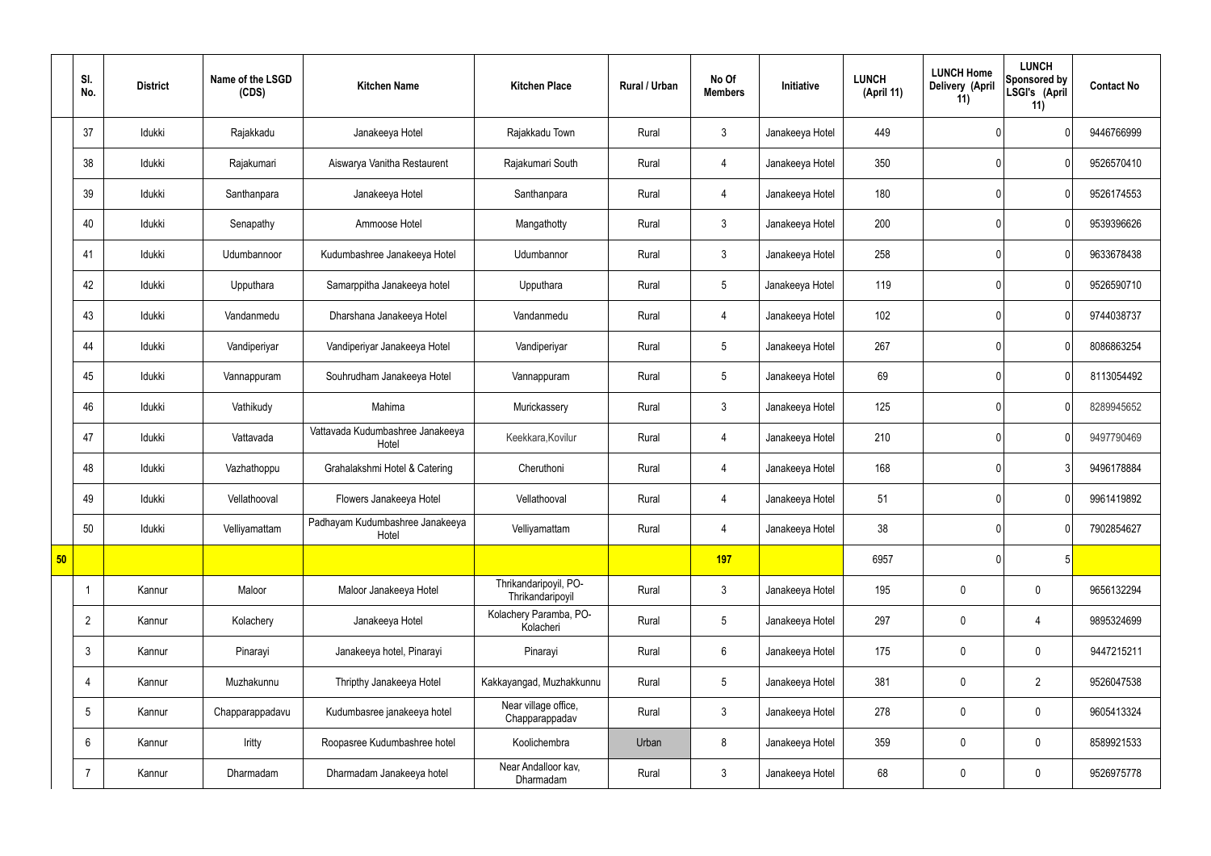| | Sl. No. | District | Name of the LSGD (CDS) | Kitchen Name | Kitchen Place | Rural / Urban | No Of Members | Initiative | LUNCH (April 11) | LUNCH Home Delivery (April 11) | LUNCH Sponsored by LSGI's (April 11) | Contact No |
|---|---|---|---|---|---|---|---|---|---|---|---|---|
| | 37 | Idukki | Rajakkadu | Janakeeya Hotel | Rajakkadu Town | Rural | 3 | Janakeeya Hotel | 449 | 0 | 0 | 9446766999 |
| | 38 | Idukki | Rajakumari | Aiswarya Vanitha Restaurent | Rajakumari South | Rural | 4 | Janakeeya Hotel | 350 | 0 | 0 | 9526570410 |
| | 39 | Idukki | Santhanpara | Janakeeya Hotel | Santhanpara | Rural | 4 | Janakeeya Hotel | 180 | 0 | 0 | 9526174553 |
| | 40 | Idukki | Senapathy | Ammoose Hotel | Mangathotty | Rural | 3 | Janakeeya Hotel | 200 | 0 | 0 | 9539396626 |
| | 41 | Idukki | Udumbannoor | Kudumbashree Janakeeya Hotel | Udumbannor | Rural | 3 | Janakeeya Hotel | 258 | 0 | 0 | 9633678438 |
| | 42 | Idukki | Upputhara | Samarppitha Janakeeya hotel | Upputhara | Rural | 5 | Janakeeya Hotel | 119 | 0 | 0 | 9526590710 |
| | 43 | Idukki | Vandanmedu | Dharshana Janakeeya Hotel | Vandanmedu | Rural | 4 | Janakeeya Hotel | 102 | 0 | 0 | 9744038737 |
| | 44 | Idukki | Vandiperiyar | Vandiperiyar Janakeeya Hotel | Vandiperiyar | Rural | 5 | Janakeeya Hotel | 267 | 0 | 0 | 8086863254 |
| | 45 | Idukki | Vannappuram | Souhrudham Janakeeya Hotel | Vannappuram | Rural | 5 | Janakeeya Hotel | 69 | 0 | 0 | 8113054492 |
| | 46 | Idukki | Vathikudy | Mahima | Murickassery | Rural | 3 | Janakeeya Hotel | 125 | 0 | 0 | 8289945652 |
| | 47 | Idukki | Vattavada | Vattavada Kudumbashree Janakeeya Hotel | Keekkara,Kovilur | Rural | 4 | Janakeeya Hotel | 210 | 0 | 0 | 9497790469 |
| | 48 | Idukki | Vazhathoppu | Grahalakshmi Hotel & Catering | Cheruthoni | Rural | 4 | Janakeeya Hotel | 168 | 0 | 3 | 9496178884 |
| | 49 | Idukki | Vellathooval | Flowers Janakeeya Hotel | Vellathooval | Rural | 4 | Janakeeya Hotel | 51 | 0 | 0 | 9961419892 |
| | 50 | Idukki | Velliyamattam | Padhayam Kudumbashree Janakeeya Hotel | Velliyamattam | Rural | 4 | Janakeeya Hotel | 38 | 0 | 0 | 7902854627 |
| **50** | | | | | | | **197** | | 6957 | 0 | 5 | |
| | 1 | Kannur | Maloor | Maloor Janakeeya Hotel | Thrikandaripoyil, PO-Thrikandaripoyil | Rural | 3 | Janakeeya Hotel | 195 | 0 | 0 | 9656132294 |
| | 2 | Kannur | Kolachery | Janakeeya Hotel | Kolachery Paramba, PO-Kolacheri | Rural | 5 | Janakeeya Hotel | 297 | 0 | 4 | 9895324699 |
| | 3 | Kannur | Pinarayi | Janakeeya hotel, Pinarayi | Pinarayi | Rural | 6 | Janakeeya Hotel | 175 | 0 | 0 | 9447215211 |
| | 4 | Kannur | Muzhakunnu | Thripthy Janakeeya Hotel | Kakkayangad, Muzhakkunnu | Rural | 5 | Janakeeya Hotel | 381 | 0 | 2 | 9526047538 |
| | 5 | Kannur | Chapparappadavu | Kudumbasree janakeeya hotel | Near village office, Chapparappadav | Rural | 3 | Janakeeya Hotel | 278 | 0 | 0 | 9605413324 |
| | 6 | Kannur | Iritty | Roopasree Kudumbashree hotel | Koolichembra | Urban | 8 | Janakeeya Hotel | 359 | 0 | 0 | 8589921533 |
| | 7 | Kannur | Dharmadam | Dharmadam Janakeeya hotel | Near Andalloor kav, Dharmadam | Rural | 3 | Janakeeya Hotel | 68 | 0 | 0 | 9526975778 |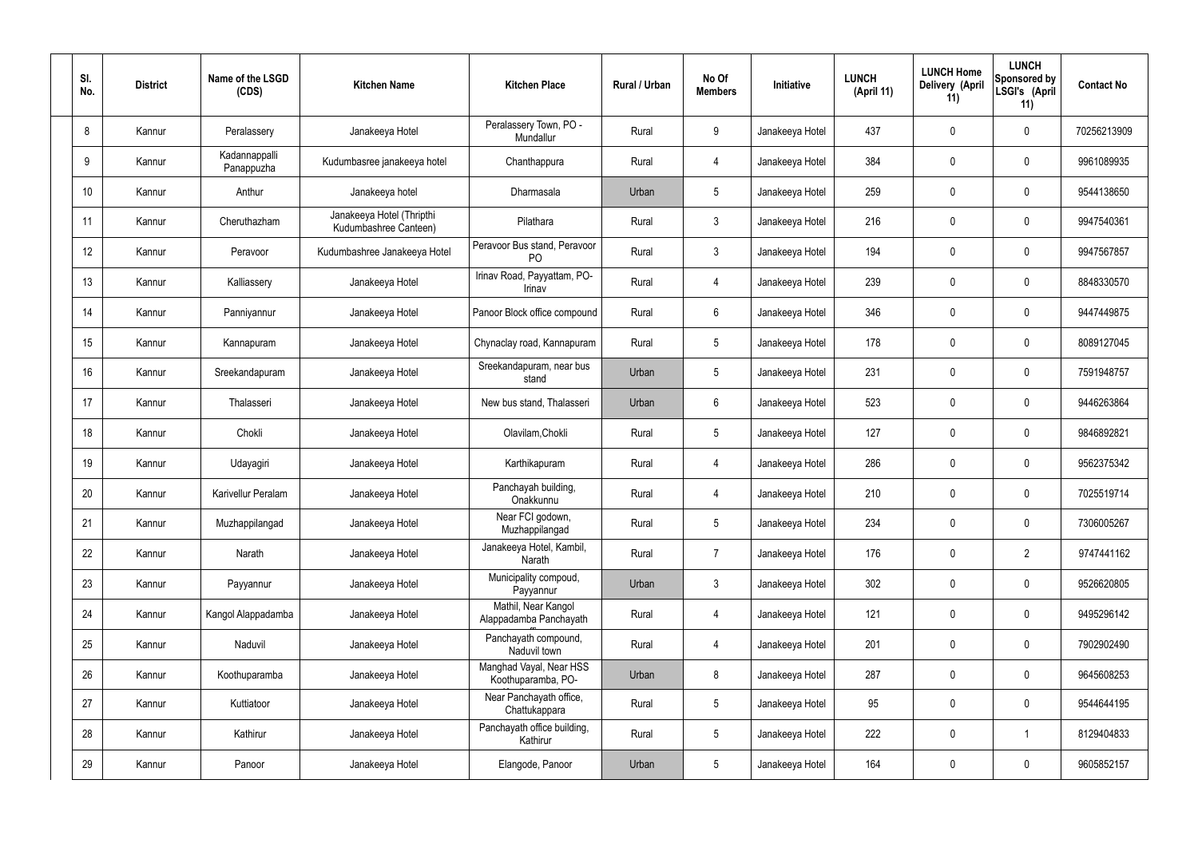| Sl. No. | District | Name of the LSGD (CDS) | Kitchen Name | Kitchen Place | Rural / Urban | No Of Members | Initiative | LUNCH (April 11) | LUNCH Home Delivery (April 11) | LUNCH Sponsored by LSGI's (April 11) | Contact No |
|---|---|---|---|---|---|---|---|---|---|---|---|
| 8 | Kannur | Peralassery | Janakeeya Hotel | Peralassery Town, PO - Mundallur | Rural | 9 | Janakeeya Hotel | 437 | 0 | 0 | 70256213909 |
| 9 | Kannur | Kadannappalli Panappuzha | Kudumbasree janakeeya hotel | Chanthappura | Rural | 4 | Janakeeya Hotel | 384 | 0 | 0 | 9961089935 |
| 10 | Kannur | Anthur | Janakeeya hotel | Dharmasala | Urban | 5 | Janakeeya Hotel | 259 | 0 | 0 | 9544138650 |
| 11 | Kannur | Cheruthazham | Janakeeya Hotel (Thripthi Kudumbashree Canteen) | Pilathara | Rural | 3 | Janakeeya Hotel | 216 | 0 | 0 | 9947540361 |
| 12 | Kannur | Peravoor | Kudumbashree Janakeeya Hotel | Peravoor Bus stand, Peravoor PO | Rural | 3 | Janakeeya Hotel | 194 | 0 | 0 | 9947567857 |
| 13 | Kannur | Kalliassery | Janakeeya Hotel | Irinav Road, Payyattam, PO-Irinav | Rural | 4 | Janakeeya Hotel | 239 | 0 | 0 | 8848330570 |
| 14 | Kannur | Panniyannur | Janakeeya Hotel | Panoor Block office compound | Rural | 6 | Janakeeya Hotel | 346 | 0 | 0 | 9447449875 |
| 15 | Kannur | Kannapuram | Janakeeya Hotel | Chynaclay road, Kannapuram | Rural | 5 | Janakeeya Hotel | 178 | 0 | 0 | 8089127045 |
| 16 | Kannur | Sreekandapuram | Janakeeya Hotel | Sreekandapuram, near bus stand | Urban | 5 | Janakeeya Hotel | 231 | 0 | 0 | 7591948757 |
| 17 | Kannur | Thalasseri | Janakeeya Hotel | New bus stand, Thalasseri | Urban | 6 | Janakeeya Hotel | 523 | 0 | 0 | 9446263864 |
| 18 | Kannur | Chokli | Janakeeya Hotel | Olavilam,Chokli | Rural | 5 | Janakeeya Hotel | 127 | 0 | 0 | 9846892821 |
| 19 | Kannur | Udayagiri | Janakeeya Hotel | Karthikapuram | Rural | 4 | Janakeeya Hotel | 286 | 0 | 0 | 9562375342 |
| 20 | Kannur | Karivellur Peralam | Janakeeya Hotel | Panchayah building, Onakkunnu | Rural | 4 | Janakeeya Hotel | 210 | 0 | 0 | 7025519714 |
| 21 | Kannur | Muzhappilangad | Janakeeya Hotel | Near FCI godown, Muzhappilangad | Rural | 5 | Janakeeya Hotel | 234 | 0 | 0 | 7306005267 |
| 22 | Kannur | Narath | Janakeeya Hotel | Janakeeya Hotel, Kambil, Narath | Rural | 7 | Janakeeya Hotel | 176 | 0 | 2 | 9747441162 |
| 23 | Kannur | Payyannur | Janakeeya Hotel | Municipality compoud, Payyannur | Urban | 3 | Janakeeya Hotel | 302 | 0 | 0 | 9526620805 |
| 24 | Kannur | Kangol Alappadamba | Janakeeya Hotel | Mathil, Near Kangol Alappadamba Panchayath | Rural | 4 | Janakeeya Hotel | 121 | 0 | 0 | 9495296142 |
| 25 | Kannur | Naduvil | Janakeeya Hotel | Panchayath compound, Naduvil town | Rural | 4 | Janakeeya Hotel | 201 | 0 | 0 | 7902902490 |
| 26 | Kannur | Koothuparamba | Janakeeya Hotel | Manghad Vayal, Near HSS Koothuparamba, PO- | Urban | 8 | Janakeeya Hotel | 287 | 0 | 0 | 9645608253 |
| 27 | Kannur | Kuttiatoor | Janakeeya Hotel | Near Panchayath office, Chattukappara | Rural | 5 | Janakeeya Hotel | 95 | 0 | 0 | 9544644195 |
| 28 | Kannur | Kathirur | Janakeeya Hotel | Panchayath office building, Kathirur | Rural | 5 | Janakeeya Hotel | 222 | 0 | 1 | 8129404833 |
| 29 | Kannur | Panoor | Janakeeya Hotel | Elangode, Panoor | Urban | 5 | Janakeeya Hotel | 164 | 0 | 0 | 9605852157 |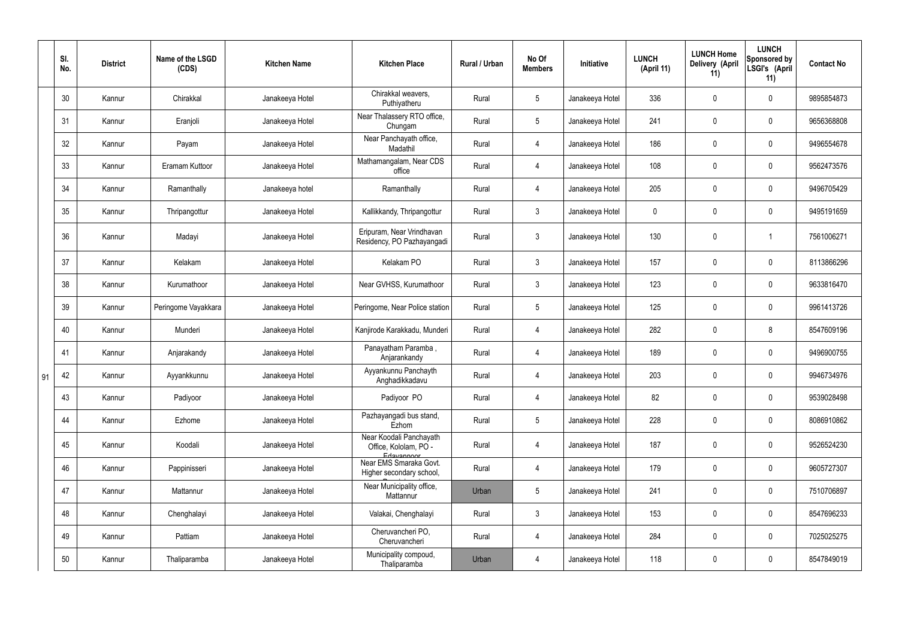| | Sl. No. | District | Name of the LSGD (CDS) | Kitchen Name | Kitchen Place | Rural / Urban | No Of Members | Initiative | LUNCH (April 11) | LUNCH Home Delivery (April 11) | LUNCH Sponsored by LSGI's (April 11) | Contact No |
|---|---|---|---|---|---|---|---|---|---|---|---|---|
| 91 | 30 | Kannur | Chirakkal | Janakeeya Hotel | Chirakkal weavers, Puthiyatheru | Rural | 5 | Janakeeya Hotel | 336 | 0 | 0 | 9895854873 |
| | 31 | Kannur | Eranjoli | Janakeeya Hotel | Near Thalassery RTO office, Chungam | Rural | 5 | Janakeeya Hotel | 241 | 0 | 0 | 9656368808 |
| | 32 | Kannur | Payam | Janakeeya Hotel | Near Panchayath office, Madathil | Rural | 4 | Janakeeya Hotel | 186 | 0 | 0 | 9496554678 |
| | 33 | Kannur | Eramam Kuttoor | Janakeeya Hotel | Mathamangalam, Near CDS office | Rural | 4 | Janakeeya Hotel | 108 | 0 | 0 | 9562473576 |
| | 34 | Kannur | Ramanthally | Janakeeya hotel | Ramanthally | Rural | 4 | Janakeeya Hotel | 205 | 0 | 0 | 9496705429 |
| | 35 | Kannur | Thripangottur | Janakeeya Hotel | Kallikkandy, Thripangottur | Rural | 3 | Janakeeya Hotel | 0 | 0 | 0 | 9495191659 |
| | 36 | Kannur | Madayi | Janakeeya Hotel | Eripuram, Near Vrindhavan Residency, PO Pazhayangadi | Rural | 3 | Janakeeya Hotel | 130 | 0 | 1 | 7561006271 |
| | 37 | Kannur | Kelakam | Janakeeya Hotel | Kelakam PO | Rural | 3 | Janakeeya Hotel | 157 | 0 | 0 | 8113866296 |
| | 38 | Kannur | Kurumathoor | Janakeeya Hotel | Near GVHSS, Kurumathoor | Rural | 3 | Janakeeya Hotel | 123 | 0 | 0 | 9633816470 |
| | 39 | Kannur | Peringome Vayakkara | Janakeeya Hotel | Peringome, Near Police station | Rural | 5 | Janakeeya Hotel | 125 | 0 | 0 | 9961413726 |
| | 40 | Kannur | Munderi | Janakeeya Hotel | Kanjirode Karakkadu, Munderi | Rural | 4 | Janakeeya Hotel | 282 | 0 | 8 | 8547609196 |
| | 41 | Kannur | Anjarakandy | Janakeeya Hotel | Panayatham Paramba , Anjarankandy | Rural | 4 | Janakeeya Hotel | 189 | 0 | 0 | 9496900755 |
| | 42 | Kannur | Ayyankkunnu | Janakeeya Hotel | Ayyankunnu Panchayth Anghadikkadavu | Rural | 4 | Janakeeya Hotel | 203 | 0 | 0 | 9946734976 |
| | 43 | Kannur | Padiyoor | Janakeeya Hotel | Padiyoor PO | Rural | 4 | Janakeeya Hotel | 82 | 0 | 0 | 9539028498 |
| | 44 | Kannur | Ezhome | Janakeeya Hotel | Pazhayangadi bus stand, Ezhom | Rural | 5 | Janakeeya Hotel | 228 | 0 | 0 | 8086910862 |
| | 45 | Kannur | Koodali | Janakeeya Hotel | Near Koodali Panchayath Office, Kololam, PO - Edavannoor | Rural | 4 | Janakeeya Hotel | 187 | 0 | 0 | 9526524230 |
| | 46 | Kannur | Pappinisseri | Janakeeya Hotel | Near EMS Smaraka Govt. Higher secondary school, | Rural | 4 | Janakeeya Hotel | 179 | 0 | 0 | 9605727307 |
| | 47 | Kannur | Mattannur | Janakeeya Hotel | Near Municipality office, Mattannur | Urban | 5 | Janakeeya Hotel | 241 | 0 | 0 | 7510706897 |
| | 48 | Kannur | Chenghalayi | Janakeeya Hotel | Valakai, Chenghalayi | Rural | 3 | Janakeeya Hotel | 153 | 0 | 0 | 8547696233 |
| | 49 | Kannur | Pattiam | Janakeeya Hotel | Cheruvancheri PO, Cheruvancheri | Rural | 4 | Janakeeya Hotel | 284 | 0 | 0 | 7025025275 |
| | 50 | Kannur | Thaliparamba | Janakeeya Hotel | Municipality compoud, Thaliparamba | Urban | 4 | Janakeeya Hotel | 118 | 0 | 0 | 8547849019 |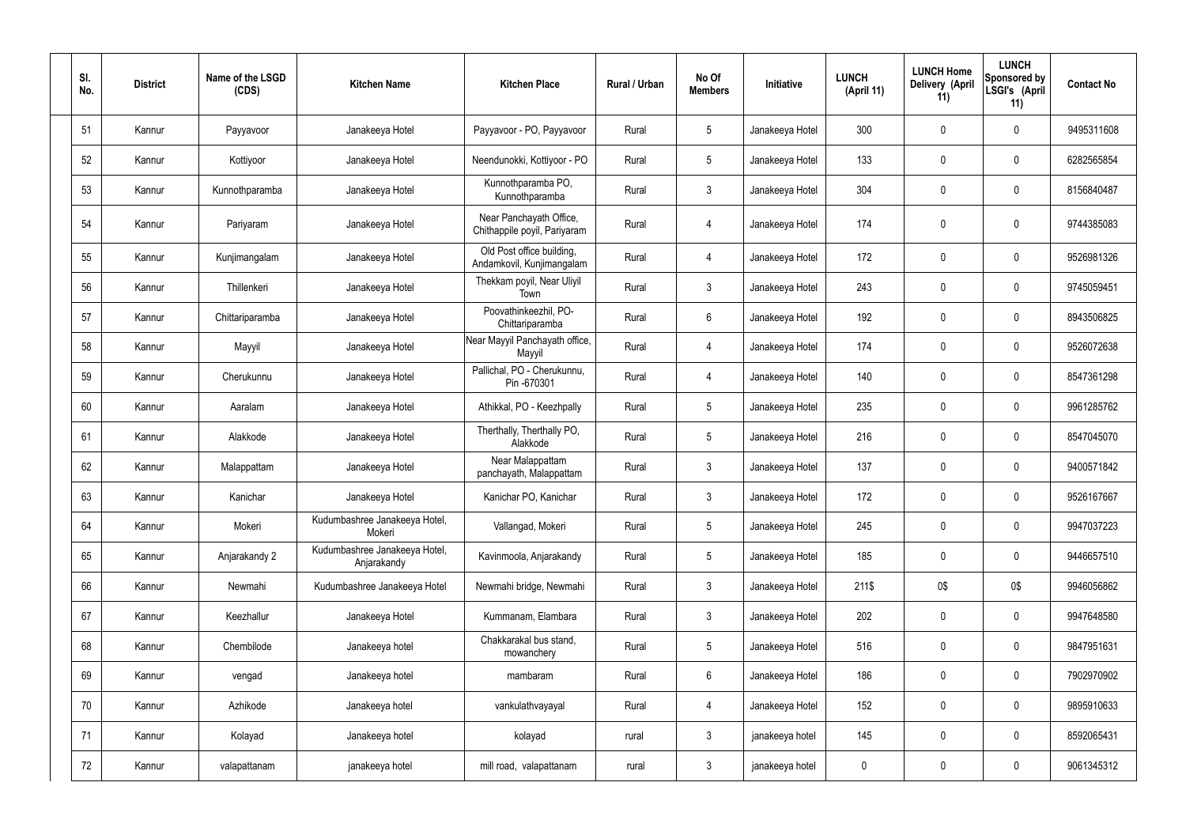| Sl. No. | District | Name of the LSGD (CDS) | Kitchen Name | Kitchen Place | Rural / Urban | No Of Members | Initiative | LUNCH (April 11) | LUNCH Home Delivery (April 11) | LUNCH Sponsored by LSGI's (April 11) | Contact No |
|---|---|---|---|---|---|---|---|---|---|---|---|
| 51 | Kannur | Payyavoor | Janakeeya Hotel | Payyavoor - PO, Payyavoor | Rural | 5 | Janakeeya Hotel | 300 | 0 | 0 | 9495311608 |
| 52 | Kannur | Kottiyoor | Janakeeya Hotel | Neendunokki, Kottiyoor - PO | Rural | 5 | Janakeeya Hotel | 133 | 0 | 0 | 6282565854 |
| 53 | Kannur | Kunnothparamba | Janakeeya Hotel | Kunnothparamba PO, Kunnothparamba | Rural | 3 | Janakeeya Hotel | 304 | 0 | 0 | 8156840487 |
| 54 | Kannur | Pariyaram | Janakeeya Hotel | Near Panchayath Office, Chithappile poyil, Pariyaram | Rural | 4 | Janakeeya Hotel | 174 | 0 | 0 | 9744385083 |
| 55 | Kannur | Kunjimangalam | Janakeeya Hotel | Old Post office building, Andamkovil, Kunjimangalam | Rural | 4 | Janakeeya Hotel | 172 | 0 | 0 | 9526981326 |
| 56 | Kannur | Thillenkeri | Janakeeya Hotel | Thekkam poyil, Near Uliyil Town | Rural | 3 | Janakeeya Hotel | 243 | 0 | 0 | 9745059451 |
| 57 | Kannur | Chittariparamba | Janakeeya Hotel | Poovathinkeezhil, PO-Chittariparamba | Rural | 6 | Janakeeya Hotel | 192 | 0 | 0 | 8943506825 |
| 58 | Kannur | Mayyil | Janakeeya Hotel | Near Mayyil Panchayath office, Mayyil | Rural | 4 | Janakeeya Hotel | 174 | 0 | 0 | 9526072638 |
| 59 | Kannur | Cherukunnu | Janakeeya Hotel | Pallichal, PO - Cherukunnu, Pin -670301 | Rural | 4 | Janakeeya Hotel | 140 | 0 | 0 | 8547361298 |
| 60 | Kannur | Aaralam | Janakeeya Hotel | Athikkal, PO - Keezhpally | Rural | 5 | Janakeeya Hotel | 235 | 0 | 0 | 9961285762 |
| 61 | Kannur | Alakkode | Janakeeya Hotel | Therthally, Therthally PO, Alakkode | Rural | 5 | Janakeeya Hotel | 216 | 0 | 0 | 8547045070 |
| 62 | Kannur | Malappattam | Janakeeya Hotel | Near Malappattam panchayath, Malappattam | Rural | 3 | Janakeeya Hotel | 137 | 0 | 0 | 9400571842 |
| 63 | Kannur | Kanichar | Janakeeya Hotel | Kanichar PO, Kanichar | Rural | 3 | Janakeeya Hotel | 172 | 0 | 0 | 9526167667 |
| 64 | Kannur | Mokeri | Kudumbashree Janakeeya Hotel, Mokeri | Vallangad, Mokeri | Rural | 5 | Janakeeya Hotel | 245 | 0 | 0 | 9947037223 |
| 65 | Kannur | Anjarakandy 2 | Kudumbashree Janakeeya Hotel, Anjarakandy | Kavinmoola, Anjarakandy | Rural | 5 | Janakeeya Hotel | 185 | 0 | 0 | 9446657510 |
| 66 | Kannur | Newmahi | Kudumbashree Janakeeya Hotel | Newmahi bridge, Newmahi | Rural | 3 | Janakeeya Hotel | 211$ | 0$ | 0$ | 9946056862 |
| 67 | Kannur | Keezhallur | Janakeeya Hotel | Kummanam, Elambara | Rural | 3 | Janakeeya Hotel | 202 | 0 | 0 | 9947648580 |
| 68 | Kannur | Chembilode | Janakeeya hotel | Chakkarakal bus stand, mowanchery | Rural | 5 | Janakeeya Hotel | 516 | 0 | 0 | 9847951631 |
| 69 | Kannur | vengad | Janakeeya hotel | mambaram | Rural | 6 | Janakeeya Hotel | 186 | 0 | 0 | 7902970902 |
| 70 | Kannur | Azhikode | Janakeeya hotel | vankulathvayayal | Rural | 4 | Janakeeya Hotel | 152 | 0 | 0 | 9895910633 |
| 71 | Kannur | Kolayad | Janakeeya hotel | kolayad | rural | 3 | janakeeya hotel | 145 | 0 | 0 | 8592065431 |
| 72 | Kannur | valapattanam | janakeeya hotel | mill road, valapattanam | rural | 3 | janakeeya hotel | 0 | 0 | 0 | 9061345312 |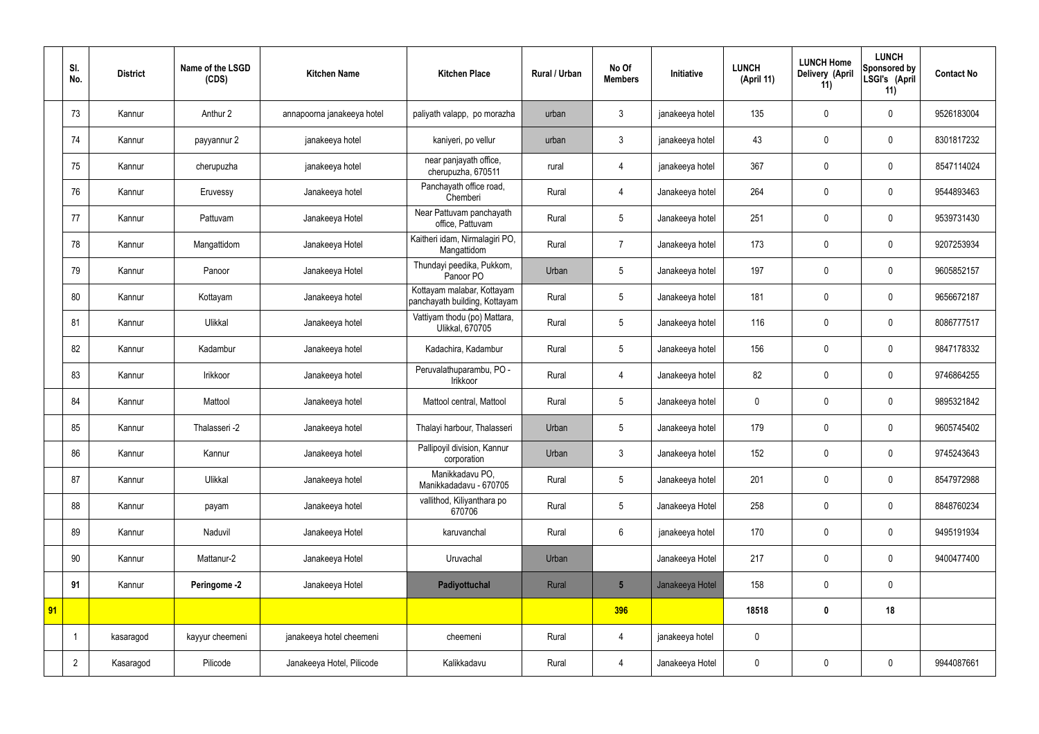| | Sl. No. | District | Name of the LSGD (CDS) | Kitchen Name | Kitchen Place | Rural / Urban | No Of Members | Initiative | LUNCH (April 11) | LUNCH Home Delivery (April 11) | LUNCH Sponsored by LSGI's (April 11) | Contact No |
|---|---|---|---|---|---|---|---|---|---|---|---|---|
| | 73 | Kannur | Anthur 2 | annapoorna janakeeya hotel | paliyath valapp, po morazha | urban | 3 | janakeeya hotel | 135 | 0 | 0 | 9526183004 |
| | 74 | Kannur | payyannur 2 | janakeeya hotel | kaniyeri, po vellur | urban | 3 | janakeeya hotel | 43 | 0 | 0 | 8301817232 |
| | 75 | Kannur | cherupuzha | janakeeya hotel | near panjayath office, cherupuzha, 670511 | rural | 4 | janakeeya hotel | 367 | 0 | 0 | 8547114024 |
| | 76 | Kannur | Eruvessy | Janakeeya hotel | Panchayath office road, Chemberi | Rural | 4 | Janakeeya hotel | 264 | 0 | 0 | 9544893463 |
| | 77 | Kannur | Pattuvam | Janakeeya Hotel | Near Pattuvam panchayath office, Pattuvam | Rural | 5 | Janakeeya hotel | 251 | 0 | 0 | 9539731430 |
| | 78 | Kannur | Mangattidom | Janakeeya Hotel | Kaitheri idam, Nirmalagiri PO, Mangattidom | Rural | 7 | Janakeeya hotel | 173 | 0 | 0 | 9207253934 |
| | 79 | Kannur | Panoor | Janakeeya Hotel | Thundayi peedika, Pukkom, Panoor PO | Urban | 5 | Janakeeya hotel | 197 | 0 | 0 | 9605852157 |
| | 80 | Kannur | Kottayam | Janakeeya hotel | Kottayam malabar, Kottayam panchayath building, Kottayam | Rural | 5 | Janakeeya hotel | 181 | 0 | 0 | 9656672187 |
| | 81 | Kannur | Ulikkal | Janakeeya hotel | Vattiyam thodu (po) Mattara, Ulikkal, 670705 | Rural | 5 | Janakeeya hotel | 116 | 0 | 0 | 8086777517 |
| | 82 | Kannur | Kadambur | Janakeeya hotel | Kadachira, Kadambur | Rural | 5 | Janakeeya hotel | 156 | 0 | 0 | 9847178332 |
| | 83 | Kannur | Irikkoor | Janakeeya hotel | Peruvalathuparambu, PO - Irikkoor | Rural | 4 | Janakeeya hotel | 82 | 0 | 0 | 9746864255 |
| | 84 | Kannur | Mattool | Janakeeya hotel | Mattool central, Mattool | Rural | 5 | Janakeeya hotel | 0 | 0 | 0 | 9895321842 |
| | 85 | Kannur | Thalasseri -2 | Janakeeya hotel | Thalayi harbour, Thalasseri | Urban | 5 | Janakeeya hotel | 179 | 0 | 0 | 9605745402 |
| | 86 | Kannur | Kannur | Janakeeya hotel | Pallipoyil division, Kannur corporation | Urban | 3 | Janakeeya hotel | 152 | 0 | 0 | 9745243643 |
| | 87 | Kannur | Ulikkal | Janakeeya hotel | Manikkadavu PO, Manikkadadavu - 670705 | Rural | 5 | Janakeeya hotel | 201 | 0 | 0 | 8547972988 |
| | 88 | Kannur | payam | Janakeeya hotel | vallithod, Kiliyanthara po 670706 | Rural | 5 | Janakeeya Hotel | 258 | 0 | 0 | 8848760234 |
| | 89 | Kannur | Naduvil | Janakeeya Hotel | karuvanchal | Rural | 6 | janakeeya hotel | 170 | 0 | 0 | 9495191934 |
| | 90 | Kannur | Mattanur-2 | Janakeeya Hotel | Uruvachal | Urban | | Janakeeya Hotel | 217 | 0 | 0 | 9400477400 |
| | **91** | Kannur | **Peringome -2** | Janakeeya Hotel | **Padiyottuchal** | Rural | **5** | Janakeeya Hotel | 158 | 0 | 0 | |
| **91** | | | | | | | **396** | | **18518** | **0** | **18** | |
| | 1 | kasaragod | kayyur cheemeni | janakeeya hotel cheemeni | cheemeni | Rural | 4 | janakeeya hotel | 0 | | | |
| | 2 | Kasaragod | Pilicode | Janakeeya Hotel, Pilicode | Kalikkadavu | Rural | 4 | Janakeeya Hotel | 0 | 0 | 0 | 9944087661 |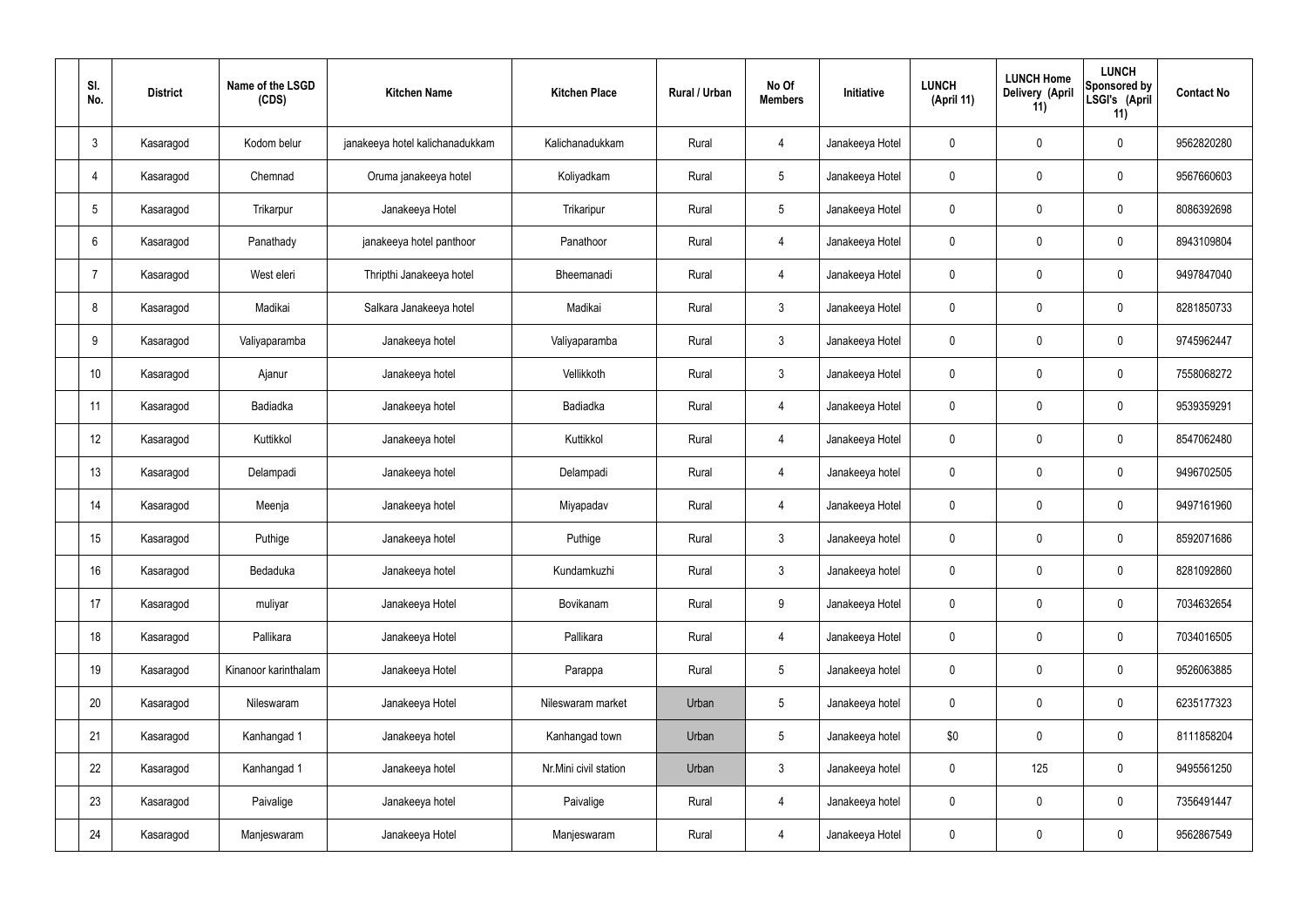| Sl. No. | District | Name of the LSGD (CDS) | Kitchen Name | Kitchen Place | Rural / Urban | No Of Members | Initiative | LUNCH (April 11) | LUNCH Home Delivery (April 11) | LUNCH Sponsored by LSGI's (April 11) | Contact No |
|---|---|---|---|---|---|---|---|---|---|---|---|
| 3 | Kasaragod | Kodom belur | janakeeya hotel kalichanadukkam | Kalichanadukkam | Rural | 4 | Janakeeya Hotel | 0 | 0 | 0 | 9562820280 |
| 4 | Kasaragod | Chemnad | Oruma janakeeya hotel | Koliyadkam | Rural | 5 | Janakeeya Hotel | 0 | 0 | 0 | 9567660603 |
| 5 | Kasaragod | Trikarpur | Janakeeya Hotel | Trikaripur | Rural | 5 | Janakeeya Hotel | 0 | 0 | 0 | 8086392698 |
| 6 | Kasaragod | Panathady | janakeeya hotel panthoor | Panathoor | Rural | 4 | Janakeeya Hotel | 0 | 0 | 0 | 8943109804 |
| 7 | Kasaragod | West eleri | Thripthi Janakeeya hotel | Bheemanadi | Rural | 4 | Janakeeya Hotel | 0 | 0 | 0 | 9497847040 |
| 8 | Kasaragod | Madikai | Salkara Janakeeya hotel | Madikai | Rural | 3 | Janakeeya Hotel | 0 | 0 | 0 | 8281850733 |
| 9 | Kasaragod | Valiyaparamba | Janakeeya hotel | Valiyaparamba | Rural | 3 | Janakeeya Hotel | 0 | 0 | 0 | 9745962447 |
| 10 | Kasaragod | Ajanur | Janakeeya hotel | Vellikkoth | Rural | 3 | Janakeeya Hotel | 0 | 0 | 0 | 7558068272 |
| 11 | Kasaragod | Badiadka | Janakeeya hotel | Badiadka | Rural | 4 | Janakeeya Hotel | 0 | 0 | 0 | 9539359291 |
| 12 | Kasaragod | Kuttikkol | Janakeeya hotel | Kuttikkol | Rural | 4 | Janakeeya Hotel | 0 | 0 | 0 | 8547062480 |
| 13 | Kasaragod | Delampadi | Janakeeya hotel | Delampadi | Rural | 4 | Janakeeya hotel | 0 | 0 | 0 | 9496702505 |
| 14 | Kasaragod | Meenja | Janakeeya hotel | Miyapadav | Rural | 4 | Janakeeya Hotel | 0 | 0 | 0 | 9497161960 |
| 15 | Kasaragod | Puthige | Janakeeya hotel | Puthige | Rural | 3 | Janakeeya hotel | 0 | 0 | 0 | 8592071686 |
| 16 | Kasaragod | Bedaduka | Janakeeya hotel | Kundamkuzhi | Rural | 3 | Janakeeya hotel | 0 | 0 | 0 | 8281092860 |
| 17 | Kasaragod | muliyar | Janakeeya Hotel | Bovikanam | Rural | 9 | Janakeeya Hotel | 0 | 0 | 0 | 7034632654 |
| 18 | Kasaragod | Pallikara | Janakeeya Hotel | Pallikara | Rural | 4 | Janakeeya Hotel | 0 | 0 | 0 | 7034016505 |
| 19 | Kasaragod | Kinanoor karinthalam | Janakeeya Hotel | Parappa | Rural | 5 | Janakeeya hotel | 0 | 0 | 0 | 9526063885 |
| 20 | Kasaragod | Nileswaram | Janakeeya Hotel | Nileswaram market | Urban | 5 | Janakeeya hotel | 0 | 0 | 0 | 6235177323 |
| 21 | Kasaragod | Kanhangad 1 | Janakeeya hotel | Kanhangad town | Urban | 5 | Janakeeya hotel | $0 | 0 | 0 | 8111858204 |
| 22 | Kasaragod | Kanhangad 1 | Janakeeya hotel | Nr.Mini civil station | Urban | 3 | Janakeeya hotel | 0 | 125 | 0 | 9495561250 |
| 23 | Kasaragod | Paivalige | Janakeeya hotel | Paivalige | Rural | 4 | Janakeeya hotel | 0 | 0 | 0 | 7356491447 |
| 24 | Kasaragod | Manjeswaram | Janakeeya Hotel | Manjeswaram | Rural | 4 | Janakeeya Hotel | 0 | 0 | 0 | 9562867549 |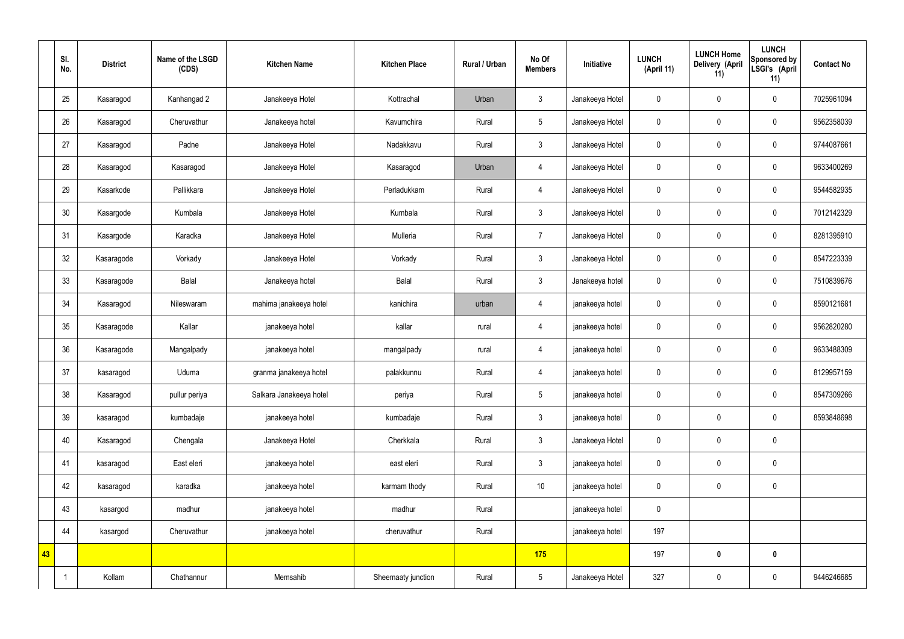|  | Sl. No. | District | Name of the LSGD (CDS) | Kitchen Name | Kitchen Place | Rural / Urban | No Of Members | Initiative | LUNCH (April 11) | LUNCH Home Delivery (April 11) | LUNCH Sponsored by LSGI's (April 11) | Contact No |
|---|---|---|---|---|---|---|---|---|---|---|---|---|
|  | 25 | Kasaragod | Kanhangad 2 | Janakeeya Hotel | Kottrachal | Urban | 3 | Janakeeya Hotel | 0 | 0 | 0 | 7025961094 |
|  | 26 | Kasaragod | Cheruvathur | Janakeeya hotel | Kavumchira | Rural | 5 | Janakeeya Hotel | 0 | 0 | 0 | 9562358039 |
|  | 27 | Kasaragod | Padne | Janakeeya Hotel | Nadakkavu | Rural | 3 | Janakeeya Hotel | 0 | 0 | 0 | 9744087661 |
|  | 28 | Kasaragod | Kasaragod | Janakeeya Hotel | Kasaragod | Urban | 4 | Janakeeya Hotel | 0 | 0 | 0 | 9633400269 |
|  | 29 | Kasarkode | Pallikkara | Janakeeya Hotel | Perladukkam | Rural | 4 | Janakeeya Hotel | 0 | 0 | 0 | 9544582935 |
|  | 30 | Kasargode | Kumbala | Janakeeya Hotel | Kumbala | Rural | 3 | Janakeeya Hotel | 0 | 0 | 0 | 7012142329 |
|  | 31 | Kasargode | Karadka | Janakeeya Hotel | Mulleria | Rural | 7 | Janakeeya Hotel | 0 | 0 | 0 | 8281395910 |
|  | 32 | Kasaragode | Vorkady | Janakeeya Hotel | Vorkady | Rural | 3 | Janakeeya Hotel | 0 | 0 | 0 | 8547223339 |
|  | 33 | Kasaragode | Balal | Janakeeya hotel | Balal | Rural | 3 | Janakeeya hotel | 0 | 0 | 0 | 7510839676 |
|  | 34 | Kasaragod | Nileswaram | mahima janakeeya hotel | kanichira | urban | 4 | janakeeya hotel | 0 | 0 | 0 | 8590121681 |
|  | 35 | Kasaragode | Kallar | janakeeya hotel | kallar | rural | 4 | janakeeya hotel | 0 | 0 | 0 | 9562820280 |
|  | 36 | Kasaragode | Mangalpady | janakeeya hotel | mangalpady | rural | 4 | janakeeya hotel | 0 | 0 | 0 | 9633488309 |
|  | 37 | kasaragod | Uduma | granma janakeeya hotel | palakkunnu | Rural | 4 | janakeeya hotel | 0 | 0 | 0 | 8129957159 |
|  | 38 | Kasaragod | pullur periya | Salkara Janakeeya hotel | periya | Rural | 5 | janakeeya hotel | 0 | 0 | 0 | 8547309266 |
|  | 39 | kasaragod | kumbadaje | janakeeya hotel | kumbadaje | Rural | 3 | janakeeya hotel | 0 | 0 | 0 | 8593848698 |
|  | 40 | Kasaragod | Chengala | Janakeeya Hotel | Cherkkala | Rural | 3 | Janakeeya Hotel | 0 | 0 | 0 |  |
|  | 41 | kasaragod | East eleri | janakeeya hotel | east eleri | Rural | 3 | janakeeya hotel | 0 | 0 | 0 |  |
|  | 42 | kasaragod | karadka | janakeeya hotel | karmam thody | Rural | 10 | janakeeya hotel | 0 | 0 | 0 |  |
|  | 43 | kasargod | madhur | janakeeya hotel | madhur | Rural |  | janakeeya hotel | 0 |  |  |  |
|  | 44 | kasargod | Cheruvathur | janakeeya hotel | cheruvathur | Rural |  | janakeeya hotel | 197 |  |  |  |
| **43** |  |  |  |  |  |  | **175** |  | 197 | **0** | **0** |  |
|  | 1 | Kollam | Chathannur | Memsahib | Sheemaaty junction | Rural | 5 | Janakeeya Hotel | 327 | 0 | 0 | 9446246685 |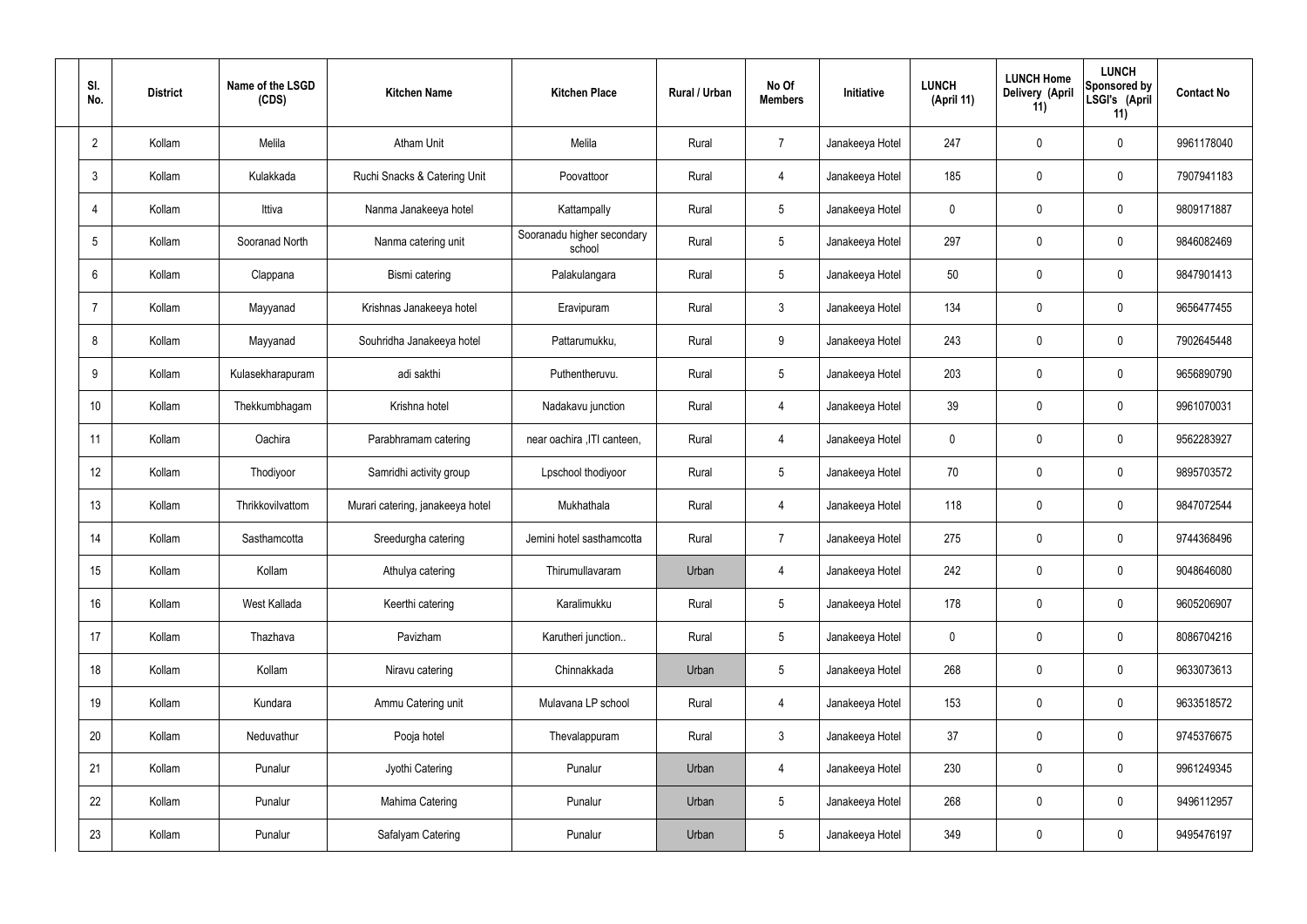| Sl. No. | District | Name of the LSGD (CDS) | Kitchen Name | Kitchen Place | Rural / Urban | No Of Members | Initiative | LUNCH (April 11) | LUNCH Home Delivery (April 11) | LUNCH Sponsored by LSGI's (April 11) | Contact No |
|---|---|---|---|---|---|---|---|---|---|---|---|
| 2 | Kollam | Melila | Atham Unit | Melila | Rural | 7 | Janakeeya Hotel | 247 | 0 | 0 | 9961178040 |
| 3 | Kollam | Kulakkada | Ruchi Snacks & Catering Unit | Poovattoor | Rural | 4 | Janakeeya Hotel | 185 | 0 | 0 | 7907941183 |
| 4 | Kollam | Ittiva | Nanma Janakeeya hotel | Kattampally | Rural | 5 | Janakeeya Hotel | 0 | 0 | 0 | 9809171887 |
| 5 | Kollam | Sooranad North | Nanma catering unit | Sooranadu higher secondary school | Rural | 5 | Janakeeya Hotel | 297 | 0 | 0 | 9846082469 |
| 6 | Kollam | Clappana | Bismi catering | Palakulangara | Rural | 5 | Janakeeya Hotel | 50 | 0 | 0 | 9847901413 |
| 7 | Kollam | Mayyanad | Krishnas Janakeeya hotel | Eravipuram | Rural | 3 | Janakeeya Hotel | 134 | 0 | 0 | 9656477455 |
| 8 | Kollam | Mayyanad | Souhridha Janakeeya hotel | Pattarumukku, | Rural | 9 | Janakeeya Hotel | 243 | 0 | 0 | 7902645448 |
| 9 | Kollam | Kulasekharapuram | adi sakthi | Puthentheruvu. | Rural | 5 | Janakeeya Hotel | 203 | 0 | 0 | 9656890790 |
| 10 | Kollam | Thekkumbhagam | Krishna hotel | Nadakavu junction | Rural | 4 | Janakeeya Hotel | 39 | 0 | 0 | 9961070031 |
| 11 | Kollam | Oachira | Parabhramam catering | near oachira ,ITI canteen, | Rural | 4 | Janakeeya Hotel | 0 | 0 | 0 | 9562283927 |
| 12 | Kollam | Thodiyoor | Samridhi activity group | Lpschool thodiyoor | Rural | 5 | Janakeeya Hotel | 70 | 0 | 0 | 9895703572 |
| 13 | Kollam | Thrikkovilvattom | Murari catering, janakeeya hotel | Mukhathala | Rural | 4 | Janakeeya Hotel | 118 | 0 | 0 | 9847072544 |
| 14 | Kollam | Sasthamcotta | Sreedurgha catering | Jemini hotel sasthamcotta | Rural | 7 | Janakeeya Hotel | 275 | 0 | 0 | 9744368496 |
| 15 | Kollam | Kollam | Athulya catering | Thirumullavaram | Urban | 4 | Janakeeya Hotel | 242 | 0 | 0 | 9048646080 |
| 16 | Kollam | West Kallada | Keerthi catering | Karalimukku | Rural | 5 | Janakeeya Hotel | 178 | 0 | 0 | 9605206907 |
| 17 | Kollam | Thazhava | Pavizham | Karutheri junction.. | Rural | 5 | Janakeeya Hotel | 0 | 0 | 0 | 8086704216 |
| 18 | Kollam | Kollam | Niravu catering | Chinnakkada | Urban | 5 | Janakeeya Hotel | 268 | 0 | 0 | 9633073613 |
| 19 | Kollam | Kundara | Ammu Catering unit | Mulavana LP school | Rural | 4 | Janakeeya Hotel | 153 | 0 | 0 | 9633518572 |
| 20 | Kollam | Neduvathur | Pooja hotel | Thevalappuram | Rural | 3 | Janakeeya Hotel | 37 | 0 | 0 | 9745376675 |
| 21 | Kollam | Punalur | Jyothi Catering | Punalur | Urban | 4 | Janakeeya Hotel | 230 | 0 | 0 | 9961249345 |
| 22 | Kollam | Punalur | Mahima Catering | Punalur | Urban | 5 | Janakeeya Hotel | 268 | 0 | 0 | 9496112957 |
| 23 | Kollam | Punalur | Safalyam Catering | Punalur | Urban | 5 | Janakeeya Hotel | 349 | 0 | 0 | 9495476197 |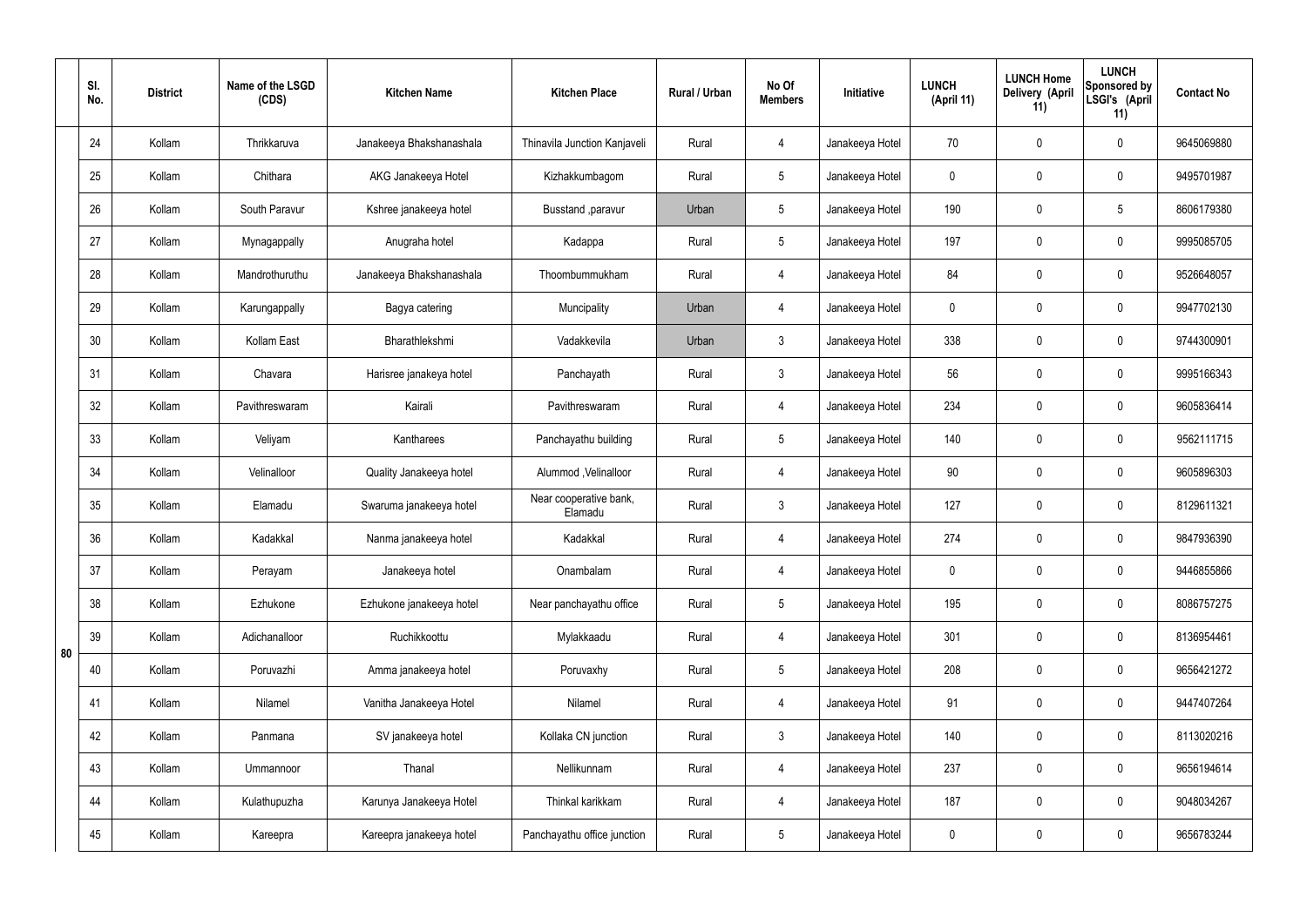|  | Sl. No. | District | Name of the LSGD (CDS) | Kitchen Name | Kitchen Place | Rural / Urban | No Of Members | Initiative | LUNCH (April 11) | LUNCH Home Delivery (April 11) | LUNCH Sponsored by LSGI's (April 11) | Contact No |
|---|---|---|---|---|---|---|---|---|---|---|---|---|
| 80 | 24 | Kollam | Thrikkaruva | Janakeeya Bhakshanashala | Thinavila Junction Kanjaveli | Rural | 4 | Janakeeya Hotel | 70 | 0 | 0 | 9645069880 |
|  | 25 | Kollam | Chithara | AKG Janakeeya Hotel | Kizhakkumbagom | Rural | 5 | Janakeeya Hotel | 0 | 0 | 0 | 9495701987 |
|  | 26 | Kollam | South Paravur | Kshree janakeeya hotel | Busstand ,paravur | Urban | 5 | Janakeeya Hotel | 190 | 0 | 5 | 8606179380 |
|  | 27 | Kollam | Mynagappally | Anugraha hotel | Kadappa | Rural | 5 | Janakeeya Hotel | 197 | 0 | 0 | 9995085705 |
|  | 28 | Kollam | Mandrothuruthu | Janakeeya Bhakshanashala | Thoombummukham | Rural | 4 | Janakeeya Hotel | 84 | 0 | 0 | 9526648057 |
|  | 29 | Kollam | Karungappally | Bagya catering | Muncipality | Urban | 4 | Janakeeya Hotel | 0 | 0 | 0 | 9947702130 |
|  | 30 | Kollam | Kollam East | Bharathlekshmi | Vadakkevila | Urban | 3 | Janakeeya Hotel | 338 | 0 | 0 | 9744300901 |
|  | 31 | Kollam | Chavara | Harisree janakeya hotel | Panchayath | Rural | 3 | Janakeeya Hotel | 56 | 0 | 0 | 9995166343 |
|  | 32 | Kollam | Pavithreswaram | Kairali | Pavithreswaram | Rural | 4 | Janakeeya Hotel | 234 | 0 | 0 | 9605836414 |
|  | 33 | Kollam | Veliyam | Kantharees | Panchayathu building | Rural | 5 | Janakeeya Hotel | 140 | 0 | 0 | 9562111715 |
|  | 34 | Kollam | Velinalloor | Quality Janakeeya hotel | Alummod ,Velinalloor | Rural | 4 | Janakeeya Hotel | 90 | 0 | 0 | 9605896303 |
|  | 35 | Kollam | Elamadu | Swaruma janakeeya hotel | Near cooperative bank, Elamadu | Rural | 3 | Janakeeya Hotel | 127 | 0 | 0 | 8129611321 |
|  | 36 | Kollam | Kadakkal | Nanma janakeeya hotel | Kadakkal | Rural | 4 | Janakeeya Hotel | 274 | 0 | 0 | 9847936390 |
|  | 37 | Kollam | Perayam | Janakeeya hotel | Onambalam | Rural | 4 | Janakeeya Hotel | 0 | 0 | 0 | 9446855866 |
|  | 38 | Kollam | Ezhukone | Ezhukone janakeeya hotel | Near panchayathu office | Rural | 5 | Janakeeya Hotel | 195 | 0 | 0 | 8086757275 |
|  | 39 | Kollam | Adichanalloor | Ruchikkoottu | Mylakkaadu | Rural | 4 | Janakeeya Hotel | 301 | 0 | 0 | 8136954461 |
|  | 40 | Kollam | Poruvazhi | Amma janakeeya hotel | Poruvaxhy | Rural | 5 | Janakeeya Hotel | 208 | 0 | 0 | 9656421272 |
|  | 41 | Kollam | Nilamel | Vanitha Janakeeya Hotel | Nilamel | Rural | 4 | Janakeeya Hotel | 91 | 0 | 0 | 9447407264 |
|  | 42 | Kollam | Panmana | SV janakeeya hotel | Kollaka CN junction | Rural | 3 | Janakeeya Hotel | 140 | 0 | 0 | 8113020216 |
|  | 43 | Kollam | Ummannoor | Thanal | Nellikunnam | Rural | 4 | Janakeeya Hotel | 237 | 0 | 0 | 9656194614 |
|  | 44 | Kollam | Kulathupuzha | Karunya Janakeeya Hotel | Thinkal karikkam | Rural | 4 | Janakeeya Hotel | 187 | 0 | 0 | 9048034267 |
|  | 45 | Kollam | Kareepra | Kareepra janakeeya hotel | Panchayathu office junction | Rural | 5 | Janakeeya Hotel | 0 | 0 | 0 | 9656783244 |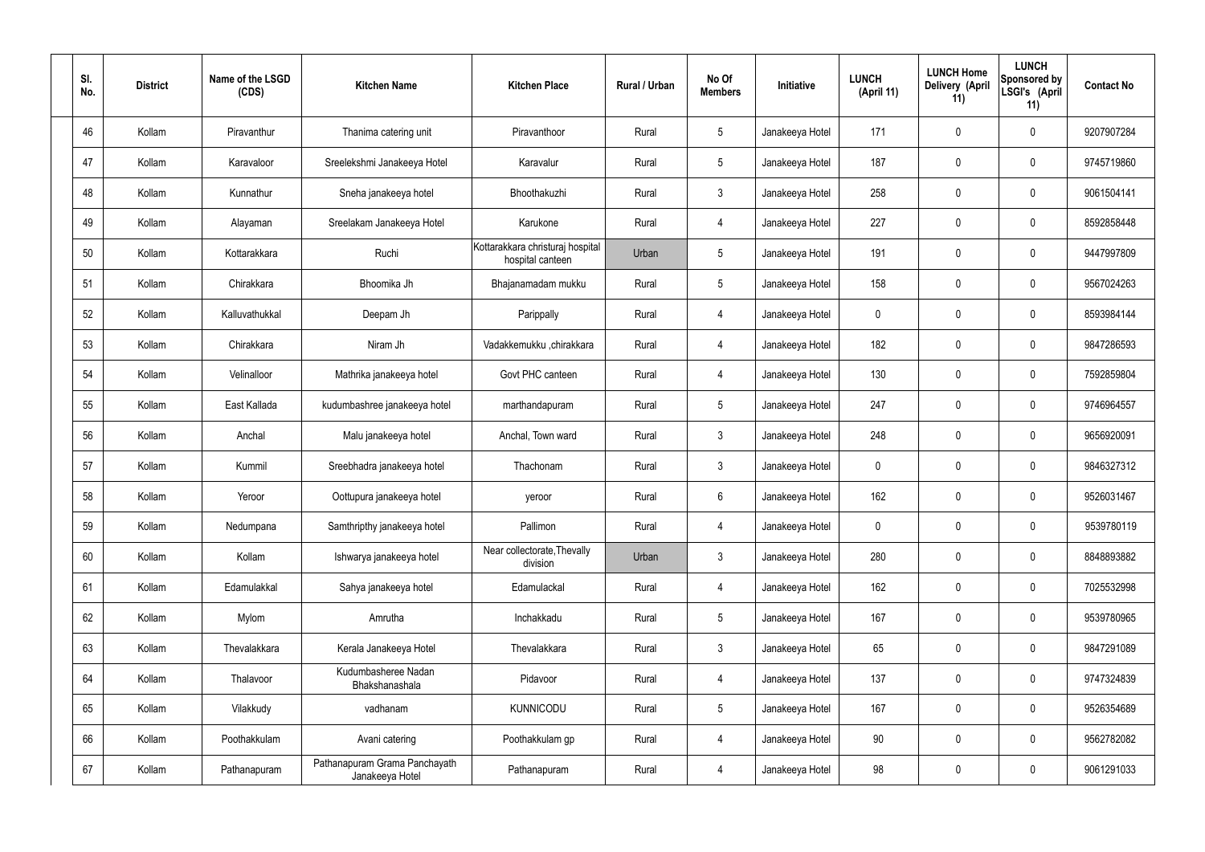| Sl. No. | District | Name of the LSGD (CDS) | Kitchen Name | Kitchen Place | Rural / Urban | No Of Members | Initiative | LUNCH (April 11) | LUNCH Home Delivery (April 11) | LUNCH Sponsored by LSGI's (April 11) | Contact No |
|---|---|---|---|---|---|---|---|---|---|---|---|
| 46 | Kollam | Piravanthur | Thanima catering unit | Piravanthoor | Rural | 5 | Janakeeya Hotel | 171 | 0 | 0 | 9207907284 |
| 47 | Kollam | Karavaloor | Sreelekshmi Janakeeya Hotel | Karavalur | Rural | 5 | Janakeeya Hotel | 187 | 0 | 0 | 9745719860 |
| 48 | Kollam | Kunnathur | Sneha janakeeya hotel | Bhoothakuzhi | Rural | 3 | Janakeeya Hotel | 258 | 0 | 0 | 9061504141 |
| 49 | Kollam | Alayaman | Sreelakam Janakeeya Hotel | Karukone | Rural | 4 | Janakeeya Hotel | 227 | 0 | 0 | 8592858448 |
| 50 | Kollam | Kottarakkara | Ruchi | Kottarakkara christuraj hospital hospital canteen | Urban | 5 | Janakeeya Hotel | 191 | 0 | 0 | 9447997809 |
| 51 | Kollam | Chirakkara | Bhoomika Jh | Bhajanamadam mukku | Rural | 5 | Janakeeya Hotel | 158 | 0 | 0 | 9567024263 |
| 52 | Kollam | Kalluvathukkal | Deepam Jh | Parippally | Rural | 4 | Janakeeya Hotel | 0 | 0 | 0 | 8593984144 |
| 53 | Kollam | Chirakkara | Niram Jh | Vadakkemukku ,chirakkara | Rural | 4 | Janakeeya Hotel | 182 | 0 | 0 | 9847286593 |
| 54 | Kollam | Velinalloor | Mathrika janakeeya hotel | Govt PHC canteen | Rural | 4 | Janakeeya Hotel | 130 | 0 | 0 | 7592859804 |
| 55 | Kollam | East Kallada | kudumbashree janakeeya hotel | marthandapuram | Rural | 5 | Janakeeya Hotel | 247 | 0 | 0 | 9746964557 |
| 56 | Kollam | Anchal | Malu janakeeya hotel | Anchal, Town ward | Rural | 3 | Janakeeya Hotel | 248 | 0 | 0 | 9656920091 |
| 57 | Kollam | Kummil | Sreebhadra janakeeya hotel | Thachonam | Rural | 3 | Janakeeya Hotel | 0 | 0 | 0 | 9846327312 |
| 58 | Kollam | Yeroor | Oottupura janakeeya hotel | yeroor | Rural | 6 | Janakeeya Hotel | 162 | 0 | 0 | 9526031467 |
| 59 | Kollam | Nedumpana | Samthripthy janakeeya hotel | Pallimon | Rural | 4 | Janakeeya Hotel | 0 | 0 | 0 | 9539780119 |
| 60 | Kollam | Kollam | Ishwarya janakeeya hotel | Near collectorate,Thevally division | Urban | 3 | Janakeeya Hotel | 280 | 0 | 0 | 8848893882 |
| 61 | Kollam | Edamulakkal | Sahya janakeeya hotel | Edamulackal | Rural | 4 | Janakeeya Hotel | 162 | 0 | 0 | 7025532998 |
| 62 | Kollam | Mylom | Amrutha | Inchakkadu | Rural | 5 | Janakeeya Hotel | 167 | 0 | 0 | 9539780965 |
| 63 | Kollam | Thevalakkara | Kerala Janakeeya Hotel | Thevalakkara | Rural | 3 | Janakeeya Hotel | 65 | 0 | 0 | 9847291089 |
| 64 | Kollam | Thalavoor | Kudumbasheree Nadan Bhakshanashala | Pidavoor | Rural | 4 | Janakeeya Hotel | 137 | 0 | 0 | 9747324839 |
| 65 | Kollam | Vilakkudy | vadhanam | KUNNICODU | Rural | 5 | Janakeeya Hotel | 167 | 0 | 0 | 9526354689 |
| 66 | Kollam | Poothakkulam | Avani catering | Poothakkulam gp | Rural | 4 | Janakeeya Hotel | 90 | 0 | 0 | 9562782082 |
| 67 | Kollam | Pathanapuram | Pathanapuram Grama Panchayath Janakeeya Hotel | Pathanapuram | Rural | 4 | Janakeeya Hotel | 98 | 0 | 0 | 9061291033 |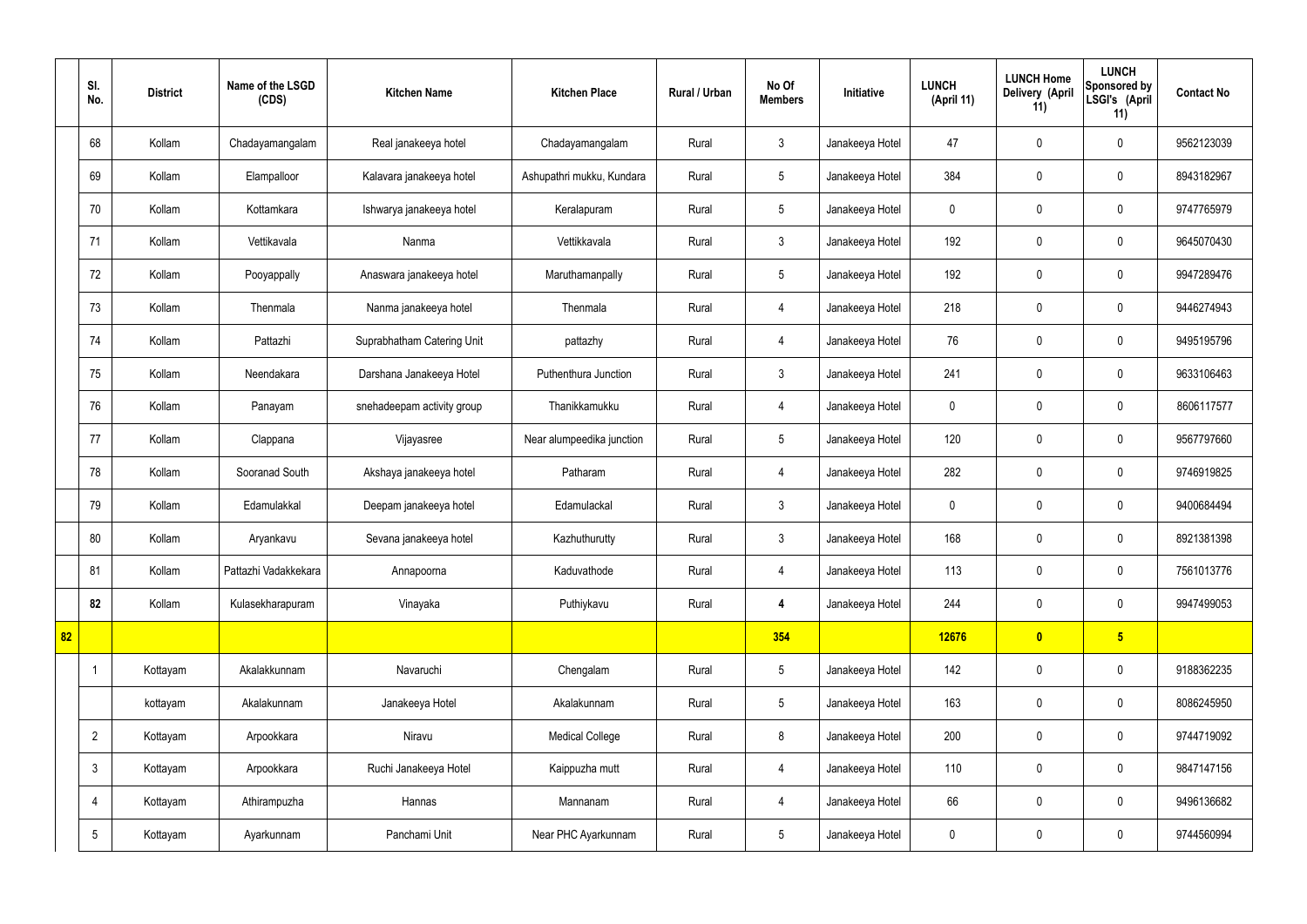| | Sl. No. | District | Name of the LSGD (CDS) | Kitchen Name | Kitchen Place | Rural / Urban | No Of Members | Initiative | LUNCH (April 11) | LUNCH Home Delivery (April 11) | LUNCH Sponsored by LSGI's (April 11) | Contact No |
|---|---|---|---|---|---|---|---|---|---|---|---|---|
| | 68 | Kollam | Chadayamangalam | Real janakeeya hotel | Chadayamangalam | Rural | 3 | Janakeeya Hotel | 47 | 0 | 0 | 9562123039 |
| | 69 | Kollam | Elampalloor | Kalavara janakeeya hotel | Ashupathri mukku, Kundara | Rural | 5 | Janakeeya Hotel | 384 | 0 | 0 | 8943182967 |
| | 70 | Kollam | Kottamkara | Ishwarya janakeeya hotel | Keralapuram | Rural | 5 | Janakeeya Hotel | 0 | 0 | 0 | 9747765979 |
| | 71 | Kollam | Vettikavala | Nanma | Vettikkavala | Rural | 3 | Janakeeya Hotel | 192 | 0 | 0 | 9645070430 |
| | 72 | Kollam | Pooyappally | Anaswara janakeeya hotel | Maruthamanpally | Rural | 5 | Janakeeya Hotel | 192 | 0 | 0 | 9947289476 |
| | 73 | Kollam | Thenmala | Nanma janakeeya hotel | Thenmala | Rural | 4 | Janakeeya Hotel | 218 | 0 | 0 | 9446274943 |
| | 74 | Kollam | Pattazhi | Suprabhatham Catering Unit | pattazhy | Rural | 4 | Janakeeya Hotel | 76 | 0 | 0 | 9495195796 |
| | 75 | Kollam | Neendakara | Darshana Janakeeya Hotel | Puthenthura Junction | Rural | 3 | Janakeeya Hotel | 241 | 0 | 0 | 9633106463 |
| | 76 | Kollam | Panayam | snehadeepam activity group | Thanikkamukku | Rural | 4 | Janakeeya Hotel | 0 | 0 | 0 | 8606117577 |
| | 77 | Kollam | Clappana | Vijayasree | Near alumpeedika junction | Rural | 5 | Janakeeya Hotel | 120 | 0 | 0 | 9567797660 |
| | 78 | Kollam | Sooranad South | Akshaya janakeeya hotel | Patharam | Rural | 4 | Janakeeya Hotel | 282 | 0 | 0 | 9746919825 |
| | 79 | Kollam | Edamulakkal | Deepam janakeeya hotel | Edamulackal | Rural | 3 | Janakeeya Hotel | 0 | 0 | 0 | 9400684494 |
| | 80 | Kollam | Aryankavu | Sevana janakeeya hotel | Kazhuthurutty | Rural | 3 | Janakeeya Hotel | 168 | 0 | 0 | 8921381398 |
| | 81 | Kollam | Pattazhi Vadakkekara | Annapoorna | Kaduvathode | Rural | 4 | Janakeeya Hotel | 113 | 0 | 0 | 7561013776 |
| | **82** | Kollam | Kulasekharapuram | Vinayaka | Puthiykavu | Rural | **4** | Janakeeya Hotel | 244 | 0 | 0 | 9947499053 |
| **82** | | | | | | | **354** | | **12676** | **0** | **5** | |
| | 1 | Kottayam | Akalakkunnam | Navaruchi | Chengalam | Rural | 5 | Janakeeya Hotel | 142 | 0 | 0 | 9188362235 |
| | | kottayam | Akalakunnam | Janakeeya Hotel | Akalakunnam | Rural | 5 | Janakeeya Hotel | 163 | 0 | 0 | 8086245950 |
| | 2 | Kottayam | Arpookkara | Niravu | Medical College | Rural | 8 | Janakeeya Hotel | 200 | 0 | 0 | 9744719092 |
| | 3 | Kottayam | Arpookkara | Ruchi Janakeeya Hotel | Kaippuzha mutt | Rural | 4 | Janakeeya Hotel | 110 | 0 | 0 | 9847147156 |
| | 4 | Kottayam | Athirampuzha | Hannas | Mannanam | Rural | 4 | Janakeeya Hotel | 66 | 0 | 0 | 9496136682 |
| | 5 | Kottayam | Ayarkunnam | Panchami Unit | Near PHC Ayarkunnam | Rural | 5 | Janakeeya Hotel | 0 | 0 | 0 | 9744560994 |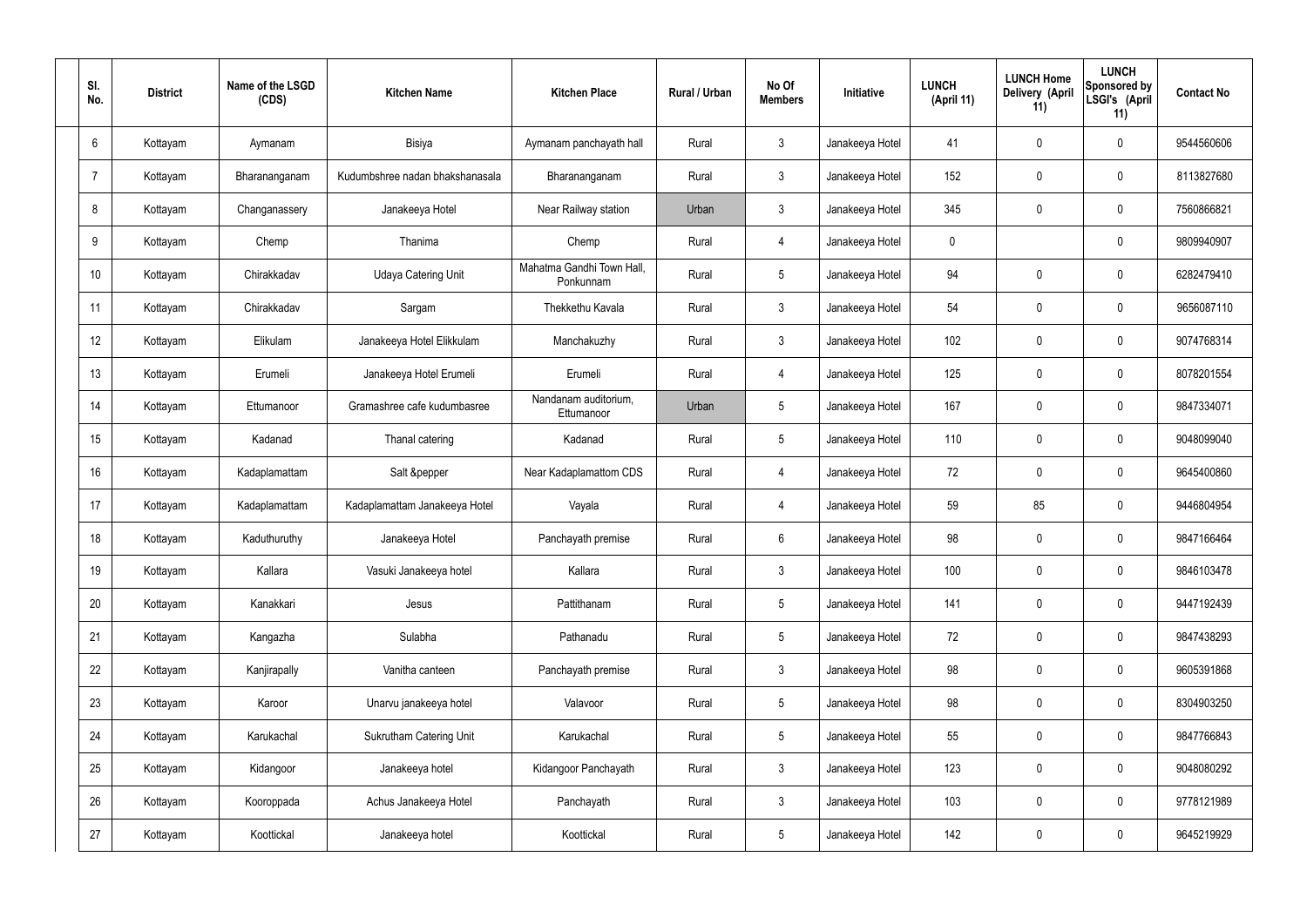| Sl. No. | District | Name of the LSGD (CDS) | Kitchen Name | Kitchen Place | Rural / Urban | No Of Members | Initiative | LUNCH (April 11) | LUNCH Home Delivery (April 11) | LUNCH Sponsored by LSGI's (April 11) | Contact No |
|---|---|---|---|---|---|---|---|---|---|---|---|
| 6 | Kottayam | Aymanam | Bisiya | Aymanam panchayath hall | Rural | 3 | Janakeeya Hotel | 41 | 0 | 0 | 9544560606 |
| 7 | Kottayam | Bharananganam | Kudumbshree nadan bhakshanasala | Bharananganam | Rural | 3 | Janakeeya Hotel | 152 | 0 | 0 | 8113827680 |
| 8 | Kottayam | Changanassery | Janakeeya Hotel | Near Railway station | Urban | 3 | Janakeeya Hotel | 345 | 0 | 0 | 7560866821 |
| 9 | Kottayam | Chemp | Thanima | Chemp | Rural | 4 | Janakeeya Hotel | 0 | | 0 | 9809940907 |
| 10 | Kottayam | Chirakkadav | Udaya Catering Unit | Mahatma Gandhi Town Hall, Ponkunnam | Rural | 5 | Janakeeya Hotel | 94 | 0 | 0 | 6282479410 |
| 11 | Kottayam | Chirakkadav | Sargam | Thekkethu Kavala | Rural | 3 | Janakeeya Hotel | 54 | 0 | 0 | 9656087110 |
| 12 | Kottayam | Elikulam | Janakeeya Hotel Elikkulam | Manchakuzhy | Rural | 3 | Janakeeya Hotel | 102 | 0 | 0 | 9074768314 |
| 13 | Kottayam | Erumeli | Janakeeya Hotel Erumeli | Erumeli | Rural | 4 | Janakeeya Hotel | 125 | 0 | 0 | 8078201554 |
| 14 | Kottayam | Ettumanoor | Gramashree cafe kudumbasree | Nandanam auditorium, Ettumanoor | Urban | 5 | Janakeeya Hotel | 167 | 0 | 0 | 9847334071 |
| 15 | Kottayam | Kadanad | Thanal catering | Kadanad | Rural | 5 | Janakeeya Hotel | 110 | 0 | 0 | 9048099040 |
| 16 | Kottayam | Kadaplamattam | Salt &pepper | Near Kadaplamattom CDS | Rural | 4 | Janakeeya Hotel | 72 | 0 | 0 | 9645400860 |
| 17 | Kottayam | Kadaplamattam | Kadaplamattam Janakeeya Hotel | Vayala | Rural | 4 | Janakeeya Hotel | 59 | 85 | 0 | 9446804954 |
| 18 | Kottayam | Kaduthuruthy | Janakeeya Hotel | Panchayath premise | Rural | 6 | Janakeeya Hotel | 98 | 0 | 0 | 9847166464 |
| 19 | Kottayam | Kallara | Vasuki Janakeeya hotel | Kallara | Rural | 3 | Janakeeya Hotel | 100 | 0 | 0 | 9846103478 |
| 20 | Kottayam | Kanakkari | Jesus | Pattithanam | Rural | 5 | Janakeeya Hotel | 141 | 0 | 0 | 9447192439 |
| 21 | Kottayam | Kangazha | Sulabha | Pathanadu | Rural | 5 | Janakeeya Hotel | 72 | 0 | 0 | 9847438293 |
| 22 | Kottayam | Kanjirapally | Vanitha canteen | Panchayath premise | Rural | 3 | Janakeeya Hotel | 98 | 0 | 0 | 9605391868 |
| 23 | Kottayam | Karoor | Unarvu janakeeya hotel | Valavoor | Rural | 5 | Janakeeya Hotel | 98 | 0 | 0 | 8304903250 |
| 24 | Kottayam | Karukachal | Sukrutham Catering Unit | Karukachal | Rural | 5 | Janakeeya Hotel | 55 | 0 | 0 | 9847766843 |
| 25 | Kottayam | Kidangoor | Janakeeya hotel | Kidangoor Panchayath | Rural | 3 | Janakeeya Hotel | 123 | 0 | 0 | 9048080292 |
| 26 | Kottayam | Kooroppada | Achus Janakeeya Hotel | Panchayath | Rural | 3 | Janakeeya Hotel | 103 | 0 | 0 | 9778121989 |
| 27 | Kottayam | Koottickal | Janakeeya hotel | Koottickal | Rural | 5 | Janakeeya Hotel | 142 | 0 | 0 | 9645219929 |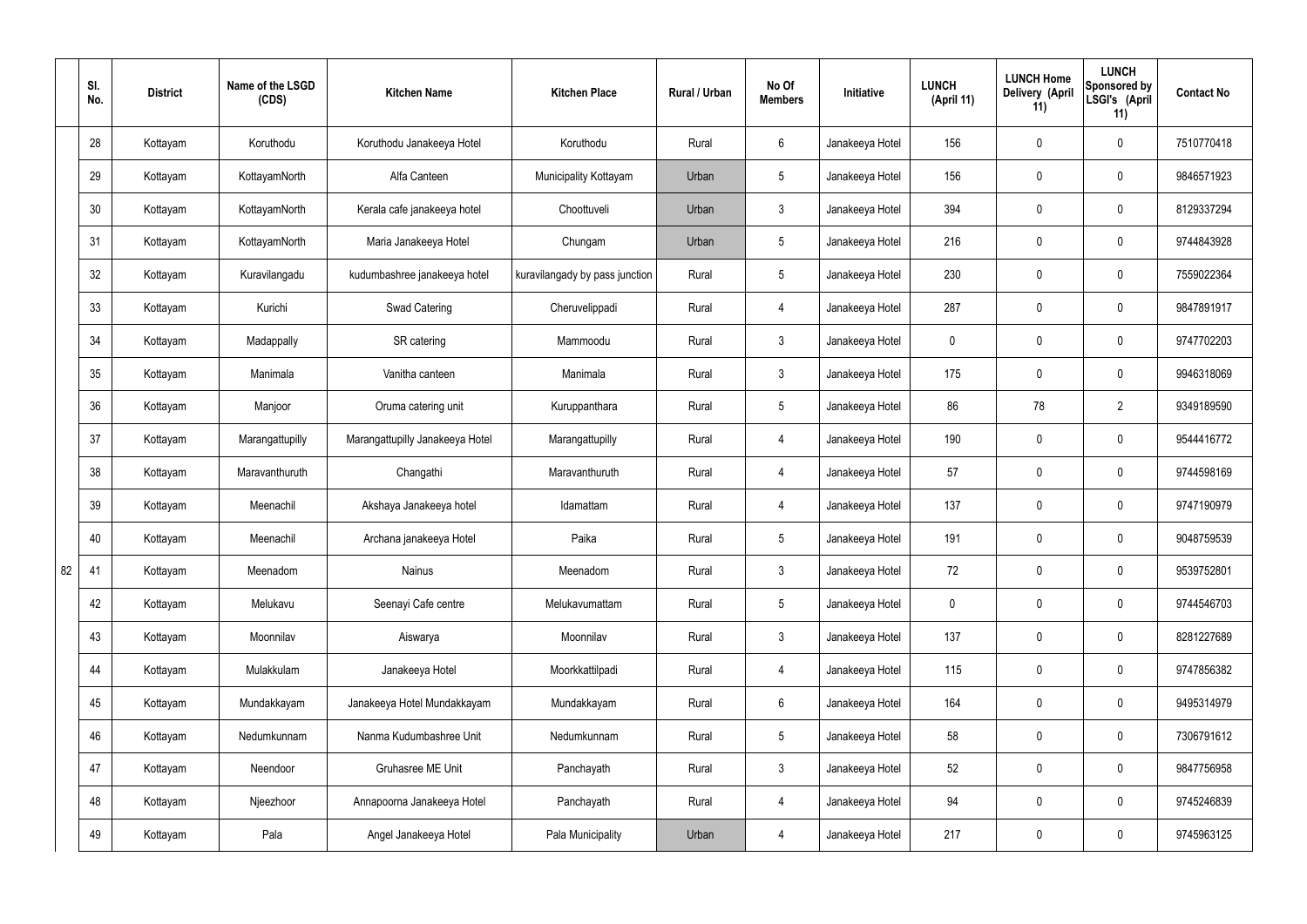| | Sl. No. | District | Name of the LSGD (CDS) | Kitchen Name | Kitchen Place | Rural / Urban | No Of Members | Initiative | LUNCH (April 11) | LUNCH Home Delivery (April 11) | LUNCH Sponsored by LSGI's (April 11) | Contact No |
|---|---|---|---|---|---|---|---|---|---|---|---|---|
| | 28 | Kottayam | Koruthodu | Koruthodu Janakeeya Hotel | Koruthodu | Rural | 6 | Janakeeya Hotel | 156 | 0 | 0 | 7510770418 |
| | 29 | Kottayam | KottayamNorth | Alfa Canteen | Municipality Kottayam | Urban | 5 | Janakeeya Hotel | 156 | 0 | 0 | 9846571923 |
| | 30 | Kottayam | KottayamNorth | Kerala cafe janakeeya hotel | Choottuveli | Urban | 3 | Janakeeya Hotel | 394 | 0 | 0 | 8129337294 |
| | 31 | Kottayam | KottayamNorth | Maria Janakeeya Hotel | Chungam | Urban | 5 | Janakeeya Hotel | 216 | 0 | 0 | 9744843928 |
| | 32 | Kottayam | Kuravilangadu | kudumbashree janakeeya hotel | kuravilangady by pass junction | Rural | 5 | Janakeeya Hotel | 230 | 0 | 0 | 7559022364 |
| | 33 | Kottayam | Kurichi | Swad Catering | Cheruvelippadi | Rural | 4 | Janakeeya Hotel | 287 | 0 | 0 | 9847891917 |
| | 34 | Kottayam | Madappally | SR catering | Mammoodu | Rural | 3 | Janakeeya Hotel | 0 | 0 | 0 | 9747702203 |
| | 35 | Kottayam | Manimala | Vanitha canteen | Manimala | Rural | 3 | Janakeeya Hotel | 175 | 0 | 0 | 9946318069 |
| | 36 | Kottayam | Manjoor | Oruma catering unit | Kuruppanthara | Rural | 5 | Janakeeya Hotel | 86 | 78 | 2 | 9349189590 |
| | 37 | Kottayam | Marangattupilly | Marangattupilly Janakeeya Hotel | Marangattupilly | Rural | 4 | Janakeeya Hotel | 190 | 0 | 0 | 9544416772 |
| | 38 | Kottayam | Maravanthuruth | Changathi | Maravanthuruth | Rural | 4 | Janakeeya Hotel | 57 | 0 | 0 | 9744598169 |
| | 39 | Kottayam | Meenachil | Akshaya Janakeeya hotel | Idamattam | Rural | 4 | Janakeeya Hotel | 137 | 0 | 0 | 9747190979 |
| | 40 | Kottayam | Meenachil | Archana janakeeya Hotel | Paika | Rural | 5 | Janakeeya Hotel | 191 | 0 | 0 | 9048759539 |
| 82 | 41 | Kottayam | Meenadom | Nainus | Meenadom | Rural | 3 | Janakeeya Hotel | 72 | 0 | 0 | 9539752801 |
| | 42 | Kottayam | Melukavu | Seenayi Cafe centre | Melukavumattam | Rural | 5 | Janakeeya Hotel | 0 | 0 | 0 | 9744546703 |
| | 43 | Kottayam | Moonnilav | Aiswarya | Moonnilav | Rural | 3 | Janakeeya Hotel | 137 | 0 | 0 | 8281227689 |
| | 44 | Kottayam | Mulakkulam | Janakeeya Hotel | Moorkkattilpadi | Rural | 4 | Janakeeya Hotel | 115 | 0 | 0 | 9747856382 |
| | 45 | Kottayam | Mundakkayam | Janakeeya Hotel Mundakkayam | Mundakkayam | Rural | 6 | Janakeeya Hotel | 164 | 0 | 0 | 9495314979 |
| | 46 | Kottayam | Nedumkunnam | Nanma Kudumbashree Unit | Nedumkunnam | Rural | 5 | Janakeeya Hotel | 58 | 0 | 0 | 7306791612 |
| | 47 | Kottayam | Neendoor | Gruhasree ME Unit | Panchayath | Rural | 3 | Janakeeya Hotel | 52 | 0 | 0 | 9847756958 |
| | 48 | Kottayam | Njeezhoor | Annapoorna Janakeeya Hotel | Panchayath | Rural | 4 | Janakeeya Hotel | 94 | 0 | 0 | 9745246839 |
| | 49 | Kottayam | Pala | Angel Janakeeya Hotel | Pala Municipality | Urban | 4 | Janakeeya Hotel | 217 | 0 | 0 | 9745963125 |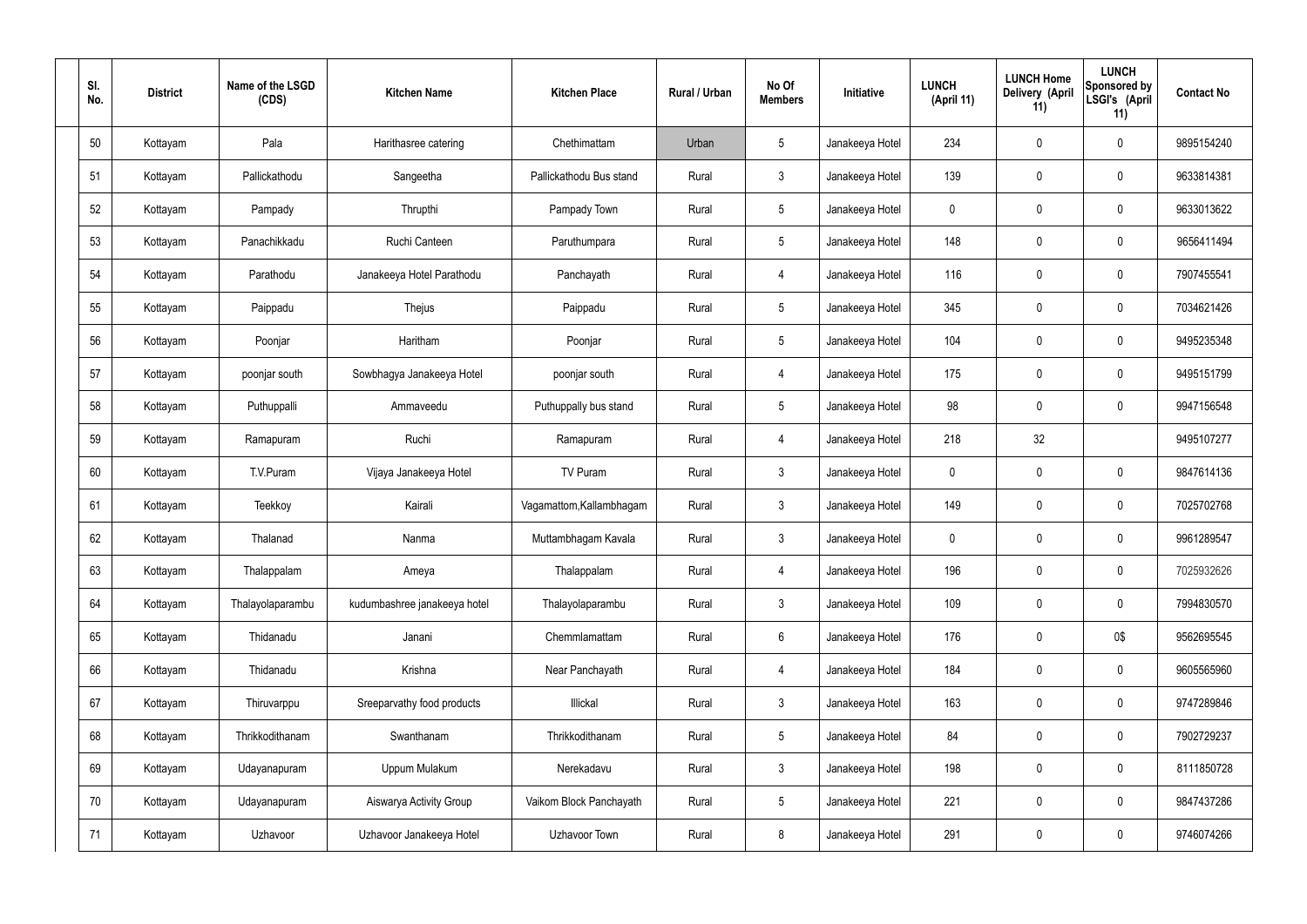| Sl. No. | District | Name of the LSGD (CDS) | Kitchen Name | Kitchen Place | Rural / Urban | No Of Members | Initiative | LUNCH (April 11) | LUNCH Home Delivery (April 11) | LUNCH Sponsored by LSGI's (April 11) | Contact No |
|---|---|---|---|---|---|---|---|---|---|---|---|
| 50 | Kottayam | Pala | Harithasree catering | Chethimattam | Urban | 5 | Janakeeya Hotel | 234 | 0 | 0 | 9895154240 |
| 51 | Kottayam | Pallickathodu | Sangeetha | Pallickathodu Bus stand | Rural | 3 | Janakeeya Hotel | 139 | 0 | 0 | 9633814381 |
| 52 | Kottayam | Pampady | Thrupthi | Pampady Town | Rural | 5 | Janakeeya Hotel | 0 | 0 | 0 | 9633013622 |
| 53 | Kottayam | Panachikkadu | Ruchi Canteen | Paruthumpara | Rural | 5 | Janakeeya Hotel | 148 | 0 | 0 | 9656411494 |
| 54 | Kottayam | Parathodu | Janakeeya Hotel Parathodu | Panchayath | Rural | 4 | Janakeeya Hotel | 116 | 0 | 0 | 7907455541 |
| 55 | Kottayam | Paippadu | Thejus | Paippadu | Rural | 5 | Janakeeya Hotel | 345 | 0 | 0 | 7034621426 |
| 56 | Kottayam | Poonjar | Haritham | Poonjar | Rural | 5 | Janakeeya Hotel | 104 | 0 | 0 | 9495235348 |
| 57 | Kottayam | poonjar south | Sowbhagya Janakeeya Hotel | poonjar south | Rural | 4 | Janakeeya Hotel | 175 | 0 | 0 | 9495151799 |
| 58 | Kottayam | Puthuppalli | Ammaveedu | Puthuppally bus stand | Rural | 5 | Janakeeya Hotel | 98 | 0 | 0 | 9947156548 |
| 59 | Kottayam | Ramapuram | Ruchi | Ramapuram | Rural | 4 | Janakeeya Hotel | 218 | 32 | | 9495107277 |
| 60 | Kottayam | T.V.Puram | Vijaya Janakeeya Hotel | TV Puram | Rural | 3 | Janakeeya Hotel | 0 | 0 | 0 | 9847614136 |
| 61 | Kottayam | Teekkoy | Kairali | Vagamattom,Kallambhagam | Rural | 3 | Janakeeya Hotel | 149 | 0 | 0 | 7025702768 |
| 62 | Kottayam | Thalanad | Nanma | Muttambhagam Kavala | Rural | 3 | Janakeeya Hotel | 0 | 0 | 0 | 9961289547 |
| 63 | Kottayam | Thalappalam | Ameya | Thalappalam | Rural | 4 | Janakeeya Hotel | 196 | 0 | 0 | 7025932626 |
| 64 | Kottayam | Thalayolaparambu | kudumbashree janakeeya hotel | Thalayolaparambu | Rural | 3 | Janakeeya Hotel | 109 | 0 | 0 | 7994830570 |
| 65 | Kottayam | Thidanadu | Janani | Chemmlamattam | Rural | 6 | Janakeeya Hotel | 176 | 0 | 0$ | 9562695545 |
| 66 | Kottayam | Thidanadu | Krishna | Near Panchayath | Rural | 4 | Janakeeya Hotel | 184 | 0 | 0 | 9605565960 |
| 67 | Kottayam | Thiruvarppu | Sreeparvathy food products | Illickal | Rural | 3 | Janakeeya Hotel | 163 | 0 | 0 | 9747289846 |
| 68 | Kottayam | Thrikkodithanam | Swanthanam | Thrikkodithanam | Rural | 5 | Janakeeya Hotel | 84 | 0 | 0 | 7902729237 |
| 69 | Kottayam | Udayanapuram | Uppum Mulakum | Nerekadavu | Rural | 3 | Janakeeya Hotel | 198 | 0 | 0 | 8111850728 |
| 70 | Kottayam | Udayanapuram | Aiswarya Activity Group | Vaikom Block Panchayath | Rural | 5 | Janakeeya Hotel | 221 | 0 | 0 | 9847437286 |
| 71 | Kottayam | Uzhavoor | Uzhavoor Janakeeya Hotel | Uzhavoor Town | Rural | 8 | Janakeeya Hotel | 291 | 0 | 0 | 9746074266 |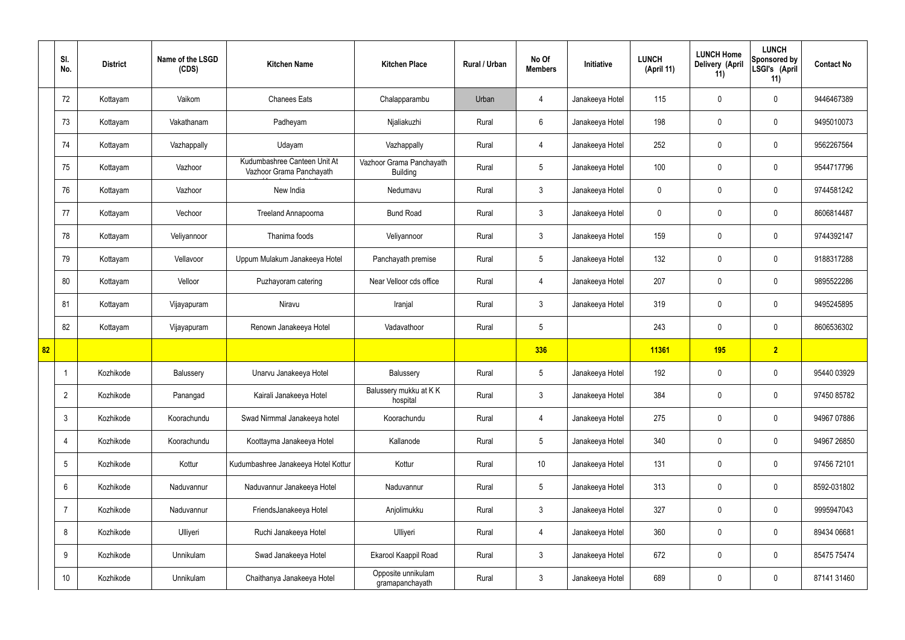|  | Sl. No. | District | Name of the LSGD (CDS) | Kitchen Name | Kitchen Place | Rural / Urban | No Of Members | Initiative | LUNCH (April 11) | LUNCH Home Delivery (April 11) | LUNCH Sponsored by LSGI's (April 11) | Contact No |
|---|---|---|---|---|---|---|---|---|---|---|---|---|
|  | 72 | Kottayam | Vaikom | Chanees Eats | Chalapparambu | Urban | 4 | Janakeeya Hotel | 115 | 0 | 0 | 9446467389 |
|  | 73 | Kottayam | Vakathanam | Padheyam | Njaliakuzhi | Rural | 6 | Janakeeya Hotel | 198 | 0 | 0 | 9495010073 |
|  | 74 | Kottayam | Vazhappally | Udayam | Vazhappally | Rural | 4 | Janakeeya Hotel | 252 | 0 | 0 | 9562267564 |
|  | 75 | Kottayam | Vazhoor | Kudumbashree Canteen Unit At Vazhoor Grama Panchayath | Vazhoor Grama Panchayath Building | Rural | 5 | Janakeeya Hotel | 100 | 0 | 0 | 9544717796 |
|  | 76 | Kottayam | Vazhoor | New India | Nedumavu | Rural | 3 | Janakeeya Hotel | 0 | 0 | 0 | 9744581242 |
|  | 77 | Kottayam | Vechoor | Treeland Annapoorna | Bund Road | Rural | 3 | Janakeeya Hotel | 0 | 0 | 0 | 8606814487 |
|  | 78 | Kottayam | Veliyannoor | Thanima foods | Veliyannoor | Rural | 3 | Janakeeya Hotel | 159 | 0 | 0 | 9744392147 |
|  | 79 | Kottayam | Vellavoor | Uppum Mulakum Janakeeya Hotel | Panchayath premise | Rural | 5 | Janakeeya Hotel | 132 | 0 | 0 | 9188317288 |
|  | 80 | Kottayam | Velloor | Puzhayoram catering | Near Velloor cds office | Rural | 4 | Janakeeya Hotel | 207 | 0 | 0 | 9895522286 |
|  | 81 | Kottayam | Vijayapuram | Niravu | Iranjal | Rural | 3 | Janakeeya Hotel | 319 | 0 | 0 | 9495245895 |
|  | 82 | Kottayam | Vijayapuram | Renown Janakeeya Hotel | Vadavathoor | Rural | 5 |  | 243 | 0 | 0 | 8606536302 |
| 82 |  |  |  |  |  |  | 336 |  | 11361 | 195 | 2 |  |
|  | 1 | Kozhikode | Balussery | Unarvu Janakeeya Hotel | Balussery | Rural | 5 | Janakeeya Hotel | 192 | 0 | 0 | 95440 03929 |
|  | 2 | Kozhikode | Panangad | Kairali Janakeeya Hotel | Balussery mukku at K K hospital | Rural | 3 | Janakeeya Hotel | 384 | 0 | 0 | 97450 85782 |
|  | 3 | Kozhikode | Koorachundu | Swad Nirmmal Janakeeya hotel | Koorachundu | Rural | 4 | Janakeeya Hotel | 275 | 0 | 0 | 94967 07886 |
|  | 4 | Kozhikode | Koorachundu | Koottayma Janakeeya Hotel | Kallanode | Rural | 5 | Janakeeya Hotel | 340 | 0 | 0 | 94967 26850 |
|  | 5 | Kozhikode | Kottur | Kudumbashree Janakeeya Hotel Kottur | Kottur | Rural | 10 | Janakeeya Hotel | 131 | 0 | 0 | 97456 72101 |
|  | 6 | Kozhikode | Naduvannur | Naduvannur Janakeeya Hotel | Naduvannur | Rural | 5 | Janakeeya Hotel | 313 | 0 | 0 | 8592-031802 |
|  | 7 | Kozhikode | Naduvannur | FriendsJanakeeya Hotel | Anjolimukku | Rural | 3 | Janakeeya Hotel | 327 | 0 | 0 | 9995947043 |
|  | 8 | Kozhikode | Ulliyeri | Ruchi Janakeeya Hotel | Ulliyeri | Rural | 4 | Janakeeya Hotel | 360 | 0 | 0 | 89434 06681 |
|  | 9 | Kozhikode | Unnikulam | Swad Janakeeya Hotel | Ekarool Kaappil Road | Rural | 3 | Janakeeya Hotel | 672 | 0 | 0 | 85475 75474 |
|  | 10 | Kozhikode | Unnikulam | Chaithanya Janakeeya Hotel | Opposite unnikulam gramapanchayath | Rural | 3 | Janakeeya Hotel | 689 | 0 | 0 | 87141 31460 |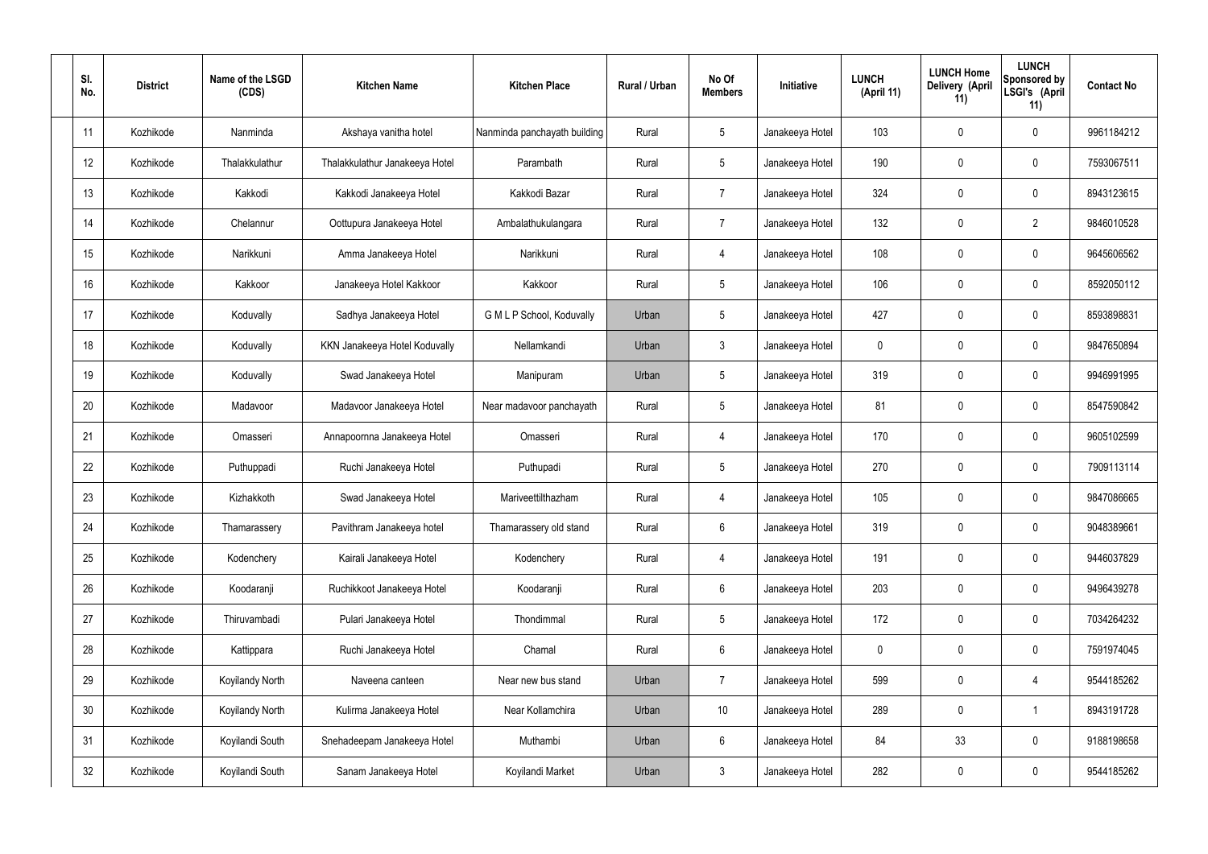| Sl. No. | District | Name of the LSGD (CDS) | Kitchen Name | Kitchen Place | Rural / Urban | No Of Members | Initiative | LUNCH (April 11) | LUNCH Home Delivery (April 11) | LUNCH Sponsored by LSGI's (April 11) | Contact No |
|---|---|---|---|---|---|---|---|---|---|---|---|
| 11 | Kozhikode | Nanminda | Akshaya vanitha hotel | Nanminda panchayath building | Rural | 5 | Janakeeya Hotel | 103 | 0 | 0 | 9961184212 |
| 12 | Kozhikode | Thalakkulathur | Thalakkulathur Janakeeya Hotel | Parambath | Rural | 5 | Janakeeya Hotel | 190 | 0 | 0 | 7593067511 |
| 13 | Kozhikode | Kakkodi | Kakkodi Janakeeya Hotel | Kakkodi Bazar | Rural | 7 | Janakeeya Hotel | 324 | 0 | 0 | 8943123615 |
| 14 | Kozhikode | Chelannur | Oottupura Janakeeya Hotel | Ambalathukulangara | Rural | 7 | Janakeeya Hotel | 132 | 0 | 2 | 9846010528 |
| 15 | Kozhikode | Narikkuni | Amma Janakeeya Hotel | Narikkuni | Rural | 4 | Janakeeya Hotel | 108 | 0 | 0 | 9645606562 |
| 16 | Kozhikode | Kakkoor | Janakeeya Hotel Kakkoor | Kakkoor | Rural | 5 | Janakeeya Hotel | 106 | 0 | 0 | 8592050112 |
| 17 | Kozhikode | Koduvally | Sadhya Janakeeya Hotel | G M L P School, Koduvally | Urban | 5 | Janakeeya Hotel | 427 | 0 | 0 | 8593898831 |
| 18 | Kozhikode | Koduvally | KKN Janakeeya Hotel Koduvally | Nellamkandi | Urban | 3 | Janakeeya Hotel | 0 | 0 | 0 | 9847650894 |
| 19 | Kozhikode | Koduvally | Swad Janakeeya Hotel | Manipuram | Urban | 5 | Janakeeya Hotel | 319 | 0 | 0 | 9946991995 |
| 20 | Kozhikode | Madavoor | Madavoor Janakeeya Hotel | Near madavoor panchayath | Rural | 5 | Janakeeya Hotel | 81 | 0 | 0 | 8547590842 |
| 21 | Kozhikode | Omasseri | Annapoornna Janakeeya Hotel | Omasseri | Rural | 4 | Janakeeya Hotel | 170 | 0 | 0 | 9605102599 |
| 22 | Kozhikode | Puthuppadi | Ruchi Janakeeya Hotel | Puthupadi | Rural | 5 | Janakeeya Hotel | 270 | 0 | 0 | 7909113114 |
| 23 | Kozhikode | Kizhakkoth | Swad Janakeeya Hotel | Mariveettilthazham | Rural | 4 | Janakeeya Hotel | 105 | 0 | 0 | 9847086665 |
| 24 | Kozhikode | Thamarassery | Pavithram Janakeeya hotel | Thamarassery old stand | Rural | 6 | Janakeeya Hotel | 319 | 0 | 0 | 9048389661 |
| 25 | Kozhikode | Kodenchery | Kairali Janakeeya Hotel | Kodenchery | Rural | 4 | Janakeeya Hotel | 191 | 0 | 0 | 9446037829 |
| 26 | Kozhikode | Koodaranji | Ruchikkoot Janakeeya Hotel | Koodaranji | Rural | 6 | Janakeeya Hotel | 203 | 0 | 0 | 9496439278 |
| 27 | Kozhikode | Thiruvambadi | Pulari Janakeeya Hotel | Thondimmal | Rural | 5 | Janakeeya Hotel | 172 | 0 | 0 | 7034264232 |
| 28 | Kozhikode | Kattippara | Ruchi Janakeeya Hotel | Chamal | Rural | 6 | Janakeeya Hotel | 0 | 0 | 0 | 7591974045 |
| 29 | Kozhikode | Koyilandy North | Naveena canteen | Near new bus stand | Urban | 7 | Janakeeya Hotel | 599 | 0 | 4 | 9544185262 |
| 30 | Kozhikode | Koyilandy North | Kulirma Janakeeya Hotel | Near Kollamchira | Urban | 10 | Janakeeya Hotel | 289 | 0 | 1 | 8943191728 |
| 31 | Kozhikode | Koyilandi South | Snehadeepam Janakeeya Hotel | Muthambi | Urban | 6 | Janakeeya Hotel | 84 | 33 | 0 | 9188198658 |
| 32 | Kozhikode | Koyilandi South | Sanam Janakeeya Hotel | Koyilandi Market | Urban | 3 | Janakeeya Hotel | 282 | 0 | 0 | 9544185262 |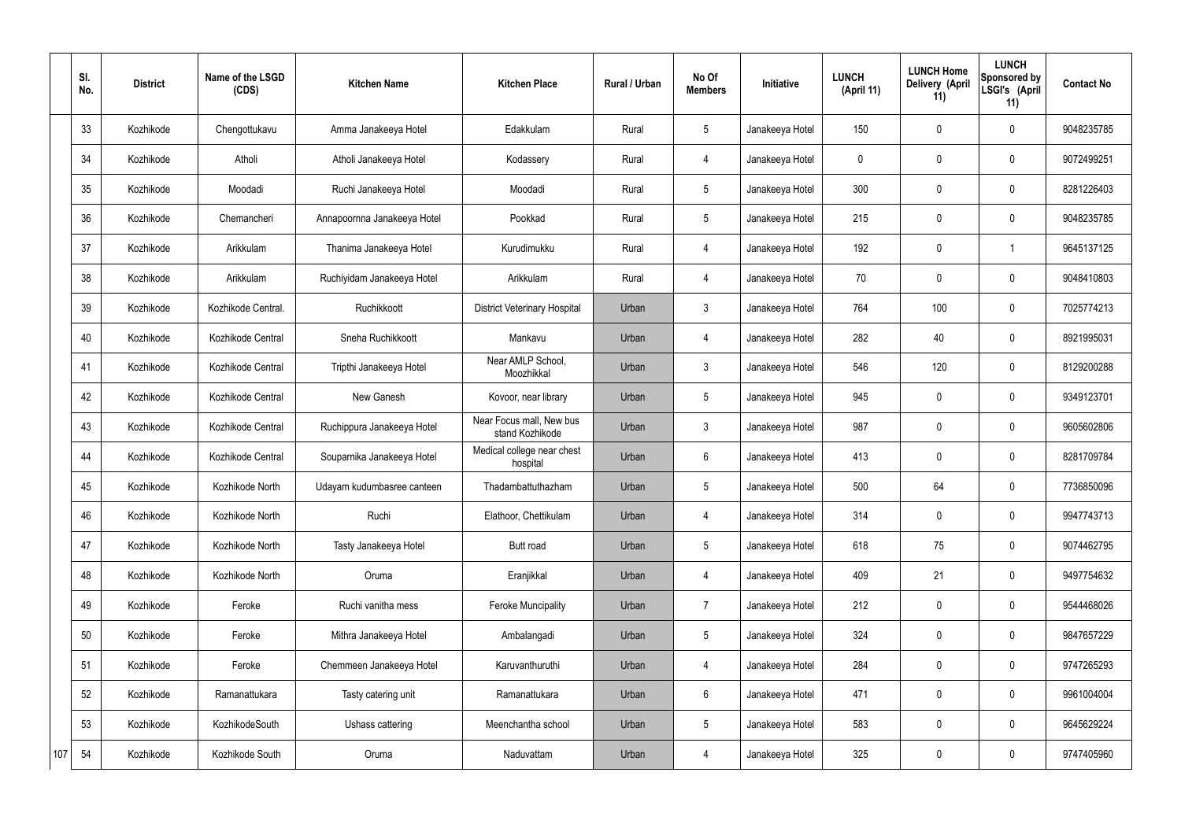| | Sl. No. | District | Name of the LSGD (CDS) | Kitchen Name | Kitchen Place | Rural / Urban | No Of Members | Initiative | LUNCH (April 11) | LUNCH Home Delivery (April 11) | LUNCH Sponsored by LSGI's (April 11) | Contact No |
|---|---|---|---|---|---|---|---|---|---|---|---|---|
| | 33 | Kozhikode | Chengottukavu | Amma Janakeeya Hotel | Edakkulam | Rural | 5 | Janakeeya Hotel | 150 | 0 | 0 | 9048235785 |
| | 34 | Kozhikode | Atholi | Atholi Janakeeya Hotel | Kodassery | Rural | 4 | Janakeeya Hotel | 0 | 0 | 0 | 9072499251 |
| | 35 | Kozhikode | Moodadi | Ruchi Janakeeya Hotel | Moodadi | Rural | 5 | Janakeeya Hotel | 300 | 0 | 0 | 8281226403 |
| | 36 | Kozhikode | Chemancheri | Annapoornna Janakeeya Hotel | Pookkad | Rural | 5 | Janakeeya Hotel | 215 | 0 | 0 | 9048235785 |
| | 37 | Kozhikode | Arikkulam | Thanima Janakeeya Hotel | Kurudimukku | Rural | 4 | Janakeeya Hotel | 192 | 0 | 1 | 9645137125 |
| | 38 | Kozhikode | Arikkulam | Ruchiyidam Janakeeya Hotel | Arikkulam | Rural | 4 | Janakeeya Hotel | 70 | 0 | 0 | 9048410803 |
| | 39 | Kozhikode | Kozhikode Central. | Ruchikkoott | District Veterinary Hospital | Urban | 3 | Janakeeya Hotel | 764 | 100 | 0 | 7025774213 |
| | 40 | Kozhikode | Kozhikode Central | Sneha Ruchikkoott | Mankavu | Urban | 4 | Janakeeya Hotel | 282 | 40 | 0 | 8921995031 |
| | 41 | Kozhikode | Kozhikode Central | Tripthi Janakeeya Hotel | Near AMLP School, Moozhikkal | Urban | 3 | Janakeeya Hotel | 546 | 120 | 0 | 8129200288 |
| | 42 | Kozhikode | Kozhikode Central | New Ganesh | Kovoor, near library | Urban | 5 | Janakeeya Hotel | 945 | 0 | 0 | 9349123701 |
| | 43 | Kozhikode | Kozhikode Central | Ruchippura Janakeeya Hotel | Near Focus mall, New bus stand Kozhikode | Urban | 3 | Janakeeya Hotel | 987 | 0 | 0 | 9605602806 |
| | 44 | Kozhikode | Kozhikode Central | Souparnika Janakeeya Hotel | Medical college near chest hospital | Urban | 6 | Janakeeya Hotel | 413 | 0 | 0 | 8281709784 |
| | 45 | Kozhikode | Kozhikode North | Udayam kudumbasree canteen | Thadambattuthazham | Urban | 5 | Janakeeya Hotel | 500 | 64 | 0 | 7736850096 |
| | 46 | Kozhikode | Kozhikode North | Ruchi | Elathoor, Chettikulam | Urban | 4 | Janakeeya Hotel | 314 | 0 | 0 | 9947743713 |
| | 47 | Kozhikode | Kozhikode North | Tasty Janakeeya Hotel | Butt road | Urban | 5 | Janakeeya Hotel | 618 | 75 | 0 | 9074462795 |
| | 48 | Kozhikode | Kozhikode North | Oruma | Eranjikkal | Urban | 4 | Janakeeya Hotel | 409 | 21 | 0 | 9497754632 |
| | 49 | Kozhikode | Feroke | Ruchi vanitha mess | Feroke Muncipality | Urban | 7 | Janakeeya Hotel | 212 | 0 | 0 | 9544468026 |
| | 50 | Kozhikode | Feroke | Mithra Janakeeya Hotel | Ambalangadi | Urban | 5 | Janakeeya Hotel | 324 | 0 | 0 | 9847657229 |
| | 51 | Kozhikode | Feroke | Chemmeen Janakeeya Hotel | Karuvanthuruthi | Urban | 4 | Janakeeya Hotel | 284 | 0 | 0 | 9747265293 |
| | 52 | Kozhikode | Ramanattukara | Tasty catering unit | Ramanattukara | Urban | 6 | Janakeeya Hotel | 471 | 0 | 0 | 9961004004 |
| | 53 | Kozhikode | KozhikodeSouth | Ushass cattering | Meenchantha school | Urban | 5 | Janakeeya Hotel | 583 | 0 | 0 | 9645629224 |
| 107 | 54 | Kozhikode | Kozhikode South | Oruma | Naduvattam | Urban | 4 | Janakeeya Hotel | 325 | 0 | 0 | 9747405960 |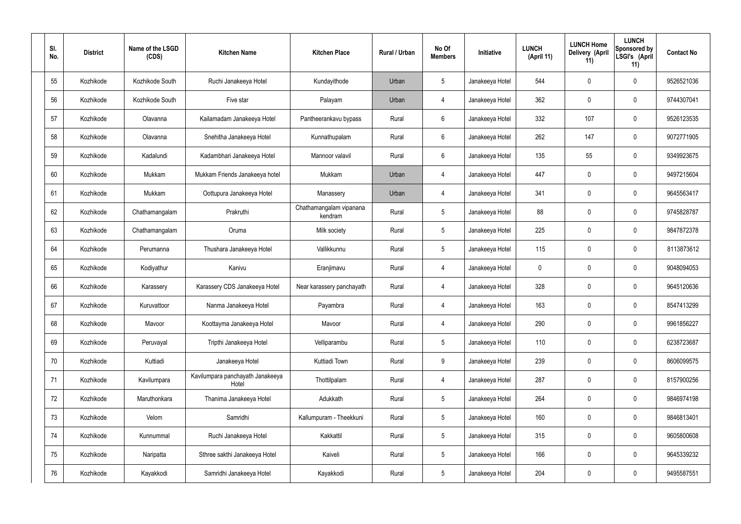| Sl. No. | District | Name of the LSGD (CDS) | Kitchen Name | Kitchen Place | Rural / Urban | No Of Members | Initiative | LUNCH (April 11) | LUNCH Home Delivery (April 11) | LUNCH Sponsored by LSGI's (April 11) | Contact No |
|---|---|---|---|---|---|---|---|---|---|---|---|
| 55 | Kozhikode | Kozhikode South | Ruchi Janakeeya Hotel | Kundayithode | Urban | 5 | Janakeeya Hotel | 544 | 0 | 0 | 9526521036 |
| 56 | Kozhikode | Kozhikode South | Five star | Palayam | Urban | 4 | Janakeeya Hotel | 362 | 0 | 0 | 9744307041 |
| 57 | Kozhikode | Olavanna | Kailamadam Janakeeya Hotel | Pantheerankavu bypass | Rural | 6 | Janakeeya Hotel | 332 | 107 | 0 | 9526123535 |
| 58 | Kozhikode | Olavanna | Snehitha Janakeeya Hotel | Kunnathupalam | Rural | 6 | Janakeeya Hotel | 262 | 147 | 0 | 9072771905 |
| 59 | Kozhikode | Kadalundi | Kadambhari Janakeeya Hotel | Mannoor valavil | Rural | 6 | Janakeeya Hotel | 135 | 55 | 0 | 9349923675 |
| 60 | Kozhikode | Mukkam | Mukkam Friends Janakeeya hotel | Mukkam | Urban | 4 | Janakeeya Hotel | 447 | 0 | 0 | 9497215604 |
| 61 | Kozhikode | Mukkam | Oottupura Janakeeya Hotel | Manassery | Urban | 4 | Janakeeya Hotel | 341 | 0 | 0 | 9645563417 |
| 62 | Kozhikode | Chathamangalam | Prakruthi | Chathamangalam vipanana kendram | Rural | 5 | Janakeeya Hotel | 88 | 0 | 0 | 9745828787 |
| 63 | Kozhikode | Chathamangalam | Oruma | Milk society | Rural | 5 | Janakeeya Hotel | 225 | 0 | 0 | 9847872378 |
| 64 | Kozhikode | Perumanna | Thushara Janakeeya Hotel | Vallikkunnu | Rural | 5 | Janakeeya Hotel | 115 | 0 | 0 | 8113873612 |
| 65 | Kozhikode | Kodiyathur | Kanivu | Eranjimavu | Rural | 4 | Janakeeya Hotel | 0 | 0 | 0 | 9048094053 |
| 66 | Kozhikode | Karassery | Karassery CDS Janakeeya Hotel | Near karassery panchayath | Rural | 4 | Janakeeya Hotel | 328 | 0 | 0 | 9645120636 |
| 67 | Kozhikode | Kuruvattoor | Nanma Janakeeya Hotel | Payambra | Rural | 4 | Janakeeya Hotel | 163 | 0 | 0 | 8547413299 |
| 68 | Kozhikode | Mavoor | Koottayma Janakeeya Hotel | Mavoor | Rural | 4 | Janakeeya Hotel | 290 | 0 | 0 | 9961856227 |
| 69 | Kozhikode | Peruvayal | Tripthi Janakeeya Hotel | Velliparambu | Rural | 5 | Janakeeya Hotel | 110 | 0 | 0 | 6238723687 |
| 70 | Kozhikode | Kuttiadi | Janakeeya Hotel | Kuttiadi Town | Rural | 9 | Janakeeya Hotel | 239 | 0 | 0 | 8606099575 |
| 71 | Kozhikode | Kavilumpara | Kavilumpara panchayath Janakeeya Hotel | Thottilpalam | Rural | 4 | Janakeeya Hotel | 287 | 0 | 0 | 8157900256 |
| 72 | Kozhikode | Maruthonkara | Thanima Janakeeya Hotel | Adukkath | Rural | 5 | Janakeeya Hotel | 264 | 0 | 0 | 9846974198 |
| 73 | Kozhikode | Velom | Samridhi | Kallumpuram - Theekkuni | Rural | 5 | Janakeeya Hotel | 160 | 0 | 0 | 9846813401 |
| 74 | Kozhikode | Kunnummal | Ruchi Janakeeya Hotel | Kakkattil | Rural | 5 | Janakeeya Hotel | 315 | 0 | 0 | 9605800608 |
| 75 | Kozhikode | Naripatta | Sthree sakthi Janakeeya Hotel | Kaiveli | Rural | 5 | Janakeeya Hotel | 166 | 0 | 0 | 9645339232 |
| 76 | Kozhikode | Kayakkodi | Samridhi Janakeeya Hotel | Kayakkodi | Rural | 5 | Janakeeya Hotel | 204 | 0 | 0 | 9495587551 |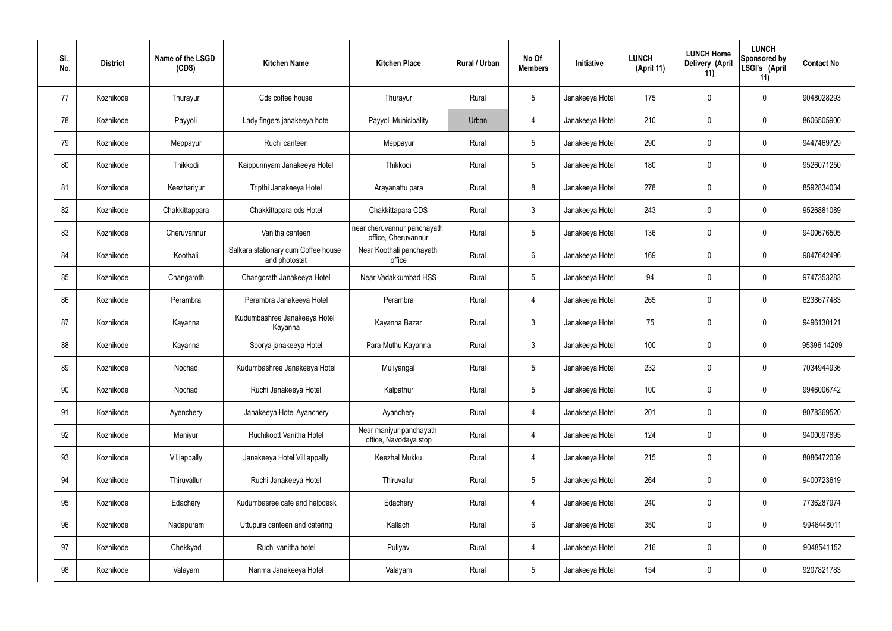| Sl. No. | District | Name of the LSGD (CDS) | Kitchen Name | Kitchen Place | Rural / Urban | No Of Members | Initiative | LUNCH (April 11) | LUNCH Home Delivery (April 11) | LUNCH Sponsored by LSGI's (April 11) | Contact No |
|---|---|---|---|---|---|---|---|---|---|---|---|
| 77 | Kozhikode | Thurayur | Cds coffee house | Thurayur | Rural | 5 | Janakeeya Hotel | 175 | 0 | 0 | 9048028293 |
| 78 | Kozhikode | Payyoli | Lady fingers janakeeya hotel | Payyoli Municipality | Urban | 4 | Janakeeya Hotel | 210 | 0 | 0 | 8606505900 |
| 79 | Kozhikode | Meppayur | Ruchi canteen | Meppayur | Rural | 5 | Janakeeya Hotel | 290 | 0 | 0 | 9447469729 |
| 80 | Kozhikode | Thikkodi | Kaippunnyam Janakeeya Hotel | Thikkodi | Rural | 5 | Janakeeya Hotel | 180 | 0 | 0 | 9526071250 |
| 81 | Kozhikode | Keezhariyur | Tripthi Janakeeya Hotel | Arayanattu para | Rural | 8 | Janakeeya Hotel | 278 | 0 | 0 | 8592834034 |
| 82 | Kozhikode | Chakkittappara | Chakkittapara cds Hotel | Chakkittapara CDS | Rural | 3 | Janakeeya Hotel | 243 | 0 | 0 | 9526881089 |
| 83 | Kozhikode | Cheruvannur | Vanitha canteen | near cheruvannur panchayath office, Cheruvannur | Rural | 5 | Janakeeya Hotel | 136 | 0 | 0 | 9400676505 |
| 84 | Kozhikode | Koothali | Salkara stationary cum Coffee house and photostat | Near Koothali panchayath office | Rural | 6 | Janakeeya Hotel | 169 | 0 | 0 | 9847642496 |
| 85 | Kozhikode | Changaroth | Changorath Janakeeya Hotel | Near Vadakkumbad HSS | Rural | 5 | Janakeeya Hotel | 94 | 0 | 0 | 9747353283 |
| 86 | Kozhikode | Perambra | Perambra Janakeeya Hotel | Perambra | Rural | 4 | Janakeeya Hotel | 265 | 0 | 0 | 6238677483 |
| 87 | Kozhikode | Kayanna | Kudumbashree Janakeeya Hotel Kayanna | Kayanna Bazar | Rural | 3 | Janakeeya Hotel | 75 | 0 | 0 | 9496130121 |
| 88 | Kozhikode | Kayanna | Soorya janakeeya Hotel | Para Muthu Kayanna | Rural | 3 | Janakeeya Hotel | 100 | 0 | 0 | 95396 14209 |
| 89 | Kozhikode | Nochad | Kudumbashree Janakeeya Hotel | Muliyangal | Rural | 5 | Janakeeya Hotel | 232 | 0 | 0 | 7034944936 |
| 90 | Kozhikode | Nochad | Ruchi Janakeeya Hotel | Kalpathur | Rural | 5 | Janakeeya Hotel | 100 | 0 | 0 | 9946006742 |
| 91 | Kozhikode | Ayenchery | Janakeeya Hotel Ayanchery | Ayanchery | Rural | 4 | Janakeeya Hotel | 201 | 0 | 0 | 8078369520 |
| 92 | Kozhikode | Maniyur | Ruchikoott Vanitha Hotel | Near maniyur panchayath office, Navodaya stop | Rural | 4 | Janakeeya Hotel | 124 | 0 | 0 | 9400097895 |
| 93 | Kozhikode | Villiappally | Janakeeya Hotel Villiappally | Keezhal Mukku | Rural | 4 | Janakeeya Hotel | 215 | 0 | 0 | 8086472039 |
| 94 | Kozhikode | Thiruvallur | Ruchi Janakeeya Hotel | Thiruvallur | Rural | 5 | Janakeeya Hotel | 264 | 0 | 0 | 9400723619 |
| 95 | Kozhikode | Edachery | Kudumbasree cafe and helpdesk | Edachery | Rural | 4 | Janakeeya Hotel | 240 | 0 | 0 | 7736287974 |
| 96 | Kozhikode | Nadapuram | Uttupura canteen and catering | Kallachi | Rural | 6 | Janakeeya Hotel | 350 | 0 | 0 | 9946448011 |
| 97 | Kozhikode | Chekkyad | Ruchi vanitha hotel | Puliyav | Rural | 4 | Janakeeya Hotel | 216 | 0 | 0 | 9048541152 |
| 98 | Kozhikode | Valayam | Nanma Janakeeya Hotel | Valayam | Rural | 5 | Janakeeya Hotel | 154 | 0 | 0 | 9207821783 |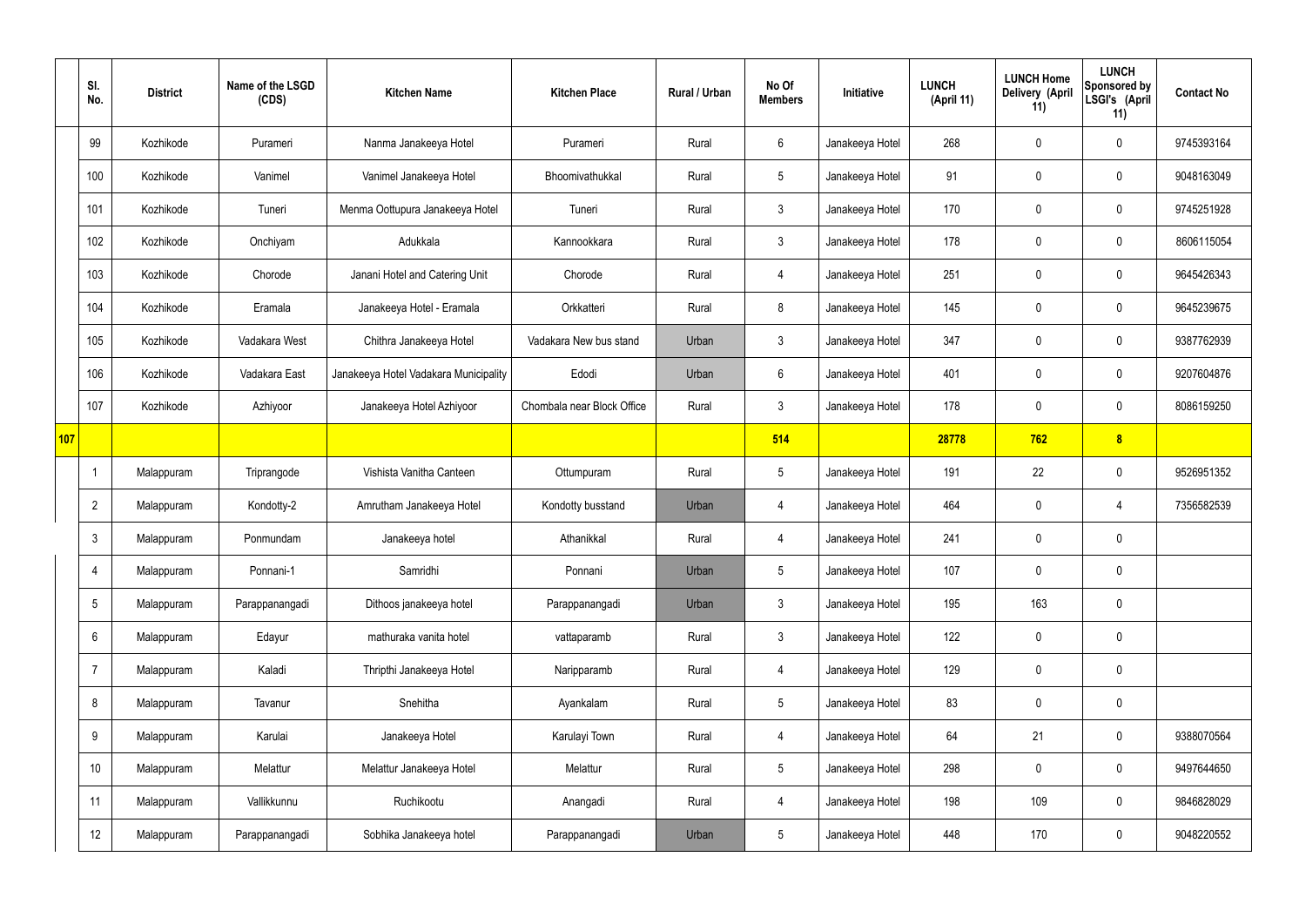|  | Sl. No. | District | Name of the LSGD (CDS) | Kitchen Name | Kitchen Place | Rural / Urban | No Of Members | Initiative | LUNCH (April 11) | LUNCH Home Delivery (April 11) | LUNCH Sponsored by LSGI's (April 11) | Contact No |
|---|---|---|---|---|---|---|---|---|---|---|---|---|
|  | 99 | Kozhikode | Purameri | Nanma Janakeeya Hotel | Purameri | Rural | 6 | Janakeeya Hotel | 268 | 0 | 0 | 9745393164 |
|  | 100 | Kozhikode | Vanimel | Vanimel Janakeeya Hotel | Bhoomivathukkal | Rural | 5 | Janakeeya Hotel | 91 | 0 | 0 | 9048163049 |
|  | 101 | Kozhikode | Tuneri | Menma Oottupura Janakeeya Hotel | Tuneri | Rural | 3 | Janakeeya Hotel | 170 | 0 | 0 | 9745251928 |
|  | 102 | Kozhikode | Onchiyam | Adukkala | Kannookkara | Rural | 3 | Janakeeya Hotel | 178 | 0 | 0 | 8606115054 |
|  | 103 | Kozhikode | Chorode | Janani Hotel and Catering Unit | Chorode | Rural | 4 | Janakeeya Hotel | 251 | 0 | 0 | 9645426343 |
|  | 104 | Kozhikode | Eramala | Janakeeya Hotel - Eramala | Orkkatteri | Rural | 8 | Janakeeya Hotel | 145 | 0 | 0 | 9645239675 |
|  | 105 | Kozhikode | Vadakara West | Chithra Janakeeya Hotel | Vadakara New bus stand | Urban | 3 | Janakeeya Hotel | 347 | 0 | 0 | 9387762939 |
|  | 106 | Kozhikode | Vadakara East | Janakeeya Hotel Vadakara Municipality | Edodi | Urban | 6 | Janakeeya Hotel | 401 | 0 | 0 | 9207604876 |
|  | 107 | Kozhikode | Azhiyoor | Janakeeya Hotel Azhiyoor | Chombala near Block Office | Rural | 3 | Janakeeya Hotel | 178 | 0 | 0 | 8086159250 |
| **107** |  |  |  |  |  |  | **514** |  | **28778** | **762** | **8** |  |
|  | 1 | Malappuram | Triprangode | Vishista Vanitha Canteen | Ottumpuram | Rural | 5 | Janakeeya Hotel | 191 | 22 | 0 | 9526951352 |
|  | 2 | Malappuram | Kondotty-2 | Amrutham Janakeeya Hotel | Kondotty busstand | Urban | 4 | Janakeeya Hotel | 464 | 0 | 4 | 7356582539 |
|  | 3 | Malappuram | Ponmundam | Janakeeya hotel | Athanikkal | Rural | 4 | Janakeeya Hotel | 241 | 0 | 0 |  |
|  | 4 | Malappuram | Ponnani-1 | Samridhi | Ponnani | Urban | 5 | Janakeeya Hotel | 107 | 0 | 0 |  |
|  | 5 | Malappuram | Parappanangadi | Dithoos janakeeya hotel | Parappanangadi | Urban | 3 | Janakeeya Hotel | 195 | 163 | 0 |  |
|  | 6 | Malappuram | Edayur | mathuraka vanita hotel | vattaparamb | Rural | 3 | Janakeeya Hotel | 122 | 0 | 0 |  |
|  | 7 | Malappuram | Kaladi | Thripthi Janakeeya Hotel | Naripparamb | Rural | 4 | Janakeeya Hotel | 129 | 0 | 0 |  |
|  | 8 | Malappuram | Tavanur | Snehitha | Ayankalam | Rural | 5 | Janakeeya Hotel | 83 | 0 | 0 |  |
|  | 9 | Malappuram | Karulai | Janakeeya Hotel | Karulayi Town | Rural | 4 | Janakeeya Hotel | 64 | 21 | 0 | 9388070564 |
|  | 10 | Malappuram | Melattur | Melattur Janakeeya Hotel | Melattur | Rural | 5 | Janakeeya Hotel | 298 | 0 | 0 | 9497644650 |
|  | 11 | Malappuram | Vallikkunnu | Ruchikootu | Anangadi | Rural | 4 | Janakeeya Hotel | 198 | 109 | 0 | 9846828029 |
|  | 12 | Malappuram | Parappanangadi | Sobhika Janakeeya hotel | Parappanangadi | Urban | 5 | Janakeeya Hotel | 448 | 170 | 0 | 9048220552 |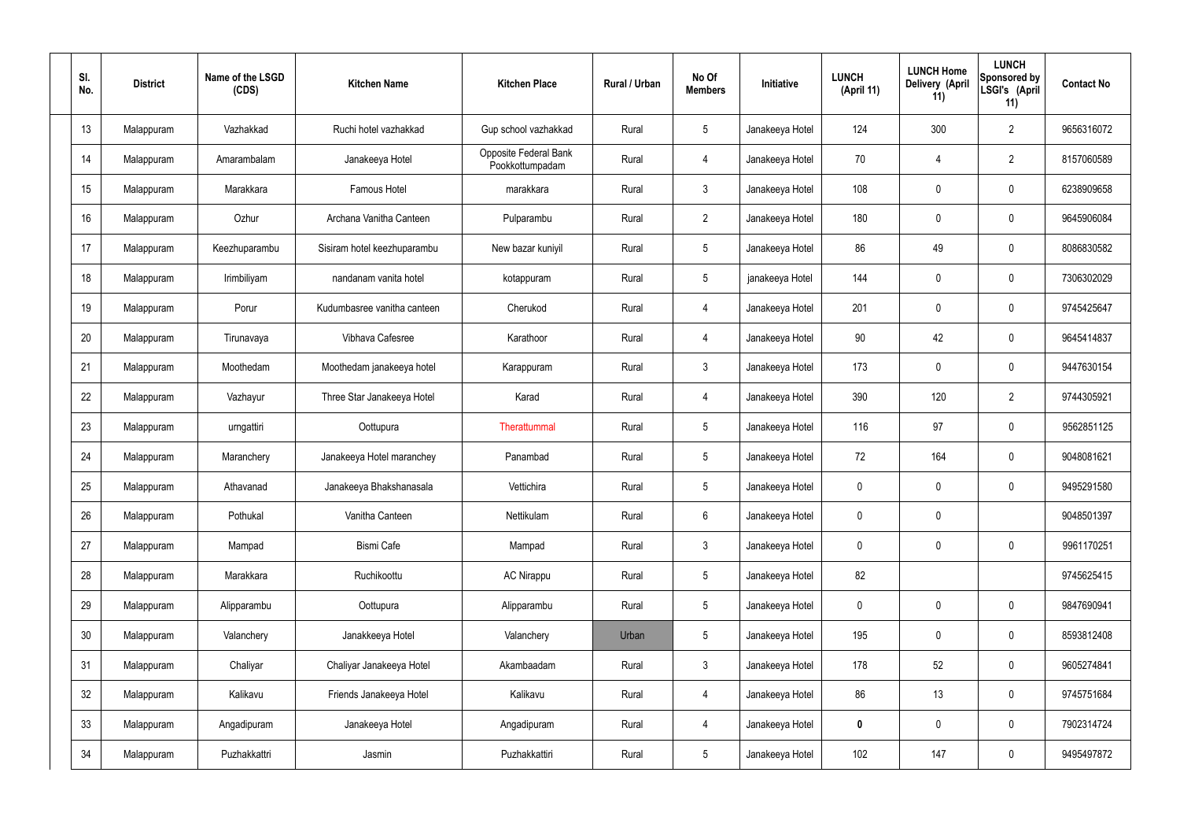| Sl. No. | District | Name of the LSGD (CDS) | Kitchen Name | Kitchen Place | Rural / Urban | No Of Members | Initiative | LUNCH (April 11) | LUNCH Home Delivery (April 11) | LUNCH Sponsored by LSGI's (April 11) | Contact No |
|---|---|---|---|---|---|---|---|---|---|---|---|
| 13 | Malappuram | Vazhakkad | Ruchi hotel vazhakkad | Gup school vazhakkad | Rural | 5 | Janakeeya Hotel | 124 | 300 | 2 | 9656316072 |
| 14 | Malappuram | Amarambalam | Janakeeya Hotel | Opposite Federal Bank Pookkottumpadam | Rural | 4 | Janakeeya Hotel | 70 | 4 | 2 | 8157060589 |
| 15 | Malappuram | Marakkara | Famous Hotel | marakkara | Rural | 3 | Janakeeya Hotel | 108 | 0 | 0 | 6238909658 |
| 16 | Malappuram | Ozhur | Archana Vanitha Canteen | Pulparambu | Rural | 2 | Janakeeya Hotel | 180 | 0 | 0 | 9645906084 |
| 17 | Malappuram | Keezhuparambu | Sisiram hotel keezhuparambu | New bazar kuniyil | Rural | 5 | Janakeeya Hotel | 86 | 49 | 0 | 8086830582 |
| 18 | Malappuram | Irimbiliyam | nandanam vanita hotel | kotappuram | Rural | 5 | janakeeya Hotel | 144 | 0 | 0 | 7306302029 |
| 19 | Malappuram | Porur | Kudumbasree vanitha canteen | Cherukod | Rural | 4 | Janakeeya Hotel | 201 | 0 | 0 | 9745425647 |
| 20 | Malappuram | Tirunavaya | Vibhava Cafesree | Karathoor | Rural | 4 | Janakeeya Hotel | 90 | 42 | 0 | 9645414837 |
| 21 | Malappuram | Moothedam | Moothedam janakeeya hotel | Karappuram | Rural | 3 | Janakeeya Hotel | 173 | 0 | 0 | 9447630154 |
| 22 | Malappuram | Vazhayur | Three Star Janakeeya Hotel | Karad | Rural | 4 | Janakeeya Hotel | 390 | 120 | 2 | 9744305921 |
| 23 | Malappuram | urngattiri | Oottupura | Therattummal | Rural | 5 | Janakeeya Hotel | 116 | 97 | 0 | 9562851125 |
| 24 | Malappuram | Maranchery | Janakeeya Hotel maranchey | Panambad | Rural | 5 | Janakeeya Hotel | 72 | 164 | 0 | 9048081621 |
| 25 | Malappuram | Athavanad | Janakeeya Bhakshanasala | Vettichira | Rural | 5 | Janakeeya Hotel | 0 | 0 | 0 | 9495291580 |
| 26 | Malappuram | Pothukal | Vanitha Canteen | Nettikulam | Rural | 6 | Janakeeya Hotel | 0 | 0 | | 9048501397 |
| 27 | Malappuram | Mampad | Bismi Cafe | Mampad | Rural | 3 | Janakeeya Hotel | 0 | 0 | 0 | 9961170251 |
| 28 | Malappuram | Marakkara | Ruchikoottu | AC Nirappu | Rural | 5 | Janakeeya Hotel | 82 | | | 9745625415 |
| 29 | Malappuram | Alipparambu | Oottupura | Alipparambu | Rural | 5 | Janakeeya Hotel | 0 | 0 | 0 | 9847690941 |
| 30 | Malappuram | Valanchery | Janakkeeya Hotel | Valanchery | Urban | 5 | Janakeeya Hotel | 195 | 0 | 0 | 8593812408 |
| 31 | Malappuram | Chaliyar | Chaliyar Janakeeya Hotel | Akambaadam | Rural | 3 | Janakeeya Hotel | 178 | 52 | 0 | 9605274841 |
| 32 | Malappuram | Kalikavu | Friends Janakeeya Hotel | Kalikavu | Rural | 4 | Janakeeya Hotel | 86 | 13 | 0 | 9745751684 |
| 33 | Malappuram | Angadipuram | Janakeeya Hotel | Angadipuram | Rural | 4 | Janakeeya Hotel | **0** | 0 | 0 | 7902314724 |
| 34 | Malappuram | Puzhakkattri | Jasmin | Puzhakkattiri | Rural | 5 | Janakeeya Hotel | 102 | 147 | 0 | 9495497872 |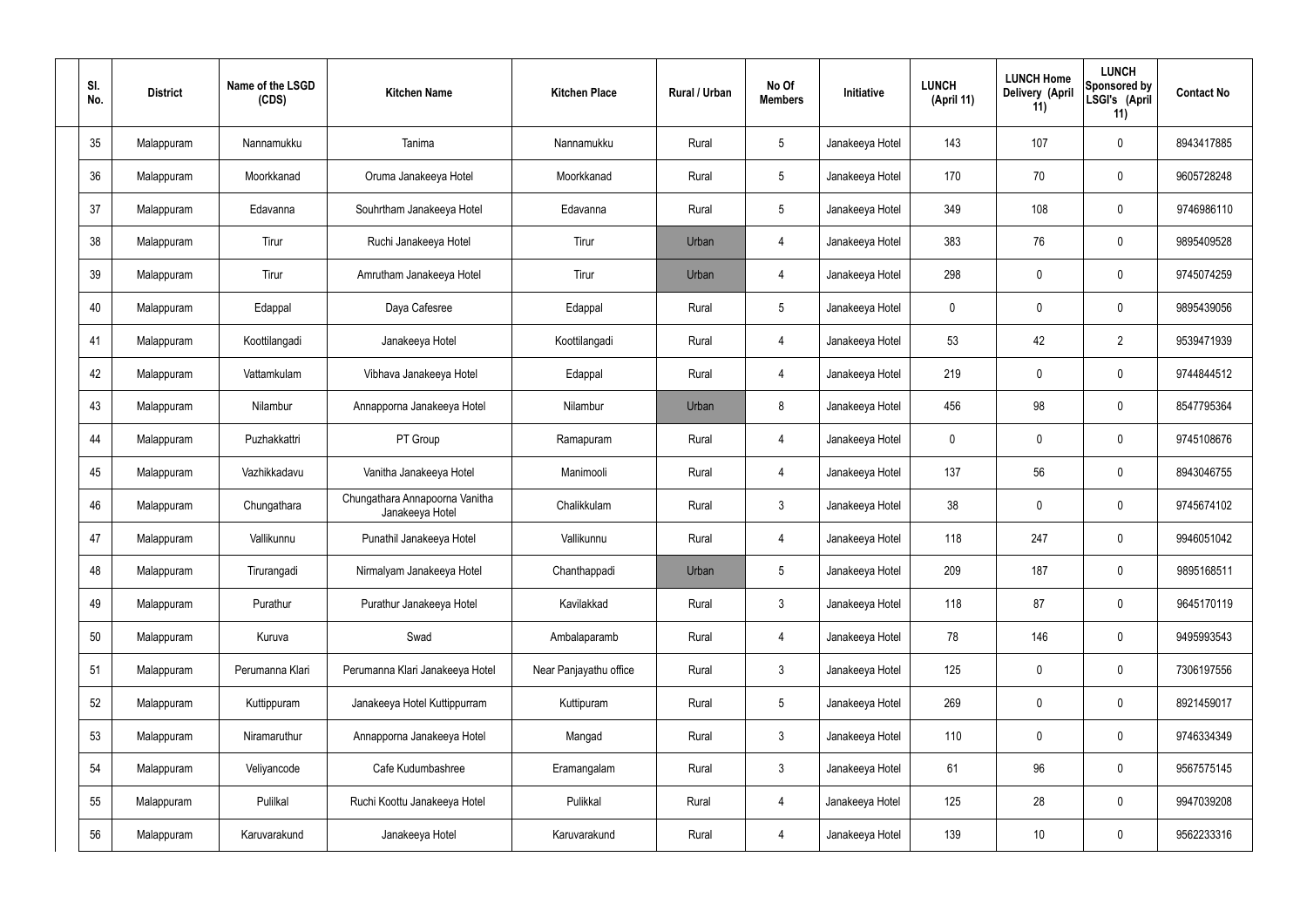| Sl. No. | District | Name of the LSGD (CDS) | Kitchen Name | Kitchen Place | Rural / Urban | No Of Members | Initiative | LUNCH (April 11) | LUNCH Home Delivery (April 11) | LUNCH Sponsored by LSGI's (April 11) | Contact No |
|---|---|---|---|---|---|---|---|---|---|---|---|
| 35 | Malappuram | Nannamukku | Tanima | Nannamukku | Rural | 5 | Janakeeya Hotel | 143 | 107 | 0 | 8943417885 |
| 36 | Malappuram | Moorkkanad | Oruma Janakeeya Hotel | Moorkkanad | Rural | 5 | Janakeeya Hotel | 170 | 70 | 0 | 9605728248 |
| 37 | Malappuram | Edavanna | Souhrtham Janakeeya Hotel | Edavanna | Rural | 5 | Janakeeya Hotel | 349 | 108 | 0 | 9746986110 |
| 38 | Malappuram | Tirur | Ruchi Janakeeya Hotel | Tirur | Urban | 4 | Janakeeya Hotel | 383 | 76 | 0 | 9895409528 |
| 39 | Malappuram | Tirur | Amrutham Janakeeya Hotel | Tirur | Urban | 4 | Janakeeya Hotel | 298 | 0 | 0 | 9745074259 |
| 40 | Malappuram | Edappal | Daya Cafesree | Edappal | Rural | 5 | Janakeeya Hotel | 0 | 0 | 0 | 9895439056 |
| 41 | Malappuram | Koottilangadi | Janakeeya Hotel | Koottilangadi | Rural | 4 | Janakeeya Hotel | 53 | 42 | 2 | 9539471939 |
| 42 | Malappuram | Vattamkulam | Vibhava Janakeeya Hotel | Edappal | Rural | 4 | Janakeeya Hotel | 219 | 0 | 0 | 9744844512 |
| 43 | Malappuram | Nilambur | Annapporna Janakeeya Hotel | Nilambur | Urban | 8 | Janakeeya Hotel | 456 | 98 | 0 | 8547795364 |
| 44 | Malappuram | Puzhakkattri | PT Group | Ramapuram | Rural | 4 | Janakeeya Hotel | 0 | 0 | 0 | 9745108676 |
| 45 | Malappuram | Vazhikkadavu | Vanitha Janakeeya Hotel | Manimooli | Rural | 4 | Janakeeya Hotel | 137 | 56 | 0 | 8943046755 |
| 46 | Malappuram | Chungathara | Chungathara Annapoorna Vanitha Janakeeya Hotel | Chalikkulam | Rural | 3 | Janakeeya Hotel | 38 | 0 | 0 | 9745674102 |
| 47 | Malappuram | Vallikunnu | Punathil Janakeeya Hotel | Vallikunnu | Rural | 4 | Janakeeya Hotel | 118 | 247 | 0 | 9946051042 |
| 48 | Malappuram | Tirurangadi | Nirmalyam Janakeeya Hotel | Chanthappadi | Urban | 5 | Janakeeya Hotel | 209 | 187 | 0 | 9895168511 |
| 49 | Malappuram | Purathur | Purathur Janakeeya Hotel | Kavilakkad | Rural | 3 | Janakeeya Hotel | 118 | 87 | 0 | 9645170119 |
| 50 | Malappuram | Kuruva | Swad | Ambalaparamb | Rural | 4 | Janakeeya Hotel | 78 | 146 | 0 | 9495993543 |
| 51 | Malappuram | Perumanna Klari | Perumanna Klari Janakeeya Hotel | Near Panjayathu office | Rural | 3 | Janakeeya Hotel | 125 | 0 | 0 | 7306197556 |
| 52 | Malappuram | Kuttippuram | Janakeeya Hotel Kuttippurram | Kuttipuram | Rural | 5 | Janakeeya Hotel | 269 | 0 | 0 | 8921459017 |
| 53 | Malappuram | Niramaruthur | Annapporna Janakeeya Hotel | Mangad | Rural | 3 | Janakeeya Hotel | 110 | 0 | 0 | 9746334349 |
| 54 | Malappuram | Veliyancode | Cafe Kudumbashree | Eramangalam | Rural | 3 | Janakeeya Hotel | 61 | 96 | 0 | 9567575145 |
| 55 | Malappuram | Pulilkal | Ruchi Koottu Janakeeya Hotel | Pulikkal | Rural | 4 | Janakeeya Hotel | 125 | 28 | 0 | 9947039208 |
| 56 | Malappuram | Karuvarakund | Janakeeya Hotel | Karuvarakund | Rural | 4 | Janakeeya Hotel | 139 | 10 | 0 | 9562233316 |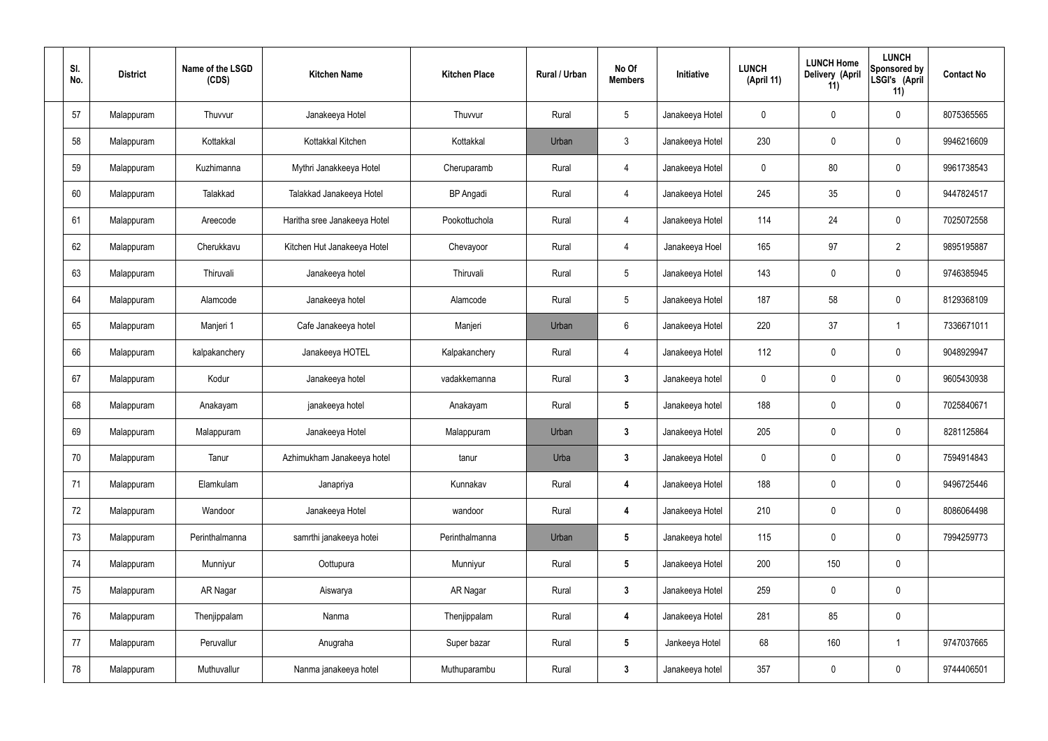| Sl. No. | District | Name of the LSGD (CDS) | Kitchen Name | Kitchen Place | Rural / Urban | No Of Members | Initiative | LUNCH (April 11) | LUNCH Home Delivery (April 11) | LUNCH Sponsored by LSGI's (April 11) | Contact No |
|---|---|---|---|---|---|---|---|---|---|---|---|
| 57 | Malappuram | Thuvvur | Janakeeya Hotel | Thuvvur | Rural | 5 | Janakeeya Hotel | 0 | 0 | 0 | 8075365565 |
| 58 | Malappuram | Kottakkal | Kottakkal Kitchen | Kottakkal | Urban | 3 | Janakeeya Hotel | 230 | 0 | 0 | 9946216609 |
| 59 | Malappuram | Kuzhimanna | Mythri Janakkeeya Hotel | Cheruparamb | Rural | 4 | Janakeeya Hotel | 0 | 80 | 0 | 9961738543 |
| 60 | Malappuram | Talakkad | Talakkad Janakeeya Hotel | BP Angadi | Rural | 4 | Janakeeya Hotel | 245 | 35 | 0 | 9447824517 |
| 61 | Malappuram | Areecode | Haritha sree Janakeeya Hotel | Pookottuchola | Rural | 4 | Janakeeya Hotel | 114 | 24 | 0 | 7025072558 |
| 62 | Malappuram | Cherukkavu | Kitchen Hut Janakeeya Hotel | Chevayoor | Rural | 4 | Janakeeya Hoel | 165 | 97 | 2 | 9895195887 |
| 63 | Malappuram | Thiruvali | Janakeeya hotel | Thiruvali | Rural | 5 | Janakeeya Hotel | 143 | 0 | 0 | 9746385945 |
| 64 | Malappuram | Alamcode | Janakeeya hotel | Alamcode | Rural | 5 | Janakeeya Hotel | 187 | 58 | 0 | 8129368109 |
| 65 | Malappuram | Manjeri 1 | Cafe Janakeeya hotel | Manjeri | Urban | 6 | Janakeeya Hotel | 220 | 37 | 1 | 7336671011 |
| 66 | Malappuram | kalpakanchery | Janakeeya HOTEL | Kalpakanchery | Rural | 4 | Janakeeya Hotel | 112 | 0 | 0 | 9048929947 |
| 67 | Malappuram | Kodur | Janakeeya hotel | vadakkemanna | Rural | 3 | Janakeeya hotel | 0 | 0 | 0 | 9605430938 |
| 68 | Malappuram | Anakayam | janakeeya hotel | Anakayam | Rural | 5 | Janakeeya hotel | 188 | 0 | 0 | 7025840671 |
| 69 | Malappuram | Malappuram | Janakeeya Hotel | Malappuram | Urban | 3 | Janakeeya Hotel | 205 | 0 | 0 | 8281125864 |
| 70 | Malappuram | Tanur | Azhimukham Janakeeya hotel | tanur | Urba | 3 | Janakeeya Hotel | 0 | 0 | 0 | 7594914843 |
| 71 | Malappuram | Elamkulam | Janapriya | Kunnakav | Rural | 4 | Janakeeya Hotel | 188 | 0 | 0 | 9496725446 |
| 72 | Malappuram | Wandoor | Janakeeya Hotel | wandoor | Rural | 4 | Janakeeya Hotel | 210 | 0 | 0 | 8086064498 |
| 73 | Malappuram | Perinthalmanna | samrthi janakeeya hotei | Perinthalmanna | Urban | 5 | Janakeeya hotel | 115 | 0 | 0 | 7994259773 |
| 74 | Malappuram | Munniyur | Oottupura | Munniyur | Rural | 5 | Janakeeya Hotel | 200 | 150 | 0 | |
| 75 | Malappuram | AR Nagar | Aiswarya | AR Nagar | Rural | 3 | Janakeeya Hotel | 259 | 0 | 0 | |
| 76 | Malappuram | Thenjippalam | Nanma | Thenjippalam | Rural | 4 | Janakeeya Hotel | 281 | 85 | 0 | |
| 77 | Malappuram | Peruvallur | Anugraha | Super bazar | Rural | 5 | Jankeeya Hotel | 68 | 160 | 1 | 9747037665 |
| 78 | Malappuram | Muthuvallur | Nanma janakeeya hotel | Muthuparambu | Rural | 3 | Janakeeya hotel | 357 | 0 | 0 | 9744406501 |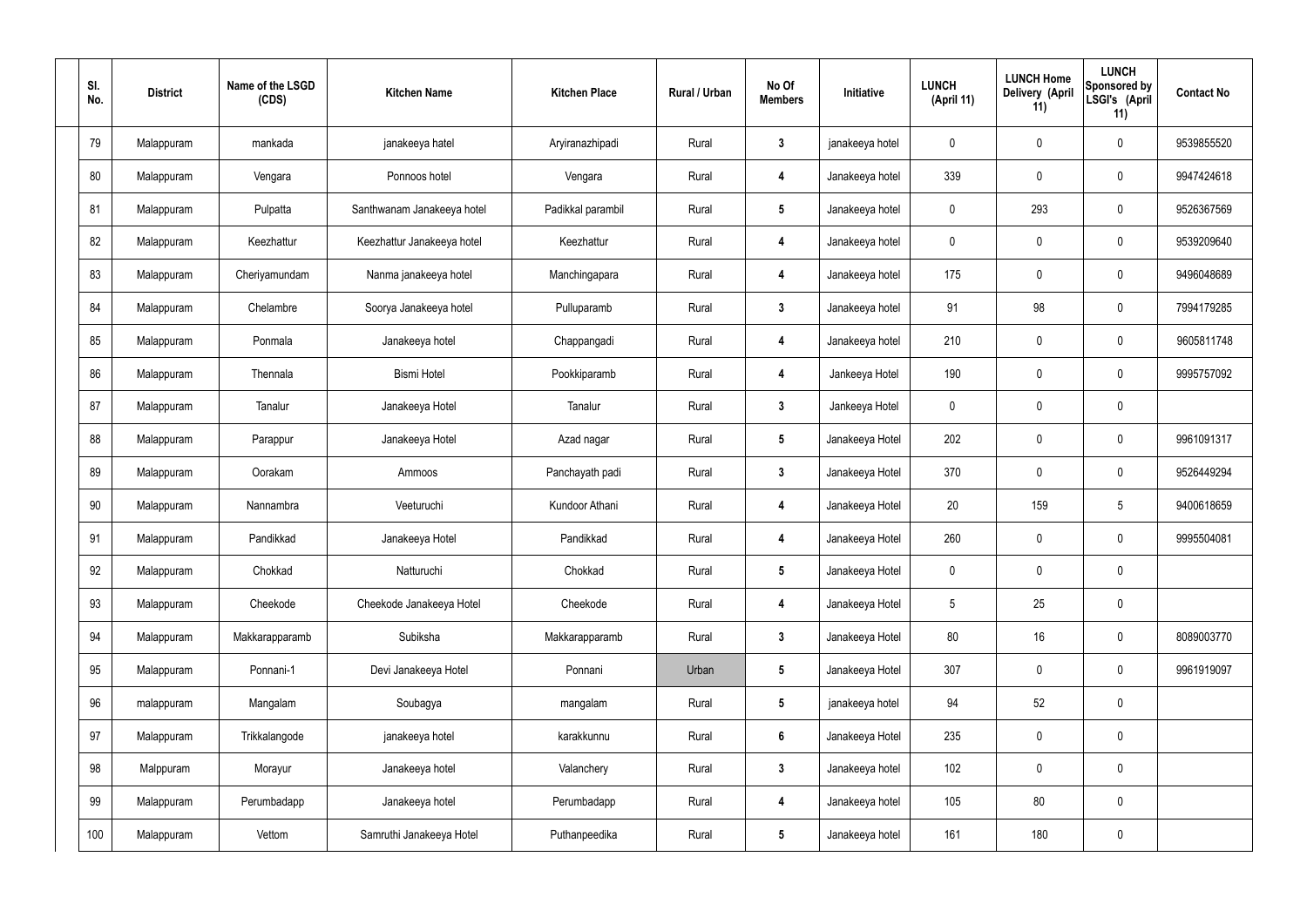| Sl. No. | District | Name of the LSGD (CDS) | Kitchen Name | Kitchen Place | Rural / Urban | No Of Members | Initiative | LUNCH (April 11) | LUNCH Home Delivery (April 11) | LUNCH Sponsored by LSGI's (April 11) | Contact No |
|---|---|---|---|---|---|---|---|---|---|---|---|
| 79 | Malappuram | mankada | janakeeya hatel | Aryiranazhipadi | Rural | 3 | janakeeya hotel | 0 | 0 | 0 | 9539855520 |
| 80 | Malappuram | Vengara | Ponnoos hotel | Vengara | Rural | 4 | Janakeeya hotel | 339 | 0 | 0 | 9947424618 |
| 81 | Malappuram | Pulpatta | Santhwanam Janakeeya hotel | Padikkal parambil | Rural | 5 | Janakeeya hotel | 0 | 293 | 0 | 9526367569 |
| 82 | Malappuram | Keezhattur | Keezhattur Janakeeya hotel | Keezhattur | Rural | 4 | Janakeeya hotel | 0 | 0 | 0 | 9539209640 |
| 83 | Malappuram | Cheriyamundam | Nanma janakeeya hotel | Manchingapara | Rural | 4 | Janakeeya hotel | 175 | 0 | 0 | 9496048689 |
| 84 | Malappuram | Chelambre | Soorya Janakeeya hotel | Pulluparamb | Rural | 3 | Janakeeya hotel | 91 | 98 | 0 | 7994179285 |
| 85 | Malappuram | Ponmala | Janakeeya hotel | Chappangadi | Rural | 4 | Janakeeya hotel | 210 | 0 | 0 | 9605811748 |
| 86 | Malappuram | Thennala | Bismi Hotel | Pookkiparamb | Rural | 4 | Jankeeya Hotel | 190 | 0 | 0 | 9995757092 |
| 87 | Malappuram | Tanalur | Janakeeya Hotel | Tanalur | Rural | 3 | Jankeeya Hotel | 0 | 0 | 0 | |
| 88 | Malappuram | Parappur | Janakeeya Hotel | Azad nagar | Rural | 5 | Janakeeya Hotel | 202 | 0 | 0 | 9961091317 |
| 89 | Malappuram | Oorakam | Ammoos | Panchayath padi | Rural | 3 | Janakeeya Hotel | 370 | 0 | 0 | 9526449294 |
| 90 | Malappuram | Nannambra | Veeturuchi | Kundoor Athani | Rural | 4 | Janakeeya Hotel | 20 | 159 | 5 | 9400618659 |
| 91 | Malappuram | Pandikkad | Janakeeya Hotel | Pandikkad | Rural | 4 | Janakeeya Hotel | 260 | 0 | 0 | 9995504081 |
| 92 | Malappuram | Chokkad | Natturuchi | Chokkad | Rural | 5 | Janakeeya Hotel | 0 | 0 | 0 | |
| 93 | Malappuram | Cheekode | Cheekode Janakeeya Hotel | Cheekode | Rural | 4 | Janakeeya Hotel | 5 | 25 | 0 | |
| 94 | Malappuram | Makkarapparamb | Subiksha | Makkarapparamb | Rural | 3 | Janakeeya Hotel | 80 | 16 | 0 | 8089003770 |
| 95 | Malappuram | Ponnani-1 | Devi Janakeeya Hotel | Ponnani | Urban | 5 | Janakeeya Hotel | 307 | 0 | 0 | 9961919097 |
| 96 | malappuram | Mangalam | Soubagya | mangalam | Rural | 5 | janakeeya hotel | 94 | 52 | 0 | |
| 97 | Malappuram | Trikkalangode | janakeeya hotel | karakkunnu | Rural | 6 | Janakeeya Hotel | 235 | 0 | 0 | |
| 98 | Malppuram | Morayur | Janakeeya hotel | Valanchery | Rural | 3 | Janakeeya hotel | 102 | 0 | 0 | |
| 99 | Malappuram | Perumbadapp | Janakeeya hotel | Perumbadapp | Rural | 4 | Janakeeya hotel | 105 | 80 | 0 | |
| 100 | Malappuram | Vettom | Samruthi Janakeeya Hotel | Puthanpeedika | Rural | 5 | Janakeeya hotel | 161 | 180 | 0 | |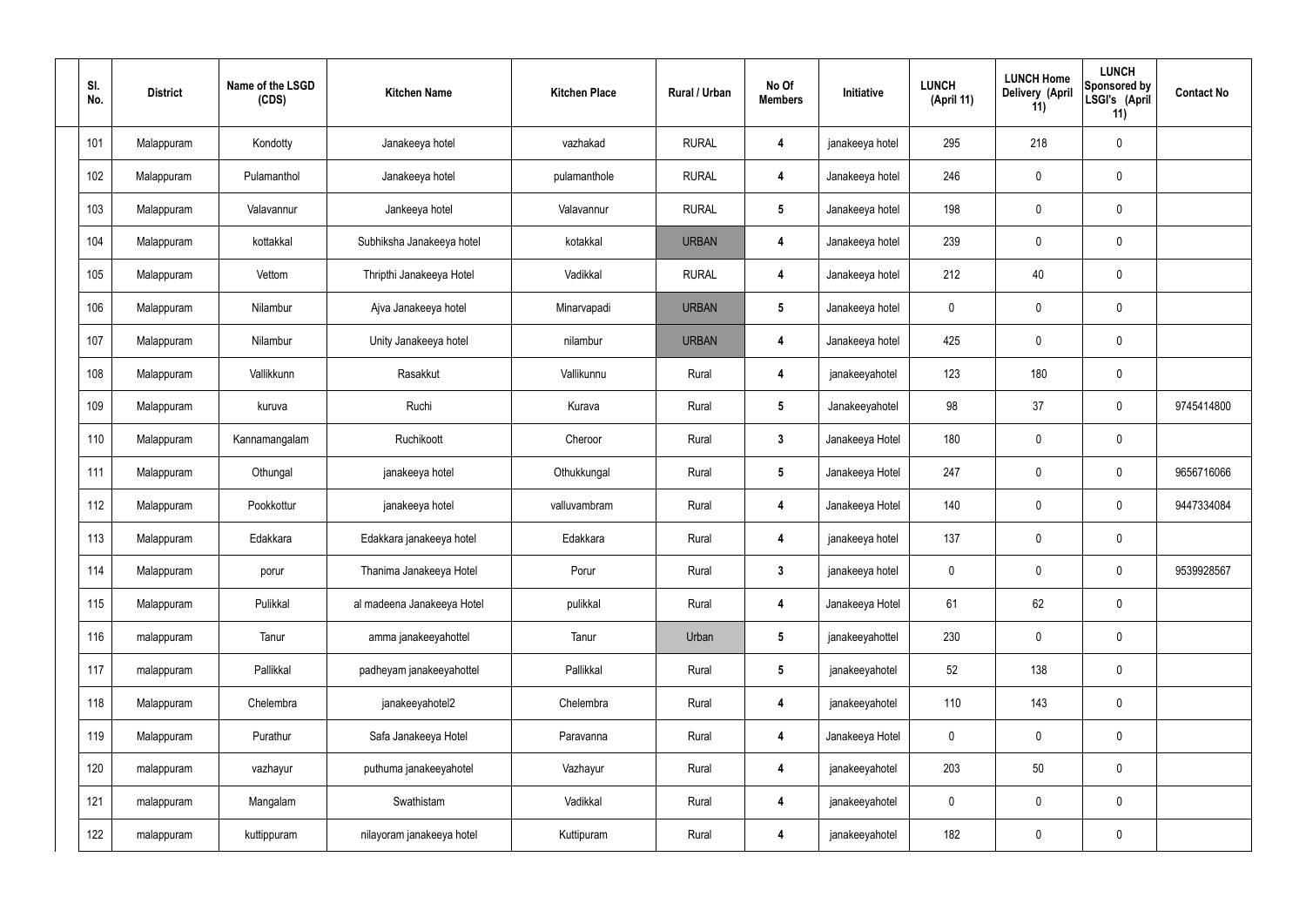| Sl. No. | District | Name of the LSGD (CDS) | Kitchen Name | Kitchen Place | Rural / Urban | No Of Members | Initiative | LUNCH (April 11) | LUNCH Home Delivery (April 11) | LUNCH Sponsored by LSGI's (April 11) | Contact No |
|---|---|---|---|---|---|---|---|---|---|---|---|
| 101 | Malappuram | Kondotty | Janakeeya hotel | vazhakad | RURAL | 4 | janakeeya hotel | 295 | 218 | 0 | |
| 102 | Malappuram | Pulamanthol | Janakeeya hotel | pulamanthole | RURAL | 4 | Janakeeya hotel | 246 | 0 | 0 | |
| 103 | Malappuram | Valavannur | Jankeeya hotel | Valavannur | RURAL | 5 | Janakeeya hotel | 198 | 0 | 0 | |
| 104 | Malappuram | kottakkal | Subhiksha Janakeeya hotel | kotakkal | URBAN | 4 | Janakeeya hotel | 239 | 0 | 0 | |
| 105 | Malappuram | Vettom | Thripthi Janakeeya Hotel | Vadikkal | RURAL | 4 | Janakeeya hotel | 212 | 40 | 0 | |
| 106 | Malappuram | Nilambur | Ajva Janakeeya hotel | Minarvapadi | URBAN | 5 | Janakeeya hotel | 0 | 0 | 0 | |
| 107 | Malappuram | Nilambur | Unity Janakeeya hotel | nilambur | URBAN | 4 | Janakeeya hotel | 425 | 0 | 0 | |
| 108 | Malappuram | Vallikkunn | Rasakkut | Vallikunnu | Rural | 4 | janakeeyahotel | 123 | 180 | 0 | |
| 109 | Malappuram | kuruva | Ruchi | Kurava | Rural | 5 | Janakeeyahotel | 98 | 37 | 0 | 9745414800 |
| 110 | Malappuram | Kannamangalam | Ruchikoott | Cheroor | Rural | 3 | Janakeeya Hotel | 180 | 0 | 0 | |
| 111 | Malappuram | Othungal | janakeeya hotel | Othukkungal | Rural | 5 | Janakeeya Hotel | 247 | 0 | 0 | 9656716066 |
| 112 | Malappuram | Pookkottur | janakeeya hotel | valluvambram | Rural | 4 | Janakeeya Hotel | 140 | 0 | 0 | 9447334084 |
| 113 | Malappuram | Edakkara | Edakkara janakeeya hotel | Edakkara | Rural | 4 | janakeeya hotel | 137 | 0 | 0 | |
| 114 | Malappuram | porur | Thanima Janakeeya Hotel | Porur | Rural | 3 | janakeeya hotel | 0 | 0 | 0 | 9539928567 |
| 115 | Malappuram | Pulikkal | al madeena Janakeeya Hotel | pulikkal | Rural | 4 | Janakeeya Hotel | 61 | 62 | 0 | |
| 116 | malappuram | Tanur | amma janakeeyahottel | Tanur | Urban | 5 | janakeeyahottel | 230 | 0 | 0 | |
| 117 | malappuram | Pallikkal | padheyam janakeeyahottel | Pallikkal | Rural | 5 | janakeeyahotel | 52 | 138 | 0 | |
| 118 | Malappuram | Chelembra | janakeeyahotel2 | Chelembra | Rural | 4 | janakeeyahotel | 110 | 143 | 0 | |
| 119 | Malappuram | Purathur | Safa Janakeeya Hotel | Paravanna | Rural | 4 | Janakeeya Hotel | 0 | 0 | 0 | |
| 120 | malappuram | vazhayur | puthuma janakeeyahotel | Vazhayur | Rural | 4 | janakeeyahotel | 203 | 50 | 0 | |
| 121 | malappuram | Mangalam | Swathistam | Vadikkal | Rural | 4 | janakeeyahotel | 0 | 0 | 0 | |
| 122 | malappuram | kuttippuram | nilayoram janakeeya hotel | Kuttipuram | Rural | 4 | janakeeyahotel | 182 | 0 | 0 | |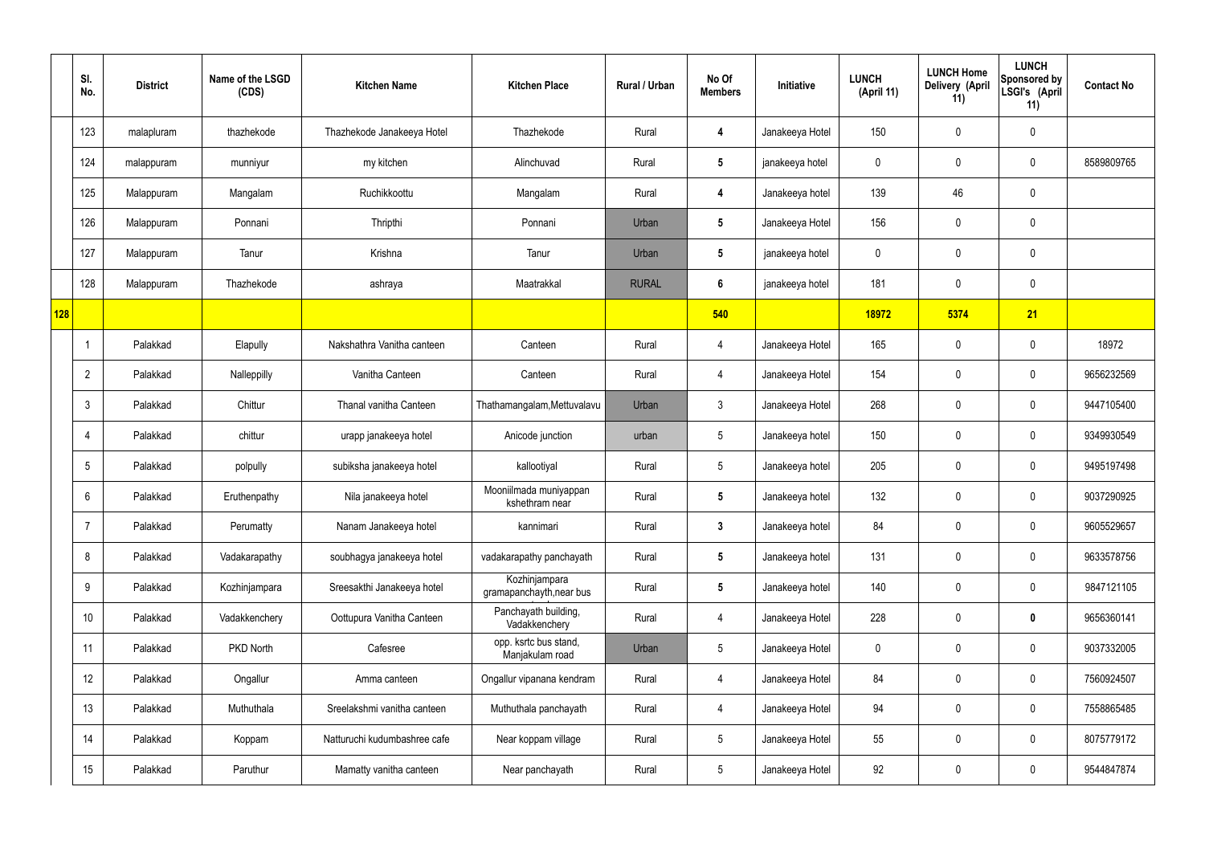|  | Sl. No. | District | Name of the LSGD (CDS) | Kitchen Name | Kitchen Place | Rural / Urban | No Of Members | Initiative | LUNCH (April 11) | LUNCH Home Delivery (April 11) | LUNCH Sponsored by LSGI's (April 11) | Contact No |
|---|---|---|---|---|---|---|---|---|---|---|---|---|
|  | 123 | malapluram | thazhekode | Thazhekode Janakeeya Hotel | Thazhekode | Rural | 4 | Janakeeya Hotel | 150 | 0 | 0 |  |
|  | 124 | malappuram | munniyur | my kitchen | Alinchuvad | Rural | 5 | janakeeya hotel | 0 | 0 | 0 | 8589809765 |
|  | 125 | Malappuram | Mangalam | Ruchikkoottu | Mangalam | Rural | 4 | Janakeeya hotel | 139 | 46 | 0 |  |
|  | 126 | Malappuram | Ponnani | Thripthi | Ponnani | Urban | 5 | Janakeeya Hotel | 156 | 0 | 0 |  |
|  | 127 | Malappuram | Tanur | Krishna | Tanur | Urban | 5 | janakeeya hotel | 0 | 0 | 0 |  |
|  | 128 | Malappuram | Thazhekode | ashraya | Maatrakkal | RURAL | 6 | janakeeya hotel | 181 | 0 | 0 |  |
| 128 |  |  |  |  |  |  | 540 |  | 18972 | 5374 | 21 |  |
|  | 1 | Palakkad | Elapully | Nakshathra Vanitha canteen | Canteen | Rural | 4 | Janakeeya Hotel | 165 | 0 | 0 | 18972 |
|  | 2 | Palakkad | Nalleppilly | Vanitha Canteen | Canteen | Rural | 4 | Janakeeya Hotel | 154 | 0 | 0 | 9656232569 |
|  | 3 | Palakkad | Chittur | Thanal vanitha Canteen | Thathamangalam,Mettuvalavu | Urban | 3 | Janakeeya Hotel | 268 | 0 | 0 | 9447105400 |
|  | 4 | Palakkad | chittur | urapp janakeeya hotel | Anicode junction | urban | 5 | Janakeeya hotel | 150 | 0 | 0 | 9349930549 |
|  | 5 | Palakkad | polpully | subiksha janakeeya hotel | kallootiyal | Rural | 5 | Janakeeya hotel | 205 | 0 | 0 | 9495197498 |
|  | 6 | Palakkad | Eruthenpathy | Nila janakeeya hotel | Mooniilmada muniyappan kshethram near | Rural | 5 | Janakeeya hotel | 132 | 0 | 0 | 9037290925 |
|  | 7 | Palakkad | Perumatty | Nanam Janakeeya hotel | kannimari | Rural | 3 | Janakeeya hotel | 84 | 0 | 0 | 9605529657 |
|  | 8 | Palakkad | Vadakarapathy | soubhagya janakeeya hotel | vadakarapathy panchayath | Rural | 5 | Janakeeya hotel | 131 | 0 | 0 | 9633578756 |
|  | 9 | Palakkad | Kozhinjampara | Sreesakthi Janakeeya hotel | Kozhinjampara gramapanchayth,near bus | Rural | 5 | Janakeeya hotel | 140 | 0 | 0 | 9847121105 |
|  | 10 | Palakkad | Vadakkenchery | Oottupura Vanitha Canteen | Panchayath building, Vadakkenchery | Rural | 4 | Janakeeya Hotel | 228 | 0 | 0 | 9656360141 |
|  | 11 | Palakkad | PKD North | Cafesree | opp. ksrtc bus stand, Manjakulam road | Urban | 5 | Janakeeya Hotel | 0 | 0 | 0 | 9037332005 |
|  | 12 | Palakkad | Ongallur | Amma canteen | Ongallur vipanana kendram | Rural | 4 | Janakeeya Hotel | 84 | 0 | 0 | 7560924507 |
|  | 13 | Palakkad | Muthuthala | Sreelakshmi vanitha canteen | Muthuthala panchayath | Rural | 4 | Janakeeya Hotel | 94 | 0 | 0 | 7558865485 |
|  | 14 | Palakkad | Koppam | Natturuchi kudumbashree cafe | Near koppam village | Rural | 5 | Janakeeya Hotel | 55 | 0 | 0 | 8075779172 |
|  | 15 | Palakkad | Paruthur | Mamatty vanitha canteen | Near panchayath | Rural | 5 | Janakeeya Hotel | 92 | 0 | 0 | 9544847874 |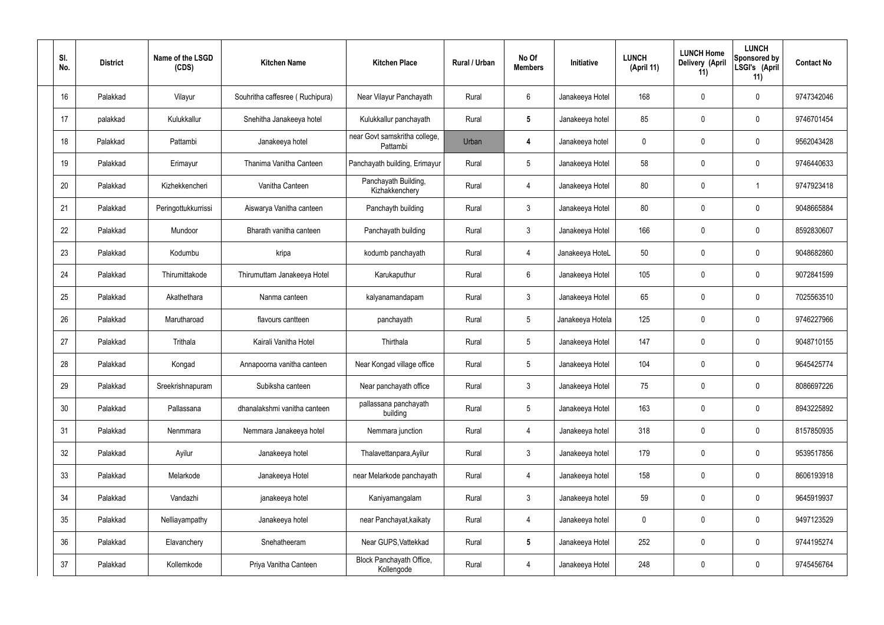| Sl. No. | District | Name of the LSGD (CDS) | Kitchen Name | Kitchen Place | Rural / Urban | No Of Members | Initiative | LUNCH (April 11) | LUNCH Home Delivery (April 11) | LUNCH Sponsored by LSGI's (April 11) | Contact No |
|---|---|---|---|---|---|---|---|---|---|---|---|
| 16 | Palakkad | Vilayur | Souhritha caffesree ( Ruchipura) | Near Vilayur Panchayath | Rural | 6 | Janakeeya Hotel | 168 | 0 | 0 | 9747342046 |
| 17 | palakkad | Kulukkallur | Snehitha Janakeeya hotel | Kulukkallur panchayath | Rural | **5** | Janakeeya hotel | 85 | 0 | 0 | 9746701454 |
| 18 | Palakkad | Pattambi | Janakeeya hotel | near Govt samskritha college, Pattambi | Urban | **4** | Janakeeya hotel | 0 | 0 | 0 | 9562043428 |
| 19 | Palakkad | Erimayur | Thanima Vanitha Canteen | Panchayath building, Erimayur | Rural | 5 | Janakeeya Hotel | 58 | 0 | 0 | 9746440633 |
| 20 | Palakkad | Kizhekkencheri | Vanitha Canteen | Panchayath Building, Kizhakkenchery | Rural | 4 | Janakeeya Hotel | 80 | 0 | 1 | 9747923418 |
| 21 | Palakkad | Peringottukkurrissi | Aiswarya Vanitha canteen | Panchayth building | Rural | 3 | Janakeeya Hotel | 80 | 0 | 0 | 9048665884 |
| 22 | Palakkad | Mundoor | Bharath vanitha canteen | Panchayath building | Rural | 3 | Janakeeya Hotel | 166 | 0 | 0 | 8592830607 |
| 23 | Palakkad | Kodumbu | kripa | kodumb panchayath | Rural | 4 | Janakeeya HoteL | 50 | 0 | 0 | 9048682860 |
| 24 | Palakkad | Thirumittakode | Thirumuttam Janakeeya Hotel | Karukaputhur | Rural | 6 | Janakeeya Hotel | 105 | 0 | 0 | 9072841599 |
| 25 | Palakkad | Akathethara | Nanma canteen | kalyanamandapam | Rural | 3 | Janakeeya Hotel | 65 | 0 | 0 | 7025563510 |
| 26 | Palakkad | Marutharoad | flavours cantteen | panchayath | Rural | 5 | Janakeeya Hotela | 125 | 0 | 0 | 9746227966 |
| 27 | Palakkad | Trithala | Kairali Vanitha Hotel | Thirthala | Rural | 5 | Janakeeya Hotel | 147 | 0 | 0 | 9048710155 |
| 28 | Palakkad | Kongad | Annapoorna vanitha canteen | Near Kongad village office | Rural | 5 | Janakeeya Hotel | 104 | 0 | 0 | 9645425774 |
| 29 | Palakkad | Sreekrishnapuram | Subiksha canteen | Near panchayath office | Rural | 3 | Janakeeya Hotel | 75 | 0 | 0 | 8086697226 |
| 30 | Palakkad | Pallassana | dhanalakshmi vanitha canteen | pallassana panchayath building | Rural | 5 | Janakeeya Hotel | 163 | 0 | 0 | 8943225892 |
| 31 | Palakkad | Nenmmara | Nemmara Janakeeya hotel | Nemmara junction | Rural | 4 | Janakeeya hotel | 318 | 0 | 0 | 8157850935 |
| 32 | Palakkad | Ayilur | Janakeeya hotel | Thalavettanpara,Ayilur | Rural | 3 | Janakeeya hotel | 179 | 0 | 0 | 9539517856 |
| 33 | Palakkad | Melarkode | Janakeeya Hotel | near Melarkode panchayath | Rural | 4 | Janakeeya hotel | 158 | 0 | 0 | 8606193918 |
| 34 | Palakkad | Vandazhi | janakeeya hotel | Kaniyamangalam | Rural | 3 | Janakeeya hotel | 59 | 0 | 0 | 9645919937 |
| 35 | Palakkad | Nelliayampathy | Janakeeya hotel | near Panchayat,kaikaty | Rural | 4 | Janakeeya hotel | 0 | 0 | 0 | 9497123529 |
| 36 | Palakkad | Elavanchery | Snehatheeram | Near GUPS,Vattekkad | Rural | **5** | Janakeeya Hotel | 252 | 0 | 0 | 9744195274 |
| 37 | Palakkad | Kollemkode | Priya Vanitha Canteen | Block Panchayath Office, Kollengode | Rural | 4 | Janakeeya Hotel | 248 | 0 | 0 | 9745456764 |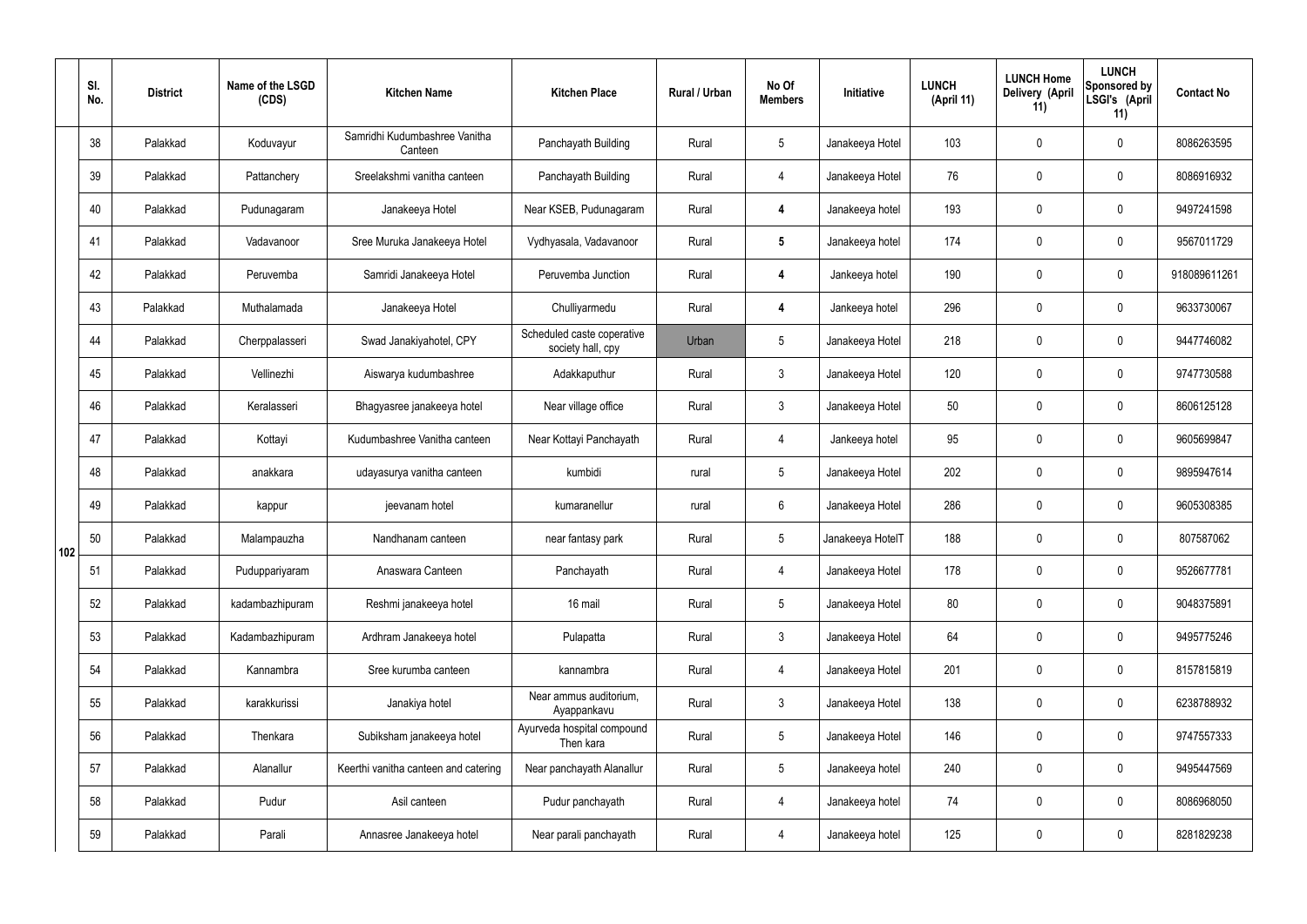|  | Sl. No. | District | Name of the LSGD (CDS) | Kitchen Name | Kitchen Place | Rural / Urban | No Of Members | Initiative | LUNCH (April 11) | LUNCH Home Delivery (April 11) | LUNCH Sponsored by LSGI's (April 11) | Contact No |
|---|---|---|---|---|---|---|---|---|---|---|---|---|
| 102 | 38 | Palakkad | Koduvayur | Samridhi Kudumbashree Vanitha Canteen | Panchayath Building | Rural | 5 | Janakeeya Hotel | 103 | 0 | 0 | 8086263595 |
|  | 39 | Palakkad | Pattanchery | Sreelakshmi vanitha canteen | Panchayath Building | Rural | 4 | Janakeeya Hotel | 76 | 0 | 0 | 8086916932 |
|  | 40 | Palakkad | Pudunagaram | Janakeeya Hotel | Near KSEB, Pudunagaram | Rural | 4 | Janakeeya hotel | 193 | 0 | 0 | 9497241598 |
|  | 41 | Palakkad | Vadavanoor | Sree Muruka Janakeeya Hotel | Vydhyasala, Vadavanoor | Rural | 5 | Janakeeya hotel | 174 | 0 | 0 | 9567011729 |
|  | 42 | Palakkad | Peruvemba | Samridi Janakeeya Hotel | Peruvemba Junction | Rural | 4 | Jankeeya hotel | 190 | 0 | 0 | 918089611261 |
|  | 43 | Palakkad | Muthalamada | Janakeeya Hotel | Chulliyarmedu | Rural | 4 | Jankeeya hotel | 296 | 0 | 0 | 9633730067 |
|  | 44 | Palakkad | Cherpppalasseri | Swad Janakiyahotel, CPY | Scheduled caste coperative society hall, cpy | Urban | 5 | Janakeeya Hotel | 218 | 0 | 0 | 9447746082 |
|  | 45 | Palakkad | Vellinezhi | Aiswarya kudumbashree | Adakkaputhur | Rural | 3 | Janakeeya Hotel | 120 | 0 | 0 | 9747730588 |
|  | 46 | Palakkad | Keralasseri | Bhagyasree janakeeya hotel | Near village office | Rural | 3 | Janakeeya Hotel | 50 | 0 | 0 | 8606125128 |
|  | 47 | Palakkad | Kottayi | Kudumbashree Vanitha canteen | Near Kottayi Panchayath | Rural | 4 | Jankeeya hotel | 95 | 0 | 0 | 9605699847 |
|  | 48 | Palakkad | anakkara | udayasurya vanitha canteen | kumbidi | rural | 5 | Janakeeya Hotel | 202 | 0 | 0 | 9895947614 |
|  | 49 | Palakkad | kappur | jeevanam hotel | kumaranellur | rural | 6 | Janakeeya Hotel | 286 | 0 | 0 | 9605308385 |
|  | 50 | Palakkad | Malampauzha | Nandhanam canteen | near fantasy park | Rural | 5 | Janakeeya HotelT | 188 | 0 | 0 | 807587062 |
|  | 51 | Palakkad | Puduppariyaram | Anaswara Canteen | Panchayath | Rural | 4 | Janakeeya Hotel | 178 | 0 | 0 | 9526677781 |
|  | 52 | Palakkad | kadambazhipuram | Reshmi janakeeya hotel | 16 mail | Rural | 5 | Janakeeya Hotel | 80 | 0 | 0 | 9048375891 |
|  | 53 | Palakkad | Kadambazhipuram | Ardhram Janakeeya hotel | Pulapatta | Rural | 3 | Janakeeya Hotel | 64 | 0 | 0 | 9495775246 |
|  | 54 | Palakkad | Kannambra | Sree kurumba canteen | kannambra | Rural | 4 | Janakeeya Hotel | 201 | 0 | 0 | 8157815819 |
|  | 55 | Palakkad | karakkurissi | Janakiya hotel | Near ammus auditorium, Ayappankavu | Rural | 3 | Janakeeya Hotel | 138 | 0 | 0 | 6238788932 |
|  | 56 | Palakkad | Thenkara | Subiksham janakeeya hotel | Ayurveda hospital compound Then kara | Rural | 5 | Janakeeya Hotel | 146 | 0 | 0 | 9747557333 |
|  | 57 | Palakkad | Alanallur | Keerthi vanitha canteen and catering | Near panchayath Alanallur | Rural | 5 | Janakeeya hotel | 240 | 0 | 0 | 9495447569 |
|  | 58 | Palakkad | Pudur | Asil canteen | Pudur panchayath | Rural | 4 | Janakeeya hotel | 74 | 0 | 0 | 8086968050 |
|  | 59 | Palakkad | Parali | Annasree Janakeeya hotel | Near parali panchayath | Rural | 4 | Janakeeya hotel | 125 | 0 | 0 | 8281829238 |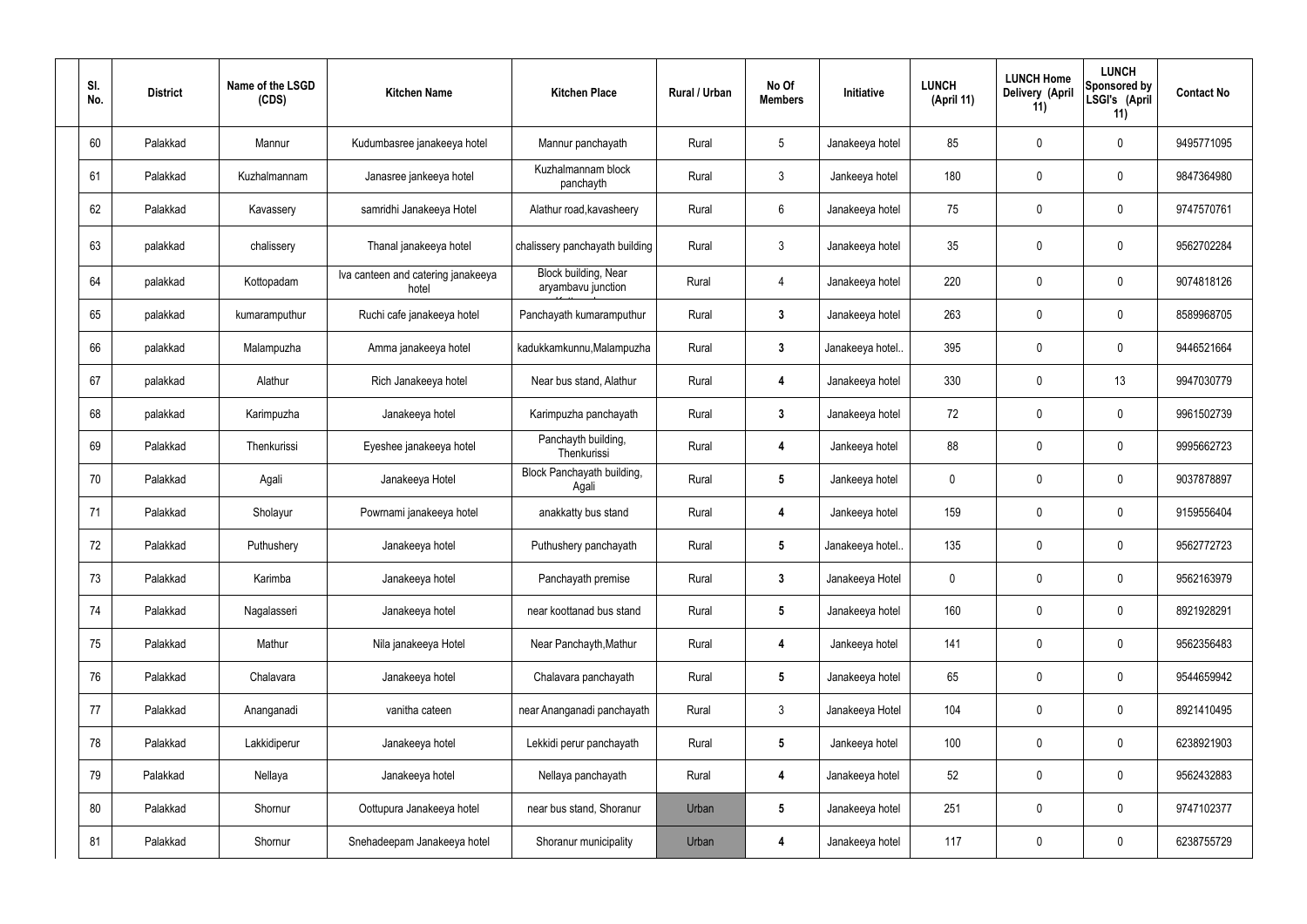| Sl. No. | District | Name of the LSGD (CDS) | Kitchen Name | Kitchen Place | Rural / Urban | No Of Members | Initiative | LUNCH (April 11) | LUNCH Home Delivery (April 11) | LUNCH Sponsored by LSGI's (April 11) | Contact No |
|---|---|---|---|---|---|---|---|---|---|---|---|
| 60 | Palakkad | Mannur | Kudumbasree janakeeya hotel | Mannur panchayath | Rural | 5 | Janakeeya hotel | 85 | 0 | 0 | 9495771095 |
| 61 | Palakkad | Kuzhalmannam | Janasree jankeeya hotel | Kuzhalmannam block panchayth | Rural | 3 | Jankeeya hotel | 180 | 0 | 0 | 9847364980 |
| 62 | Palakkad | Kavassery | samridhi Janakeeya Hotel | Alathur road,kavasheery | Rural | 6 | Janakeeya hotel | 75 | 0 | 0 | 9747570761 |
| 63 | palakkad | chalissery | Thanal janakeeya hotel | chalissery panchayath building | Rural | 3 | Janakeeya hotel | 35 | 0 | 0 | 9562702284 |
| 64 | palakkad | Kottopadam | Iva canteen and catering janakeeya hotel | Block building, Near aryambavu junction | Rural | 4 | Janakeeya hotel | 220 | 0 | 0 | 9074818126 |
| 65 | palakkad | kumaramputhur | Ruchi cafe janakeeya hotel | Panchayath kumaramputhur | Rural | 3 | Janakeeya hotel | 263 | 0 | 0 | 8589968705 |
| 66 | palakkad | Malampuzha | Amma janakeeya hotel | kadukkamkunnu,Malampuzha | Rural | 3 | Janakeeya hotel.. | 395 | 0 | 0 | 9446521664 |
| 67 | palakkad | Alathur | Rich Janakeeya hotel | Near bus stand, Alathur | Rural | 4 | Janakeeya hotel | 330 | 0 | 13 | 9947030779 |
| 68 | palakkad | Karimpuzha | Janakeeya hotel | Karimpuzha panchayath | Rural | 3 | Janakeeya hotel | 72 | 0 | 0 | 9961502739 |
| 69 | Palakkad | Thenkurissi | Eyeshee janakeeya hotel | Panchayth building, Thenkurissi | Rural | 4 | Jankeeya hotel | 88 | 0 | 0 | 9995662723 |
| 70 | Palakkad | Agali | Janakeeya Hotel | Block Panchayath building, Agali | Rural | 5 | Jankeeya hotel | 0 | 0 | 0 | 9037878897 |
| 71 | Palakkad | Sholayur | Powrnami janakeeya hotel | anakkatty bus stand | Rural | 4 | Jankeeya hotel | 159 | 0 | 0 | 9159556404 |
| 72 | Palakkad | Puthushery | Janakeeya hotel | Puthushery panchayath | Rural | 5 | Janakeeya hotel.. | 135 | 0 | 0 | 9562772723 |
| 73 | Palakkad | Karimba | Janakeeya hotel | Panchayath premise | Rural | 3 | Janakeeya Hotel | 0 | 0 | 0 | 9562163979 |
| 74 | Palakkad | Nagalasseri | Janakeeya hotel | near koottanad bus stand | Rural | 5 | Janakeeya hotel | 160 | 0 | 0 | 8921928291 |
| 75 | Palakkad | Mathur | Nila janakeeya Hotel | Near Panchayth,Mathur | Rural | 4 | Jankeeya hotel | 141 | 0 | 0 | 9562356483 |
| 76 | Palakkad | Chalavara | Janakeeya hotel | Chalavara panchayath | Rural | 5 | Janakeeya hotel | 65 | 0 | 0 | 9544659942 |
| 77 | Palakkad | Ananganadi | vanitha cateen | near Ananganadi panchayath | Rural | 3 | Janakeeya Hotel | 104 | 0 | 0 | 8921410495 |
| 78 | Palakkad | Lakkidiperur | Janakeeya hotel | Lekkidi perur panchayath | Rural | 5 | Jankeeya hotel | 100 | 0 | 0 | 6238921903 |
| 79 | Palakkad | Nellaya | Janakeeya hotel | Nellaya panchayath | Rural | 4 | Janakeeya hotel | 52 | 0 | 0 | 9562432883 |
| 80 | Palakkad | Shornur | Oottupura Janakeeya hotel | near bus stand, Shoranur | Urban | 5 | Janakeeya hotel | 251 | 0 | 0 | 9747102377 |
| 81 | Palakkad | Shornur | Snehadeepam Janakeeya hotel | Shoranur municipality | Urban | 4 | Janakeeya hotel | 117 | 0 | 0 | 6238755729 |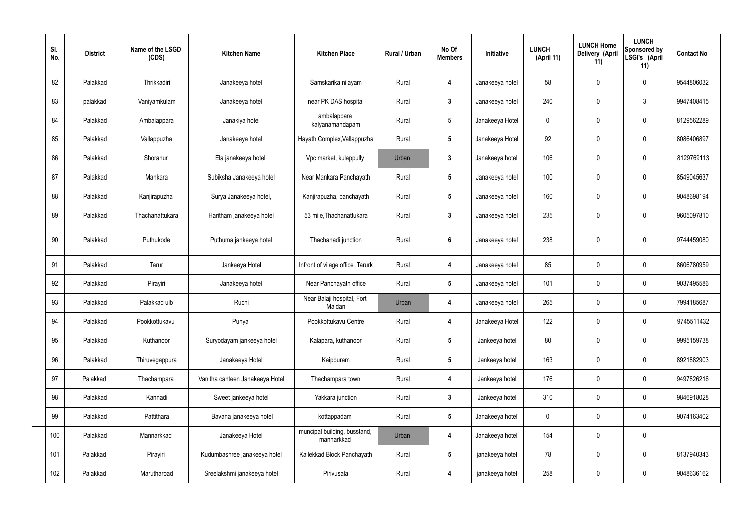| Sl. No. | District | Name of the LSGD (CDS) | Kitchen Name | Kitchen Place | Rural / Urban | No Of Members | Initiative | LUNCH (April 11) | LUNCH Home Delivery (April 11) | LUNCH Sponsored by LSGI's (April 11) | Contact No |
|---|---|---|---|---|---|---|---|---|---|---|---|
| 82 | Palakkad | Thrikkadiri | Janakeeya hotel | Samskarika nilayam | Rural | 4 | Janakeeya hotel | 58 | 0 | 0 | 9544806032 |
| 83 | palakkad | Vaniyamkulam | Janakeeya hotel | near PK DAS hospital | Rural | 3 | Janakeeya hotel | 240 | 0 | 3 | 9947408415 |
| 84 | Palakkad | Ambalappara | Janakiya hotel | ambalappara kalyanamandapam | Rural | 5 | Janakeeya Hotel | 0 | 0 | 0 | 8129562289 |
| 85 | Palakkad | Vallappuzha | Janakeeya hotel | Hayath Complex,Vallappuzha | Rural | 5 | Janakeeya Hotel | 92 | 0 | 0 | 8086406897 |
| 86 | Palakkad | Shoranur | Ela janakeeya hotel | Vpc market, kulappully | Urban | 3 | Janakeeya hotel | 106 | 0 | 0 | 8129769113 |
| 87 | Palakkad | Mankara | Subiksha Janakeeya hotel | Near Mankara Panchayath | Rural | 5 | Janakeeya hotel | 100 | 0 | 0 | 8549045637 |
| 88 | Palakkad | Kanjirapuzha | Surya Janakeeya hotel, | Kanjirapuzha, panchayath | Rural | 5 | Janakeeya hotel | 160 | 0 | 0 | 9048698194 |
| 89 | Palakkad | Thachanattukara | Haritham janakeeya hotel | 53 mile,Thachanattukara | Rural | 3 | Janakeeya hotel | 235 | 0 | 0 | 9605097810 |
| 90 | Palakkad | Puthukode | Puthuma jankeeya hotel | Thachanadi junction | Rural | 6 | Janakeeya hotel | 238 | 0 | 0 | 9744459080 |
| 91 | Palakkad | Tarur | Jankeeya Hotel | Infront of vilage office ,Tarurk | Rural | 4 | Janakeeya hotel | 85 | 0 | 0 | 8606780959 |
| 92 | Palakkad | Pirayiri | Janakeeya hotel | Near Panchayath office | Rural | 5 | Janakeeya hotel | 101 | 0 | 0 | 9037495586 |
| 93 | Palakkad | Palakkad ulb | Ruchi | Near Balaji hospital, Fort Maidan | Urban | 4 | Janakeeya hotel | 265 | 0 | 0 | 7994185687 |
| 94 | Palakkad | Pookkottukavu | Punya | Pookkottukavu Centre | Rural | 4 | Janakeeya Hotel | 122 | 0 | 0 | 9745511432 |
| 95 | Palakkad | Kuthanoor | Suryodayam jankeeya hotel | Kalapara, kuthanoor | Rural | 5 | Jankeeya hotel | 80 | 0 | 0 | 9995159738 |
| 96 | Palakkad | Thiruvegappura | Janakeeya Hotel | Kaippuram | Rural | 5 | Jankeeya hotel | 163 | 0 | 0 | 8921882903 |
| 97 | Palakkad | Thachampara | Vanitha canteen Janakeeya Hotel | Thachampara town | Rural | 4 | Jankeeya hotel | 176 | 0 | 0 | 9497826216 |
| 98 | Palakkad | Kannadi | Sweet jankeeya hotel | Yakkara junction | Rural | 3 | Jankeeya hotel | 310 | 0 | 0 | 9846918028 |
| 99 | Palakkad | Pattithara | Bavana janakeeya hotel | kottappadam | Rural | 5 | Janakeeya hotel | 0 | 0 | 0 | 9074163402 |
| 100 | Palakkad | Mannarkkad | Janakeeya Hotel | muncipal building, busstand, mannarkkad | Urban | 4 | Janakeeya hotel | 154 | 0 | 0 | |
| 101 | Palakkad | Pirayiri | Kudumbashree janakeeya hotel | Kallekkad Block Panchayath | Rural | 5 | janakeeya hotel | 78 | 0 | 0 | 8137940343 |
| 102 | Palakkad | Marutharoad | Sreelakshmi janakeeya hotel | Pirivusala | Rural | 4 | janakeeya hotel | 258 | 0 | 0 | 9048636162 |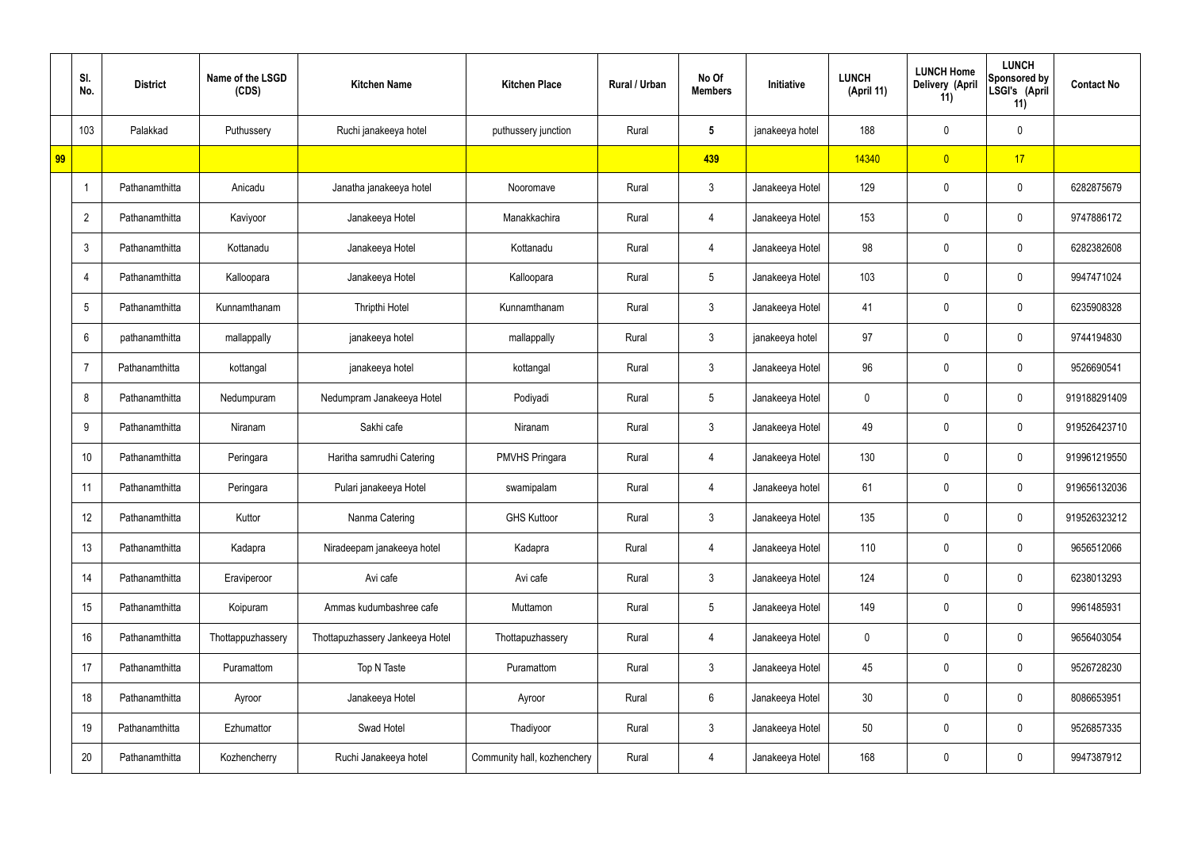|  | Sl. No. | District | Name of the LSGD (CDS) | Kitchen Name | Kitchen Place | Rural / Urban | No Of Members | Initiative | LUNCH (April 11) | LUNCH Home Delivery (April 11) | LUNCH Sponsored by LSGI's (April 11) | Contact No |
|---|---|---|---|---|---|---|---|---|---|---|---|---|
|  | 103 | Palakkad | Puthussery | Ruchi janakeeya hotel | puthussery junction | Rural | 5 | janakeeya hotel | 188 | 0 | 0 |  |
| 99 |  |  |  |  |  |  | 439 |  | 14340 | 0 | 17 |  |
|  | 1 | Pathanamthitta | Anicadu | Janatha janakeeya hotel | Nooromave | Rural | 3 | Janakeeya Hotel | 129 | 0 | 0 | 6282875679 |
|  | 2 | Pathanamthitta | Kaviyoor | Janakeeya Hotel | Manakkachira | Rural | 4 | Janakeeya Hotel | 153 | 0 | 0 | 9747886172 |
|  | 3 | Pathanamthitta | Kottanadu | Janakeeya Hotel | Kottanadu | Rural | 4 | Janakeeya Hotel | 98 | 0 | 0 | 6282382608 |
|  | 4 | Pathanamthitta | Kalloopara | Janakeeya Hotel | Kalloopara | Rural | 5 | Janakeeya Hotel | 103 | 0 | 0 | 9947471024 |
|  | 5 | Pathanamthitta | Kunnamthanam | Thripthi Hotel | Kunnamthanam | Rural | 3 | Janakeeya Hotel | 41 | 0 | 0 | 6235908328 |
|  | 6 | pathanamthitta | mallappally | janakeeya hotel | mallappally | Rural | 3 | janakeeya hotel | 97 | 0 | 0 | 9744194830 |
|  | 7 | Pathanamthitta | kottangal | janakeeya hotel | kottangal | Rural | 3 | Janakeeya Hotel | 96 | 0 | 0 | 9526690541 |
|  | 8 | Pathanamthitta | Nedumpuram | Nedumpram Janakeeya Hotel | Podiyadi | Rural | 5 | Janakeeya Hotel | 0 | 0 | 0 | 919188291409 |
|  | 9 | Pathanamthitta | Niranam | Sakhi cafe | Niranam | Rural | 3 | Janakeeya Hotel | 49 | 0 | 0 | 919526423710 |
|  | 10 | Pathanamthitta | Peringara | Haritha samrudhi Catering | PMVHS Pringara | Rural | 4 | Janakeeya Hotel | 130 | 0 | 0 | 919961219550 |
|  | 11 | Pathanamthitta | Peringara | Pulari janakeeya Hotel | swamipalam | Rural | 4 | Janakeeya hotel | 61 | 0 | 0 | 919656132036 |
|  | 12 | Pathanamthitta | Kuttor | Nanma Catering | GHS Kuttoor | Rural | 3 | Janakeeya Hotel | 135 | 0 | 0 | 919526323212 |
|  | 13 | Pathanamthitta | Kadapra | Niradeepam janakeeya hotel | Kadapra | Rural | 4 | Janakeeya Hotel | 110 | 0 | 0 | 9656512066 |
|  | 14 | Pathanamthitta | Eraviperoor | Avi cafe | Avi cafe | Rural | 3 | Janakeeya Hotel | 124 | 0 | 0 | 6238013293 |
|  | 15 | Pathanamthitta | Koipuram | Ammas kudumbashree cafe | Muttamon | Rural | 5 | Janakeeya Hotel | 149 | 0 | 0 | 9961485931 |
|  | 16 | Pathanamthitta | Thottappuzhassery | Thottapuzhassery Jankeeya Hotel | Thottapuzhassery | Rural | 4 | Janakeeya Hotel | 0 | 0 | 0 | 9656403054 |
|  | 17 | Pathanamthitta | Puramattom | Top N Taste | Puramattom | Rural | 3 | Janakeeya Hotel | 45 | 0 | 0 | 9526728230 |
|  | 18 | Pathanamthitta | Ayroor | Janakeeya Hotel | Ayroor | Rural | 6 | Janakeeya Hotel | 30 | 0 | 0 | 8086653951 |
|  | 19 | Pathanamthitta | Ezhumattor | Swad Hotel | Thadiyoor | Rural | 3 | Janakeeya Hotel | 50 | 0 | 0 | 9526857335 |
|  | 20 | Pathanamthitta | Kozhencherry | Ruchi Janakeeya hotel | Community hall, kozhenchery | Rural | 4 | Janakeeya Hotel | 168 | 0 | 0 | 9947387912 |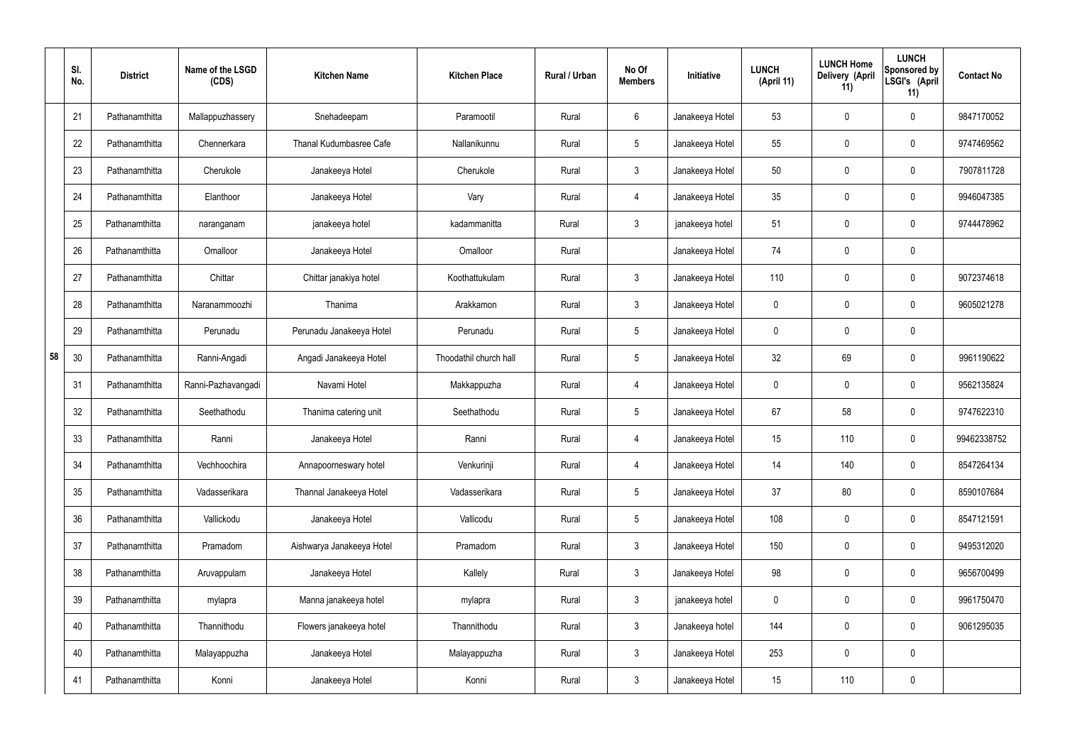|  | Sl. No. | District | Name of the LSGD (CDS) | Kitchen Name | Kitchen Place | Rural / Urban | No Of Members | Initiative | LUNCH (April 11) | LUNCH Home Delivery (April 11) | LUNCH Sponsored by LSGI's (April 11) | Contact No |
|---|---|---|---|---|---|---|---|---|---|---|---|---|
| 58 | 21 | Pathanamthitta | Mallappuzhassery | Snehadeepam | Paramootil | Rural | 6 | Janakeeya Hotel | 53 | 0 | 0 | 9847170052 |
|  | 22 | Pathanamthitta | Chennerkara | Thanal Kudumbasree Cafe | Nallanikunnu | Rural | 5 | Janakeeya Hotel | 55 | 0 | 0 | 9747469562 |
|  | 23 | Pathanamthitta | Cherukole | Janakeeya Hotel | Cherukole | Rural | 3 | Janakeeya Hotel | 50 | 0 | 0 | 7907811728 |
|  | 24 | Pathanamthitta | Elanthoor | Janakeeya Hotel | Vary | Rural | 4 | Janakeeya Hotel | 35 | 0 | 0 | 9946047385 |
|  | 25 | Pathanamthitta | naranganam | janakeeya hotel | kadammanitta | Rural | 3 | janakeeya hotel | 51 | 0 | 0 | 9744478962 |
|  | 26 | Pathanamthitta | Omalloor | Janakeeya Hotel | Omalloor | Rural |  | Janakeeya Hotel | 74 | 0 | 0 |  |
|  | 27 | Pathanamthitta | Chittar | Chittar janakiya hotel | Koothattukulam | Rural | 3 | Janakeeya Hotel | 110 | 0 | 0 | 9072374618 |
|  | 28 | Pathanamthitta | Naranammoozhi | Thanima | Arakkamon | Rural | 3 | Janakeeya Hotel | 0 | 0 | 0 | 9605021278 |
|  | 29 | Pathanamthitta | Perunadu | Perunadu Janakeeya Hotel | Perunadu | Rural | 5 | Janakeeya Hotel | 0 | 0 | 0 |  |
|  | 30 | Pathanamthitta | Ranni-Angadi | Angadi Janakeeya Hotel | Thoodathil church hall | Rural | 5 | Janakeeya Hotel | 32 | 69 | 0 | 9961190622 |
|  | 31 | Pathanamthitta | Ranni-Pazhavangadi | Navami Hotel | Makkappuzha | Rural | 4 | Janakeeya Hotel | 0 | 0 | 0 | 9562135824 |
|  | 32 | Pathanamthitta | Seethathodu | Thanima catering unit | Seethathodu | Rural | 5 | Janakeeya Hotel | 67 | 58 | 0 | 9747622310 |
|  | 33 | Pathanamthitta | Ranni | Janakeeya Hotel | Ranni | Rural | 4 | Janakeeya Hotel | 15 | 110 | 0 | 99462338752 |
|  | 34 | Pathanamthitta | Vechhoochira | Annapoorneswary hotel | Venkurinji | Rural | 4 | Janakeeya Hotel | 14 | 140 | 0 | 8547264134 |
|  | 35 | Pathanamthitta | Vadasserikara | Thannal Janakeeya Hotel | Vadasserikara | Rural | 5 | Janakeeya Hotel | 37 | 80 | 0 | 8590107684 |
|  | 36 | Pathanamthitta | Vallickodu | Janakeeya Hotel | Vallicodu | Rural | 5 | Janakeeya Hotel | 108 | 0 | 0 | 8547121591 |
|  | 37 | Pathanamthitta | Pramadom | Aishwarya Janakeeya Hotel | Pramadom | Rural | 3 | Janakeeya Hotel | 150 | 0 | 0 | 9495312020 |
|  | 38 | Pathanamthitta | Aruvappulam | Janakeeya Hotel | Kallely | Rural | 3 | Janakeeya Hotel | 98 | 0 | 0 | 9656700499 |
|  | 39 | Pathanamthitta | mylapra | Manna janakeeya hotel | mylapra | Rural | 3 | janakeeya hotel | 0 | 0 | 0 | 9961750470 |
|  | 40 | Pathanamthitta | Thannithodu | Flowers janakeeya hotel | Thannithodu | Rural | 3 | Janakeeya hotel | 144 | 0 | 0 | 9061295035 |
|  | 40 | Pathanamthitta | Malayappuzha | Janakeeya Hotel | Malayappuzha | Rural | 3 | Janakeeya Hotel | 253 | 0 | 0 |  |
|  | 41 | Pathanamthitta | Konni | Janakeeya Hotel | Konni | Rural | 3 | Janakeeya Hotel | 15 | 110 | 0 |  |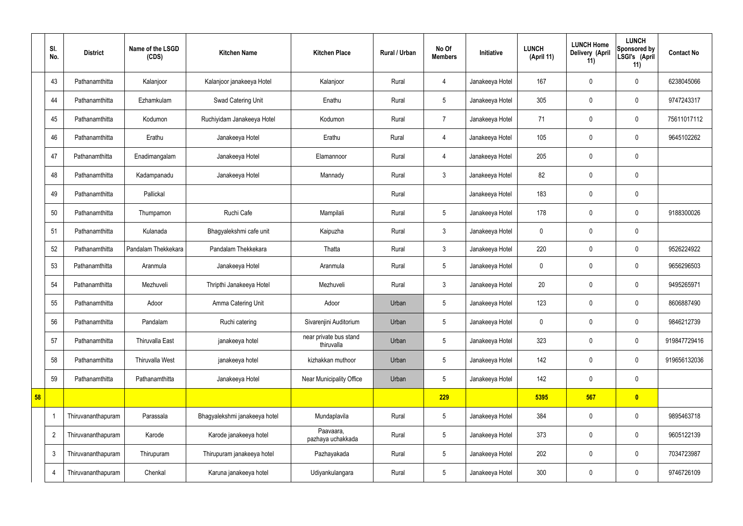| | Sl. No. | District | Name of the LSGD (CDS) | Kitchen Name | Kitchen Place | Rural / Urban | No Of Members | Initiative | LUNCH (April 11) | LUNCH Home Delivery (April 11) | LUNCH Sponsored by LSGI's (April 11) | Contact No |
|---|---|---|---|---|---|---|---|---|---|---|---|---|
| | 43 | Pathanamthitta | Kalanjoor | Kalanjoor janakeeya Hotel | Kalanjoor | Rural | 4 | Janakeeya Hotel | 167 | 0 | 0 | 6238045066 |
| | 44 | Pathanamthitta | Ezhamkulam | Swad Catering Unit | Enathu | Rural | 5 | Janakeeya Hotel | 305 | 0 | 0 | 9747243317 |
| | 45 | Pathanamthitta | Kodumon | Ruchiyidam Janakeeya Hotel | Kodumon | Rural | 7 | Janakeeya Hotel | 71 | 0 | 0 | 75611017112 |
| | 46 | Pathanamthitta | Erathu | Janakeeya Hotel | Erathu | Rural | 4 | Janakeeya Hotel | 105 | 0 | 0 | 9645102262 |
| | 47 | Pathanamthitta | Enadimangalam | Janakeeya Hotel | Elamannoor | Rural | 4 | Janakeeya Hotel | 205 | 0 | 0 | |
| | 48 | Pathanamthitta | Kadampanadu | Janakeeya Hotel | Mannady | Rural | 3 | Janakeeya Hotel | 82 | 0 | 0 | |
| | 49 | Pathanamthitta | Pallickal | | | Rural | | Janakeeya Hotel | 183 | 0 | 0 | |
| | 50 | Pathanamthitta | Thumpamon | Ruchi Cafe | Mampilali | Rural | 5 | Janakeeya Hotel | 178 | 0 | 0 | 9188300026 |
| | 51 | Pathanamthitta | Kulanada | Bhagyalekshmi cafe unit | Kaipuzha | Rural | 3 | Janakeeya Hotel | 0 | 0 | 0 | |
| | 52 | Pathanamthitta | Pandalam Thekkekara | Pandalam Thekkekara | Thatta | Rural | 3 | Janakeeya Hotel | 220 | 0 | 0 | 9526224922 |
| | 53 | Pathanamthitta | Aranmula | Janakeeya Hotel | Aranmula | Rural | 5 | Janakeeya Hotel | 0 | 0 | 0 | 9656296503 |
| | 54 | Pathanamthitta | Mezhuveli | Thripthi Janakeeya Hotel | Mezhuveli | Rural | 3 | Janakeeya Hotel | 20 | 0 | 0 | 9495265971 |
| | 55 | Pathanamthitta | Adoor | Amma Catering Unit | Adoor | Urban | 5 | Janakeeya Hotel | 123 | 0 | 0 | 8606887490 |
| | 56 | Pathanamthitta | Pandalam | Ruchi catering | Sivarenjini Auditorium | Urban | 5 | Janakeeya Hotel | 0 | 0 | 0 | 9846212739 |
| | 57 | Pathanamthitta | Thiruvalla East | janakeeya hotel | near private bus stand thiruvalla | Urban | 5 | Janakeeya Hotel | 323 | 0 | 0 | 919847729416 |
| | 58 | Pathanamthitta | Thiruvalla West | janakeeya hotel | kizhakkan muthoor | Urban | 5 | Janakeeya Hotel | 142 | 0 | 0 | 919656132036 |
| | 59 | Pathanamthitta | Pathanamthitta | Janakeeya Hotel | Near Municipality Office | Urban | 5 | Janakeeya Hotel | 142 | 0 | 0 | |
| 58 | | | | | | | 229 | | 5395 | 567 | 0 | |
| | 1 | Thiruvananthapuram | Parassala | Bhagyalekshmi janakeeya hotel | Mundaplavila | Rural | 5 | Janakeeya Hotel | 384 | 0 | 0 | 9895463718 |
| | 2 | Thiruvananthapuram | Karode | Karode janakeeya hotel | Paavaara, pazhaya uchakkada | Rural | 5 | Janakeeya Hotel | 373 | 0 | 0 | 9605122139 |
| | 3 | Thiruvananthapuram | Thirupuram | Thirupuram janakeeya hotel | Pazhayakada | Rural | 5 | Janakeeya Hotel | 202 | 0 | 0 | 7034723987 |
| | 4 | Thiruvananthapuram | Chenkal | Karuna janakeeya hotel | Udiyankulangara | Rural | 5 | Janakeeya Hotel | 300 | 0 | 0 | 9746726109 |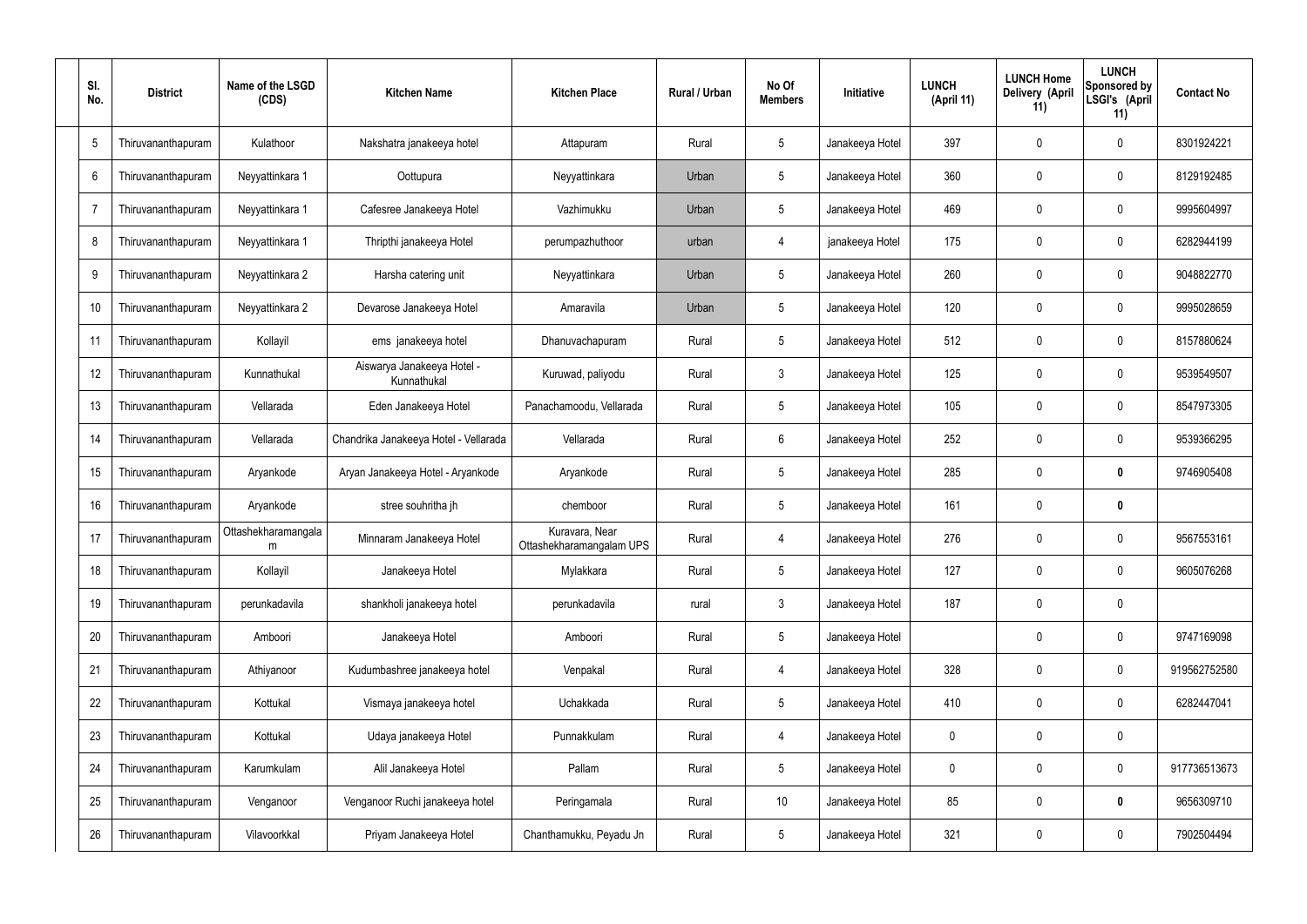| Sl. No. | District | Name of the LSGD (CDS) | Kitchen Name | Kitchen Place | Rural / Urban | No Of Members | Initiative | LUNCH (April 11) | LUNCH Home Delivery (April 11) | LUNCH Sponsored by LSGI's (April 11) | Contact No |
|---|---|---|---|---|---|---|---|---|---|---|---|
| 5 | Thiruvananthapuram | Kulathoor | Nakshatra janakeeya hotel | Attapuram | Rural | 5 | Janakeeya Hotel | 397 | 0 | 0 | 8301924221 |
| 6 | Thiruvananthapuram | Neyyattinkara 1 | Oottupura | Neyyattinkara | Urban | 5 | Janakeeya Hotel | 360 | 0 | 0 | 8129192485 |
| 7 | Thiruvananthapuram | Neyyattinkara 1 | Cafesree Janakeeya Hotel | Vazhimukku | Urban | 5 | Janakeeya Hotel | 469 | 0 | 0 | 9995604997 |
| 8 | Thiruvananthapuram | Neyyattinkara 1 | Thripthi janakeeya Hotel | perumpazhuthoor | urban | 4 | janakeeya Hotel | 175 | 0 | 0 | 6282944199 |
| 9 | Thiruvananthapuram | Neyyattinkara 2 | Harsha catering unit | Neyyattinkara | Urban | 5 | Janakeeya Hotel | 260 | 0 | 0 | 9048822770 |
| 10 | Thiruvananthapuram | Neyyattinkara 2 | Devarose Janakeeya Hotel | Amaravila | Urban | 5 | Janakeeya Hotel | 120 | 0 | 0 | 9995028659 |
| 11 | Thiruvananthapuram | Kollayil | ems janakeeya hotel | Dhanuvachapuram | Rural | 5 | Janakeeya Hotel | 512 | 0 | 0 | 8157880624 |
| 12 | Thiruvananthapuram | Kunnathukal | Aiswarya Janakeeya Hotel - Kunnathukal | Kuruwad, paliyodu | Rural | 3 | Janakeeya Hotel | 125 | 0 | 0 | 9539549507 |
| 13 | Thiruvananthapuram | Vellarada | Eden Janakeeya Hotel | Panachamoodu, Vellarada | Rural | 5 | Janakeeya Hotel | 105 | 0 | 0 | 8547973305 |
| 14 | Thiruvananthapuram | Vellarada | Chandrika Janakeeya Hotel - Vellarada | Vellarada | Rural | 6 | Janakeeya Hotel | 252 | 0 | 0 | 9539366295 |
| 15 | Thiruvananthapuram | Aryankode | Aryan Janakeeya Hotel - Aryankode | Aryankode | Rural | 5 | Janakeeya Hotel | 285 | 0 | **0** | 9746905408 |
| 16 | Thiruvananthapuram | Aryankode | stree souhritha jh | chemboor | Rural | 5 | Janakeeya Hotel | 161 | 0 | **0** | |
| 17 | Thiruvananthapuram | Ottashekharamangalam | Minnaram Janakeeya Hotel | Kuravara, Near Ottashekharamangalam UPS | Rural | 4 | Janakeeya Hotel | 276 | 0 | 0 | 9567553161 |
| 18 | Thiruvananthapuram | Kollayil | Janakeeya Hotel | Mylakkara | Rural | 5 | Janakeeya Hotel | 127 | 0 | 0 | 9605076268 |
| 19 | Thiruvananthapuram | perunkadavila | shankholi janakeeya hotel | perunkadavila | rural | 3 | Janakeeya Hotel | 187 | 0 | 0 | |
| 20 | Thiruvananthapuram | Amboori | Janakeeya Hotel | Amboori | Rural | 5 | Janakeeya Hotel | | 0 | 0 | 9747169098 |
| 21 | Thiruvananthapuram | Athiyanoor | Kudumbashree janakeeya hotel | Venpakal | Rural | 4 | Janakeeya Hotel | 328 | 0 | 0 | 919562752580 |
| 22 | Thiruvananthapuram | Kottukal | Vismaya janakeeya hotel | Uchakkada | Rural | 5 | Janakeeya Hotel | 410 | 0 | 0 | 6282447041 |
| 23 | Thiruvananthapuram | Kottukal | Udaya janakeeya Hotel | Punnakkulam | Rural | 4 | Janakeeya Hotel | 0 | 0 | 0 | |
| 24 | Thiruvananthapuram | Karumkulam | Alil Janakeeya Hotel | Pallam | Rural | 5 | Janakeeya Hotel | 0 | 0 | 0 | 917736513673 |
| 25 | Thiruvananthapuram | Venganoor | Venganoor Ruchi janakeeya hotel | Peringamala | Rural | 10 | Janakeeya Hotel | 85 | 0 | **0** | 9656309710 |
| 26 | Thiruvananthapuram | Vilavoorkkal | Priyam Janakeeya Hotel | Chanthamukku, Peyadu Jn | Rural | 5 | Janakeeya Hotel | 321 | 0 | 0 | 7902504494 |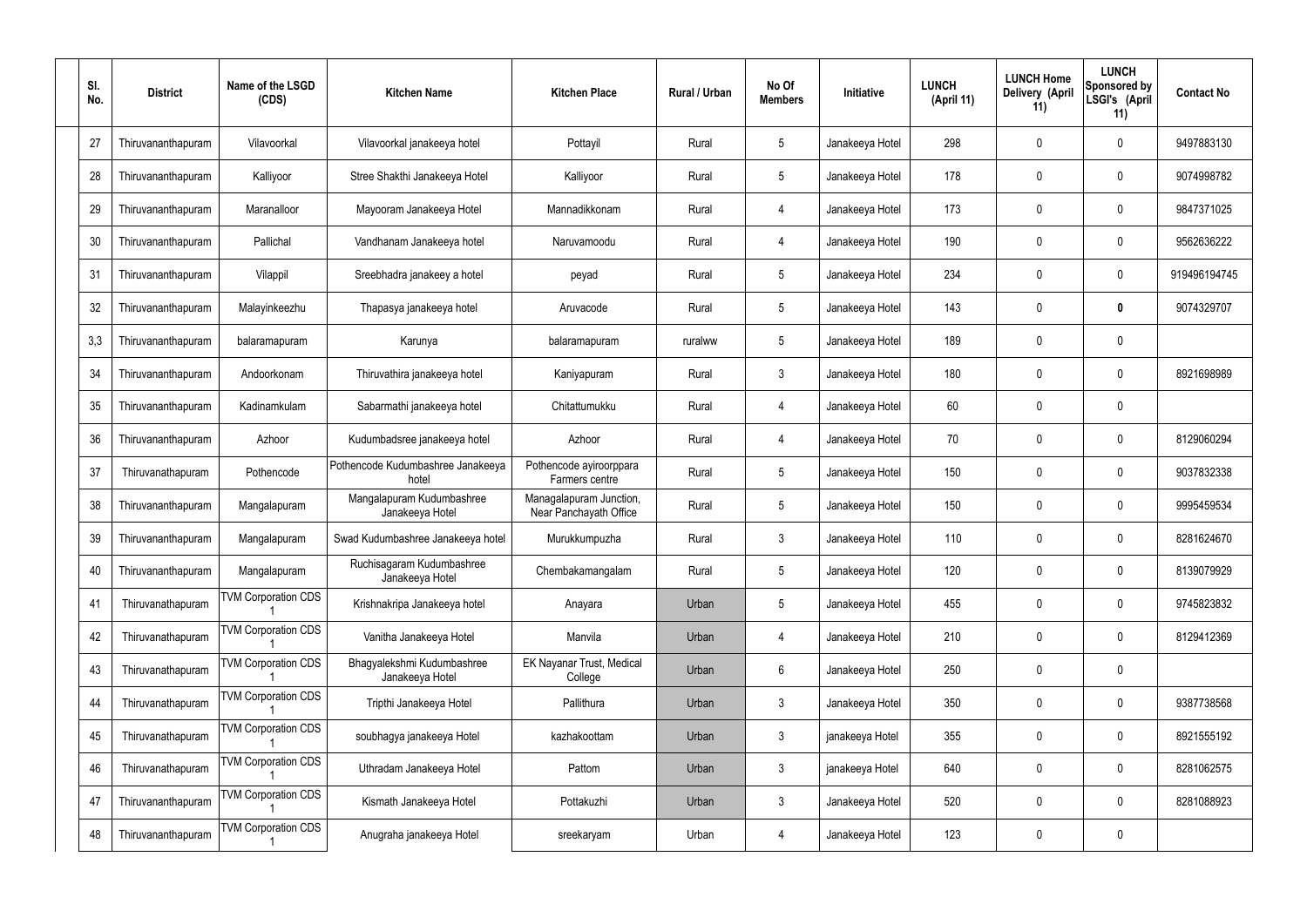| Sl. No. | District | Name of the LSGD (CDS) | Kitchen Name | Kitchen Place | Rural / Urban | No Of Members | Initiative | LUNCH (April 11) | LUNCH Home Delivery (April 11) | LUNCH Sponsored by LSGI's (April 11) | Contact No |
|---|---|---|---|---|---|---|---|---|---|---|---|
| 27 | Thiruvananthapuram | Vilavoorkal | Vilavoorkal janakeeya hotel | Pottayil | Rural | 5 | Janakeeya Hotel | 298 | 0 | 0 | 9497883130 |
| 28 | Thiruvananthapuram | Kalliyoor | Stree Shakthi Janakeeya Hotel | Kalliyoor | Rural | 5 | Janakeeya Hotel | 178 | 0 | 0 | 9074998782 |
| 29 | Thiruvananthapuram | Maranalloor | Mayooram Janakeeya Hotel | Mannadikkonam | Rural | 4 | Janakeeya Hotel | 173 | 0 | 0 | 9847371025 |
| 30 | Thiruvananthapuram | Pallichal | Vandhanam Janakeeya hotel | Naruvamoodu | Rural | 4 | Janakeeya Hotel | 190 | 0 | 0 | 9562636222 |
| 31 | Thiruvananthapuram | Vilappil | Sreebhadra janakeey a hotel | peyad | Rural | 5 | Janakeeya Hotel | 234 | 0 | 0 | 919496194745 |
| 32 | Thiruvananthapuram | Malayinkeezhu | Thapasya janakeeya hotel | Aruvacode | Rural | 5 | Janakeeya Hotel | 143 | 0 | **0** | 9074329707 |
| 3,3 | Thiruvananthapuram | balaramapuram | Karunya | balaramapuram | ruralww | 5 | Janakeeya Hotel | 189 | 0 | 0 | |
| 34 | Thiruvananthapuram | Andoorkonam | Thiruvathira janakeeya hotel | Kaniyapuram | Rural | 3 | Janakeeya Hotel | 180 | 0 | 0 | 8921698989 |
| 35 | Thiruvananthapuram | Kadinamkulam | Sabarmathi janakeeya hotel | Chitattumukku | Rural | 4 | Janakeeya Hotel | 60 | 0 | 0 | |
| 36 | Thiruvananthapuram | Azhoor | Kudumbadsree janakeeya hotel | Azhoor | Rural | 4 | Janakeeya Hotel | 70 | 0 | 0 | 8129060294 |
| 37 | Thiruvanathapuram | Pothencode | Pothencode Kudumbashree Janakeeya hotel | Pothencode ayiroorppara Farmers centre | Rural | 5 | Janakeeya Hotel | 150 | 0 | 0 | 9037832338 |
| 38 | Thiruvananthapuram | Mangalapuram | Mangalapuram Kudumbashree Janakeeya Hotel | Managalapuram Junction, Near Panchayath Office | Rural | 5 | Janakeeya Hotel | 150 | 0 | 0 | 9995459534 |
| 39 | Thiruvananthapuram | Mangalapuram | Swad Kudumbashree Janakeeya hotel | Murukkumpuzha | Rural | 3 | Janakeeya Hotel | 110 | 0 | 0 | 8281624670 |
| 40 | Thiruvananthapuram | Mangalapuram | Ruchisagaram Kudumbashree Janakeeya Hotel | Chembakamangalam | Rural | 5 | Janakeeya Hotel | 120 | 0 | 0 | 8139079929 |
| 41 | Thiruvanathapuram | TVM Corporation CDS 1 | Krishnakripa Janakeeya hotel | Anayara | Urban | 5 | Janakeeya Hotel | 455 | 0 | 0 | 9745823832 |
| 42 | Thiruvanathapuram | TVM Corporation CDS 1 | Vanitha Janakeeya Hotel | Manvila | Urban | 4 | Janakeeya Hotel | 210 | 0 | 0 | 8129412369 |
| 43 | Thiruvanathapuram | TVM Corporation CDS 1 | Bhagyalekshmi Kudumbashree Janakeeya Hotel | EK Nayanar Trust, Medical College | Urban | 6 | Janakeeya Hotel | 250 | 0 | 0 | |
| 44 | Thiruvanathapuram | TVM Corporation CDS 1 | Tripthi Janakeeya Hotel | Pallithura | Urban | 3 | Janakeeya Hotel | 350 | 0 | 0 | 9387738568 |
| 45 | Thiruvanathapuram | TVM Corporation CDS 1 | soubhagya janakeeya Hotel | kazhakoottam | Urban | 3 | janakeeya Hotel | 355 | 0 | 0 | 8921555192 |
| 46 | Thiruvanathapuram | TVM Corporation CDS 1 | Uthradam Janakeeya Hotel | Pattom | Urban | 3 | janakeeya Hotel | 640 | 0 | 0 | 8281062575 |
| 47 | Thiruvananthapuram | TVM Corporation CDS 1 | Kismath Janakeeya Hotel | Pottakuzhi | Urban | 3 | Janakeeya Hotel | 520 | 0 | 0 | 8281088923 |
| 48 | Thiruvananthapuram | TVM Corporation CDS 1 | Anugraha janakeeya Hotel | sreekaryam | Urban | 4 | Janakeeya Hotel | 123 | 0 | 0 | |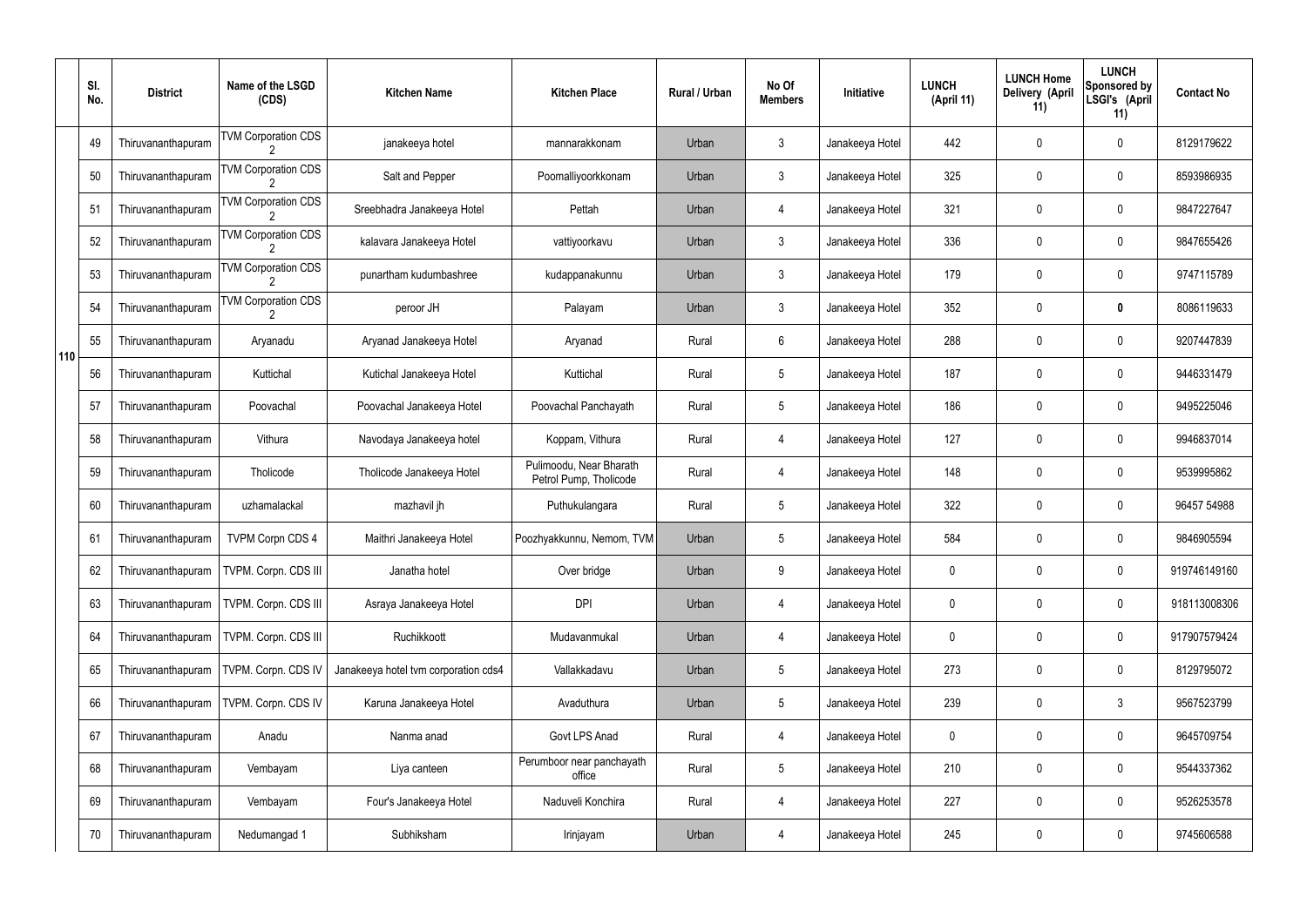| | Sl. No. | District | Name of the LSGD (CDS) | Kitchen Name | Kitchen Place | Rural / Urban | No Of Members | Initiative | LUNCH (April 11) | LUNCH Home Delivery (April 11) | LUNCH Sponsored by LSGI's (April 11) | Contact No |
|---|---|---|---|---|---|---|---|---|---|---|---|---|
| 110 | 49 | Thiruvananthapuram | TVM Corporation CDS 2 | janakeeya hotel | mannarakkonam | Urban | 3 | Janakeeya Hotel | 442 | 0 | 0 | 8129179622 |
| | 50 | Thiruvananthapuram | TVM Corporation CDS 2 | Salt and Pepper | Poomalliyoorkkonam | Urban | 3 | Janakeeya Hotel | 325 | 0 | 0 | 8593986935 |
| | 51 | Thiruvananthapuram | TVM Corporation CDS 2 | Sreebhadra Janakeeya Hotel | Pettah | Urban | 4 | Janakeeya Hotel | 321 | 0 | 0 | 9847227647 |
| | 52 | Thiruvananthapuram | TVM Corporation CDS 2 | kalavara Janakeeya Hotel | vattiyoorkavu | Urban | 3 | Janakeeya Hotel | 336 | 0 | 0 | 9847655426 |
| | 53 | Thiruvananthapuram | TVM Corporation CDS 2 | punartham kudumbashree | kudappanakunnu | Urban | 3 | Janakeeya Hotel | 179 | 0 | 0 | 9747115789 |
| | 54 | Thiruvananthapuram | TVM Corporation CDS 2 | peroor JH | Palayam | Urban | 3 | Janakeeya Hotel | 352 | 0 | **0** | 8086119633 |
| | 55 | Thiruvananthapuram | Aryanadu | Aryanad Janakeeya Hotel | Aryanad | Rural | 6 | Janakeeya Hotel | 288 | 0 | 0 | 9207447839 |
| | 56 | Thiruvananthapuram | Kuttichal | Kutichal Janakeeya Hotel | Kuttichal | Rural | 5 | Janakeeya Hotel | 187 | 0 | 0 | 9446331479 |
| | 57 | Thiruvananthapuram | Poovachal | Poovachal Janakeeya Hotel | Poovachal Panchayath | Rural | 5 | Janakeeya Hotel | 186 | 0 | 0 | 9495225046 |
| | 58 | Thiruvananthapuram | Vithura | Navodaya Janakeeya hotel | Koppam, Vithura | Rural | 4 | Janakeeya Hotel | 127 | 0 | 0 | 9946837014 |
| | 59 | Thiruvananthapuram | Tholicode | Tholicode Janakeeya Hotel | Pulimoodu, Near Bharath Petrol Pump, Tholicode | Rural | 4 | Janakeeya Hotel | 148 | 0 | 0 | 9539995862 |
| | 60 | Thiruvananthapuram | uzhamalackal | mazhavil jh | Puthukulangara | Rural | 5 | Janakeeya Hotel | 322 | 0 | 0 | 96457 54988 |
| | 61 | Thiruvananthapuram | TVPM Corpn CDS 4 | Maithri Janakeeya Hotel | Poozhyakkunnu, Nemom, TVM | Urban | 5 | Janakeeya Hotel | 584 | 0 | 0 | 9846905594 |
| | 62 | Thiruvananthapuram | TVPM. Corpn. CDS III | Janatha hotel | Over bridge | Urban | 9 | Janakeeya Hotel | 0 | 0 | 0 | 919746149160 |
| | 63 | Thiruvananthapuram | TVPM. Corpn. CDS III | Asraya Janakeeya Hotel | DPI | Urban | 4 | Janakeeya Hotel | 0 | 0 | 0 | 918113008306 |
| | 64 | Thiruvananthapuram | TVPM. Corpn. CDS III | Ruchikkoott | Mudavanmukal | Urban | 4 | Janakeeya Hotel | 0 | 0 | 0 | 917907579424 |
| | 65 | Thiruvananthapuram | TVPM. Corpn. CDS IV | Janakeeya hotel tvm corporation cds4 | Vallakkadavu | Urban | 5 | Janakeeya Hotel | 273 | 0 | 0 | 8129795072 |
| | 66 | Thiruvananthapuram | TVPM. Corpn. CDS IV | Karuna Janakeeya Hotel | Avaduthura | Urban | 5 | Janakeeya Hotel | 239 | 0 | 3 | 9567523799 |
| | 67 | Thiruvananthapuram | Anadu | Nanma anad | Govt LPS Anad | Rural | 4 | Janakeeya Hotel | 0 | 0 | 0 | 9645709754 |
| | 68 | Thiruvananthapuram | Vembayam | Liya canteen | Perumboor near panchayath office | Rural | 5 | Janakeeya Hotel | 210 | 0 | 0 | 9544337362 |
| | 69 | Thiruvananthapuram | Vembayam | Four's Janakeeya Hotel | Naduveli Konchira | Rural | 4 | Janakeeya Hotel | 227 | 0 | 0 | 9526253578 |
| | 70 | Thiruvananthapuram | Nedumangad 1 | Subhiksham | Irinjayam | Urban | 4 | Janakeeya Hotel | 245 | 0 | 0 | 9745606588 |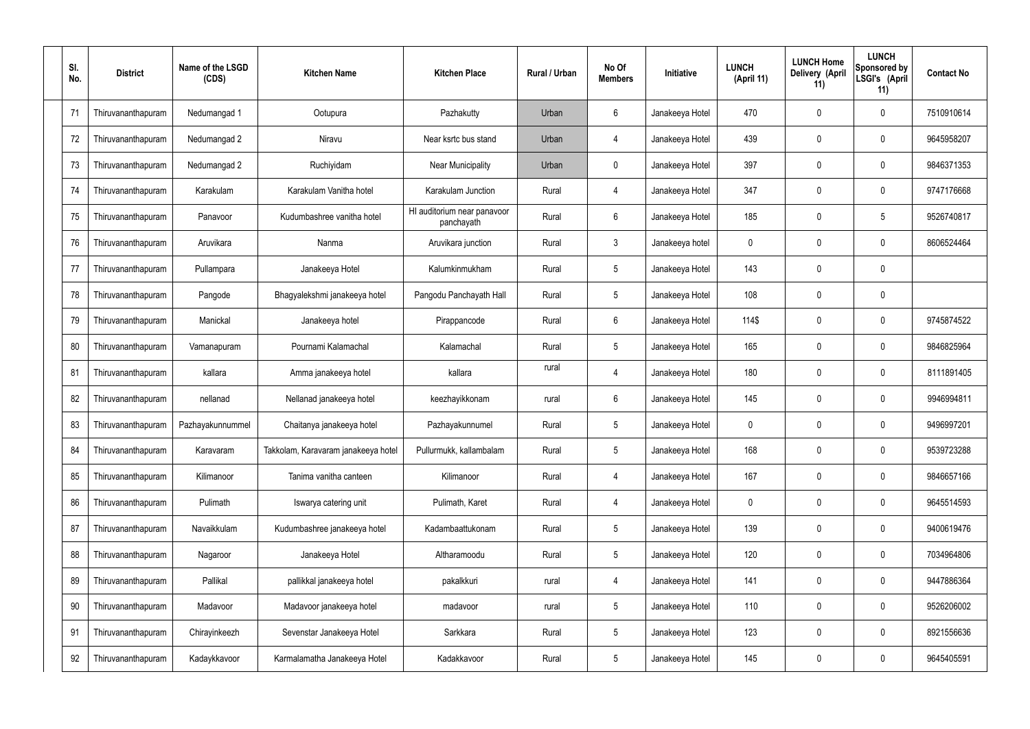| Sl. No. | District | Name of the LSGD (CDS) | Kitchen Name | Kitchen Place | Rural / Urban | No Of Members | Initiative | LUNCH (April 11) | LUNCH Home Delivery (April 11) | LUNCH Sponsored by LSGI's (April 11) | Contact No |
|---|---|---|---|---|---|---|---|---|---|---|---|
| 71 | Thiruvananthapuram | Nedumangad 1 | Ootupura | Pazhakutty | Urban | 6 | Janakeeya Hotel | 470 | 0 | 0 | 7510910614 |
| 72 | Thiruvananthapuram | Nedumangad 2 | Niravu | Near ksrtc bus stand | Urban | 4 | Janakeeya Hotel | 439 | 0 | 0 | 9645958207 |
| 73 | Thiruvananthapuram | Nedumangad 2 | Ruchiyidam | Near Municipality | Urban | 0 | Janakeeya Hotel | 397 | 0 | 0 | 9846371353 |
| 74 | Thiruvananthapuram | Karakulam | Karakulam Vanitha hotel | Karakulam Junction | Rural | 4 | Janakeeya Hotel | 347 | 0 | 0 | 9747176668 |
| 75 | Thiruvananthapuram | Panavoor | Kudumbashree vanitha hotel | HI auditorium near panavoor panchayath | Rural | 6 | Janakeeya Hotel | 185 | 0 | 5 | 9526740817 |
| 76 | Thiruvananthapuram | Aruvikara | Nanma | Aruvikara junction | Rural | 3 | Janakeeya hotel | 0 | 0 | 0 | 8606524464 |
| 77 | Thiruvananthapuram | Pullampara | Janakeeya Hotel | Kalumkinmukham | Rural | 5 | Janakeeya Hotel | 143 | 0 | 0 | |
| 78 | Thiruvananthapuram | Pangode | Bhagyalekshmi janakeeya hotel | Pangodu Panchayath Hall | Rural | 5 | Janakeeya Hotel | 108 | 0 | 0 | |
| 79 | Thiruvananthapuram | Manickal | Janakeeya hotel | Pirappancode | Rural | 6 | Janakeeya Hotel | 114$ | 0 | 0 | 9745874522 |
| 80 | Thiruvananthapuram | Vamanapuram | Pournami Kalamachal | Kalamachal | Rural | 5 | Janakeeya Hotel | 165 | 0 | 0 | 9846825964 |
| 81 | Thiruvananthapuram | kallara | Amma janakeeya hotel | kallara | rural | 4 | Janakeeya Hotel | 180 | 0 | 0 | 8111891405 |
| 82 | Thiruvananthapuram | nellanad | Nellanad janakeeya hotel | keezhayikkonam | rural | 6 | Janakeeya Hotel | 145 | 0 | 0 | 9946994811 |
| 83 | Thiruvananthapuram | Pazhayakunnummel | Chaitanya janakeeya hotel | Pazhayakunnumel | Rural | 5 | Janakeeya Hotel | 0 | 0 | 0 | 9496997201 |
| 84 | Thiruvananthapuram | Karavaram | Takkolam, Karavaram janakeeya hotel | Pullurmukk, kallambalam | Rural | 5 | Janakeeya Hotel | 168 | 0 | 0 | 9539723288 |
| 85 | Thiruvananthapuram | Kilimanoor | Tanima vanitha canteen | Kilimanoor | Rural | 4 | Janakeeya Hotel | 167 | 0 | 0 | 9846657166 |
| 86 | Thiruvananthapuram | Pulimath | Iswarya catering unit | Pulimath, Karet | Rural | 4 | Janakeeya Hotel | 0 | 0 | 0 | 9645514593 |
| 87 | Thiruvananthapuram | Navaikkulam | Kudumbashree janakeeya hotel | Kadambaattukonam | Rural | 5 | Janakeeya Hotel | 139 | 0 | 0 | 9400619476 |
| 88 | Thiruvananthapuram | Nagaroor | Janakeeya Hotel | Altharamoodu | Rural | 5 | Janakeeya Hotel | 120 | 0 | 0 | 7034964806 |
| 89 | Thiruvananthapuram | Pallikal | pallikkal janakeeya hotel | pakalkkuri | rural | 4 | Janakeeya Hotel | 141 | 0 | 0 | 9447886364 |
| 90 | Thiruvananthapuram | Madavoor | Madavoor janakeeya hotel | madavoor | rural | 5 | Janakeeya Hotel | 110 | 0 | 0 | 9526206002 |
| 91 | Thiruvananthapuram | Chirayinkeezh | Sevenstar Janakeeya Hotel | Sarkkara | Rural | 5 | Janakeeya Hotel | 123 | 0 | 0 | 8921556636 |
| 92 | Thiruvananthapuram | Kadaykkavoor | Karmalamatha Janakeeya Hotel | Kadakkavoor | Rural | 5 | Janakeeya Hotel | 145 | 0 | 0 | 9645405591 |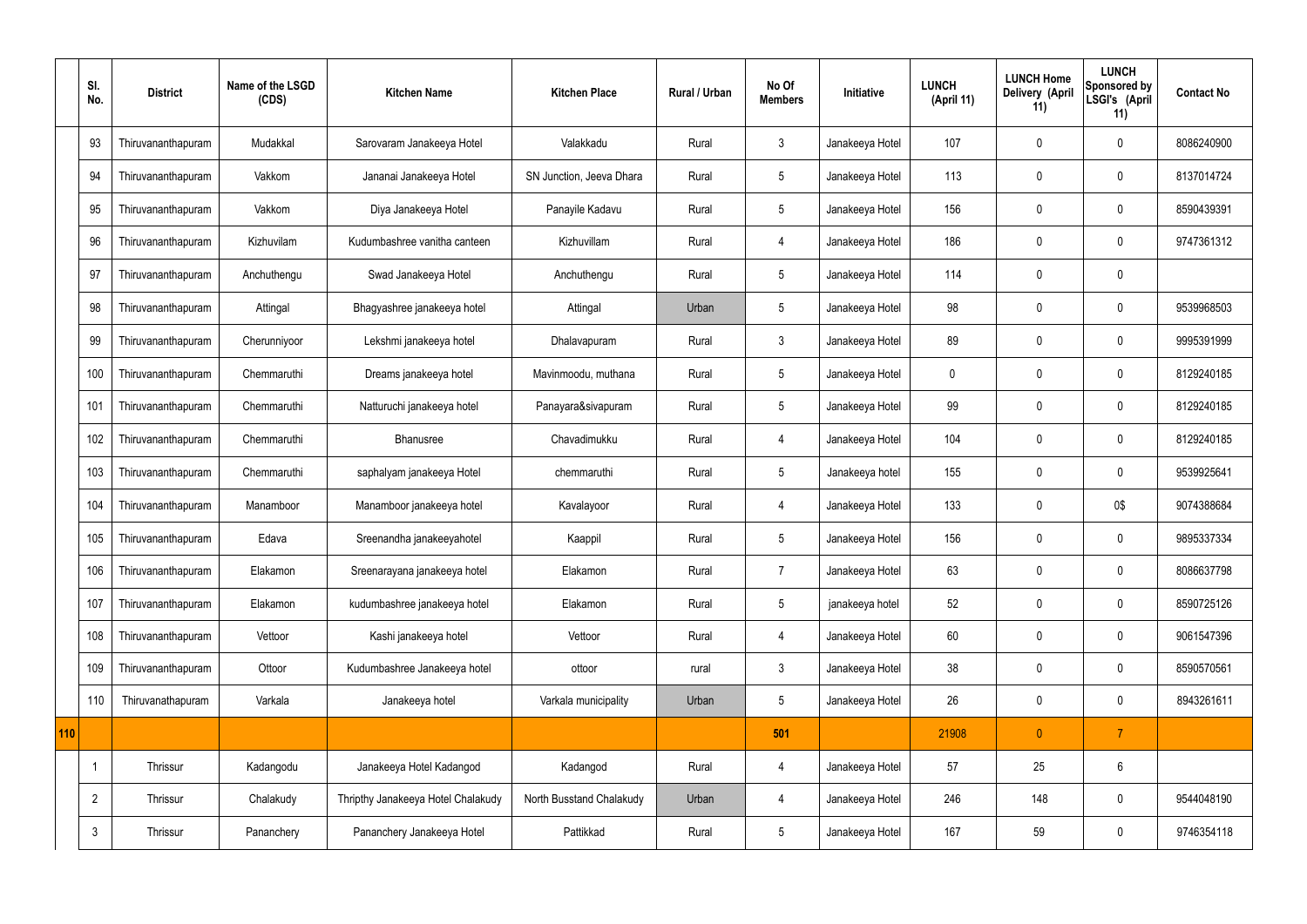| | Sl. No. | District | Name of the LSGD (CDS) | Kitchen Name | Kitchen Place | Rural / Urban | No Of Members | Initiative | LUNCH (April 11) | LUNCH Home Delivery (April 11) | LUNCH Sponsored by LSGI's (April 11) | Contact No |
|---|---|---|---|---|---|---|---|---|---|---|---|---|
| | 93 | Thiruvananthapuram | Mudakkal | Sarovaram Janakeeya Hotel | Valakkadu | Rural | 3 | Janakeeya Hotel | 107 | 0 | 0 | 8086240900 |
| | 94 | Thiruvananthapuram | Vakkom | Jananai Janakeeya Hotel | SN Junction, Jeeva Dhara | Rural | 5 | Janakeeya Hotel | 113 | 0 | 0 | 8137014724 |
| | 95 | Thiruvananthapuram | Vakkom | Diya Janakeeya Hotel | Panayile Kadavu | Rural | 5 | Janakeeya Hotel | 156 | 0 | 0 | 8590439391 |
| | 96 | Thiruvananthapuram | Kizhuvilam | Kudumbashree vanitha canteen | Kizhuvillam | Rural | 4 | Janakeeya Hotel | 186 | 0 | 0 | 9747361312 |
| | 97 | Thiruvananthapuram | Anchuthengu | Swad Janakeeya Hotel | Anchuthengu | Rural | 5 | Janakeeya Hotel | 114 | 0 | 0 | |
| | 98 | Thiruvananthapuram | Attingal | Bhagyashree janakeeya hotel | Attingal | Urban | 5 | Janakeeya Hotel | 98 | 0 | 0 | 9539968503 |
| | 99 | Thiruvananthapuram | Cherunniyoor | Lekshmi janakeeya hotel | Dhalavapuram | Rural | 3 | Janakeeya Hotel | 89 | 0 | 0 | 9995391999 |
| | 100 | Thiruvananthapuram | Chemmaruthi | Dreams janakeeya hotel | Mavinmoodu, muthana | Rural | 5 | Janakeeya Hotel | 0 | 0 | 0 | 8129240185 |
| | 101 | Thiruvananthapuram | Chemmaruthi | Natturuchi janakeeya hotel | Panayara&sivapuram | Rural | 5 | Janakeeya Hotel | 99 | 0 | 0 | 8129240185 |
| | 102 | Thiruvananthapuram | Chemmaruthi | Bhanusree | Chavadimukku | Rural | 4 | Janakeeya Hotel | 104 | 0 | 0 | 8129240185 |
| | 103 | Thiruvananthapuram | Chemmaruthi | saphalyam janakeeya Hotel | chemmaruthi | Rural | 5 | Janakeeya hotel | 155 | 0 | 0 | 9539925641 |
| | 104 | Thiruvananthapuram | Manamboor | Manamboor janakeeya hotel | Kavalayoor | Rural | 4 | Janakeeya Hotel | 133 | 0 | 0$ | 9074388684 |
| | 105 | Thiruvananthapuram | Edava | Sreenandha janakeeyahotel | Kaappil | Rural | 5 | Janakeeya Hotel | 156 | 0 | 0 | 9895337334 |
| | 106 | Thiruvananthapuram | Elakamon | Sreenarayana janakeeya hotel | Elakamon | Rural | 7 | Janakeeya Hotel | 63 | 0 | 0 | 8086637798 |
| | 107 | Thiruvananthapuram | Elakamon | kudumbashree janakeeya hotel | Elakamon | Rural | 5 | janakeeya hotel | 52 | 0 | 0 | 8590725126 |
| | 108 | Thiruvananthapuram | Vettoor | Kashi janakeeya hotel | Vettoor | Rural | 4 | Janakeeya Hotel | 60 | 0 | 0 | 9061547396 |
| | 109 | Thiruvananthapuram | Ottoor | Kudumbashree Janakeeya hotel | ottoor | rural | 3 | Janakeeya Hotel | 38 | 0 | 0 | 8590570561 |
| | 110 | Thiruvanathapuram | Varkala | Janakeeya hotel | Varkala municipality | Urban | 5 | Janakeeya Hotel | 26 | 0 | 0 | 8943261611 |
| **110** | | | | | | | **501** | | 21908 | 0 | 7 | |
| | 1 | Thrissur | Kadangodu | Janakeeya Hotel Kadangod | Kadangod | Rural | 4 | Janakeeya Hotel | 57 | 25 | 6 | |
| | 2 | Thrissur | Chalakudy | Thripthy Janakeeya Hotel Chalakudy | North Busstand Chalakudy | Urban | 4 | Janakeeya Hotel | 246 | 148 | 0 | 9544048190 |
| | 3 | Thrissur | Pananchery | Pananchery Janakeeya Hotel | Pattikkad | Rural | 5 | Janakeeya Hotel | 167 | 59 | 0 | 9746354118 |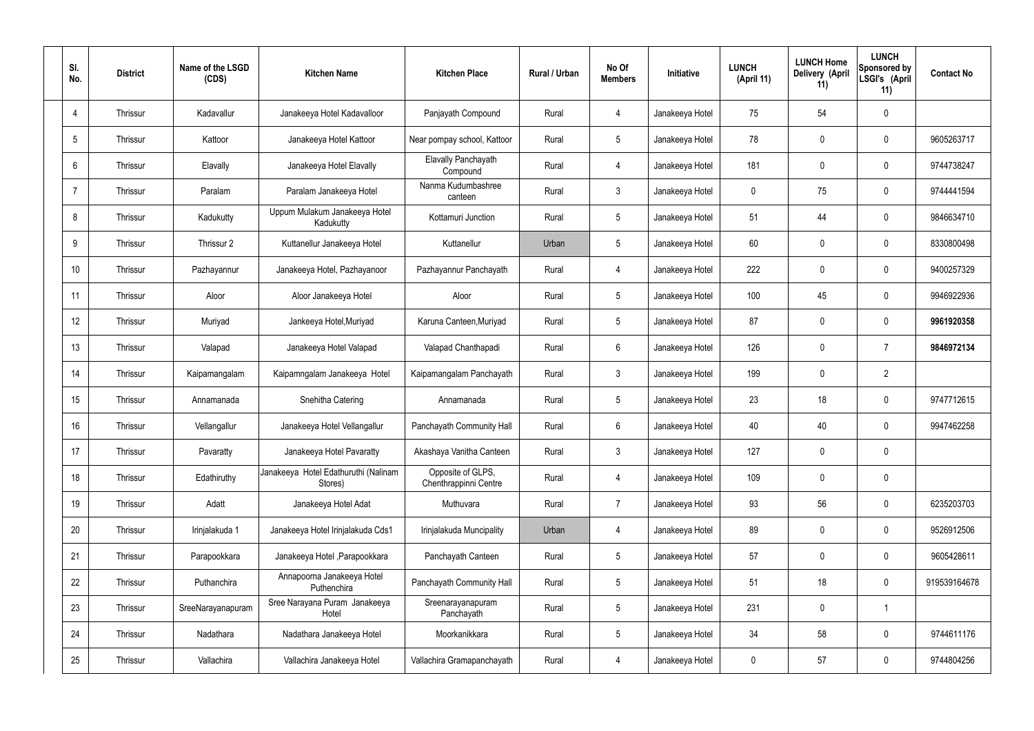| Sl. No. | District | Name of the LSGD (CDS) | Kitchen Name | Kitchen Place | Rural / Urban | No Of Members | Initiative | LUNCH (April 11) | LUNCH Home Delivery (April 11) | LUNCH Sponsored by LSGI's (April 11) | Contact No |
|---|---|---|---|---|---|---|---|---|---|---|---|
| 4 | Thrissur | Kadavallur | Janakeeya Hotel Kadavalloor | Panjayath Compound | Rural | 4 | Janakeeya Hotel | 75 | 54 | 0 | |
| 5 | Thrissur | Kattoor | Janakeeya Hotel Kattoor | Near pompay school, Kattoor | Rural | 5 | Janakeeya Hotel | 78 | 0 | 0 | 9605263717 |
| 6 | Thrissur | Elavally | Janakeeya Hotel Elavally | Elavally Panchayath Compound | Rural | 4 | Janakeeya Hotel | 181 | 0 | 0 | 9744738247 |
| 7 | Thrissur | Paralam | Paralam Janakeeya Hotel | Nanma Kudumbashree canteen | Rural | 3 | Janakeeya Hotel | 0 | 75 | 0 | 9744441594 |
| 8 | Thrissur | Kadukutty | Uppum Mulakum Janakeeya Hotel Kadukutty | Kottamuri Junction | Rural | 5 | Janakeeya Hotel | 51 | 44 | 0 | 9846634710 |
| 9 | Thrissur | Thrissur 2 | Kuttanellur Janakeeya Hotel | Kuttanellur | Urban | 5 | Janakeeya Hotel | 60 | 0 | 0 | 8330800498 |
| 10 | Thrissur | Pazhayannur | Janakeeya Hotel, Pazhayanoor | Pazhayannur Panchayath | Rural | 4 | Janakeeya Hotel | 222 | 0 | 0 | 9400257329 |
| 11 | Thrissur | Aloor | Aloor Janakeeya Hotel | Aloor | Rural | 5 | Janakeeya Hotel | 100 | 45 | 0 | 9946922936 |
| 12 | Thrissur | Muriyad | Jankeeya Hotel,Muriyad | Karuna Canteen,Muriyad | Rural | 5 | Janakeeya Hotel | 87 | 0 | 0 | **9961920358** |
| 13 | Thrissur | Valapad | Janakeeya Hotel Valapad | Valapad Chanthapadi | Rural | 6 | Janakeeya Hotel | 126 | 0 | 7 | **9846972134** |
| 14 | Thrissur | Kaipamangalam | Kaipamngalam Janakeeya Hotel | Kaipamangalam Panchayath | Rural | 3 | Janakeeya Hotel | 199 | 0 | 2 | |
| 15 | Thrissur | Annamanada | Snehitha Catering | Annamanada | Rural | 5 | Janakeeya Hotel | 23 | 18 | 0 | 9747712615 |
| 16 | Thrissur | Vellangallur | Janakeeya Hotel Vellangallur | Panchayath Community Hall | Rural | 6 | Janakeeya Hotel | 40 | 40 | 0 | 9947462258 |
| 17 | Thrissur | Pavaratty | Janakeeya Hotel Pavaratty | Akashaya Vanitha Canteen | Rural | 3 | Janakeeya Hotel | 127 | 0 | 0 | |
| 18 | Thrissur | Edathiruthy | Janakeeya Hotel Edathuruthi (Nalinam Stores) | Opposite of GLPS, Chenthrappinni Centre | Rural | 4 | Janakeeya Hotel | 109 | 0 | 0 | |
| 19 | Thrissur | Adatt | Janakeeya Hotel Adat | Muthuvara | Rural | 7 | Janakeeya Hotel | 93 | 56 | 0 | 6235203703 |
| 20 | Thrissur | Irinjalakuda 1 | Janakeeya Hotel Irinjalakuda Cds1 | Irinjalakuda Muncipality | Urban | 4 | Janakeeya Hotel | 89 | 0 | 0 | 9526912506 |
| 21 | Thrissur | Parapookkara | Janakeeya Hotel ,Parapookkara | Panchayath Canteen | Rural | 5 | Janakeeya Hotel | 57 | 0 | 0 | 9605428611 |
| 22 | Thrissur | Puthanchira | Annapoorna Janakeeya Hotel Puthenchira | Panchayath Community Hall | Rural | 5 | Janakeeya Hotel | 51 | 18 | 0 | 919539164678 |
| 23 | Thrissur | SreeNarayanapuram | Sree Narayana Puram Janakeeya Hotel | Sreenarayanapuram Panchayath | Rural | 5 | Janakeeya Hotel | 231 | 0 | 1 | |
| 24 | Thrissur | Nadathara | Nadathara Janakeeya Hotel | Moorkanikkara | Rural | 5 | Janakeeya Hotel | 34 | 58 | 0 | 9744611176 |
| 25 | Thrissur | Vallachira | Vallachira Janakeeya Hotel | Vallachira Gramapanchayath | Rural | 4 | Janakeeya Hotel | 0 | 57 | 0 | 9744804256 |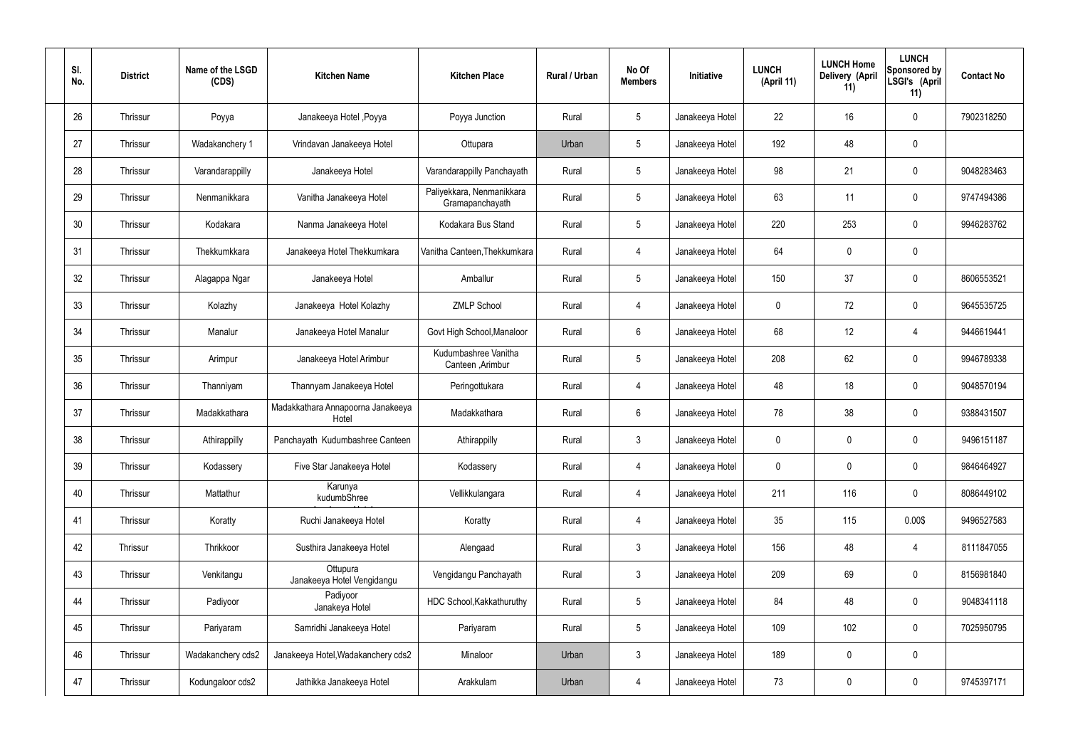| Sl. No. | District | Name of the LSGD (CDS) | Kitchen Name | Kitchen Place | Rural / Urban | No Of Members | Initiative | LUNCH (April 11) | LUNCH Home Delivery (April 11) | LUNCH Sponsored by LSGI's (April 11) | Contact No |
|---|---|---|---|---|---|---|---|---|---|---|---|
| 26 | Thrissur | Poyya | Janakeeya Hotel ,Poyya | Poyya Junction | Rural | 5 | Janakeeya Hotel | 22 | 16 | 0 | 7902318250 |
| 27 | Thrissur | Wadakanchery 1 | Vrindavan Janakeeya Hotel | Ottupara | Urban | 5 | Janakeeya Hotel | 192 | 48 | 0 | |
| 28 | Thrissur | Varandarappilly | Janakeeya Hotel | Varandarappilly Panchayath | Rural | 5 | Janakeeya Hotel | 98 | 21 | 0 | 9048283463 |
| 29 | Thrissur | Nenmanikkara | Vanitha Janakeeya Hotel | Paliyekkara, Nenmanikkara Gramapanchayath | Rural | 5 | Janakeeya Hotel | 63 | 11 | 0 | 9747494386 |
| 30 | Thrissur | Kodakara | Nanma Janakeeya Hotel | Kodakara Bus Stand | Rural | 5 | Janakeeya Hotel | 220 | 253 | 0 | 9946283762 |
| 31 | Thrissur | Thekkumkkara | Janakeeya Hotel Thekkumkara | Vanitha Canteen,Thekkumkara | Rural | 4 | Janakeeya Hotel | 64 | 0 | 0 | |
| 32 | Thrissur | Alagappa Ngar | Janakeeya Hotel | Amballur | Rural | 5 | Janakeeya Hotel | 150 | 37 | 0 | 8606553521 |
| 33 | Thrissur | Kolazhy | Janakeeya Hotel Kolazhy | ZMLP School | Rural | 4 | Janakeeya Hotel | 0 | 72 | 0 | 9645535725 |
| 34 | Thrissur | Manalur | Janakeeya Hotel Manalur | Govt High School,Manaloor | Rural | 6 | Janakeeya Hotel | 68 | 12 | 4 | 9446619441 |
| 35 | Thrissur | Arimpur | Janakeeya Hotel Arimbur | Kudumbashree Vanitha Canteen ,Arimbur | Rural | 5 | Janakeeya Hotel | 208 | 62 | 0 | 9946789338 |
| 36 | Thrissur | Thanniyam | Thannyam Janakeeya Hotel | Peringottukara | Rural | 4 | Janakeeya Hotel | 48 | 18 | 0 | 9048570194 |
| 37 | Thrissur | Madakkathara | Madakkathara Annapoorna Janakeeya Hotel | Madakkathara | Rural | 6 | Janakeeya Hotel | 78 | 38 | 0 | 9388431507 |
| 38 | Thrissur | Athirappilly | Panchayath Kudumbashree Canteen | Athirappilly | Rural | 3 | Janakeeya Hotel | 0 | 0 | 0 | 9496151187 |
| 39 | Thrissur | Kodassery | Five Star Janakeeya Hotel | Kodassery | Rural | 4 | Janakeeya Hotel | 0 | 0 | 0 | 9846464927 |
| 40 | Thrissur | Mattathur | Karunya kudumbShree | Vellikkulangara | Rural | 4 | Janakeeya Hotel | 211 | 116 | 0 | 8086449102 |
| 41 | Thrissur | Koratty | Ruchi Janakeeya Hotel | Koratty | Rural | 4 | Janakeeya Hotel | 35 | 115 | 0.00$ | 9496527583 |
| 42 | Thrissur | Thrikkoor | Susthira Janakeeya Hotel | Alengaad | Rural | 3 | Janakeeya Hotel | 156 | 48 | 4 | 8111847055 |
| 43 | Thrissur | Venkitangu | Ottupura Janakeeya Hotel Vengidangu | Vengidangu Panchayath | Rural | 3 | Janakeeya Hotel | 209 | 69 | 0 | 8156981840 |
| 44 | Thrissur | Padiyoor | Padiyoor Janakeya Hotel | HDC School,Kakkathuruthy | Rural | 5 | Janakeeya Hotel | 84 | 48 | 0 | 9048341118 |
| 45 | Thrissur | Pariyaram | Samridhi Janakeeya Hotel | Pariyaram | Rural | 5 | Janakeeya Hotel | 109 | 102 | 0 | 7025950795 |
| 46 | Thrissur | Wadakanchery cds2 | Janakeeya Hotel,Wadakanchery cds2 | Minaloor | Urban | 3 | Janakeeya Hotel | 189 | 0 | 0 | |
| 47 | Thrissur | Kodungaloor cds2 | Jathikka Janakeeya Hotel | Arakkulam | Urban | 4 | Janakeeya Hotel | 73 | 0 | 0 | 9745397171 |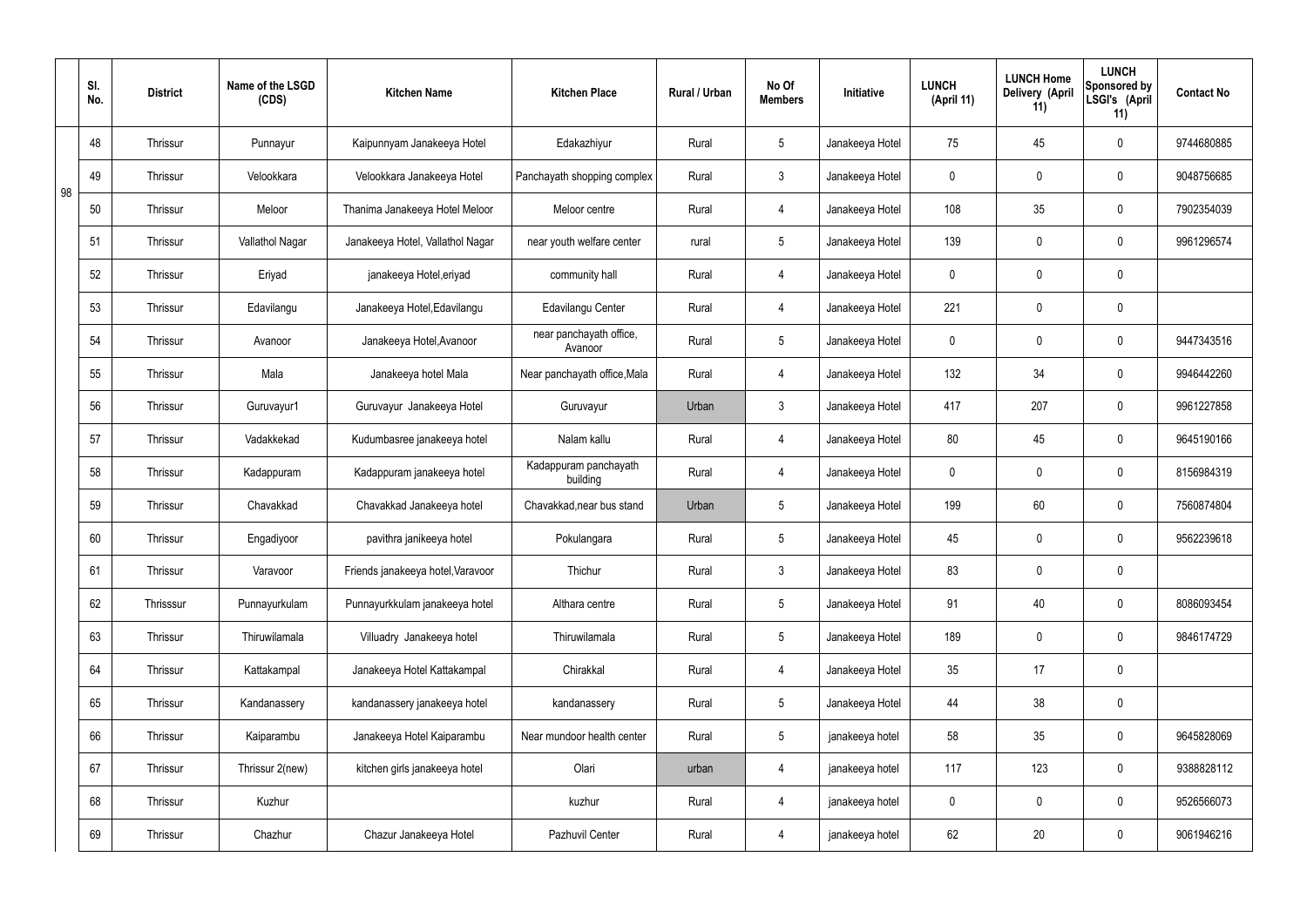|  | Sl. No. | District | Name of the LSGD (CDS) | Kitchen Name | Kitchen Place | Rural / Urban | No Of Members | Initiative | LUNCH (April 11) | LUNCH Home Delivery (April 11) | LUNCH Sponsored by LSGI's (April 11) | Contact No |
|---|---|---|---|---|---|---|---|---|---|---|---|---|
| 98 | 48 | Thrissur | Punnayur | Kaipunnyam Janakeeya Hotel | Edakazhiyur | Rural | 5 | Janakeeya Hotel | 75 | 45 | 0 | 9744680885 |
|  | 49 | Thrissur | Velookkara | Velookkara Janakeeya Hotel | Panchayath shopping complex | Rural | 3 | Janakeeya Hotel | 0 | 0 | 0 | 9048756685 |
|  | 50 | Thrissur | Meloor | Thanima Janakeeya Hotel Meloor | Meloor centre | Rural | 4 | Janakeeya Hotel | 108 | 35 | 0 | 7902354039 |
|  | 51 | Thrissur | Vallathol Nagar | Janakeeya Hotel, Vallathol Nagar | near youth welfare center | rural | 5 | Janakeeya Hotel | 139 | 0 | 0 | 9961296574 |
|  | 52 | Thrissur | Eriyad | janakeeya Hotel,eriyad | community hall | Rural | 4 | Janakeeya Hotel | 0 | 0 | 0 |  |
|  | 53 | Thrissur | Edavilangu | Janakeeya Hotel,Edavilangu | Edavilangu Center | Rural | 4 | Janakeeya Hotel | 221 | 0 | 0 |  |
|  | 54 | Thrissur | Avanoor | Janakeeya Hotel,Avanoor | near panchayath office, Avanoor | Rural | 5 | Janakeeya Hotel | 0 | 0 | 0 | 9447343516 |
|  | 55 | Thrissur | Mala | Janakeeya hotel Mala | Near panchayath office,Mala | Rural | 4 | Janakeeya Hotel | 132 | 34 | 0 | 9946442260 |
|  | 56 | Thrissur | Guruvayur1 | Guruvayur Janakeeya Hotel | Guruvayur | Urban | 3 | Janakeeya Hotel | 417 | 207 | 0 | 9961227858 |
|  | 57 | Thrissur | Vadakkekad | Kudumbasree janakeeya hotel | Nalam kallu | Rural | 4 | Janakeeya Hotel | 80 | 45 | 0 | 9645190166 |
|  | 58 | Thrissur | Kadappuram | Kadappuram janakeeya hotel | Kadappuram panchayath building | Rural | 4 | Janakeeya Hotel | 0 | 0 | 0 | 8156984319 |
|  | 59 | Thrissur | Chavakkad | Chavakkad Janakeeya hotel | Chavakkad,near bus stand | Urban | 5 | Janakeeya Hotel | 199 | 60 | 0 | 7560874804 |
|  | 60 | Thrissur | Engadiyoor | pavithra janikeeya hotel | Pokulangara | Rural | 5 | Janakeeya Hotel | 45 | 0 | 0 | 9562239618 |
|  | 61 | Thrissur | Varavoor | Friends janakeeya hotel,Varavoor | Thichur | Rural | 3 | Janakeeya Hotel | 83 | 0 | 0 |  |
|  | 62 | Thrisssur | Punnayurkulam | Punnayurkkulam janakeeya hotel | Althara centre | Rural | 5 | Janakeeya Hotel | 91 | 40 | 0 | 8086093454 |
|  | 63 | Thrissur | Thiruwilamala | Villuadry Janakeeya hotel | Thiruwilamala | Rural | 5 | Janakeeya Hotel | 189 | 0 | 0 | 9846174729 |
|  | 64 | Thrissur | Kattakampal | Janakeeya Hotel Kattakampal | Chirakkal | Rural | 4 | Janakeeya Hotel | 35 | 17 | 0 |  |
|  | 65 | Thrissur | Kandanassery | kandanassery janakeeya hotel | kandanassery | Rural | 5 | Janakeeya Hotel | 44 | 38 | 0 |  |
|  | 66 | Thrissur | Kaiparambu | Janakeeya Hotel Kaiparambu | Near mundoor health center | Rural | 5 | janakeeya hotel | 58 | 35 | 0 | 9645828069 |
|  | 67 | Thrissur | Thrissur 2(new) | kitchen girls janakeeya hotel | Olari | urban | 4 | janakeeya hotel | 117 | 123 | 0 | 9388828112 |
|  | 68 | Thrissur | Kuzhur |  | kuzhur | Rural | 4 | janakeeya hotel | 0 | 0 | 0 | 9526566073 |
|  | 69 | Thrissur | Chazhur | Chazur Janakeeya Hotel | Pazhuvil Center | Rural | 4 | janakeeya hotel | 62 | 20 | 0 | 9061946216 |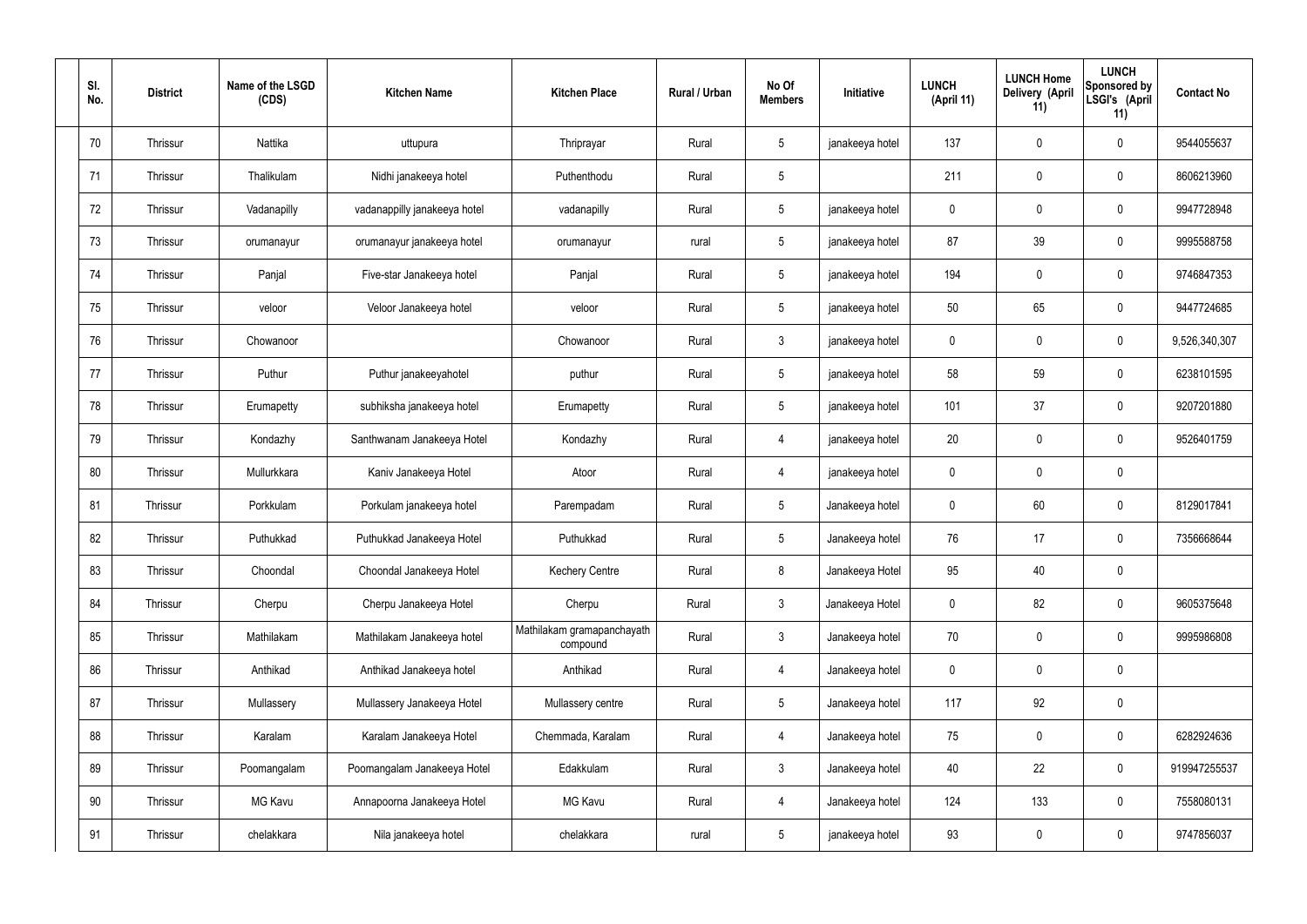| Sl. No. | District | Name of the LSGD (CDS) | Kitchen Name | Kitchen Place | Rural / Urban | No Of Members | Initiative | LUNCH (April 11) | LUNCH Home Delivery (April 11) | LUNCH Sponsored by LSGI's (April 11) | Contact No |
|---|---|---|---|---|---|---|---|---|---|---|---|
| 70 | Thrissur | Nattika | uttupura | Thriprayar | Rural | 5 | janakeeya hotel | 137 | 0 | 0 | 9544055637 |
| 71 | Thrissur | Thalikulam | Nidhi janakeeya hotel | Puthenthodu | Rural | 5 | | 211 | 0 | 0 | 8606213960 |
| 72 | Thrissur | Vadanapilly | vadanappilly janakeeya hotel | vadanapilly | Rural | 5 | janakeeya hotel | 0 | 0 | 0 | 9947728948 |
| 73 | Thrissur | orumanayur | orumanayur janakeeya hotel | orumanayur | rural | 5 | janakeeya hotel | 87 | 39 | 0 | 9995588758 |
| 74 | Thrissur | Panjal | Five-star Janakeeya hotel | Panjal | Rural | 5 | janakeeya hotel | 194 | 0 | 0 | 9746847353 |
| 75 | Thrissur | veloor | Veloor Janakeeya hotel | veloor | Rural | 5 | janakeeya hotel | 50 | 65 | 0 | 9447724685 |
| 76 | Thrissur | Chowanoor | | Chowanoor | Rural | 3 | janakeeya hotel | 0 | 0 | 0 | 9,526,340,307 |
| 77 | Thrissur | Puthur | Puthur janakeeyahotel | puthur | Rural | 5 | janakeeya hotel | 58 | 59 | 0 | 6238101595 |
| 78 | Thrissur | Erumapetty | subhiksha janakeeya hotel | Erumapetty | Rural | 5 | janakeeya hotel | 101 | 37 | 0 | 9207201880 |
| 79 | Thrissur | Kondazhy | Santhwanam Janakeeya Hotel | Kondazhy | Rural | 4 | janakeeya hotel | 20 | 0 | 0 | 9526401759 |
| 80 | Thrissur | Mullurkkara | Kaniv Janakeeya Hotel | Atoor | Rural | 4 | janakeeya hotel | 0 | 0 | 0 | |
| 81 | Thrissur | Porkkulam | Porkulam janakeeya hotel | Parempadam | Rural | 5 | Janakeeya hotel | 0 | 60 | 0 | 8129017841 |
| 82 | Thrissur | Puthukkad | Puthukkad Janakeeya Hotel | Puthukkad | Rural | 5 | Janakeeya hotel | 76 | 17 | 0 | 7356668644 |
| 83 | Thrissur | Choondal | Choondal Janakeeya Hotel | Kechery Centre | Rural | 8 | Janakeeya Hotel | 95 | 40 | 0 | |
| 84 | Thrissur | Cherpu | Cherpu Janakeeya Hotel | Cherpu | Rural | 3 | Janakeeya Hotel | 0 | 82 | 0 | 9605375648 |
| 85 | Thrissur | Mathilakam | Mathilakam Janakeeya hotel | Mathilakam gramapanchayath compound | Rural | 3 | Janakeeya hotel | 70 | 0 | 0 | 9995986808 |
| 86 | Thrissur | Anthikad | Anthikad Janakeeya hotel | Anthikad | Rural | 4 | Janakeeya hotel | 0 | 0 | 0 | |
| 87 | Thrissur | Mullassery | Mullassery Janakeeya Hotel | Mullassery centre | Rural | 5 | Janakeeya hotel | 117 | 92 | 0 | |
| 88 | Thrissur | Karalam | Karalam Janakeeya Hotel | Chemmada, Karalam | Rural | 4 | Janakeeya hotel | 75 | 0 | 0 | 6282924636 |
| 89 | Thrissur | Poomangalam | Poomangalam Janakeeya Hotel | Edakkulam | Rural | 3 | Janakeeya hotel | 40 | 22 | 0 | 919947255537 |
| 90 | Thrissur | MG Kavu | Annapoorna Janakeeya Hotel | MG Kavu | Rural | 4 | Janakeeya hotel | 124 | 133 | 0 | 7558080131 |
| 91 | Thrissur | chelakkara | Nila janakeeya hotel | chelakkara | rural | 5 | janakeeya hotel | 93 | 0 | 0 | 9747856037 |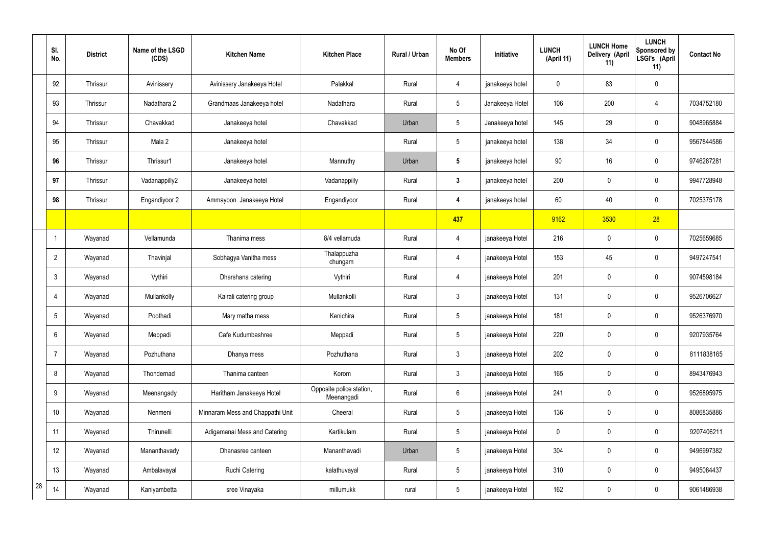| | Sl. No. | District | Name of the LSGD (CDS) | Kitchen Name | Kitchen Place | Rural / Urban | No Of Members | Initiative | LUNCH (April 11) | LUNCH Home Delivery (April 11) | LUNCH Sponsored by LSGI's (April 11) | Contact No |
|---|---|---|---|---|---|---|---|---|---|---|---|---|
| | 92 | Thrissur | Avinissery | Avinissery Janakeeya Hotel | Palakkal | Rural | 4 | janakeeya hotel | 0 | 83 | 0 | |
| | 93 | Thrissur | Nadathara 2 | Grandmaas Janakeeya hotel | Nadathara | Rural | 5 | Janakeeya Hotel | 106 | 200 | 4 | 7034752180 |
| | 94 | Thrissur | Chavakkad | Janakeeya hotel | Chavakkad | Urban | 5 | Janakeeya hotel | 145 | 29 | 0 | 9048965884 |
| | 95 | Thrissur | Mala 2 | Janakeeya hotel | | Rural | 5 | janakeeya hotel | 138 | 34 | 0 | 9567844586 |
| | **96** | Thrissur | Thrissur1 | Janakeeya hotel | Mannuthy | Urban | **5** | janakeeya hotel | 90 | 16 | 0 | 9746287281 |
| | **97** | Thrissur | Vadanappilly2 | Janakeeya hotel | Vadanappilly | Rural | **3** | janakeeya hotel | 200 | 0 | 0 | 9947728948 |
| | **98** | Thrissur | Engandiyoor 2 | Ammayoon Janakeeya Hotel | Engandiyoor | Rural | **4** | janakeeya hotel | 60 | 40 | 0 | 7025375178 |
| | | | | | | | **437** | | 9162 | 3530 | 28 | |
| | 1 | Wayanad | Vellamunda | Thanima mess | 8/4 vellamuda | Rural | 4 | janakeeya Hotel | 216 | 0 | 0 | 7025659685 |
| | 2 | Wayanad | Thavinjal | Sobhagya Vanitha mess | Thalappuzha chungam | Rural | 4 | janakeeya Hotel | 153 | 45 | 0 | 9497247541 |
| | 3 | Wayanad | Vythiri | Dharshana catering | Vythiri | Rural | 4 | janakeeya Hotel | 201 | 0 | 0 | 9074598184 |
| | 4 | Wayanad | Mullankolly | Kairali catering group | Mullankolli | Rural | 3 | janakeeya Hotel | 131 | 0 | 0 | 9526706627 |
| | 5 | Wayanad | Poothadi | Mary matha mess | Kenichira | Rural | 5 | janakeeya Hotel | 181 | 0 | 0 | 9526376970 |
| | 6 | Wayanad | Meppadi | Cafe Kudumbashree | Meppadi | Rural | 5 | janakeeya Hotel | 220 | 0 | 0 | 9207935764 |
| | 7 | Wayanad | Pozhuthana | Dhanya mess | Pozhuthana | Rural | 3 | janakeeya Hotel | 202 | 0 | 0 | 8111838165 |
| | 8 | Wayanad | Thondernad | Thanima canteen | Korom | Rural | 3 | janakeeya Hotel | 165 | 0 | 0 | 8943476943 |
| | 9 | Wayanad | Meenangady | Haritham Janakeeya Hotel | Opposite police station, Meenangadi | Rural | 6 | janakeeya Hotel | 241 | 0 | 0 | 9526895975 |
| | 10 | Wayanad | Nenmeni | Minnaram Mess and Chappathi Unit | Cheeral | Rural | 5 | janakeeya Hotel | 136 | 0 | 0 | 8086835886 |
| | 11 | Wayanad | Thirunelli | Adigamanai Mess and Catering | Kartikulam | Rural | 5 | janakeeya Hotel | 0 | 0 | 0 | 9207406211 |
| | 12 | Wayanad | Mananthavady | Dhanasree canteen | Mananthavadi | Urban | 5 | janakeeya Hotel | 304 | 0 | 0 | 9496997382 |
| | 13 | Wayanad | Ambalavayal | Ruchi Catering | kalathuvayal | Rural | 5 | janakeeya Hotel | 310 | 0 | 0 | 9495084437 |
| 28 | 14 | Wayanad | Kaniyambetta | sree Vinayaka | millumukk | rural | 5 | janakeeya Hotel | 162 | 0 | 0 | 9061486938 |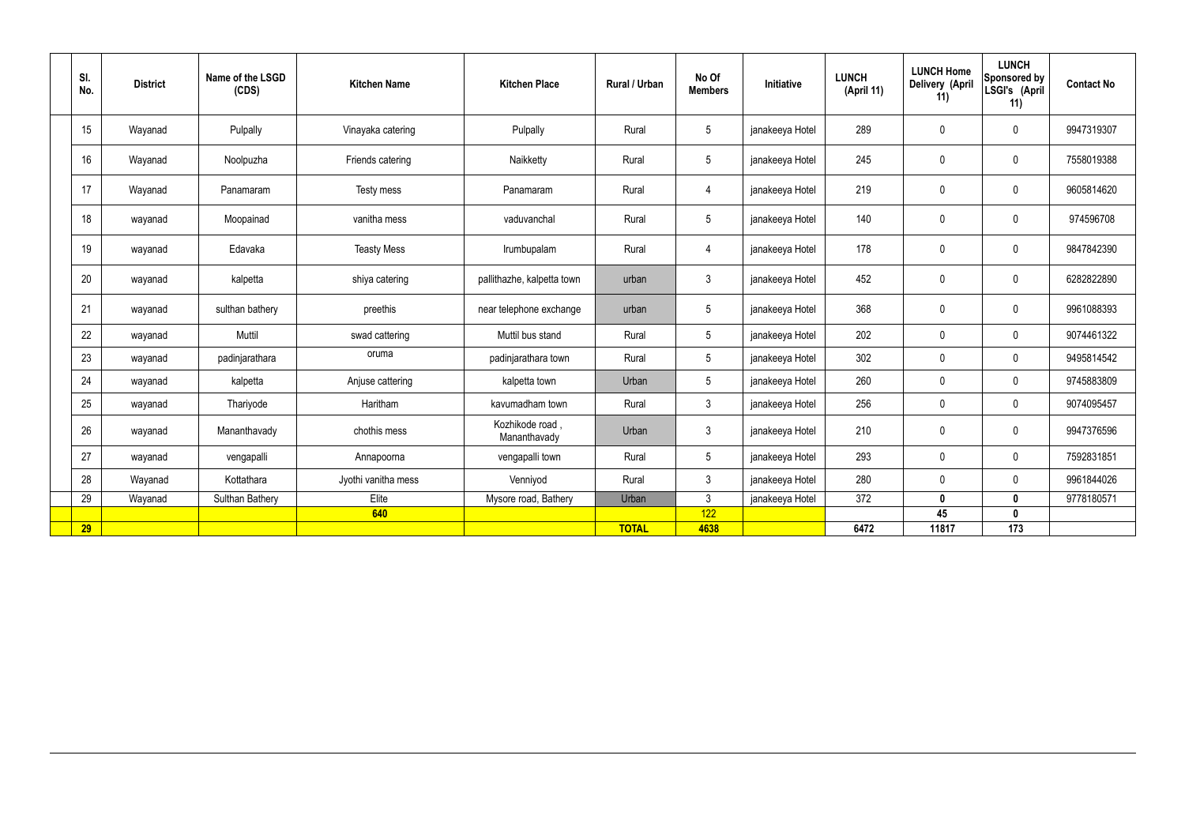| Sl. No. | District | Name of the LSGD (CDS) | Kitchen Name | Kitchen Place | Rural / Urban | No Of Members | Initiative | LUNCH (April 11) | LUNCH Home Delivery (April 11) | LUNCH Sponsored by LSGI's (April 11) | Contact No |
|---|---|---|---|---|---|---|---|---|---|---|---|
| 15 | Wayanad | Pulpally | Vinayaka catering | Pulpally | Rural | 5 | janakeeya Hotel | 289 | 0 | 0 | 9947319307 |
| 16 | Wayanad | Noolpuzha | Friends catering | Naikketty | Rural | 5 | janakeeya Hotel | 245 | 0 | 0 | 7558019388 |
| 17 | Wayanad | Panamaram | Testy mess | Panamaram | Rural | 4 | janakeeya Hotel | 219 | 0 | 0 | 9605814620 |
| 18 | wayanad | Moopainad | vanitha mess | vaduvanchal | Rural | 5 | janakeeya Hotel | 140 | 0 | 0 | 974596708 |
| 19 | wayanad | Edavaka | Teasty Mess | Irumbupalam | Rural | 4 | janakeeya Hotel | 178 | 0 | 0 | 9847842390 |
| 20 | wayanad | kalpetta | shiya catering | pallithazhe, kalpetta town | urban | 3 | janakeeya Hotel | 452 | 0 | 0 | 6282822890 |
| 21 | wayanad | sulthan bathery | preethis | near telephone exchange | urban | 5 | janakeeya Hotel | 368 | 0 | 0 | 9961088393 |
| 22 | wayanad | Muttil | swad cattering | Muttil bus stand | Rural | 5 | janakeeya Hotel | 202 | 0 | 0 | 9074461322 |
| 23 | wayanad | padinjarathara | oruma | padinjarathara town | Rural | 5 | janakeeya Hotel | 302 | 0 | 0 | 9495814542 |
| 24 | wayanad | kalpetta | Anjuse cattering | kalpetta town | Urban | 5 | janakeeya Hotel | 260 | 0 | 0 | 9745883809 |
| 25 | wayanad | Thariyode | Haritham | kavumadham town | Rural | 3 | janakeeya Hotel | 256 | 0 | 0 | 9074095457 |
| 26 | wayanad | Mananthavady | chothis mess | Kozhikode road , Mananthavady | Urban | 3 | janakeeya Hotel | 210 | 0 | 0 | 9947376596 |
| 27 | wayanad | vengapalli | Annapoorna | vengapalli town | Rural | 5 | janakeeya Hotel | 293 | 0 | 0 | 7592831851 |
| 28 | Wayanad | Kottathara | Jyothi vanitha mess | Venniyod | Rural | 3 | janakeeya Hotel | 280 | 0 | 0 | 9961844026 |
| 29 | Wayanad | Sulthan Bathery | Elite | Mysore road, Bathery | Urban | 3 | janakeeya Hotel | 372 | **0** | **0** | 9778180571 |
| | | | **640** | | | 122 | | | **45** | **0** | |
| **29** | | | | | **TOTAL** | **4638** | | **6472** | **11817** | **173** | |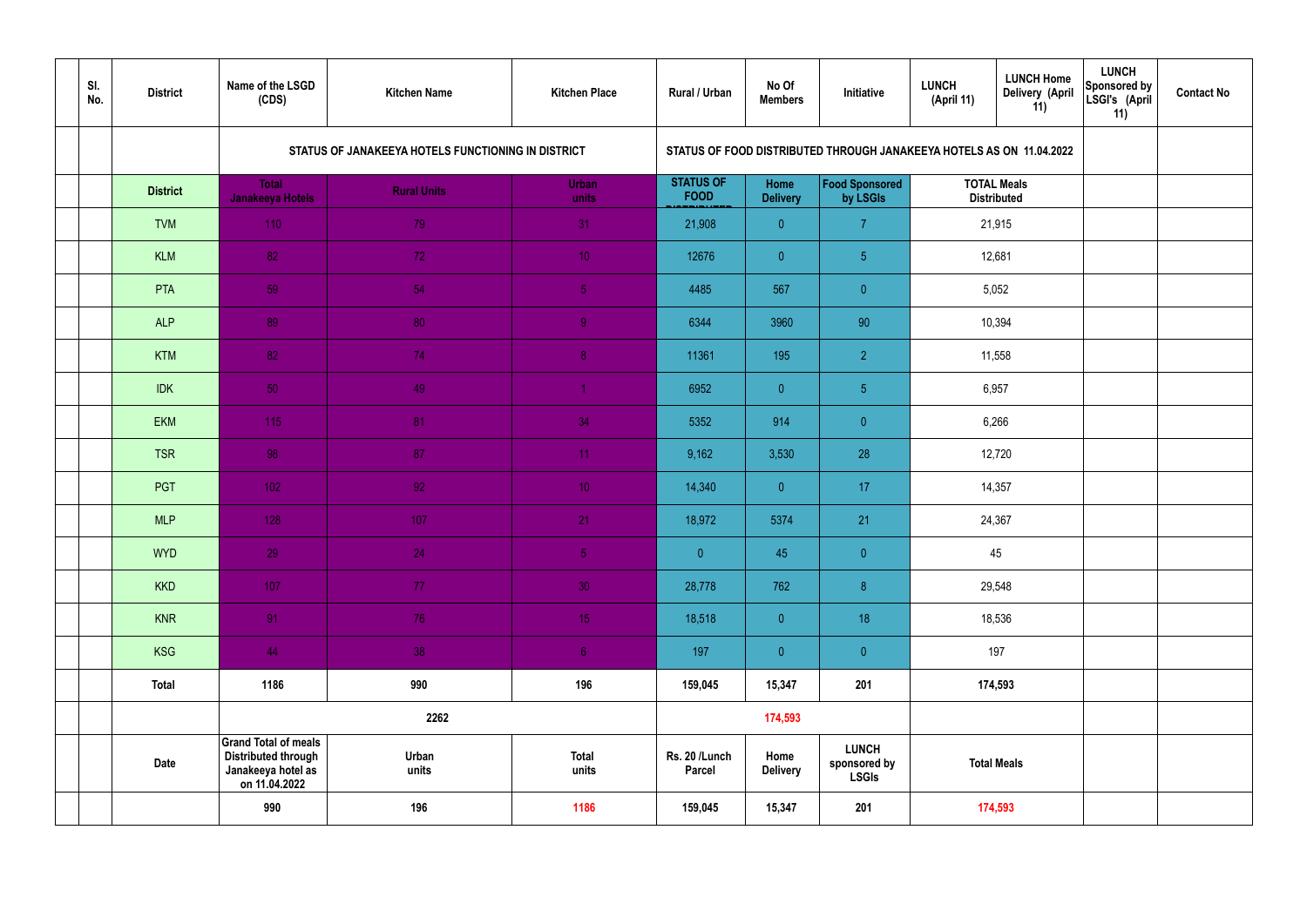| | Sl. No. | District | Name of the LSGD (CDS) | Kitchen Name | Kitchen Place | Rural / Urban | No Of Members | Initiative | LUNCH (April 11) | LUNCH Home Delivery (April 11) | LUNCH Sponsored by LSGI's (April 11) | Contact No |
|---|---|---|---|---|---|---|---|---|---|---|---|---|
| | | | STATUS OF JANAKEEYA HOTELS FUNCTIONING IN DISTRICT | | | STATUS OF FOOD DISTRIBUTED THROUGH JANAKEEYA HOTELS AS ON 11.04.2022 | | | | | | |
| | | District | Total Janakeeya Hotels | Rural Units | Urban units | STATUS OF FOOD DISTRIBUTED | Home Delivery | Food Sponsored by LSGIs | TOTAL Meals Distributed | | | |
| | | TVM | 110 | 79 | 31 | 21,908 | 0 | 7 | 21,915 | | | |
| | | KLM | 82 | 72 | 10 | 12676 | 0 | 5 | 12,681 | | | |
| | | PTA | 59 | 54 | 5 | 4485 | 567 | 0 | 5,052 | | | |
| | | ALP | 89 | 80 | 9 | 6344 | 3960 | 90 | 10,394 | | | |
| | | KTM | 82 | 74 | 8 | 11361 | 195 | 2 | 11,558 | | | |
| | | IDK | 50 | 49 | 1 | 6952 | 0 | 5 | 6,957 | | | |
| | | EKM | 115 | 81 | 34 | 5352 | 914 | 0 | 6,266 | | | |
| | | TSR | 98 | 87 | 11 | 9,162 | 3,530 | 28 | 12,720 | | | |
| | | PGT | 102 | 92 | 10 | 14,340 | 0 | 17 | 14,357 | | | |
| | | MLP | 128 | 107 | 21 | 18,972 | 5374 | 21 | 24,367 | | | |
| | | WYD | 29 | 24 | 5 | 0 | 45 | 0 | 45 | | | |
| | | KKD | 107 | 77 | 30 | 28,778 | 762 | 8 | 29,548 | | | |
| | | KNR | 91 | 76 | 15 | 18,518 | 0 | 18 | 18,536 | | | |
| | | KSG | 44 | 38 | 6 | 197 | 0 | 0 | 197 | | | |
| | | Total | 1186 | 990 | 196 | 159,045 | 15,347 | 201 | 174,593 | | | |
| | | | | 2262 | | | 174,593 | | | | | |
| | | Date | Grand Total of meals Distributed through Janakeeya hotel as on 11.04.2022 | Urban units | Total units | Rs. 20 /Lunch Parcel | Home Delivery | LUNCH sponsored by LSGIs | Total Meals | | | |
| | | | 990 | 196 | 1186 | 159,045 | 15,347 | 201 | 174,593 | | | |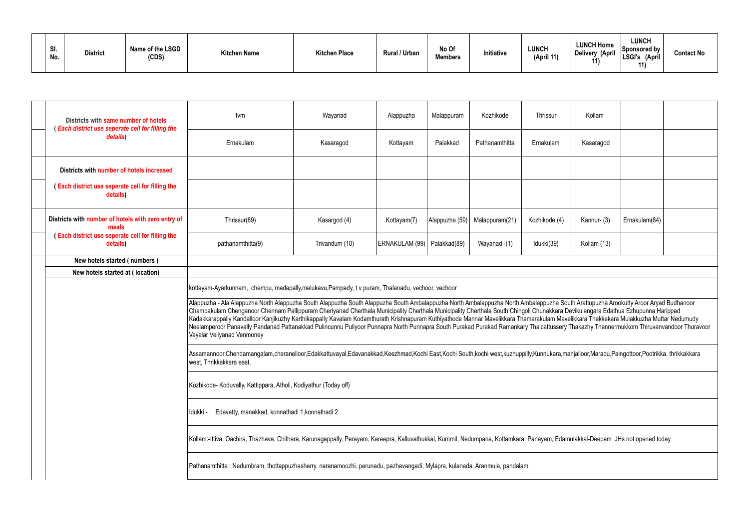| Sl. No. | District | Name of the LSGD (CDS) | Kitchen Name | Kitchen Place | Rural / Urban | No Of Members | Initiative | LUNCH (April 11) | LUNCH Home Delivery (April 11) | LUNCH Sponsored by LSGI's (April 11) | Contact No |
|---|---|---|---|---|---|---|---|---|---|---|---|

| | Summary | | | | | | | | | |
|---|---|---|---|---|---|---|---|---|---|---|
| | Districts with same number of hotels ( *Each district use seperate cell for filling the details*) | tvm | Wayanad | Alappuzha | Malappuram | Kozhikode | Thrissur | Kollam | | |
| | | Ernakulam | Kasaragod | Kottayam | Palakkad | Pathanamthitta | Ernakulam | Kasaragod | | |
| | Districts with number of hotels increased | | | | | | | | | |
| | ( Each district use seperate cell for filling the details) | | | | | | | | | |
| | Districts with number of hotels with zero entry of meals ( Each district use seperate cell for filling the details) | Thrissur(89) | Kasargod (4) | Kottayam(7) | Alappuzha (59) | Malappuram(21) | Kozhikode (4) | Kannur- (3) | Ernakulam(84) | |
| | | pathanamthitta(9) | Trivandum (10) | ERNAKULAM (99) | Palakkad(89) | Wayanad -(1) | Idukki(39) | Kollam (13) | | |
| | New hotels started ( numbers ) | | | | | | | | | |
| | New hotels started at ( location) | | | | | | | | | |
| | | kottayam-Ayarkunnam, chempu, madapally,melukavu,Pampady, t v puram, Thalanadu, vechoor, vechoor | | | | | | | | |
| | | Alappuzha - Ala Alappuzha North Alappuzha South Alappuzha South Alappuzha South Ambalappuzha North Ambalappuzha North Ambalappuzha South Arattupuzha Arookutty Aroor Aryad Budhanoor Chambakulam Chenganoor Chennam Pallippuram Cheriyanad Cherthala Municipality Cherthala Municipality Cherthala South Chingoli Chunakkara Devikulangara Edathua Ezhupunna Harippad Kadakkarappally Kandalloor Kanjikuzhy Karthikappally Kavalam Kodamthurath Krishnapuram Kuthiyathode Mannar Mavelikkara Thamarakulam Mavelikkara Thekkekara Mulakkuzha Muttar Nedumudy Neelamperoor Panavally Pandanad Pattanakkad Pulincunnu Puliyoor Punnapra North Punnapra South Purakad Purakad Ramankary Thaicattussery Thakazhy Thannermukkom Thiruvanvandoor Thuravoor Vayalar Veliyanad Venmoney | | | | | | | | |
| | | Assamannoor,Chendamangalam,cheranelloor,Edakkattuvayal,Edavanakkad,Keezhmad,Kochi East,Kochi South,kochi west,kuzhuppilly,Kunnukara,manjalloor,Maradu,Paingottoor,Pootrikka, thrikkakkara west, Thrikkakkara east, | | | | | | | | |
| | | Kozhikode- Koduvally, Kattippara, Atholi, Kodiyathur (Today off) | | | | | | | | |
| | | Idukki - Edavetty, manakkad, konnathadi 1,konnathadi 2 | | | | | | | | |
| | | Kollam:-Ittiva, Oachira, Thazhava, Chithara, Karunagappally, Perayam, Kareepra, Kalluvathukkal, Kummil, Nedumpana, Kottamkara, Panayam, Edamulakkal-Deepam JHs not opened today | | | | | | | | |
| | | Pathanamthitta : Nedumbram, thottappuzhasherry, naranamoozhi, perunadu, pazhavangadi, Mylapra, kulanada, Aranmula, pandalam | | | | | | | | |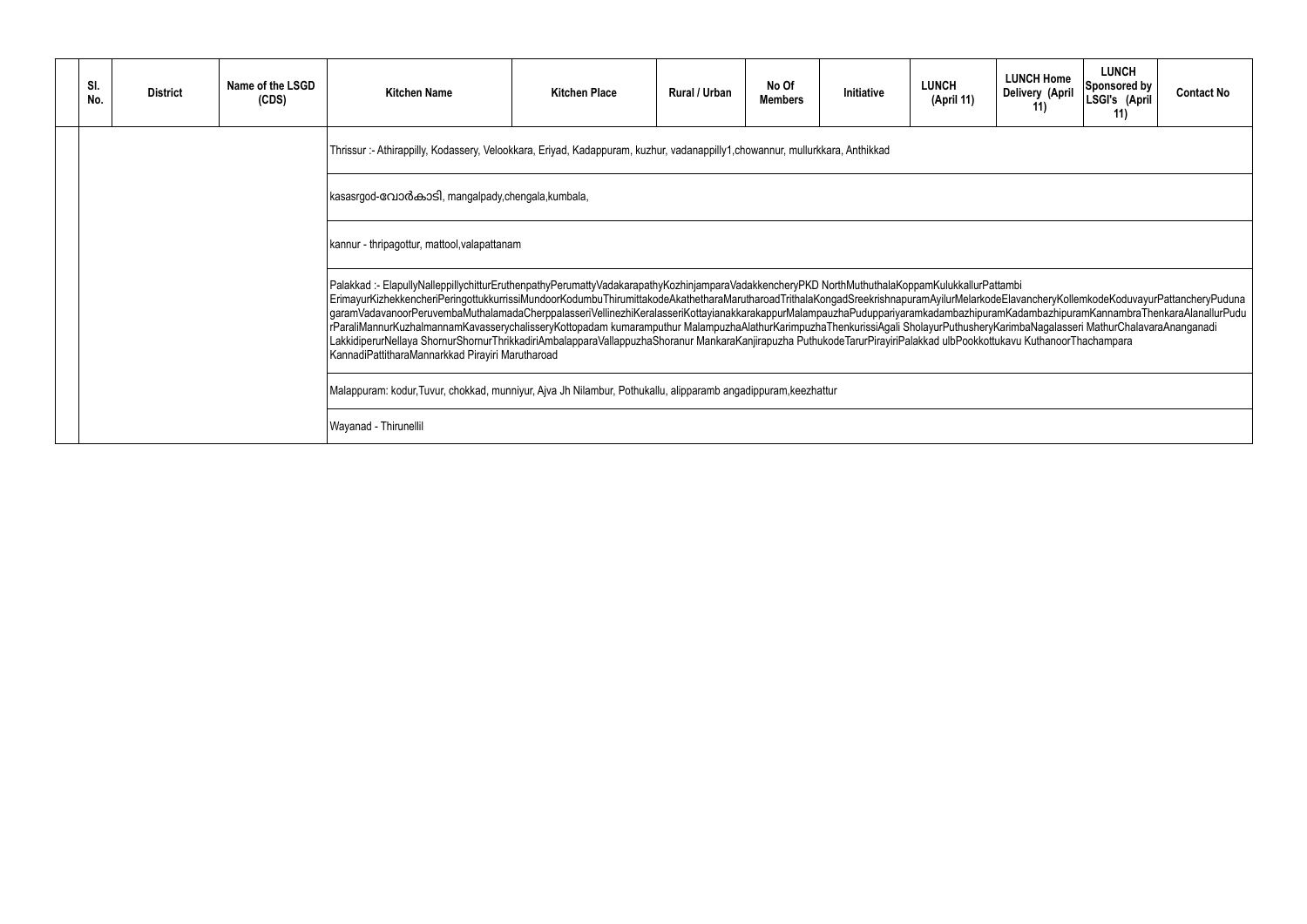| | Sl. No. | District | Name of the LSGD (CDS) | Kitchen Name | Kitchen Place | Rural / Urban | No Of Members | Initiative | LUNCH (April 11) | LUNCH Home Delivery (April 11) | LUNCH Sponsored by LSGI's (April 11) | Contact No |
|---|---|---|---|---|---|---|---|---|---|---|---|---|
| | | | | Thrissur :- Athirappilly, Kodassery, Velookkara, Eriyad, Kadappuram, kuzhur, vadanappilly1,chowannur, mullurkkara, Anthikkad | | | | | | | | |
| | | | | kasasrgod-വോർകാടി, mangalpady,chengala,kumbala, | | | | | | | | |
| | | | | kannur - thripagottur, mattool,valapattanam | | | | | | | | |
| | | | | Palakkad :- ElapullyNalleppillychitturEruthenpathyPerumattyVadakarapathyKozhinjamparaVadakkencheryPKD NorthMuthuthalaKoppamKulukkallurPattambi ErimayurKizhekkencheriPeringottukkurrissiMundoorKodumbuThirumittakodeAkathetharaMarutharoadTrithalaKongadSreekrishnapuramAyilurMelarkodeElavancheryKollemkodeKoduvayurPattancheryPudunagaramVadavanoorPeruvembaMuthalamadaCherppalasseriVellinezhiKeralasseriKottayianakkarakappurMalampauzhaPuduppariyaramkadambazhipuramKadambazhipuramKannambraThenkaraAlanallurPudurParaliMannurKuzhalmannamKavasserychalisseryKottopadam kumaramputhur MalampuzhaAlathurKarimpuzhaThenkurissiAgali SholayurPuthusheryKarimbaNagalasseri MathurChalavaraAnanganadi LakkidiperurNellaya ShornurShornurThrikkadiriAmbalapparaVallappuzhaShoranur MankaraKanjirapuzha PuthukodeTarurPirayiriPalakkad ulbPookkottukavu KuthanoorThachampara KannadiPattitharaMannarkkad Pirayiri Marutharoad | | | | | | | | |
| | | | | Malappuram: kodur,Tuvur, chokkad, munniyur, Ajva Jh Nilambur, Pothukallu, alipparamb angadippuram,keezhattur | | | | | | | | |
| | | | | Wayanad - Thirunellil | | | | | | | | |